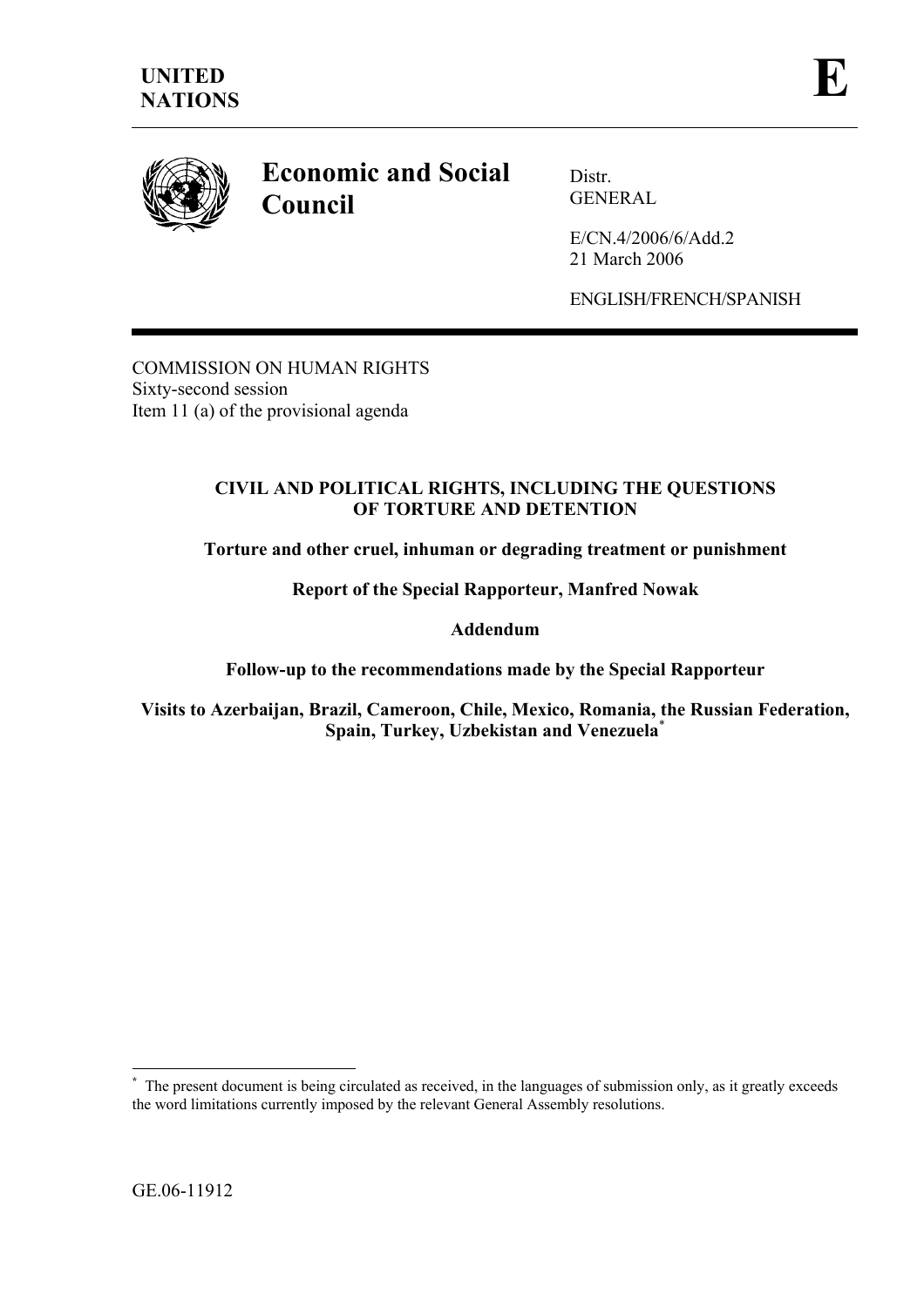**UNITED NATIONS**

**E**

# Economic and Social Council

Distr.
GENERAL

E/CN.4/2006/6/Add.2
21 March 2006

ENGLISH/FRENCH/SPANISH

COMMISSION ON HUMAN RIGHTS
Sixty-second session
Item 11 (a) of the provisional agenda

## CIVIL AND POLITICAL RIGHTS, INCLUDING THE QUESTIONS OF TORTURE AND DETENTION

**Torture and other cruel, inhuman or degrading treatment or punishment**

**Report of the Special Rapporteur, Manfred Nowak**

**Addendum**

**Follow-up to the recommendations made by the Special Rapporteur**

**Visits to Azerbaijan, Brazil, Cameroon, Chile, Mexico, Romania, the Russian Federation, Spain, Turkey, Uzbekistan and Venezuela*** 

---

* The present document is being circulated as received, in the languages of submission only, as it greatly exceeds the word limitations currently imposed by the relevant General Assembly resolutions.

GE.06-11912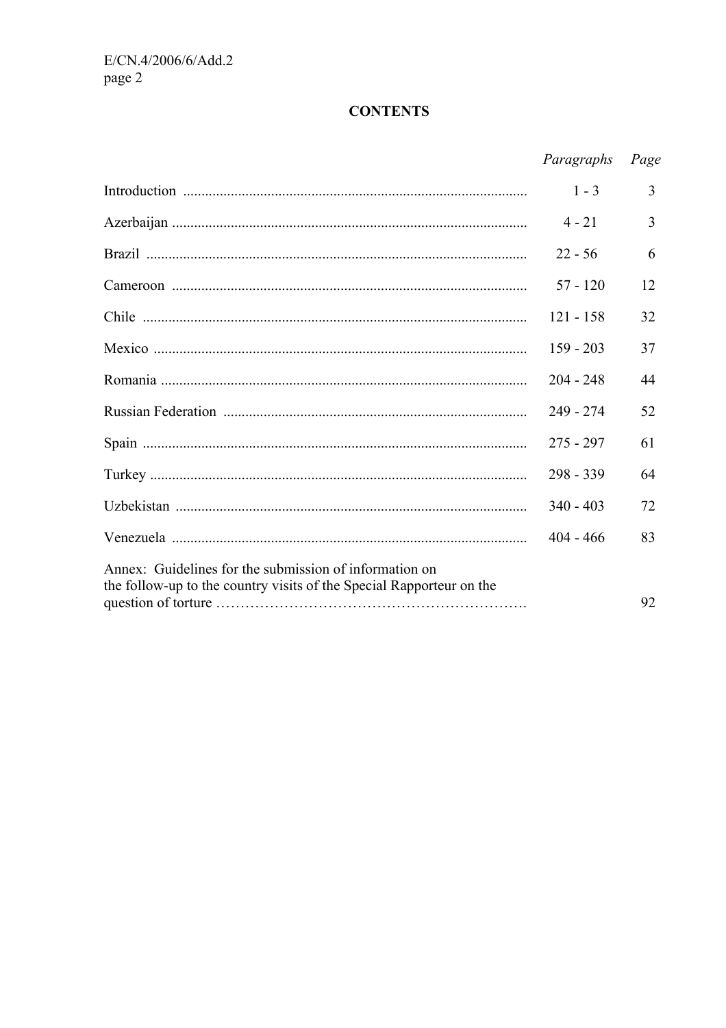**CONTENTS**

| | *Paragraphs* | *Page* |
|---|---|---|
| Introduction | 1 - 3 | 3 |
| Azerbaijan | 4 - 21 | 3 |
| Brazil | 22 - 56 | 6 |
| Cameroon | 57 - 120 | 12 |
| Chile | 121 - 158 | 32 |
| Mexico | 159 - 203 | 37 |
| Romania | 204 - 248 | 44 |
| Russian Federation | 249 - 274 | 52 |
| Spain | 275 - 297 | 61 |
| Turkey | 298 - 339 | 64 |
| Uzbekistan | 340 - 403 | 72 |
| Venezuela | 404 - 466 | 83 |
| Annex: Guidelines for the submission of information on the follow-up to the country visits of the Special Rapporteur on the question of torture | | 92 |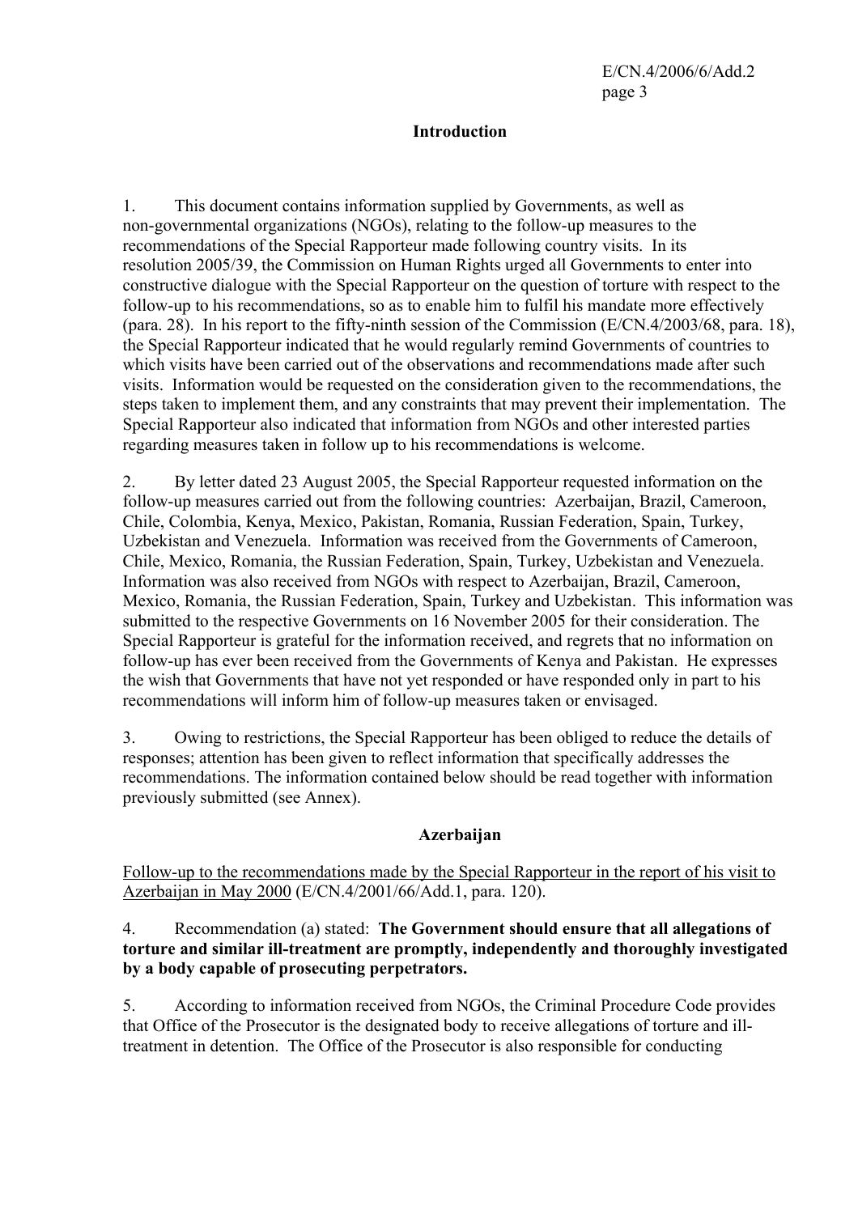## Introduction

1. This document contains information supplied by Governments, as well as non-governmental organizations (NGOs), relating to the follow-up measures to the recommendations of the Special Rapporteur made following country visits. In its resolution 2005/39, the Commission on Human Rights urged all Governments to enter into constructive dialogue with the Special Rapporteur on the question of torture with respect to the follow-up to his recommendations, so as to enable him to fulfil his mandate more effectively (para. 28). In his report to the fifty-ninth session of the Commission (E/CN.4/2003/68, para. 18), the Special Rapporteur indicated that he would regularly remind Governments of countries to which visits have been carried out of the observations and recommendations made after such visits. Information would be requested on the consideration given to the recommendations, the steps taken to implement them, and any constraints that may prevent their implementation. The Special Rapporteur also indicated that information from NGOs and other interested parties regarding measures taken in follow up to his recommendations is welcome.

2. By letter dated 23 August 2005, the Special Rapporteur requested information on the follow-up measures carried out from the following countries: Azerbaijan, Brazil, Cameroon, Chile, Colombia, Kenya, Mexico, Pakistan, Romania, Russian Federation, Spain, Turkey, Uzbekistan and Venezuela. Information was received from the Governments of Cameroon, Chile, Mexico, Romania, the Russian Federation, Spain, Turkey, Uzbekistan and Venezuela. Information was also received from NGOs with respect to Azerbaijan, Brazil, Cameroon, Mexico, Romania, the Russian Federation, Spain, Turkey and Uzbekistan. This information was submitted to the respective Governments on 16 November 2005 for their consideration. The Special Rapporteur is grateful for the information received, and regrets that no information on follow-up has ever been received from the Governments of Kenya and Pakistan. He expresses the wish that Governments that have not yet responded or have responded only in part to his recommendations will inform him of follow-up measures taken or envisaged.

3. Owing to restrictions, the Special Rapporteur has been obliged to reduce the details of responses; attention has been given to reflect information that specifically addresses the recommendations. The information contained below should be read together with information previously submitted (see Annex).

## Azerbaijan

<u>Follow-up to the recommendations made by the Special Rapporteur in the report of his visit to Azerbaijan in May 2000</u> (E/CN.4/2001/66/Add.1, para. 120).

4. Recommendation (a) stated: **The Government should ensure that all allegations of torture and similar ill-treatment are promptly, independently and thoroughly investigated by a body capable of prosecuting perpetrators.**

5. According to information received from NGOs, the Criminal Procedure Code provides that Office of the Prosecutor is the designated body to receive allegations of torture and ill-treatment in detention. The Office of the Prosecutor is also responsible for conducting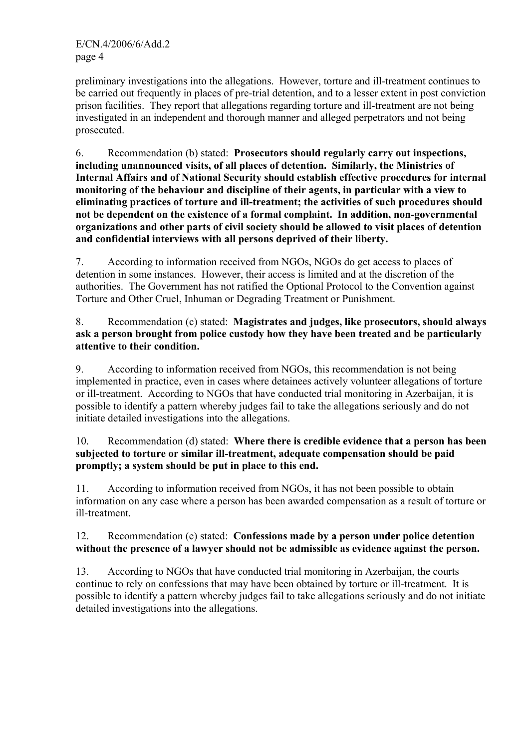preliminary investigations into the allegations. However, torture and ill-treatment continues to be carried out frequently in places of pre-trial detention, and to a lesser extent in post conviction prison facilities. They report that allegations regarding torture and ill-treatment are not being investigated in an independent and thorough manner and alleged perpetrators and not being prosecuted.

6. Recommendation (b) stated: **Prosecutors should regularly carry out inspections, including unannounced visits, of all places of detention. Similarly, the Ministries of Internal Affairs and of National Security should establish effective procedures for internal monitoring of the behaviour and discipline of their agents, in particular with a view to eliminating practices of torture and ill-treatment; the activities of such procedures should not be dependent on the existence of a formal complaint. In addition, non-governmental organizations and other parts of civil society should be allowed to visit places of detention and confidential interviews with all persons deprived of their liberty.**

7. According to information received from NGOs, NGOs do get access to places of detention in some instances. However, their access is limited and at the discretion of the authorities. The Government has not ratified the Optional Protocol to the Convention against Torture and Other Cruel, Inhuman or Degrading Treatment or Punishment.

8. Recommendation (c) stated: **Magistrates and judges, like prosecutors, should always ask a person brought from police custody how they have been treated and be particularly attentive to their condition.**

9. According to information received from NGOs, this recommendation is not being implemented in practice, even in cases where detainees actively volunteer allegations of torture or ill-treatment. According to NGOs that have conducted trial monitoring in Azerbaijan, it is possible to identify a pattern whereby judges fail to take the allegations seriously and do not initiate detailed investigations into the allegations.

10. Recommendation (d) stated: **Where there is credible evidence that a person has been subjected to torture or similar ill-treatment, adequate compensation should be paid promptly; a system should be put in place to this end.**

11. According to information received from NGOs, it has not been possible to obtain information on any case where a person has been awarded compensation as a result of torture or ill-treatment.

12. Recommendation (e) stated: **Confessions made by a person under police detention without the presence of a lawyer should not be admissible as evidence against the person.**

13. According to NGOs that have conducted trial monitoring in Azerbaijan, the courts continue to rely on confessions that may have been obtained by torture or ill-treatment. It is possible to identify a pattern whereby judges fail to take allegations seriously and do not initiate detailed investigations into the allegations.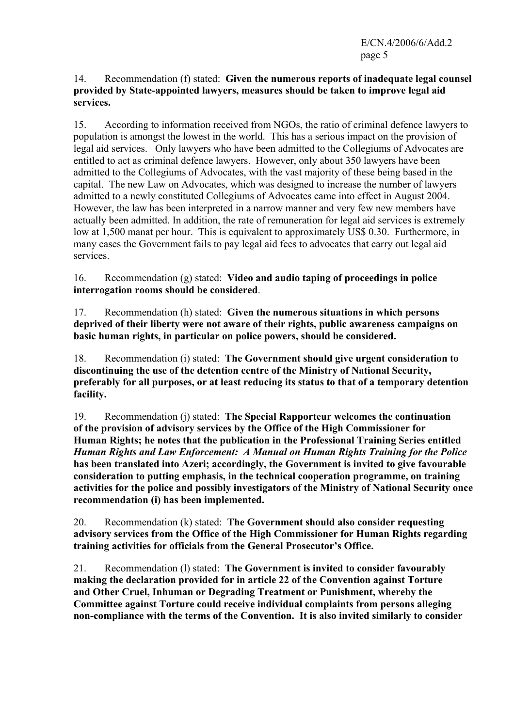14. Recommendation (f) stated: **Given the numerous reports of inadequate legal counsel provided by State-appointed lawyers, measures should be taken to improve legal aid services.**

15. According to information received from NGOs, the ratio of criminal defence lawyers to population is amongst the lowest in the world. This has a serious impact on the provision of legal aid services. Only lawyers who have been admitted to the Collegiums of Advocates are entitled to act as criminal defence lawyers. However, only about 350 lawyers have been admitted to the Collegiums of Advocates, with the vast majority of these being based in the capital. The new Law on Advocates, which was designed to increase the number of lawyers admitted to a newly constituted Collegiums of Advocates came into effect in August 2004. However, the law has been interpreted in a narrow manner and very few new members have actually been admitted. In addition, the rate of remuneration for legal aid services is extremely low at 1,500 manat per hour. This is equivalent to approximately US$ 0.30. Furthermore, in many cases the Government fails to pay legal aid fees to advocates that carry out legal aid services.

16. Recommendation (g) stated: **Video and audio taping of proceedings in police interrogation rooms should be considered**.

17. Recommendation (h) stated: **Given the numerous situations in which persons deprived of their liberty were not aware of their rights, public awareness campaigns on basic human rights, in particular on police powers, should be considered.**

18. Recommendation (i) stated: **The Government should give urgent consideration to discontinuing the use of the detention centre of the Ministry of National Security, preferably for all purposes, or at least reducing its status to that of a temporary detention facility.**

19. Recommendation (j) stated: **The Special Rapporteur welcomes the continuation of the provision of advisory services by the Office of the High Commissioner for Human Rights; he notes that the publication in the Professional Training Series entitled *Human Rights and Law Enforcement: A Manual on Human Rights Training for the Police* has been translated into Azeri; accordingly, the Government is invited to give favourable consideration to putting emphasis, in the technical cooperation programme, on training activities for the police and possibly investigators of the Ministry of National Security once recommendation (i) has been implemented.**

20. Recommendation (k) stated: **The Government should also consider requesting advisory services from the Office of the High Commissioner for Human Rights regarding training activities for officials from the General Prosecutor's Office.**

21. Recommendation (l) stated: **The Government is invited to consider favourably making the declaration provided for in article 22 of the Convention against Torture and Other Cruel, Inhuman or Degrading Treatment or Punishment, whereby the Committee against Torture could receive individual complaints from persons alleging non-compliance with the terms of the Convention. It is also invited similarly to consider**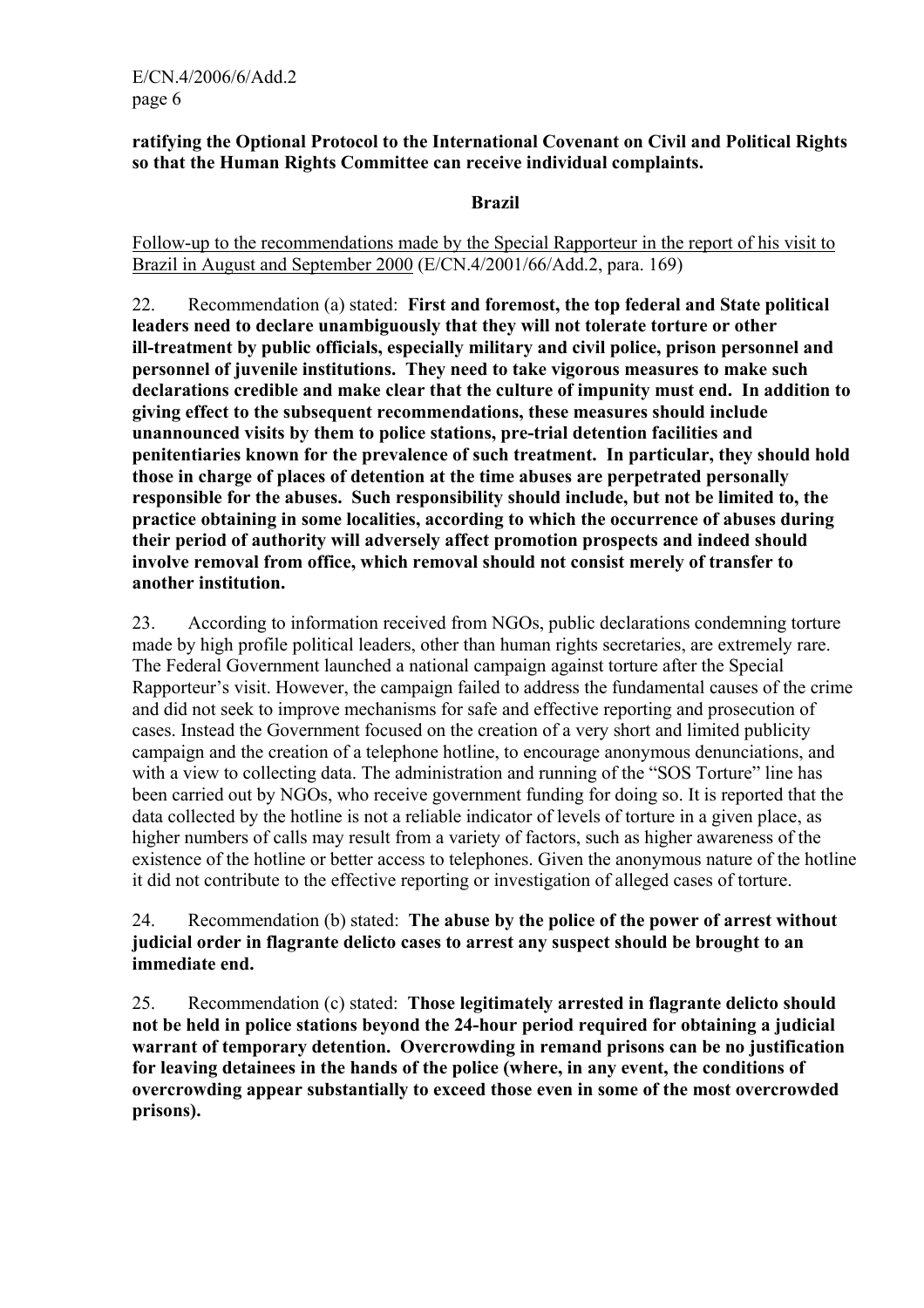**ratifying the Optional Protocol to the International Covenant on Civil and Political Rights so that the Human Rights Committee can receive individual complaints.**

## Brazil

Follow-up to the recommendations made by the Special Rapporteur in the report of his visit to Brazil in August and September 2000 (E/CN.4/2001/66/Add.2, para. 169)

22. Recommendation (a) stated: **First and foremost, the top federal and State political leaders need to declare unambiguously that they will not tolerate torture or other ill-treatment by public officials, especially military and civil police, prison personnel and personnel of juvenile institutions. They need to take vigorous measures to make such declarations credible and make clear that the culture of impunity must end. In addition to giving effect to the subsequent recommendations, these measures should include unannounced visits by them to police stations, pre-trial detention facilities and penitentiaries known for the prevalence of such treatment. In particular, they should hold those in charge of places of detention at the time abuses are perpetrated personally responsible for the abuses. Such responsibility should include, but not be limited to, the practice obtaining in some localities, according to which the occurrence of abuses during their period of authority will adversely affect promotion prospects and indeed should involve removal from office, which removal should not consist merely of transfer to another institution.**

23. According to information received from NGOs, public declarations condemning torture made by high profile political leaders, other than human rights secretaries, are extremely rare. The Federal Government launched a national campaign against torture after the Special Rapporteur's visit. However, the campaign failed to address the fundamental causes of the crime and did not seek to improve mechanisms for safe and effective reporting and prosecution of cases. Instead the Government focused on the creation of a very short and limited publicity campaign and the creation of a telephone hotline, to encourage anonymous denunciations, and with a view to collecting data. The administration and running of the "SOS Torture" line has been carried out by NGOs, who receive government funding for doing so. It is reported that the data collected by the hotline is not a reliable indicator of levels of torture in a given place, as higher numbers of calls may result from a variety of factors, such as higher awareness of the existence of the hotline or better access to telephones. Given the anonymous nature of the hotline it did not contribute to the effective reporting or investigation of alleged cases of torture.

24. Recommendation (b) stated: **The abuse by the police of the power of arrest without judicial order in flagrante delicto cases to arrest any suspect should be brought to an immediate end.**

25. Recommendation (c) stated: **Those legitimately arrested in flagrante delicto should not be held in police stations beyond the 24-hour period required for obtaining a judicial warrant of temporary detention. Overcrowding in remand prisons can be no justification for leaving detainees in the hands of the police (where, in any event, the conditions of overcrowding appear substantially to exceed those even in some of the most overcrowded prisons).**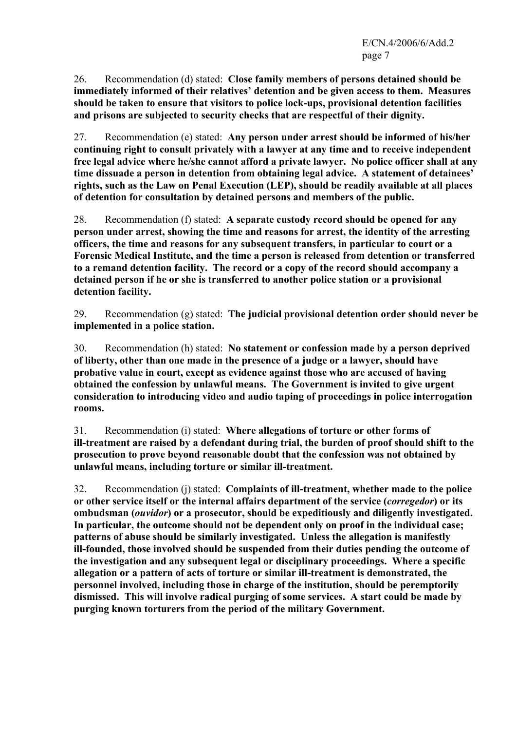26. Recommendation (d) stated: **Close family members of persons detained should be immediately informed of their relatives' detention and be given access to them. Measures should be taken to ensure that visitors to police lock-ups, provisional detention facilities and prisons are subjected to security checks that are respectful of their dignity.**

27. Recommendation (e) stated: **Any person under arrest should be informed of his/her continuing right to consult privately with a lawyer at any time and to receive independent free legal advice where he/she cannot afford a private lawyer. No police officer shall at any time dissuade a person in detention from obtaining legal advice. A statement of detainees' rights, such as the Law on Penal Execution (LEP), should be readily available at all places of detention for consultation by detained persons and members of the public.**

28. Recommendation (f) stated: **A separate custody record should be opened for any person under arrest, showing the time and reasons for arrest, the identity of the arresting officers, the time and reasons for any subsequent transfers, in particular to court or a Forensic Medical Institute, and the time a person is released from detention or transferred to a remand detention facility. The record or a copy of the record should accompany a detained person if he or she is transferred to another police station or a provisional detention facility.**

29. Recommendation (g) stated: **The judicial provisional detention order should never be implemented in a police station.**

30. Recommendation (h) stated: **No statement or confession made by a person deprived of liberty, other than one made in the presence of a judge or a lawyer, should have probative value in court, except as evidence against those who are accused of having obtained the confession by unlawful means. The Government is invited to give urgent consideration to introducing video and audio taping of proceedings in police interrogation rooms.**

31. Recommendation (i) stated: **Where allegations of torture or other forms of ill-treatment are raised by a defendant during trial, the burden of proof should shift to the prosecution to prove beyond reasonable doubt that the confession was not obtained by unlawful means, including torture or similar ill-treatment.**

32. Recommendation (j) stated: **Complaints of ill-treatment, whether made to the police or other service itself or the internal affairs department of the service (*corregedor*) or its ombudsman (*ouvidor*) or a prosecutor, should be expeditiously and diligently investigated. In particular, the outcome should not be dependent only on proof in the individual case; patterns of abuse should be similarly investigated. Unless the allegation is manifestly ill-founded, those involved should be suspended from their duties pending the outcome of the investigation and any subsequent legal or disciplinary proceedings. Where a specific allegation or a pattern of acts of torture or similar ill-treatment is demonstrated, the personnel involved, including those in charge of the institution, should be peremptorily dismissed. This will involve radical purging of some services. A start could be made by purging known torturers from the period of the military Government.**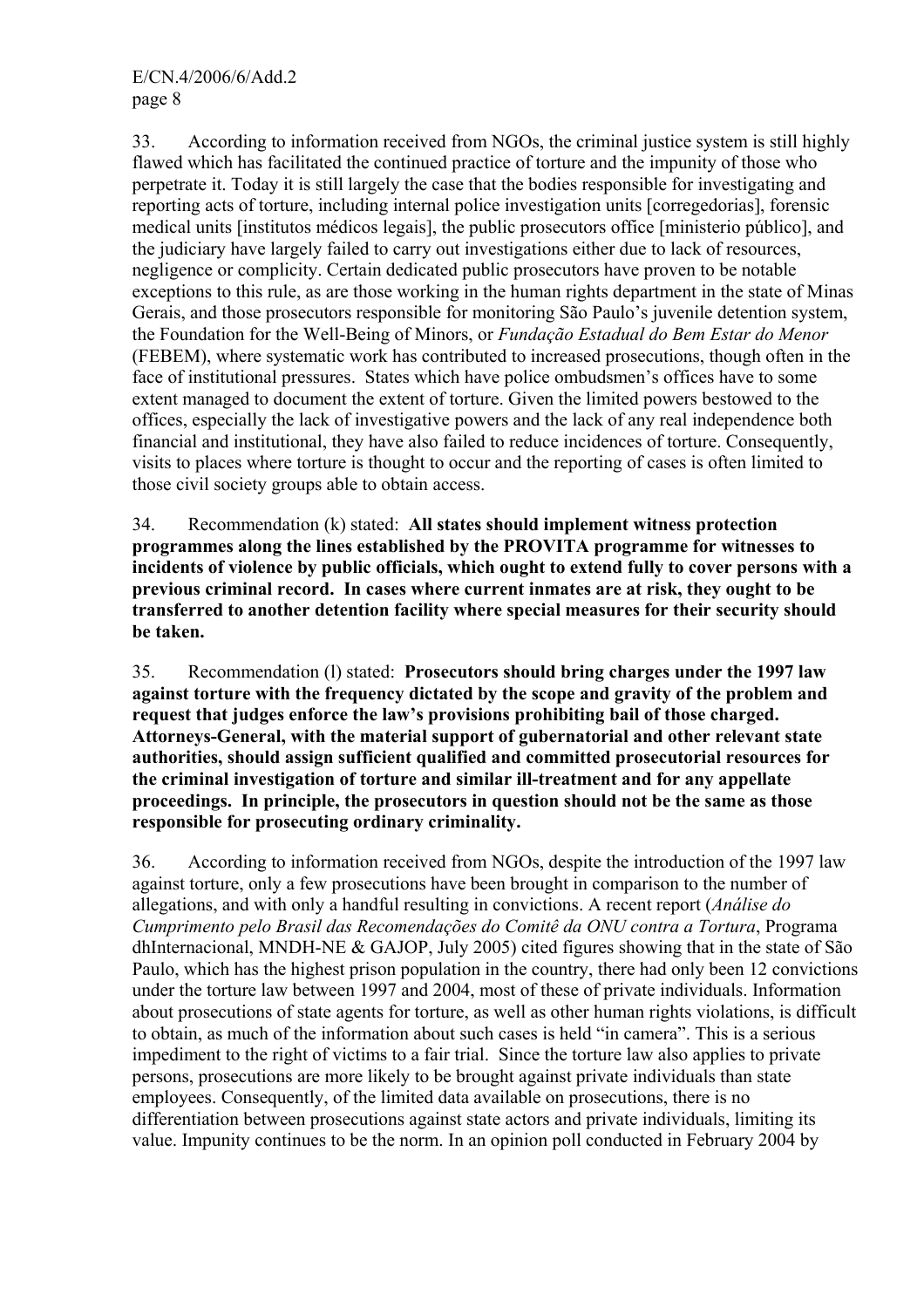33. According to information received from NGOs, the criminal justice system is still highly flawed which has facilitated the continued practice of torture and the impunity of those who perpetrate it. Today it is still largely the case that the bodies responsible for investigating and reporting acts of torture, including internal police investigation units [corregedorias], forensic medical units [institutos médicos legais], the public prosecutors office [ministerio público], and the judiciary have largely failed to carry out investigations either due to lack of resources, negligence or complicity. Certain dedicated public prosecutors have proven to be notable exceptions to this rule, as are those working in the human rights department in the state of Minas Gerais, and those prosecutors responsible for monitoring São Paulo's juvenile detention system, the Foundation for the Well-Being of Minors, or *Fundação Estadual do Bem Estar do Menor* (FEBEM), where systematic work has contributed to increased prosecutions, though often in the face of institutional pressures. States which have police ombudsmen's offices have to some extent managed to document the extent of torture. Given the limited powers bestowed to the offices, especially the lack of investigative powers and the lack of any real independence both financial and institutional, they have also failed to reduce incidences of torture. Consequently, visits to places where torture is thought to occur and the reporting of cases is often limited to those civil society groups able to obtain access.

34. Recommendation (k) stated: **All states should implement witness protection programmes along the lines established by the PROVITA programme for witnesses to incidents of violence by public officials, which ought to extend fully to cover persons with a previous criminal record. In cases where current inmates are at risk, they ought to be transferred to another detention facility where special measures for their security should be taken.**

35. Recommendation (l) stated: **Prosecutors should bring charges under the 1997 law against torture with the frequency dictated by the scope and gravity of the problem and request that judges enforce the law's provisions prohibiting bail of those charged. Attorneys-General, with the material support of gubernatorial and other relevant state authorities, should assign sufficient qualified and committed prosecutorial resources for the criminal investigation of torture and similar ill-treatment and for any appellate proceedings. In principle, the prosecutors in question should not be the same as those responsible for prosecuting ordinary criminality.**

36. According to information received from NGOs, despite the introduction of the 1997 law against torture, only a few prosecutions have been brought in comparison to the number of allegations, and with only a handful resulting in convictions. A recent report (*Análise do Cumprimento pelo Brasil das Recomendações do Comitê da ONU contra a Tortura*, Programa dhInternacional, MNDH-NE & GAJOP, July 2005) cited figures showing that in the state of São Paulo, which has the highest prison population in the country, there had only been 12 convictions under the torture law between 1997 and 2004, most of these of private individuals. Information about prosecutions of state agents for torture, as well as other human rights violations, is difficult to obtain, as much of the information about such cases is held "in camera". This is a serious impediment to the right of victims to a fair trial. Since the torture law also applies to private persons, prosecutions are more likely to be brought against private individuals than state employees. Consequently, of the limited data available on prosecutions, there is no differentiation between prosecutions against state actors and private individuals, limiting its value. Impunity continues to be the norm. In an opinion poll conducted in February 2004 by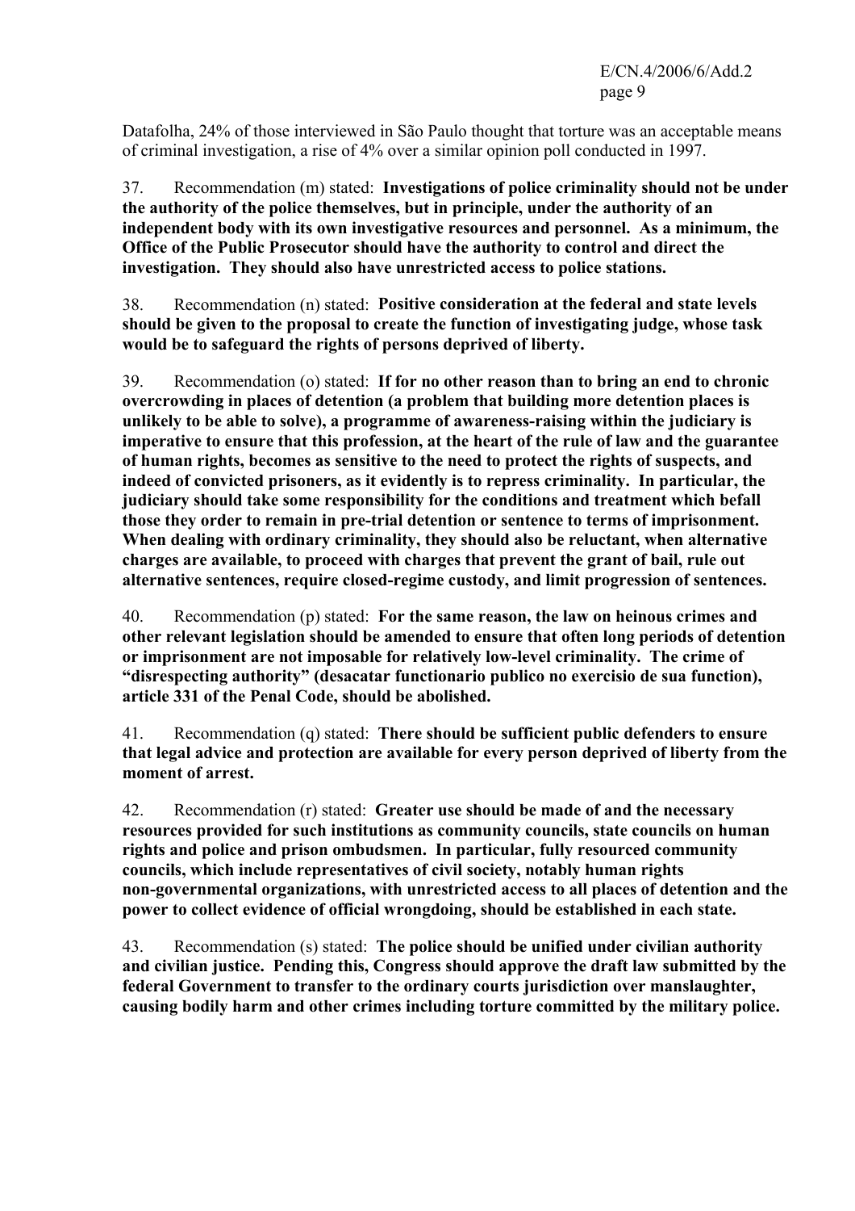Datafolha, 24% of those interviewed in São Paulo thought that torture was an acceptable means of criminal investigation, a rise of 4% over a similar opinion poll conducted in 1997.

37. Recommendation (m) stated: **Investigations of police criminality should not be under the authority of the police themselves, but in principle, under the authority of an independent body with its own investigative resources and personnel. As a minimum, the Office of the Public Prosecutor should have the authority to control and direct the investigation. They should also have unrestricted access to police stations.**

38. Recommendation (n) stated: **Positive consideration at the federal and state levels should be given to the proposal to create the function of investigating judge, whose task would be to safeguard the rights of persons deprived of liberty.**

39. Recommendation (o) stated: **If for no other reason than to bring an end to chronic overcrowding in places of detention (a problem that building more detention places is unlikely to be able to solve), a programme of awareness-raising within the judiciary is imperative to ensure that this profession, at the heart of the rule of law and the guarantee of human rights, becomes as sensitive to the need to protect the rights of suspects, and indeed of convicted prisoners, as it evidently is to repress criminality. In particular, the judiciary should take some responsibility for the conditions and treatment which befall those they order to remain in pre-trial detention or sentence to terms of imprisonment. When dealing with ordinary criminality, they should also be reluctant, when alternative charges are available, to proceed with charges that prevent the grant of bail, rule out alternative sentences, require closed-regime custody, and limit progression of sentences.**

40. Recommendation (p) stated: **For the same reason, the law on heinous crimes and other relevant legislation should be amended to ensure that often long periods of detention or imprisonment are not imposable for relatively low-level criminality. The crime of "disrespecting authority" (desacatar functionario publico no exercisio de sua function), article 331 of the Penal Code, should be abolished.**

41. Recommendation (q) stated: **There should be sufficient public defenders to ensure that legal advice and protection are available for every person deprived of liberty from the moment of arrest.**

42. Recommendation (r) stated: **Greater use should be made of and the necessary resources provided for such institutions as community councils, state councils on human rights and police and prison ombudsmen. In particular, fully resourced community councils, which include representatives of civil society, notably human rights non-governmental organizations, with unrestricted access to all places of detention and the power to collect evidence of official wrongdoing, should be established in each state.**

43. Recommendation (s) stated: **The police should be unified under civilian authority and civilian justice. Pending this, Congress should approve the draft law submitted by the federal Government to transfer to the ordinary courts jurisdiction over manslaughter, causing bodily harm and other crimes including torture committed by the military police.**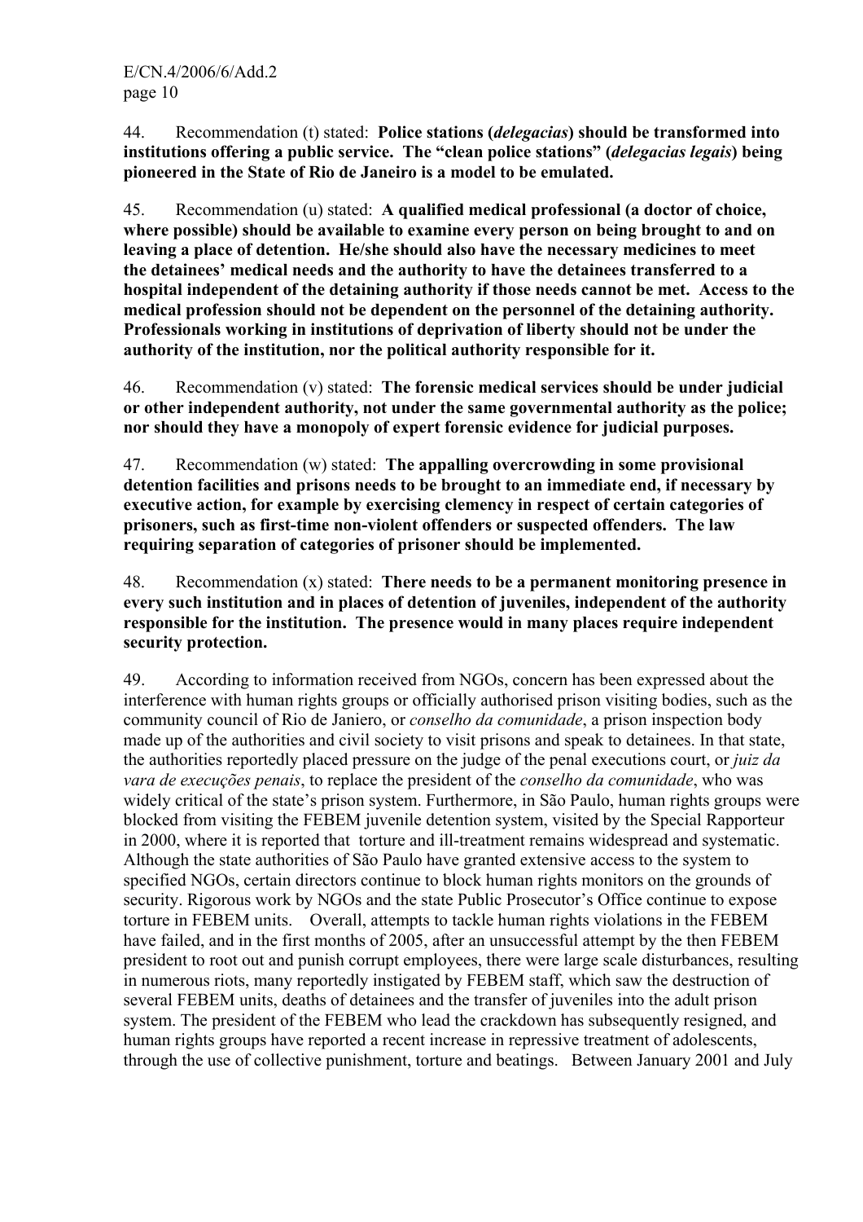44. Recommendation (t) stated: **Police stations (*delegacias*) should be transformed into institutions offering a public service. The "clean police stations" (*delegacias legais*) being pioneered in the State of Rio de Janeiro is a model to be emulated.**

45. Recommendation (u) stated: **A qualified medical professional (a doctor of choice, where possible) should be available to examine every person on being brought to and on leaving a place of detention. He/she should also have the necessary medicines to meet the detainees' medical needs and the authority to have the detainees transferred to a hospital independent of the detaining authority if those needs cannot be met. Access to the medical profession should not be dependent on the personnel of the detaining authority. Professionals working in institutions of deprivation of liberty should not be under the authority of the institution, nor the political authority responsible for it.**

46. Recommendation (v) stated: **The forensic medical services should be under judicial or other independent authority, not under the same governmental authority as the police; nor should they have a monopoly of expert forensic evidence for judicial purposes.**

47. Recommendation (w) stated: **The appalling overcrowding in some provisional detention facilities and prisons needs to be brought to an immediate end, if necessary by executive action, for example by exercising clemency in respect of certain categories of prisoners, such as first-time non-violent offenders or suspected offenders. The law requiring separation of categories of prisoner should be implemented.**

48. Recommendation (x) stated: **There needs to be a permanent monitoring presence in every such institution and in places of detention of juveniles, independent of the authority responsible for the institution. The presence would in many places require independent security protection.**

49. According to information received from NGOs, concern has been expressed about the interference with human rights groups or officially authorised prison visiting bodies, such as the community council of Rio de Janiero, or *conselho da comunidade*, a prison inspection body made up of the authorities and civil society to visit prisons and speak to detainees. In that state, the authorities reportedly placed pressure on the judge of the penal executions court, or *juiz da vara de execuções penais*, to replace the president of the *conselho da comunidade*, who was widely critical of the state's prison system. Furthermore, in São Paulo, human rights groups were blocked from visiting the FEBEM juvenile detention system, visited by the Special Rapporteur in 2000, where it is reported that torture and ill-treatment remains widespread and systematic. Although the state authorities of São Paulo have granted extensive access to the system to specified NGOs, certain directors continue to block human rights monitors on the grounds of security. Rigorous work by NGOs and the state Public Prosecutor's Office continue to expose torture in FEBEM units. Overall, attempts to tackle human rights violations in the FEBEM have failed, and in the first months of 2005, after an unsuccessful attempt by the then FEBEM president to root out and punish corrupt employees, there were large scale disturbances, resulting in numerous riots, many reportedly instigated by FEBEM staff, which saw the destruction of several FEBEM units, deaths of detainees and the transfer of juveniles into the adult prison system. The president of the FEBEM who lead the crackdown has subsequently resigned, and human rights groups have reported a recent increase in repressive treatment of adolescents, through the use of collective punishment, torture and beatings. Between January 2001 and July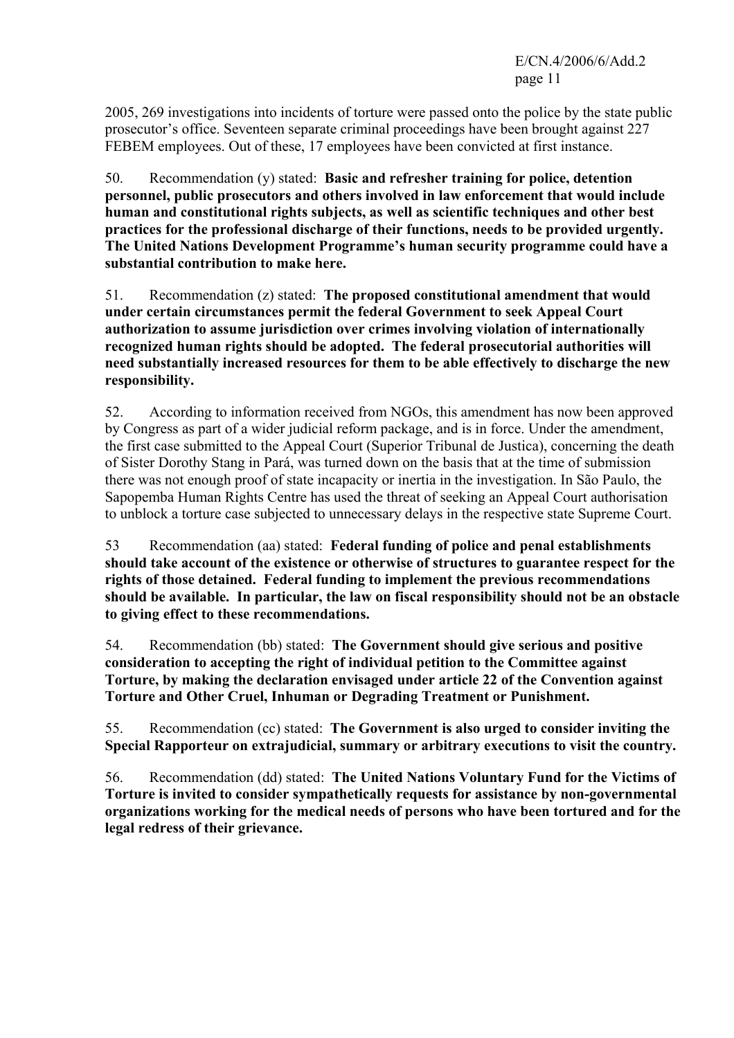2005, 269 investigations into incidents of torture were passed onto the police by the state public prosecutor's office. Seventeen separate criminal proceedings have been brought against 227 FEBEM employees. Out of these, 17 employees have been convicted at first instance.

50. Recommendation (y) stated: **Basic and refresher training for police, detention personnel, public prosecutors and others involved in law enforcement that would include human and constitutional rights subjects, as well as scientific techniques and other best practices for the professional discharge of their functions, needs to be provided urgently. The United Nations Development Programme's human security programme could have a substantial contribution to make here.**

51. Recommendation (z) stated: **The proposed constitutional amendment that would under certain circumstances permit the federal Government to seek Appeal Court authorization to assume jurisdiction over crimes involving violation of internationally recognized human rights should be adopted. The federal prosecutorial authorities will need substantially increased resources for them to be able effectively to discharge the new responsibility.**

52. According to information received from NGOs, this amendment has now been approved by Congress as part of a wider judicial reform package, and is in force. Under the amendment, the first case submitted to the Appeal Court (Superior Tribunal de Justica), concerning the death of Sister Dorothy Stang in Pará, was turned down on the basis that at the time of submission there was not enough proof of state incapacity or inertia in the investigation. In São Paulo, the Sapopemba Human Rights Centre has used the threat of seeking an Appeal Court authorisation to unblock a torture case subjected to unnecessary delays in the respective state Supreme Court.

53 Recommendation (aa) stated: **Federal funding of police and penal establishments should take account of the existence or otherwise of structures to guarantee respect for the rights of those detained. Federal funding to implement the previous recommendations should be available. In particular, the law on fiscal responsibility should not be an obstacle to giving effect to these recommendations.**

54. Recommendation (bb) stated: **The Government should give serious and positive consideration to accepting the right of individual petition to the Committee against Torture, by making the declaration envisaged under article 22 of the Convention against Torture and Other Cruel, Inhuman or Degrading Treatment or Punishment.**

55. Recommendation (cc) stated: **The Government is also urged to consider inviting the Special Rapporteur on extrajudicial, summary or arbitrary executions to visit the country.**

56. Recommendation (dd) stated: **The United Nations Voluntary Fund for the Victims of Torture is invited to consider sympathetically requests for assistance by non-governmental organizations working for the medical needs of persons who have been tortured and for the legal redress of their grievance.**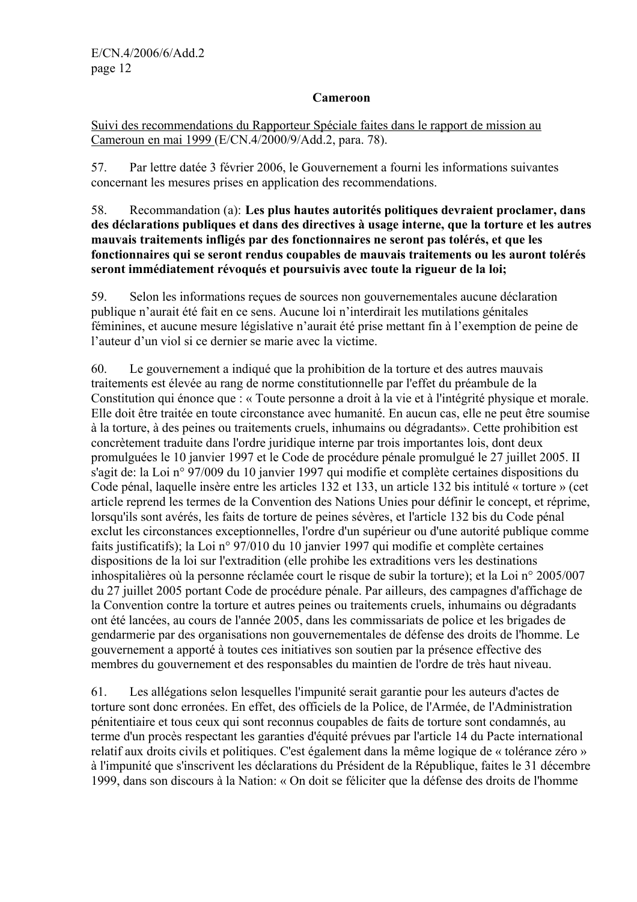## Cameroon

Suivi des recommendations du Rapporteur Spéciale faites dans le rapport de mission au Cameroun en mai 1999 (E/CN.4/2000/9/Add.2, para. 78).

57. Par lettre datée 3 février 2006, le Gouvernement a fourni les informations suivantes concernant les mesures prises en application des recommendations.

58. Recommandation (a): **Les plus hautes autorités politiques devraient proclamer, dans des déclarations publiques et dans des directives à usage interne, que la torture et les autres mauvais traitements infligés par des fonctionnaires ne seront pas tolérés, et que les fonctionnaires qui se seront rendus coupables de mauvais traitements ou les auront tolérés seront immédiatement révoqués et poursuivis avec toute la rigueur de la loi;**

59. Selon les informations reçues de sources non gouvernementales aucune déclaration publique n'aurait été fait en ce sens. Aucune loi n'interdirait les mutilations génitales féminines, et aucune mesure législative n'aurait été prise mettant fin à l'exemption de peine de l'auteur d'un viol si ce dernier se marie avec la victime.

60. Le gouvernement a indiqué que la prohibition de la torture et des autres mauvais traitements est élevée au rang de norme constitutionnelle par l'effet du préambule de la Constitution qui énonce que : « Toute personne a droit à la vie et à l'intégrité physique et morale. Elle doit être traitée en toute circonstance avec humanité. En aucun cas, elle ne peut être soumise à la torture, à des peines ou traitements cruels, inhumains ou dégradants». Cette prohibition est concrètement traduite dans l'ordre juridique interne par trois importantes lois, dont deux promulguées le 10 janvier 1997 et le Code de procédure pénale promulgué le 27 juillet 2005. Il s'agit de: la Loi n° 97/009 du 10 janvier 1997 qui modifie et complète certaines dispositions du Code pénal, laquelle insère entre les articles 132 et 133, un article 132 bis intitulé « torture » (cet article reprend les termes de la Convention des Nations Unies pour définir le concept, et réprime, lorsqu'ils sont avérés, les faits de torture de peines sévères, et l'article 132 bis du Code pénal exclut les circonstances exceptionnelles, l'ordre d'un supérieur ou d'une autorité publique comme faits justificatifs); la Loi n° 97/010 du 10 janvier 1997 qui modifie et complète certaines dispositions de la loi sur l'extradition (elle prohibe les extraditions vers les destinations inhospitalières où la personne réclamée court le risque de subir la torture); et la Loi n° 2005/007 du 27 juillet 2005 portant Code de procédure pénale. Par ailleurs, des campagnes d'affichage de la Convention contre la torture et autres peines ou traitements cruels, inhumains ou dégradants ont été lancées, au cours de l'année 2005, dans les commissariats de police et les brigades de gendarmerie par des organisations non gouvernementales de défense des droits de l'homme. Le gouvernement a apporté à toutes ces initiatives son soutien par la présence effective des membres du gouvernement et des responsables du maintien de l'ordre de très haut niveau.

61. Les allégations selon lesquelles l'impunité serait garantie pour les auteurs d'actes de torture sont donc erronées. En effet, des officiels de la Police, de l'Armée, de l'Administration pénitentiaire et tous ceux qui sont reconnus coupables de faits de torture sont condamnés, au terme d'un procès respectant les garanties d'équité prévues par l'article 14 du Pacte international relatif aux droits civils et politiques. C'est également dans la même logique de « tolérance zéro » à l'impunité que s'inscrivent les déclarations du Président de la République, faites le 31 décembre 1999, dans son discours à la Nation: « On doit se féliciter que la défense des droits de l'homme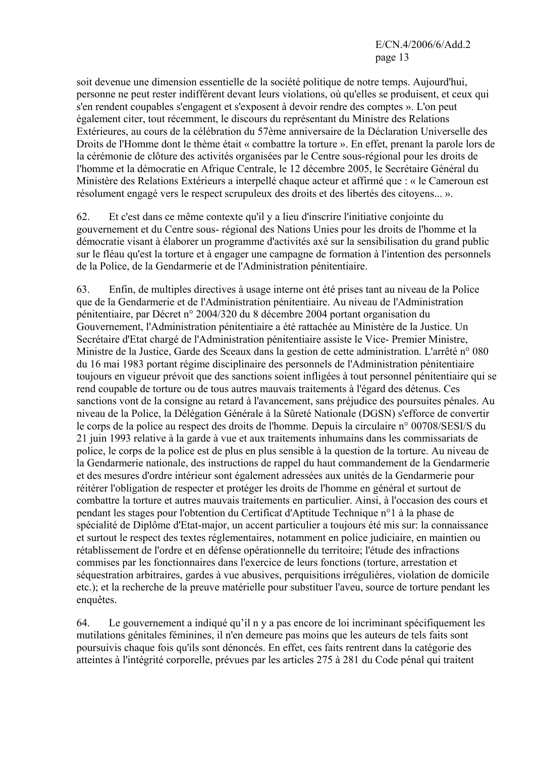soit devenue une dimension essentielle de la société politique de notre temps. Aujourd'hui, personne ne peut rester indifférent devant leurs violations, où qu'elles se produisent, et ceux qui s'en rendent coupables s'engagent et s'exposent à devoir rendre des comptes ». L'on peut également citer, tout récemment, le discours du représentant du Ministre des Relations Extérieures, au cours de la célébration du 57ème anniversaire de la Déclaration Universelle des Droits de l'Homme dont le thème était « combattre la torture ». En effet, prenant la parole lors de la cérémonie de clôture des activités organisées par le Centre sous-régional pour les droits de l'homme et la démocratie en Afrique Centrale, le 12 décembre 2005, le Secrétaire Général du Ministère des Relations Extérieurs a interpellé chaque acteur et affirmé que : « le Cameroun est résolument engagé vers le respect scrupuleux des droits et des libertés des citoyens... ».

62. Et c'est dans ce même contexte qu'il y a lieu d'inscrire l'initiative conjointe du gouvernement et du Centre sous- régional des Nations Unies pour les droits de l'homme et la démocratie visant à élaborer un programme d'activités axé sur la sensibilisation du grand public sur le fléau qu'est la torture et à engager une campagne de formation à l'intention des personnels de la Police, de la Gendarmerie et de l'Administration pénitentiaire.

63. Enfin, de multiples directives à usage interne ont été prises tant au niveau de la Police que de la Gendarmerie et de l'Administration pénitentiaire. Au niveau de l'Administration pénitentiaire, par Décret n° 2004/320 du 8 décembre 2004 portant organisation du Gouvernement, l'Administration pénitentiaire a été rattachée au Ministère de la Justice. Un Secrétaire d'Etat chargé de l'Administration pénitentiaire assiste le Vice- Premier Ministre, Ministre de la Justice, Garde des Sceaux dans la gestion de cette administration. L'arrêté n° 080 du 16 mai 1983 portant régime disciplinaire des personnels de l'Administration pénitentiaire toujours en vigueur prévoit que des sanctions soient infligées à tout personnel pénitentiaire qui se rend coupable de torture ou de tous autres mauvais traitements à l'égard des détenus. Ces sanctions vont de la consigne au retard à l'avancement, sans préjudice des poursuites pénales. Au niveau de la Police, la Délégation Générale à la Sûreté Nationale (DGSN) s'efforce de convertir le corps de la police au respect des droits de l'homme. Depuis la circulaire n° 00708/SESI/S du 21 juin 1993 relative à la garde à vue et aux traitements inhumains dans les commissariats de police, le corps de la police est de plus en plus sensible à la question de la torture. Au niveau de la Gendarmerie nationale, des instructions de rappel du haut commandement de la Gendarmerie et des mesures d'ordre intérieur sont également adressées aux unités de la Gendarmerie pour réitérer l'obligation de respecter et protéger les droits de l'homme en général et surtout de combattre la torture et autres mauvais traitements en particulier. Ainsi, à l'occasion des cours et pendant les stages pour l'obtention du Certificat d'Aptitude Technique n°1 à la phase de spécialité de Diplôme d'Etat-major, un accent particulier a toujours été mis sur: la connaissance et surtout le respect des textes réglementaires, notamment en police judiciaire, en maintien ou rétablissement de l'ordre et en défense opérationnelle du territoire; l'étude des infractions commises par les fonctionnaires dans l'exercice de leurs fonctions (torture, arrestation et séquestration arbitraires, gardes à vue abusives, perquisitions irrégulières, violation de domicile etc.); et la recherche de la preuve matérielle pour substituer l'aveu, source de torture pendant les enquêtes.

64. Le gouvernement a indiqué qu'il n y a pas encore de loi incriminant spécifiquement les mutilations génitales féminines, il n'en demeure pas moins que les auteurs de tels faits sont poursuivis chaque fois qu'ils sont dénoncés. En effet, ces faits rentrent dans la catégorie des atteintes à l'intégrité corporelle, prévues par les articles 275 à 281 du Code pénal qui traitent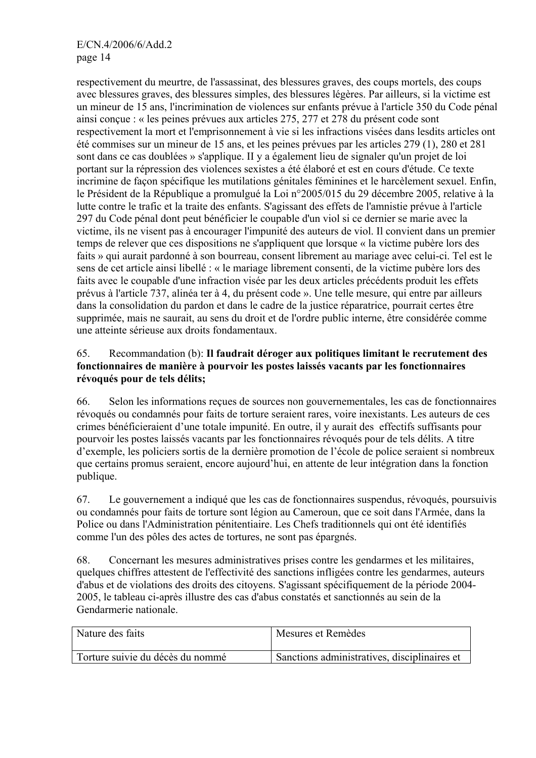respectivement du meurtre, de l'assassinat, des blessures graves, des coups mortels, des coups avec blessures graves, des blessures simples, des blessures légères. Par ailleurs, si la victime est un mineur de 15 ans, l'incrimination de violences sur enfants prévue à l'article 350 du Code pénal ainsi conçue : « les peines prévues aux articles 275, 277 et 278 du présent code sont respectivement la mort et l'emprisonnement à vie si les infractions visées dans lesdits articles ont été commises sur un mineur de 15 ans, et les peines prévues par les articles 279 (1), 280 et 281 sont dans ce cas doublées » s'applique. II y a également lieu de signaler qu'un projet de loi portant sur la répression des violences sexistes a été élaboré et est en cours d'étude. Ce texte incrimine de façon spécifique les mutilations génitales féminines et le harcèlement sexuel. Enfin, le Président de la République a promulgué la Loi n°2005/015 du 29 décembre 2005, relative à la lutte contre le trafic et la traite des enfants. S'agissant des effets de l'amnistie prévue à l'article 297 du Code pénal dont peut bénéficier le coupable d'un viol si ce dernier se marie avec la victime, ils ne visent pas à encourager l'impunité des auteurs de viol. Il convient dans un premier temps de relever que ces dispositions ne s'appliquent que lorsque « la victime pubère lors des faits » qui aurait pardonné à son bourreau, consent librement au mariage avec celui-ci. Tel est le sens de cet article ainsi libellé : « le mariage librement consenti, de la victime pubère lors des faits avec le coupable d'une infraction visée par les deux articles précédents produit les effets prévus à l'article 737, alinéa ter à 4, du présent code ». Une telle mesure, qui entre par ailleurs dans la consolidation du pardon et dans le cadre de la justice réparatrice, pourrait certes être supprimée, mais ne saurait, au sens du droit et de l'ordre public interne, être considérée comme une atteinte sérieuse aux droits fondamentaux.

65. Recommandation (b): **Il faudrait déroger aux politiques limitant le recrutement des fonctionnaires de manière à pourvoir les postes laissés vacants par les fonctionnaires révoqués pour de tels délits;**

66. Selon les informations reçues de sources non gouvernementales, les cas de fonctionnaires révoqués ou condamnés pour faits de torture seraient rares, voire inexistants. Les auteurs de ces crimes bénéficieraient d'une totale impunité. En outre, il y aurait des effectifs suffisants pour pourvoir les postes laissés vacants par les fonctionnaires révoqués pour de tels délits. A titre d'exemple, les policiers sortis de la dernière promotion de l'école de police seraient si nombreux que certains promus seraient, encore aujourd'hui, en attente de leur intégration dans la fonction publique.

67. Le gouvernement a indiqué que les cas de fonctionnaires suspendus, révoqués, poursuivis ou condamnés pour faits de torture sont légion au Cameroun, que ce soit dans l'Armée, dans la Police ou dans l'Administration pénitentiaire. Les Chefs traditionnels qui ont été identifiés comme l'un des pôles des actes de tortures, ne sont pas épargnés.

68. Concernant les mesures administratives prises contre les gendarmes et les militaires, quelques chiffres attestent de l'effectivité des sanctions infligées contre les gendarmes, auteurs d'abus et de violations des droits des citoyens. S'agissant spécifiquement de la période 2004-2005, le tableau ci-après illustre des cas d'abus constatés et sanctionnés au sein de la Gendarmerie nationale.

| Nature des faits | Mesures et Remèdes |
|---|---|
| Torture suivie du décès du nommé | Sanctions administratives, disciplinaires et |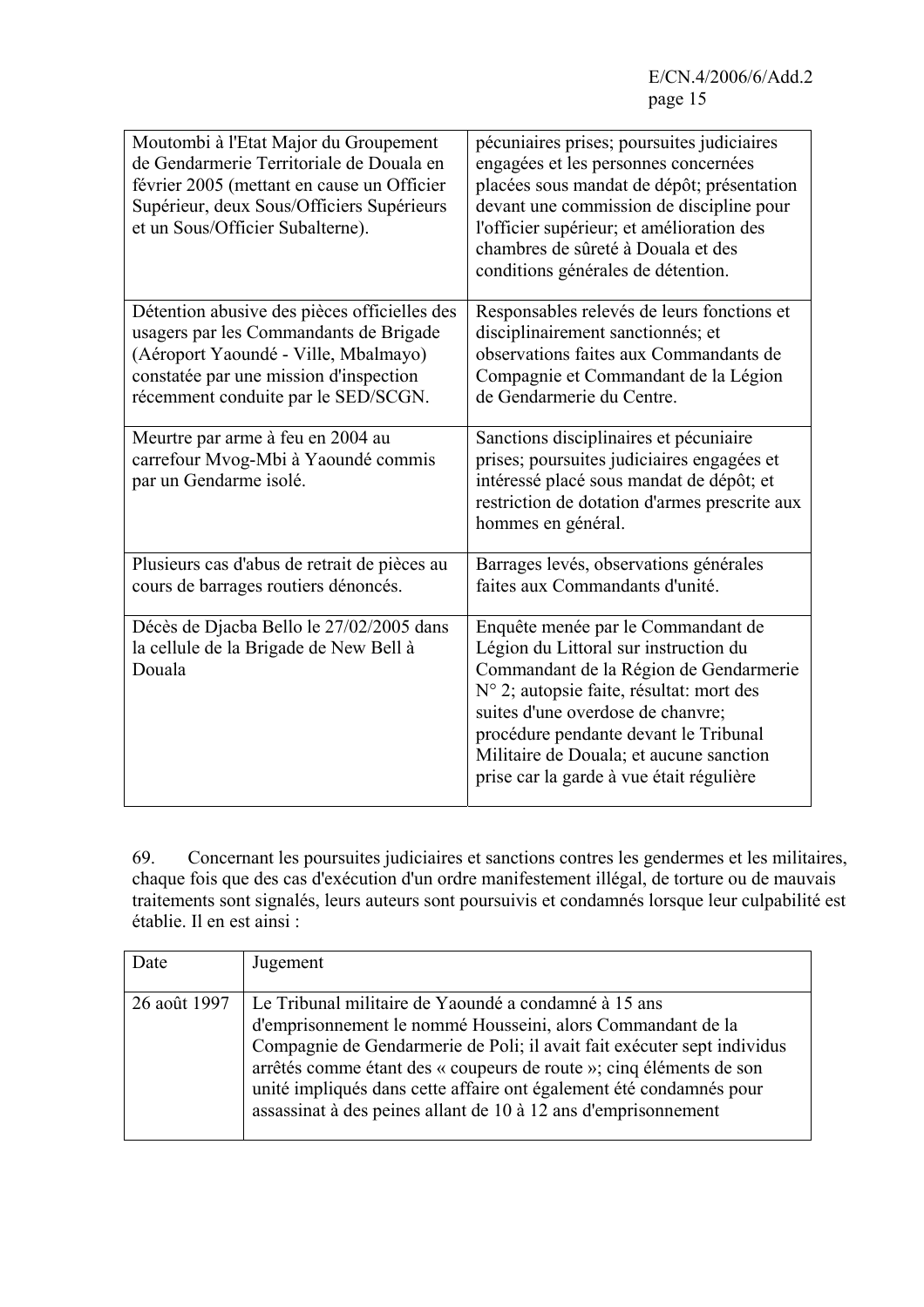| | |
|---|---|
| Moutombi à l'Etat Major du Groupement de Gendarmerie Territoriale de Douala en février 2005 (mettant en cause un Officier Supérieur, deux Sous/Officiers Supérieurs et un Sous/Officier Subalterne). | pécuniaires prises; poursuites judiciaires engagées et les personnes concernées placées sous mandat de dépôt; présentation devant une commission de discipline pour l'officier supérieur; et amélioration des chambres de sûreté à Douala et des conditions générales de détention. |
| Détention abusive des pièces officielles des usagers par les Commandants de Brigade (Aéroport Yaoundé - Ville, Mbalmayo) constatée par une mission d'inspection récemment conduite par le SED/SCGN. | Responsables relevés de leurs fonctions et disciplinairement sanctionnés; et observations faites aux Commandants de Compagnie et Commandant de la Légion de Gendarmerie du Centre. |
| Meurtre par arme à feu en 2004 au carrefour Mvog-Mbi à Yaoundé commis par un Gendarme isolé. | Sanctions disciplinaires et pécuniaire prises; poursuites judiciaires engagées et intéressé placé sous mandat de dépôt; et restriction de dotation d'armes prescrite aux hommes en général. |
| Plusieurs cas d'abus de retrait de pièces au cours de barrages routiers dénoncés. | Barrages levés, observations générales faites aux Commandants d'unité. |
| Décès de Djacba Bello le 27/02/2005 dans la cellule de la Brigade de New Bell à Douala | Enquête menée par le Commandant de Légion du Littoral sur instruction du Commandant de la Région de Gendarmerie N° 2; autopsie faite, résultat: mort des suites d'une overdose de chanvre; procédure pendante devant le Tribunal Militaire de Douala; et aucune sanction prise car la garde à vue était régulière |

69. Concernant les poursuites judiciaires et sanctions contres les gendermes et les militaires, chaque fois que des cas d'exécution d'un ordre manifestement illégal, de torture ou de mauvais traitements sont signalés, leurs auteurs sont poursuivis et condamnés lorsque leur culpabilité est établie. Il en est ainsi :

| Date | Jugement |
|---|---|
| 26 août 1997 | Le Tribunal militaire de Yaoundé a condamné à 15 ans d'emprisonnement le nommé Housseini, alors Commandant de la Compagnie de Gendarmerie de Poli; il avait fait exécuter sept individus arrêtés comme étant des « coupeurs de route »; cinq éléments de son unité impliqués dans cette affaire ont également été condamnés pour assassinat à des peines allant de 10 à 12 ans d'emprisonnement |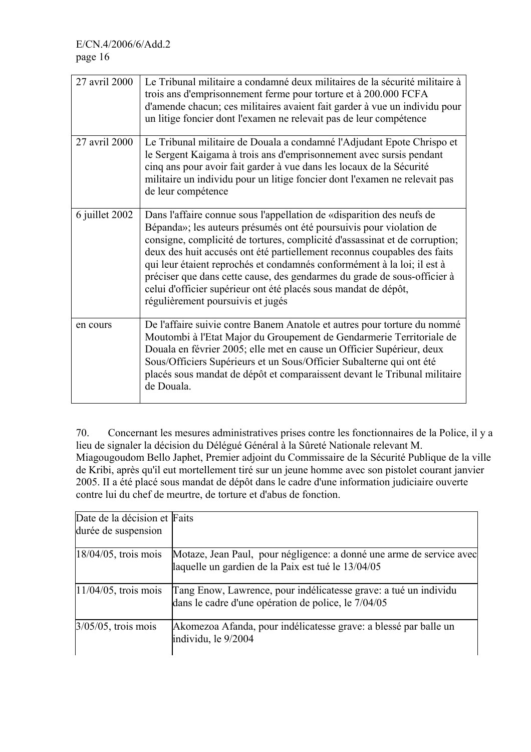| | |
|---|---|
| 27 avril 2000 | Le Tribunal militaire a condamné deux militaires de la sécurité militaire à trois ans d'emprisonnement ferme pour torture et à 200.000 FCFA d'amende chacun; ces militaires avaient fait garder à vue un individu pour un litige foncier dont l'examen ne relevait pas de leur compétence |
| 27 avril 2000 | Le Tribunal militaire de Douala a condamné l'Adjudant Epote Chrispo et le Sergent Kaigama à trois ans d'emprisonnement avec sursis pendant cinq ans pour avoir fait garder à vue dans les locaux de la Sécurité militaire un individu pour un litige foncier dont l'examen ne relevait pas de leur compétence |
| 6 juillet 2002 | Dans l'affaire connue sous l'appellation de «disparition des neufs de Bépanda»; les auteurs présumés ont été poursuivis pour violation de consigne, complicité de tortures, complicité d'assassinat et de corruption; deux des huit accusés ont été partiellement reconnus coupables des faits qui leur étaient reprochés et condamnés conformément à la loi; il est à préciser que dans cette cause, des gendarmes du grade de sous-officier à celui d'officier supérieur ont été placés sous mandat de dépôt, régulièrement poursuivis et jugés |
| en cours | De l'affaire suivie contre Banem Anatole et autres pour torture du nommé Moutombi à l'Etat Major du Groupement de Gendarmerie Territoriale de Douala en février 2005; elle met en cause un Officier Supérieur, deux Sous/Officiers Supérieurs et un Sous/Officier Subalterne qui ont été placés sous mandat de dépôt et comparaissent devant le Tribunal militaire de Douala. |

70. Concernant les mesures administratives prises contre les fonctionnaires de la Police, il y a lieu de signaler la décision du Délégué Général à la Sûreté Nationale relevant M. Miagougoudom Bello Japhet, Premier adjoint du Commissaire de la Sécurité Publique de la ville de Kribi, après qu'il eut mortellement tiré sur un jeune homme avec son pistolet courant janvier 2005. II a été placé sous mandat de dépôt dans le cadre d'une information judiciaire ouverte contre lui du chef de meurtre, de torture et d'abus de fonction.

| Date de la décision et durée de suspension | Faits |
|---|---|
| 18/04/05, trois mois | Motaze, Jean Paul, pour négligence: a donné une arme de service avec laquelle un gardien de la Paix est tué le 13/04/05 |
| 11/04/05, trois mois | Tang Enow, Lawrence, pour indélicatesse grave: a tué un individu dans le cadre d'une opération de police, le 7/04/05 |
| 3/05/05, trois mois | Akomezoa Afanda, pour indélicatesse grave: a blessé par balle un individu, le 9/2004 |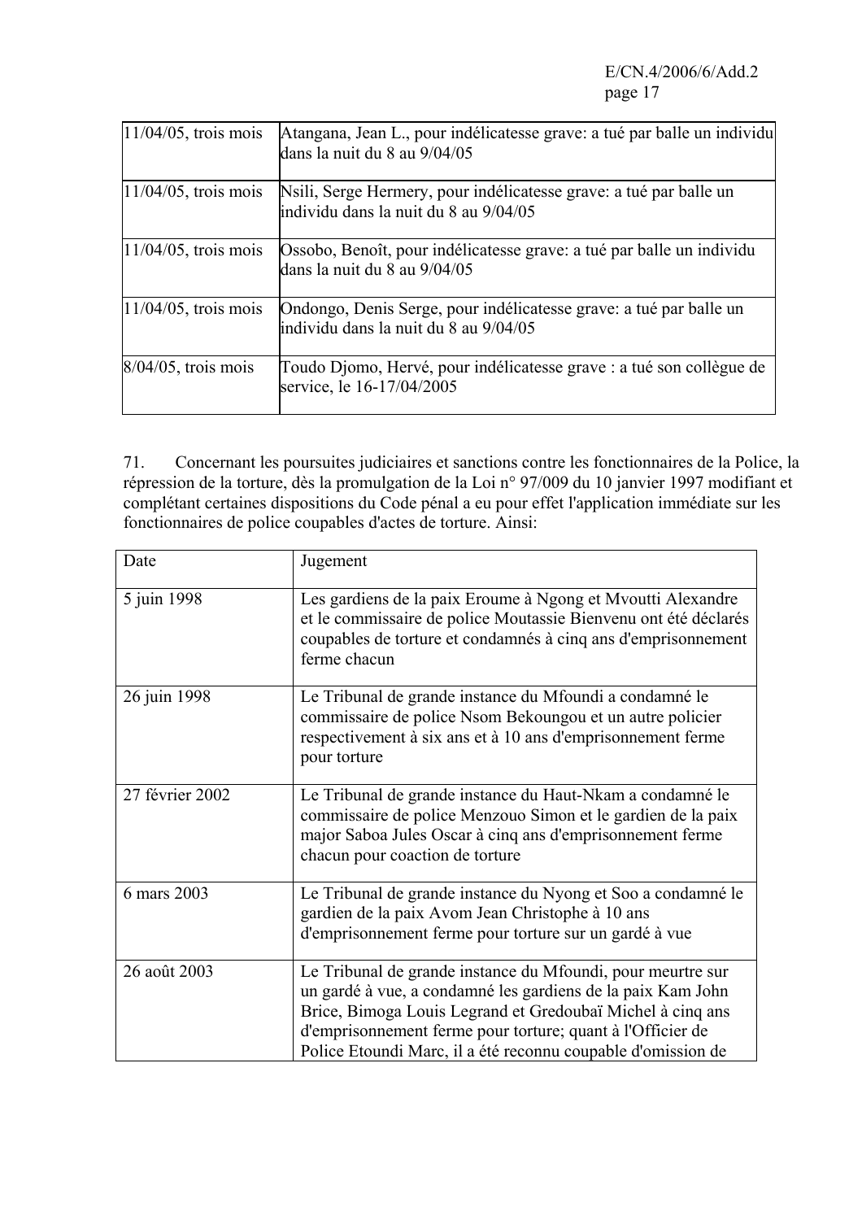| | |
|---|---|
| 11/04/05, trois mois | Atangana, Jean L., pour indélicatesse grave: a tué par balle un individu dans la nuit du 8 au 9/04/05 |
| 11/04/05, trois mois | Nsili, Serge Hermery, pour indélicatesse grave: a tué par balle un individu dans la nuit du 8 au 9/04/05 |
| 11/04/05, trois mois | Ossobo, Benoît, pour indélicatesse grave: a tué par balle un individu dans la nuit du 8 au 9/04/05 |
| 11/04/05, trois mois | Ondongo, Denis Serge, pour indélicatesse grave: a tué par balle un individu dans la nuit du 8 au 9/04/05 |
| 8/04/05, trois mois | Toudo Djomo, Hervé, pour indélicatesse grave : a tué son collègue de service, le 16-17/04/2005 |

71. Concernant les poursuites judiciaires et sanctions contre les fonctionnaires de la Police, la répression de la torture, dès la promulgation de la Loi n° 97/009 du 10 janvier 1997 modifiant et complétant certaines dispositions du Code pénal a eu pour effet l'application immédiate sur les fonctionnaires de police coupables d'actes de torture. Ainsi:

| Date | Jugement |
|---|---|
| 5 juin 1998 | Les gardiens de la paix Eroume à Ngong et Mvoutti Alexandre et le commissaire de police Moutassie Bienvenu ont été déclarés coupables de torture et condamnés à cinq ans d'emprisonnement ferme chacun |
| 26 juin 1998 | Le Tribunal de grande instance du Mfoundi a condamné le commissaire de police Nsom Bekoungou et un autre policier respectivement à six ans et à 10 ans d'emprisonnement ferme pour torture |
| 27 février 2002 | Le Tribunal de grande instance du Haut-Nkam a condamné le commissaire de police Menzouo Simon et le gardien de la paix major Saboa Jules Oscar à cinq ans d'emprisonnement ferme chacun pour coaction de torture |
| 6 mars 2003 | Le Tribunal de grande instance du Nyong et Soo a condamné le gardien de la paix Avom Jean Christophe à 10 ans d'emprisonnement ferme pour torture sur un gardé à vue |
| 26 août 2003 | Le Tribunal de grande instance du Mfoundi, pour meurtre sur un gardé à vue, a condamné les gardiens de la paix Kam John Brice, Bimoga Louis Legrand et Gredoubaï Michel à cinq ans d'emprisonnement ferme pour torture; quant à l'Officier de Police Etoundi Marc, il a été reconnu coupable d'omission de |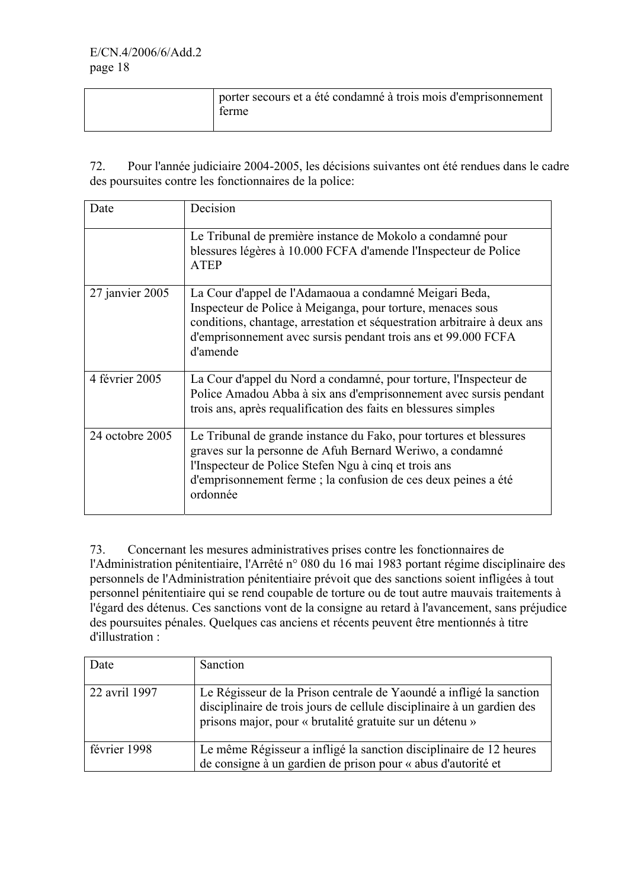| | |
|---|---|
| | porter secours et a été condamné à trois mois d'emprisonnement ferme |

72. Pour l'année judiciaire 2004-2005, les décisions suivantes ont été rendues dans le cadre des poursuites contre les fonctionnaires de la police:

| Date | Decision |
|---|---|
| | Le Tribunal de première instance de Mokolo a condamné pour blessures légères à 10.000 FCFA d'amende l'Inspecteur de Police ATEP |
| 27 janvier 2005 | La Cour d'appel de l'Adamaoua a condamné Meigari Beda, Inspecteur de Police à Meiganga, pour torture, menaces sous conditions, chantage, arrestation et séquestration arbitraire à deux ans d'emprisonnement avec sursis pendant trois ans et 99.000 FCFA d'amende |
| 4 février 2005 | La Cour d'appel du Nord a condamné, pour torture, l'Inspecteur de Police Amadou Abba à six ans d'emprisonnement avec sursis pendant trois ans, après requalification des faits en blessures simples |
| 24 octobre 2005 | Le Tribunal de grande instance du Fako, pour tortures et blessures graves sur la personne de Afuh Bernard Weriwo, a condamné l'Inspecteur de Police Stefen Ngu à cinq et trois ans d'emprisonnement ferme ; la confusion de ces deux peines a été ordonnée |

73. Concernant les mesures administratives prises contre les fonctionnaires de l'Administration pénitentiaire, l'Arrêté n° 080 du 16 mai 1983 portant régime disciplinaire des personnels de l'Administration pénitentiaire prévoit que des sanctions soient infligées à tout personnel pénitentiaire qui se rend coupable de torture ou de tout autre mauvais traitements à l'égard des détenus. Ces sanctions vont de la consigne au retard à l'avancement, sans préjudice des poursuites pénales. Quelques cas anciens et récents peuvent être mentionnés à titre d'illustration :

| Date | Sanction |
|---|---|
| 22 avril 1997 | Le Régisseur de la Prison centrale de Yaoundé a infligé la sanction disciplinaire de trois jours de cellule disciplinaire à un gardien des prisons major, pour « brutalité gratuite sur un détenu » |
| février 1998 | Le même Régisseur a infligé la sanction disciplinaire de 12 heures de consigne à un gardien de prison pour « abus d'autorité et |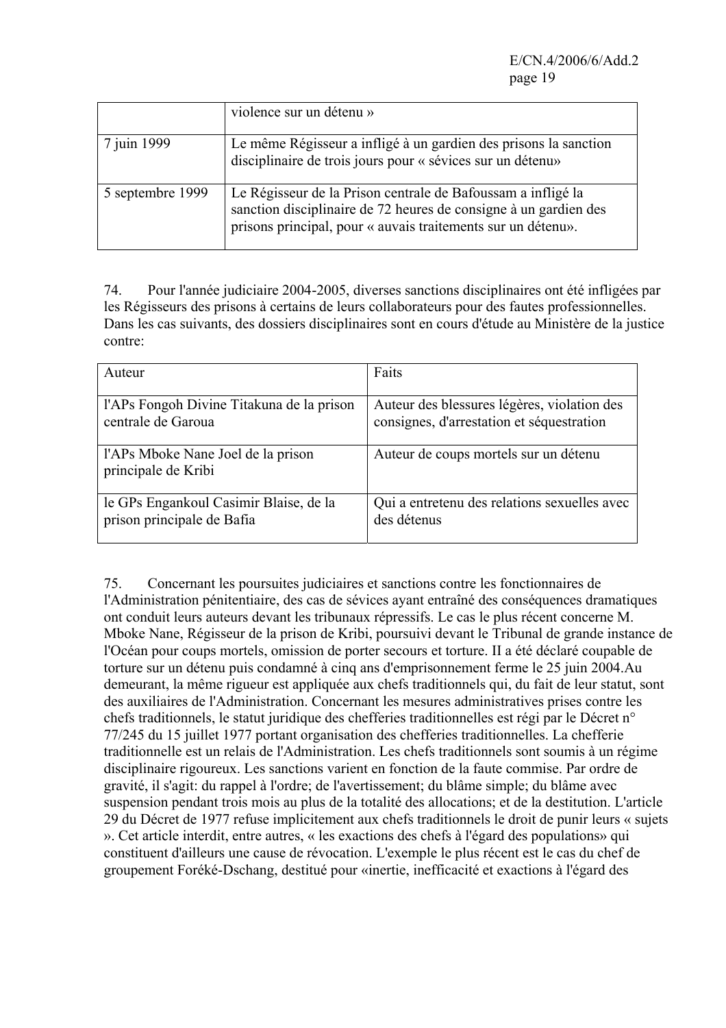| | |
|---|---|
| | violence sur un détenu » |
| 7 juin 1999 | Le même Régisseur a infligé à un gardien des prisons la sanction disciplinaire de trois jours pour « sévices sur un détenu» |
| 5 septembre 1999 | Le Régisseur de la Prison centrale de Bafoussam a infligé la sanction disciplinaire de 72 heures de consigne à un gardien des prisons principal, pour « auvais traitements sur un détenu». |

74. Pour l'année judiciaire 2004-2005, diverses sanctions disciplinaires ont été infligées par les Régisseurs des prisons à certains de leurs collaborateurs pour des fautes professionnelles. Dans les cas suivants, des dossiers disciplinaires sont en cours d'étude au Ministère de la justice contre:

| Auteur | Faits |
|---|---|
| l'APs Fongoh Divine Titakuna de la prison centrale de Garoua | Auteur des blessures légères, violation des consignes, d'arrestation et séquestration |
| l'APs Mboke Nane Joel de la prison principale de Kribi | Auteur de coups mortels sur un détenu |
| le GPs Engankoul Casimir Blaise, de la prison principale de Bafia | Qui a entretenu des relations sexuelles avec des détenus |

75. Concernant les poursuites judiciaires et sanctions contre les fonctionnaires de l'Administration pénitentiaire, des cas de sévices ayant entraîné des conséquences dramatiques ont conduit leurs auteurs devant les tribunaux répressifs. Le cas le plus récent concerne M. Mboke Nane, Régisseur de la prison de Kribi, poursuivi devant le Tribunal de grande instance de l'Océan pour coups mortels, omission de porter secours et torture. II a été déclaré coupable de torture sur un détenu puis condamné à cinq ans d'emprisonnement ferme le 25 juin 2004.Au demeurant, la même rigueur est appliquée aux chefs traditionnels qui, du fait de leur statut, sont des auxiliaires de l'Administration. Concernant les mesures administratives prises contre les chefs traditionnels, le statut juridique des chefferies traditionnelles est régi par le Décret n° 77/245 du 15 juillet 1977 portant organisation des chefferies traditionnelles. La chefferie traditionnelle est un relais de l'Administration. Les chefs traditionnels sont soumis à un régime disciplinaire rigoureux. Les sanctions varient en fonction de la faute commise. Par ordre de gravité, il s'agit: du rappel à l'ordre; de l'avertissement; du blâme simple; du blâme avec suspension pendant trois mois au plus de la totalité des allocations; et de la destitution. L'article 29 du Décret de 1977 refuse implicitement aux chefs traditionnels le droit de punir leurs « sujets ». Cet article interdit, entre autres, « les exactions des chefs à l'égard des populations» qui constituent d'ailleurs une cause de révocation. L'exemple le plus récent est le cas du chef de groupement Foréké-Dschang, destitué pour «inertie, inefficacité et exactions à l'égard des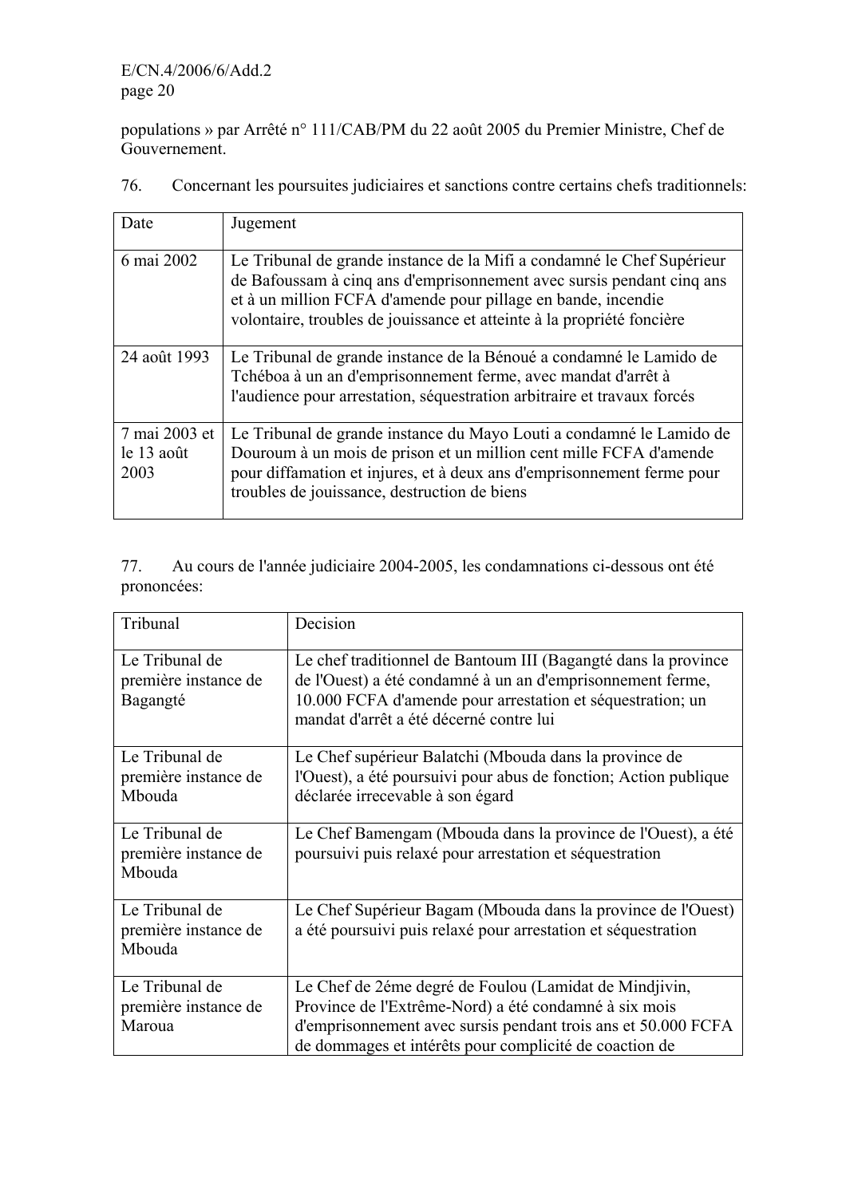populations » par Arrêté n° 111/CAB/PM du 22 août 2005 du Premier Ministre, Chef de Gouvernement.

76. Concernant les poursuites judiciaires et sanctions contre certains chefs traditionnels:

| Date | Jugement |
|---|---|
| 6 mai 2002 | Le Tribunal de grande instance de la Mifi a condamné le Chef Supérieur de Bafoussam à cinq ans d'emprisonnement avec sursis pendant cinq ans et à un million FCFA d'amende pour pillage en bande, incendie volontaire, troubles de jouissance et atteinte à la propriété foncière |
| 24 août 1993 | Le Tribunal de grande instance de la Bénoué a condamné le Lamido de Tchéboa à un an d'emprisonnement ferme, avec mandat d'arrêt à l'audience pour arrestation, séquestration arbitraire et travaux forcés |
| 7 mai 2003 et le 13 août 2003 | Le Tribunal de grande instance du Mayo Louti a condamné le Lamido de Douroum à un mois de prison et un million cent mille FCFA d'amende pour diffamation et injures, et à deux ans d'emprisonnement ferme pour troubles de jouissance, destruction de biens |

77. Au cours de l'année judiciaire 2004-2005, les condamnations ci-dessous ont été prononcées:

| Tribunal | Decision |
|---|---|
| Le Tribunal de première instance de Bagangté | Le chef traditionnel de Bantoum III (Bagangté dans la province de l'Ouest) a été condamné à un an d'emprisonnement ferme, 10.000 FCFA d'amende pour arrestation et séquestration; un mandat d'arrêt a été décerné contre lui |
| Le Tribunal de première instance de Mbouda | Le Chef supérieur Balatchi (Mbouda dans la province de l'Ouest), a été poursuivi pour abus de fonction; Action publique déclarée irrecevable à son égard |
| Le Tribunal de première instance de Mbouda | Le Chef Bamengam (Mbouda dans la province de l'Ouest), a été poursuivi puis relaxé pour arrestation et séquestration |
| Le Tribunal de première instance de Mbouda | Le Chef Supérieur Bagam (Mbouda dans la province de l'Ouest) a été poursuivi puis relaxé pour arrestation et séquestration |
| Le Tribunal de première instance de Maroua | Le Chef de 2éme degré de Foulou (Lamidat de Mindjivin, Province de l'Extrême-Nord) a été condamné à six mois d'emprisonnement avec sursis pendant trois ans et 50.000 FCFA de dommages et intérêts pour complicité de coaction de |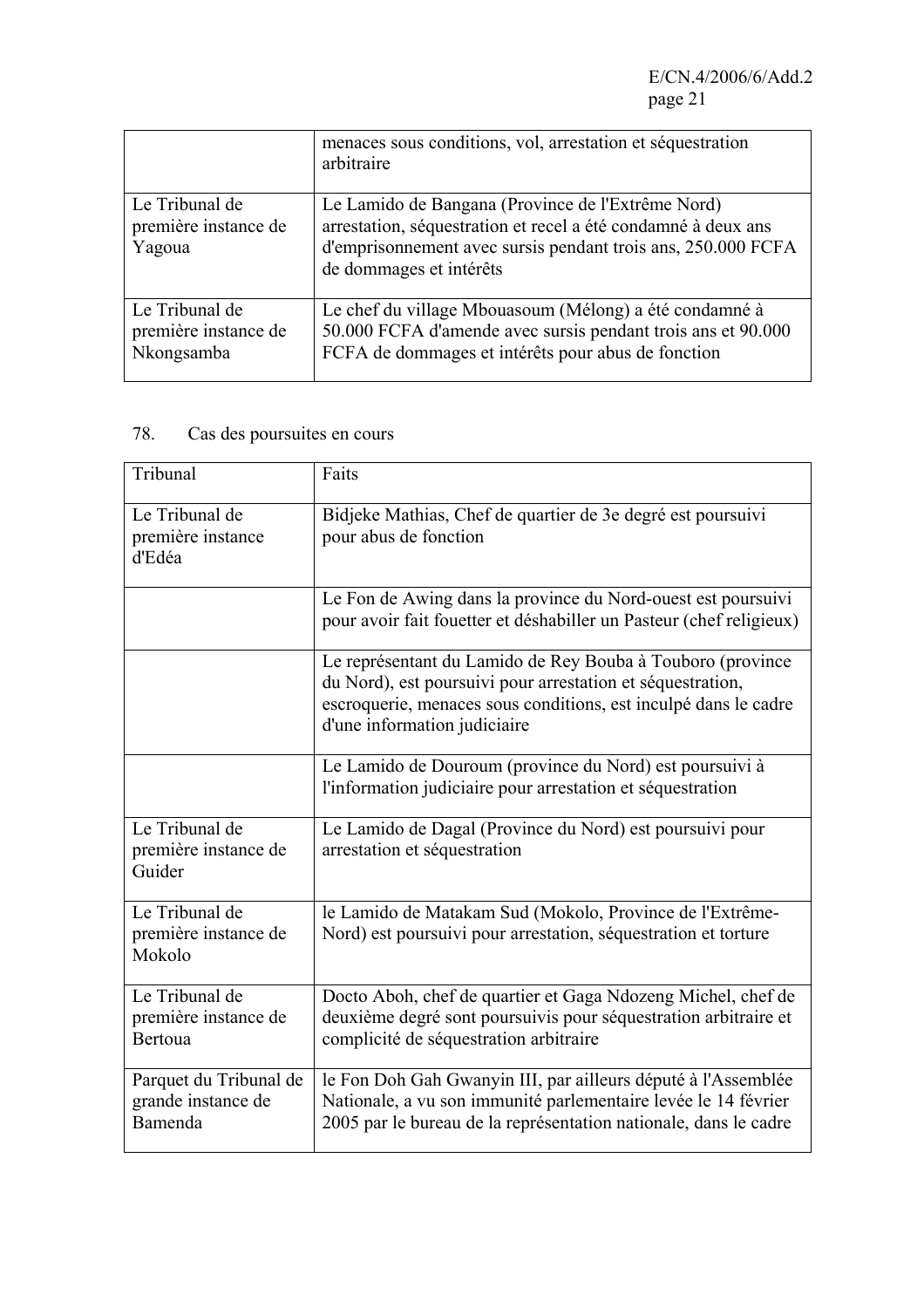| | |
|---|---|
| | menaces sous conditions, vol, arrestation et séquestration arbitraire |
| Le Tribunal de première instance de Yagoua | Le Lamido de Bangana (Province de l'Extrême Nord) arrestation, séquestration et recel a été condamné à deux ans d'emprisonnement avec sursis pendant trois ans, 250.000 FCFA de dommages et intérêts |
| Le Tribunal de première instance de Nkongsamba | Le chef du village Mbouasoum (Mélong) a été condamné à 50.000 FCFA d'amende avec sursis pendant trois ans et 90.000 FCFA de dommages et intérêts pour abus de fonction |

78. Cas des poursuites en cours

| Tribunal | Faits |
|---|---|
| Le Tribunal de première instance d'Edéa | Bidjeke Mathias, Chef de quartier de 3e degré est poursuivi pour abus de fonction |
| | Le Fon de Awing dans la province du Nord-ouest est poursuivi pour avoir fait fouetter et déshabiller un Pasteur (chef religieux) |
| | Le représentant du Lamido de Rey Bouba à Touboro (province du Nord), est poursuivi pour arrestation et séquestration, escroquerie, menaces sous conditions, est inculpé dans le cadre d'une information judiciaire |
| | Le Lamido de Douroum (province du Nord) est poursuivi à l'information judiciaire pour arrestation et séquestration |
| Le Tribunal de première instance de Guider | Le Lamido de Dagal (Province du Nord) est poursuivi pour arrestation et séquestration |
| Le Tribunal de première instance de Mokolo | le Lamido de Matakam Sud (Mokolo, Province de l'Extrême-Nord) est poursuivi pour arrestation, séquestration et torture |
| Le Tribunal de première instance de Bertoua | Docto Aboh, chef de quartier et Gaga Ndozeng Michel, chef de deuxième degré sont poursuivis pour séquestration arbitraire et complicité de séquestration arbitraire |
| Parquet du Tribunal de grande instance de Bamenda | le Fon Doh Gah Gwanyin III, par ailleurs député à l'Assemblée Nationale, a vu son immunité parlementaire levée le 14 février 2005 par le bureau de la représentation nationale, dans le cadre |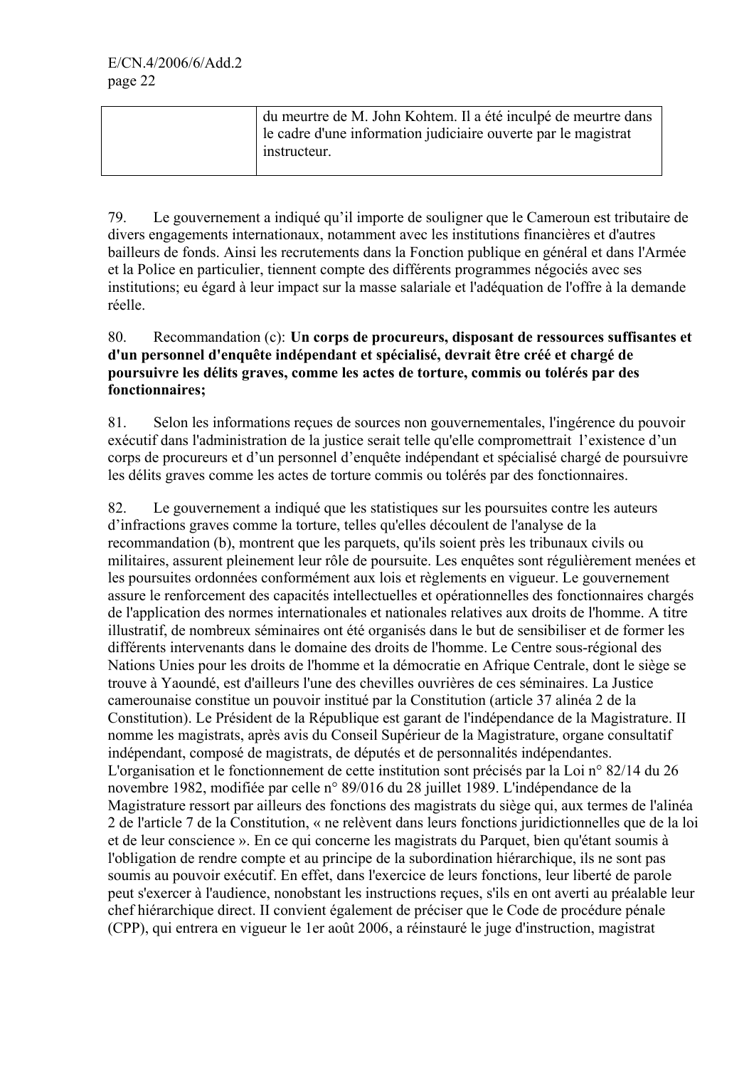| | du meurtre de M. John Kohtem. Il a été inculpé de meurtre dans le cadre d'une information judiciaire ouverte par le magistrat instructeur. |
|---|---|

79. Le gouvernement a indiqué qu'il importe de souligner que le Cameroun est tributaire de divers engagements internationaux, notamment avec les institutions financières et d'autres bailleurs de fonds. Ainsi les recrutements dans la Fonction publique en général et dans l'Armée et la Police en particulier, tiennent compte des différents programmes négociés avec ses institutions; eu égard à leur impact sur la masse salariale et l'adéquation de l'offre à la demande réelle.

80. Recommandation (c): **Un corps de procureurs, disposant de ressources suffisantes et d'un personnel d'enquête indépendant et spécialisé, devrait être créé et chargé de poursuivre les délits graves, comme les actes de torture, commis ou tolérés par des fonctionnaires;**

81. Selon les informations reçues de sources non gouvernementales, l'ingérence du pouvoir exécutif dans l'administration de la justice serait telle qu'elle compromettrait l'existence d'un corps de procureurs et d'un personnel d'enquête indépendant et spécialisé chargé de poursuivre les délits graves comme les actes de torture commis ou tolérés par des fonctionnaires.

82. Le gouvernement a indiqué que les statistiques sur les poursuites contre les auteurs d'infractions graves comme la torture, telles qu'elles découlent de l'analyse de la recommandation (b), montrent que les parquets, qu'ils soient près les tribunaux civils ou militaires, assurent pleinement leur rôle de poursuite. Les enquêtes sont régulièrement menées et les poursuites ordonnées conformément aux lois et règlements en vigueur. Le gouvernement assure le renforcement des capacités intellectuelles et opérationnelles des fonctionnaires chargés de l'application des normes internationales et nationales relatives aux droits de l'homme. A titre illustratif, de nombreux séminaires ont été organisés dans le but de sensibiliser et de former les différents intervenants dans le domaine des droits de l'homme. Le Centre sous-régional des Nations Unies pour les droits de l'homme et la démocratie en Afrique Centrale, dont le siège se trouve à Yaoundé, est d'ailleurs l'une des chevilles ouvrières de ces séminaires. La Justice camerounaise constitue un pouvoir institué par la Constitution (article 37 alinéa 2 de la Constitution). Le Président de la République est garant de l'indépendance de la Magistrature. II nomme les magistrats, après avis du Conseil Supérieur de la Magistrature, organe consultatif indépendant, composé de magistrats, de députés et de personnalités indépendantes. L'organisation et le fonctionnement de cette institution sont précisés par la Loi n° 82/14 du 26 novembre 1982, modifiée par celle n° 89/016 du 28 juillet 1989. L'indépendance de la Magistrature ressort par ailleurs des fonctions des magistrats du siège qui, aux termes de l'alinéa 2 de l'article 7 de la Constitution, « ne relèvent dans leurs fonctions juridictionnelles que de la loi et de leur conscience ». En ce qui concerne les magistrats du Parquet, bien qu'étant soumis à l'obligation de rendre compte et au principe de la subordination hiérarchique, ils ne sont pas soumis au pouvoir exécutif. En effet, dans l'exercice de leurs fonctions, leur liberté de parole peut s'exercer à l'audience, nonobstant les instructions reçues, s'ils en ont averti au préalable leur chef hiérarchique direct. II convient également de préciser que le Code de procédure pénale (CPP), qui entrera en vigueur le 1er août 2006, a réinstauré le juge d'instruction, magistrat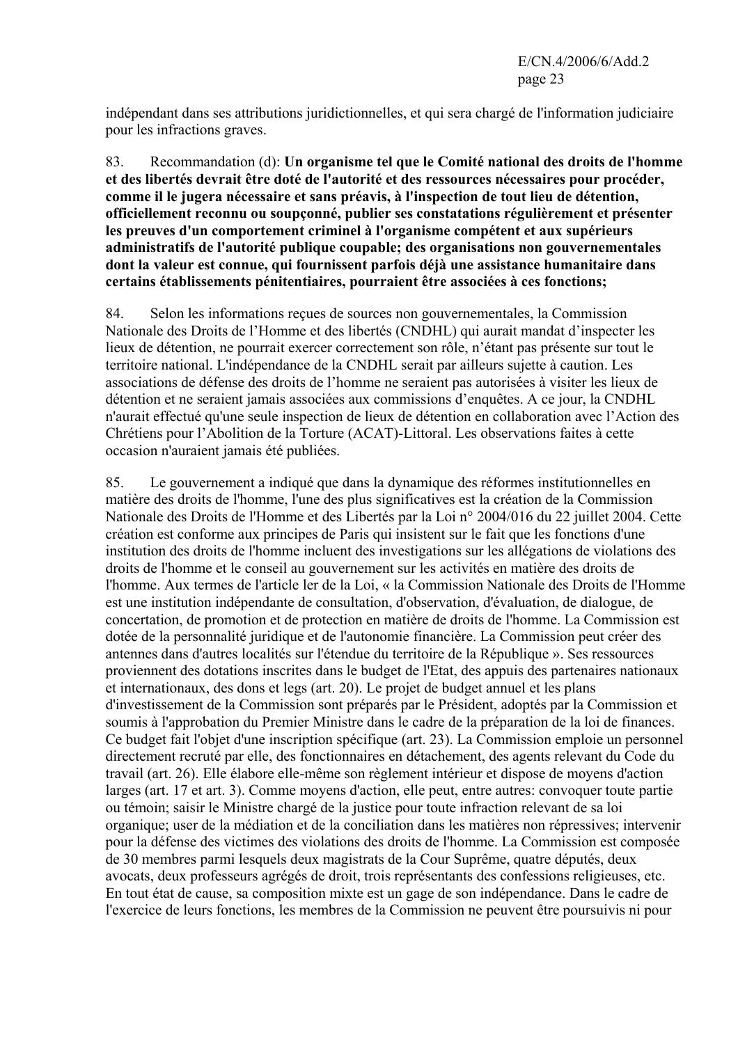indépendant dans ses attributions juridictionnelles, et qui sera chargé de l'information judiciaire pour les infractions graves.

83. Recommandation (d): **Un organisme tel que le Comité national des droits de l'homme et des libertés devrait être doté de l'autorité et des ressources nécessaires pour procéder, comme il le jugera nécessaire et sans préavis, à l'inspection de tout lieu de détention, officiellement reconnu ou soupçonné, publier ses constatations régulièrement et présenter les preuves d'un comportement criminel à l'organisme compétent et aux supérieurs administratifs de l'autorité publique coupable; des organisations non gouvernementales dont la valeur est connue, qui fournissent parfois déjà une assistance humanitaire dans certains établissements pénitentiaires, pourraient être associées à ces fonctions;**

84. Selon les informations reçues de sources non gouvernementales, la Commission Nationale des Droits de l'Homme et des libertés (CNDHL) qui aurait mandat d'inspecter les lieux de détention, ne pourrait exercer correctement son rôle, n'étant pas présente sur tout le territoire national. L'indépendance de la CNDHL serait par ailleurs sujette à caution. Les associations de défense des droits de l'homme ne seraient pas autorisées à visiter les lieux de détention et ne seraient jamais associées aux commissions d'enquêtes. A ce jour, la CNDHL n'aurait effectué qu'une seule inspection de lieux de détention en collaboration avec l'Action des Chrétiens pour l'Abolition de la Torture (ACAT)-Littoral. Les observations faites à cette occasion n'auraient jamais été publiées.

85. Le gouvernement a indiqué que dans la dynamique des réformes institutionnelles en matière des droits de l'homme, l'une des plus significatives est la création de la Commission Nationale des Droits de l'Homme et des Libertés par la Loi n° 2004/016 du 22 juillet 2004. Cette création est conforme aux principes de Paris qui insistent sur le fait que les fonctions d'une institution des droits de l'homme incluent des investigations sur les allégations de violations des droits de l'homme et le conseil au gouvernement sur les activités en matière des droits de l'homme. Aux termes de l'article ler de la Loi, « la Commission Nationale des Droits de l'Homme est une institution indépendante de consultation, d'observation, d'évaluation, de dialogue, de concertation, de promotion et de protection en matière de droits de l'homme. La Commission est dotée de la personnalité juridique et de l'autonomie financière. La Commission peut créer des antennes dans d'autres localités sur l'étendue du territoire de la République ». Ses ressources proviennent des dotations inscrites dans le budget de l'Etat, des appuis des partenaires nationaux et internationaux, des dons et legs (art. 20). Le projet de budget annuel et les plans d'investissement de la Commission sont préparés par le Président, adoptés par la Commission et soumis à l'approbation du Premier Ministre dans le cadre de la préparation de la loi de finances. Ce budget fait l'objet d'une inscription spécifique (art. 23). La Commission emploie un personnel directement recruté par elle, des fonctionnaires en détachement, des agents relevant du Code du travail (art. 26). Elle élabore elle-même son règlement intérieur et dispose de moyens d'action larges (art. 17 et art. 3). Comme moyens d'action, elle peut, entre autres: convoquer toute partie ou témoin; saisir le Ministre chargé de la justice pour toute infraction relevant de sa loi organique; user de la médiation et de la conciliation dans les matières non répressives; intervenir pour la défense des victimes des violations des droits de l'homme. La Commission est composée de 30 membres parmi lesquels deux magistrats de la Cour Suprême, quatre députés, deux avocats, deux professeurs agrégés de droit, trois représentants des confessions religieuses, etc. En tout état de cause, sa composition mixte est un gage de son indépendance. Dans le cadre de l'exercice de leurs fonctions, les membres de la Commission ne peuvent être poursuivis ni pour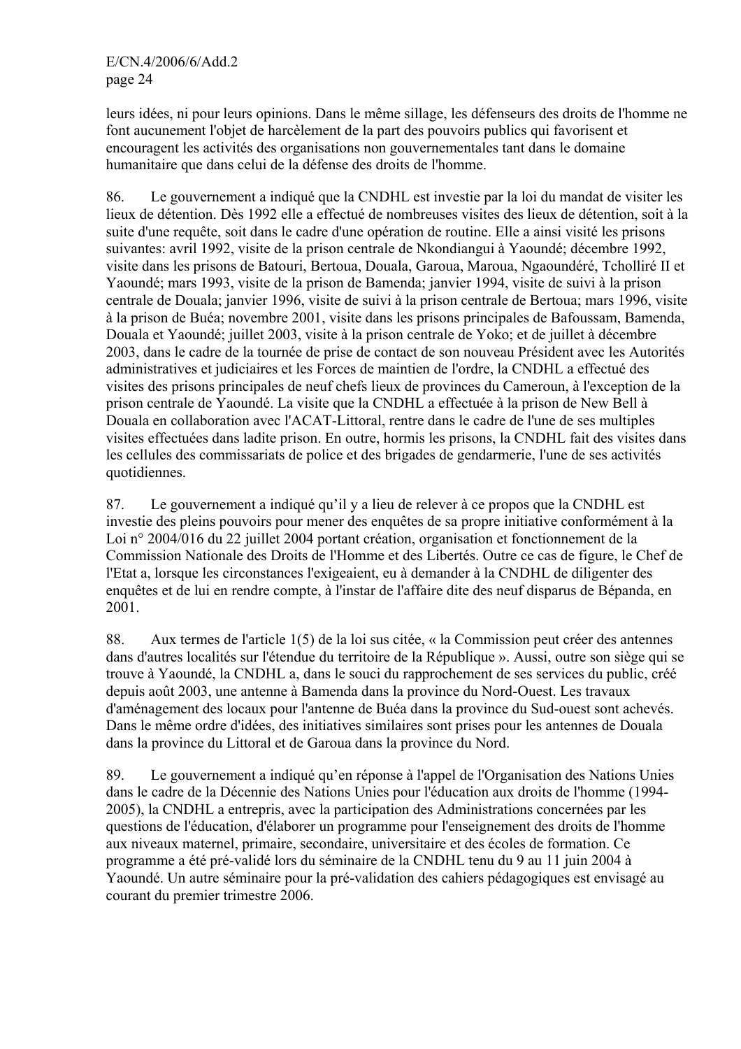leurs idées, ni pour leurs opinions. Dans le même sillage, les défenseurs des droits de l'homme ne font aucunement l'objet de harcèlement de la part des pouvoirs publics qui favorisent et encouragent les activités des organisations non gouvernementales tant dans le domaine humanitaire que dans celui de la défense des droits de l'homme.

86. Le gouvernement a indiqué que la CNDHL est investie par la loi du mandat de visiter les lieux de détention. Dès 1992 elle a effectué de nombreuses visites des lieux de détention, soit à la suite d'une requête, soit dans le cadre d'une opération de routine. Elle a ainsi visité les prisons suivantes: avril 1992, visite de la prison centrale de Nkondiangui à Yaoundé; décembre 1992, visite dans les prisons de Batouri, Bertoua, Douala, Garoua, Maroua, Ngaoundéré, Tcholliré II et Yaoundé; mars 1993, visite de la prison de Bamenda; janvier 1994, visite de suivi à la prison centrale de Douala; janvier 1996, visite de suivi à la prison centrale de Bertoua; mars 1996, visite à la prison de Buéa; novembre 2001, visite dans les prisons principales de Bafoussam, Bamenda, Douala et Yaoundé; juillet 2003, visite à la prison centrale de Yoko; et de juillet à décembre 2003, dans le cadre de la tournée de prise de contact de son nouveau Président avec les Autorités administratives et judiciaires et les Forces de maintien de l'ordre, la CNDHL a effectué des visites des prisons principales de neuf chefs lieux de provinces du Cameroun, à l'exception de la prison centrale de Yaoundé. La visite que la CNDHL a effectuée à la prison de New Bell à Douala en collaboration avec l'ACAT-Littoral, rentre dans le cadre de l'une de ses multiples visites effectuées dans ladite prison. En outre, hormis les prisons, la CNDHL fait des visites dans les cellules des commissariats de police et des brigades de gendarmerie, l'une de ses activités quotidiennes.

87. Le gouvernement a indiqué qu'il y a lieu de relever à ce propos que la CNDHL est investie des pleins pouvoirs pour mener des enquêtes de sa propre initiative conformément à la Loi n° 2004/016 du 22 juillet 2004 portant création, organisation et fonctionnement de la Commission Nationale des Droits de l'Homme et des Libertés. Outre ce cas de figure, le Chef de l'Etat a, lorsque les circonstances l'exigeaient, eu à demander à la CNDHL de diligenter des enquêtes et de lui en rendre compte, à l'instar de l'affaire dite des neuf disparus de Bépanda, en 2001.

88. Aux termes de l'article 1(5) de la loi sus citée, « la Commission peut créer des antennes dans d'autres localités sur l'étendue du territoire de la République ». Aussi, outre son siège qui se trouve à Yaoundé, la CNDHL a, dans le souci du rapprochement de ses services du public, créé depuis août 2003, une antenne à Bamenda dans la province du Nord-Ouest. Les travaux d'aménagement des locaux pour l'antenne de Buéa dans la province du Sud-ouest sont achevés. Dans le même ordre d'idées, des initiatives similaires sont prises pour les antennes de Douala dans la province du Littoral et de Garoua dans la province du Nord.

89. Le gouvernement a indiqué qu'en réponse à l'appel de l'Organisation des Nations Unies dans le cadre de la Décennie des Nations Unies pour l'éducation aux droits de l'homme (1994-2005), la CNDHL a entrepris, avec la participation des Administrations concernées par les questions de l'éducation, d'élaborer un programme pour l'enseignement des droits de l'homme aux niveaux maternel, primaire, secondaire, universitaire et des écoles de formation. Ce programme a été pré-validé lors du séminaire de la CNDHL tenu du 9 au 11 juin 2004 à Yaoundé. Un autre séminaire pour la pré-validation des cahiers pédagogiques est envisagé au courant du premier trimestre 2006.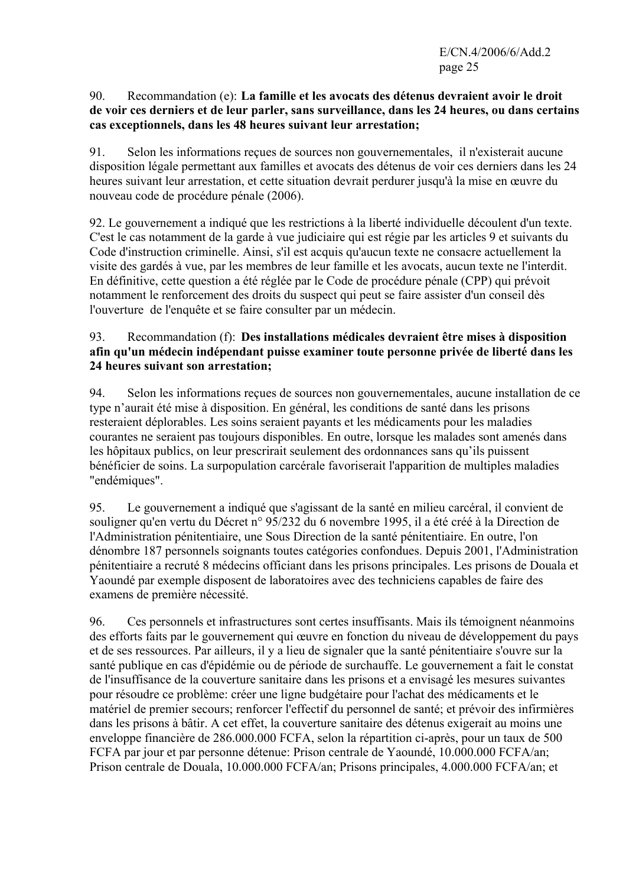90. Recommandation (e): **La famille et les avocats des détenus devraient avoir le droit de voir ces derniers et de leur parler, sans surveillance, dans les 24 heures, ou dans certains cas exceptionnels, dans les 48 heures suivant leur arrestation;**

91. Selon les informations reçues de sources non gouvernementales, il n'existerait aucune disposition légale permettant aux familles et avocats des détenus de voir ces derniers dans les 24 heures suivant leur arrestation, et cette situation devrait perdurer jusqu'à la mise en œuvre du nouveau code de procédure pénale (2006).

92. Le gouvernement a indiqué que les restrictions à la liberté individuelle découlent d'un texte. C'est le cas notamment de la garde à vue judiciaire qui est régie par les articles 9 et suivants du Code d'instruction criminelle. Ainsi, s'il est acquis qu'aucun texte ne consacre actuellement la visite des gardés à vue, par les membres de leur famille et les avocats, aucun texte ne l'interdit. En définitive, cette question a été réglée par le Code de procédure pénale (CPP) qui prévoit notamment le renforcement des droits du suspect qui peut se faire assister d'un conseil dès l'ouverture de l'enquête et se faire consulter par un médecin.

93. Recommandation (f): **Des installations médicales devraient être mises à disposition afin qu'un médecin indépendant puisse examiner toute personne privée de liberté dans les 24 heures suivant son arrestation;**

94. Selon les informations reçues de sources non gouvernementales, aucune installation de ce type n'aurait été mise à disposition. En général, les conditions de santé dans les prisons resteraient déplorables. Les soins seraient payants et les médicaments pour les maladies courantes ne seraient pas toujours disponibles. En outre, lorsque les malades sont amenés dans les hôpitaux publics, on leur prescrirait seulement des ordonnances sans qu'ils puissent bénéficier de soins. La surpopulation carcérale favoriserait l'apparition de multiples maladies "endémiques".

95. Le gouvernement a indiqué que s'agissant de la santé en milieu carcéral, il convient de souligner qu'en vertu du Décret n° 95/232 du 6 novembre 1995, il a été créé à la Direction de l'Administration pénitentiaire, une Sous Direction de la santé pénitentiaire. En outre, l'on dénombre 187 personnels soignants toutes catégories confondues. Depuis 2001, l'Administration pénitentiaire a recruté 8 médecins officiant dans les prisons principales. Les prisons de Douala et Yaoundé par exemple disposent de laboratoires avec des techniciens capables de faire des examens de première nécessité.

96. Ces personnels et infrastructures sont certes insuffisants. Mais ils témoignent néanmoins des efforts faits par le gouvernement qui œuvre en fonction du niveau de développement du pays et de ses ressources. Par ailleurs, il y a lieu de signaler que la santé pénitentiaire s'ouvre sur la santé publique en cas d'épidémie ou de période de surchauffe. Le gouvernement a fait le constat de l'insuffisance de la couverture sanitaire dans les prisons et a envisagé les mesures suivantes pour résoudre ce problème: créer une ligne budgétaire pour l'achat des médicaments et le matériel de premier secours; renforcer l'effectif du personnel de santé; et prévoir des infirmières dans les prisons à bâtir. A cet effet, la couverture sanitaire des détenus exigerait au moins une enveloppe financière de 286.000.000 FCFA, selon la répartition ci-après, pour un taux de 500 FCFA par jour et par personne détenue: Prison centrale de Yaoundé, 10.000.000 FCFA/an; Prison centrale de Douala, 10.000.000 FCFA/an; Prisons principales, 4.000.000 FCFA/an; et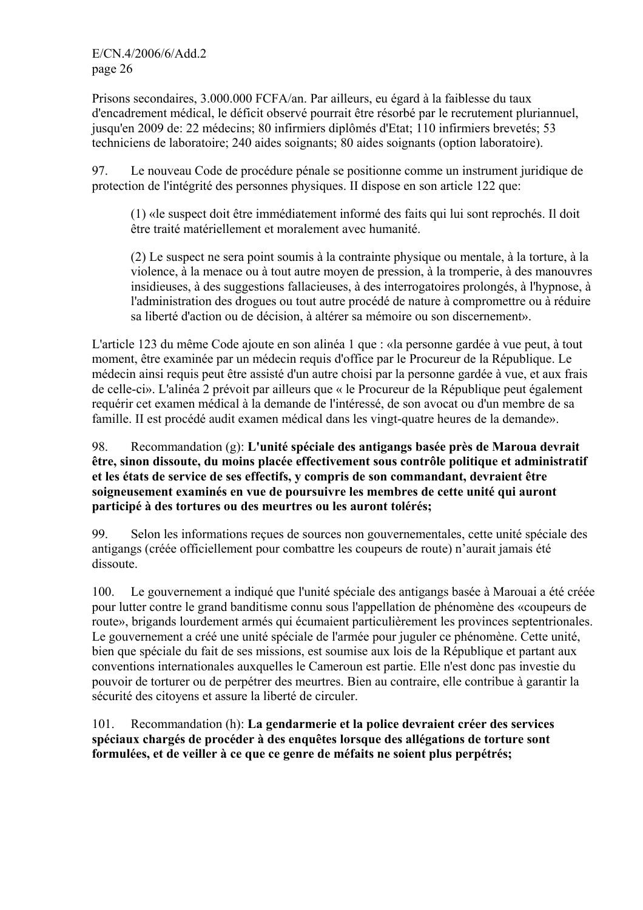Prisons secondaires, 3.000.000 FCFA/an. Par ailleurs, eu égard à la faiblesse du taux d'encadrement médical, le déficit observé pourrait être résorbé par le recrutement pluriannuel, jusqu'en 2009 de: 22 médecins; 80 infirmiers diplômés d'Etat; 110 infirmiers brevetés; 53 techniciens de laboratoire; 240 aides soignants; 80 aides soignants (option laboratoire).

97. Le nouveau Code de procédure pénale se positionne comme un instrument juridique de protection de l'intégrité des personnes physiques. II dispose en son article 122 que:

> (1) «le suspect doit être immédiatement informé des faits qui lui sont reprochés. Il doit être traité matériellement et moralement avec humanité.
>
> (2) Le suspect ne sera point soumis à la contrainte physique ou mentale, à la torture, à la violence, à la menace ou à tout autre moyen de pression, à la tromperie, à des manouvres insidieuses, à des suggestions fallacieuses, à des interrogatoires prolongés, à l'hypnose, à l'administration des drogues ou tout autre procédé de nature à compromettre ou à réduire sa liberté d'action ou de décision, à altérer sa mémoire ou son discernement».

L'article 123 du même Code ajoute en son alinéa 1 que : «la personne gardée à vue peut, à tout moment, être examinée par un médecin requis d'office par le Procureur de la République. Le médecin ainsi requis peut être assisté d'un autre choisi par la personne gardée à vue, et aux frais de celle-ci». L'alinéa 2 prévoit par ailleurs que « le Procureur de la République peut également requérir cet examen médical à la demande de l'intéressé, de son avocat ou d'un membre de sa famille. II est procédé audit examen médical dans les vingt-quatre heures de la demande».

98. Recommandation (g): **L'unité spéciale des antigangs basée près de Maroua devrait être, sinon dissoute, du moins placée effectivement sous contrôle politique et administratif et les états de service de ses effectifs, y compris de son commandant, devraient être soigneusement examinés en vue de poursuivre les membres de cette unité qui auront participé à des tortures ou des meurtres ou les auront tolérés;**

99. Selon les informations reçues de sources non gouvernementales, cette unité spéciale des antigangs (créée officiellement pour combattre les coupeurs de route) n'aurait jamais été dissoute.

100. Le gouvernement a indiqué que l'unité spéciale des antigangs basée à Marouai a été créée pour lutter contre le grand banditisme connu sous l'appellation de phénomène des «coupeurs de route», brigands lourdement armés qui écumaient particulièrement les provinces septentrionales. Le gouvernement a créé une unité spéciale de l'armée pour juguler ce phénomène. Cette unité, bien que spéciale du fait de ses missions, est soumise aux lois de la République et partant aux conventions internationales auxquelles le Cameroun est partie. Elle n'est donc pas investie du pouvoir de torturer ou de perpétrer des meurtres. Bien au contraire, elle contribue à garantir la sécurité des citoyens et assure la liberté de circuler.

101. Recommandation (h): **La gendarmerie et la police devraient créer des services spéciaux chargés de procéder à des enquêtes lorsque des allégations de torture sont formulées, et de veiller à ce que ce genre de méfaits ne soient plus perpétrés;**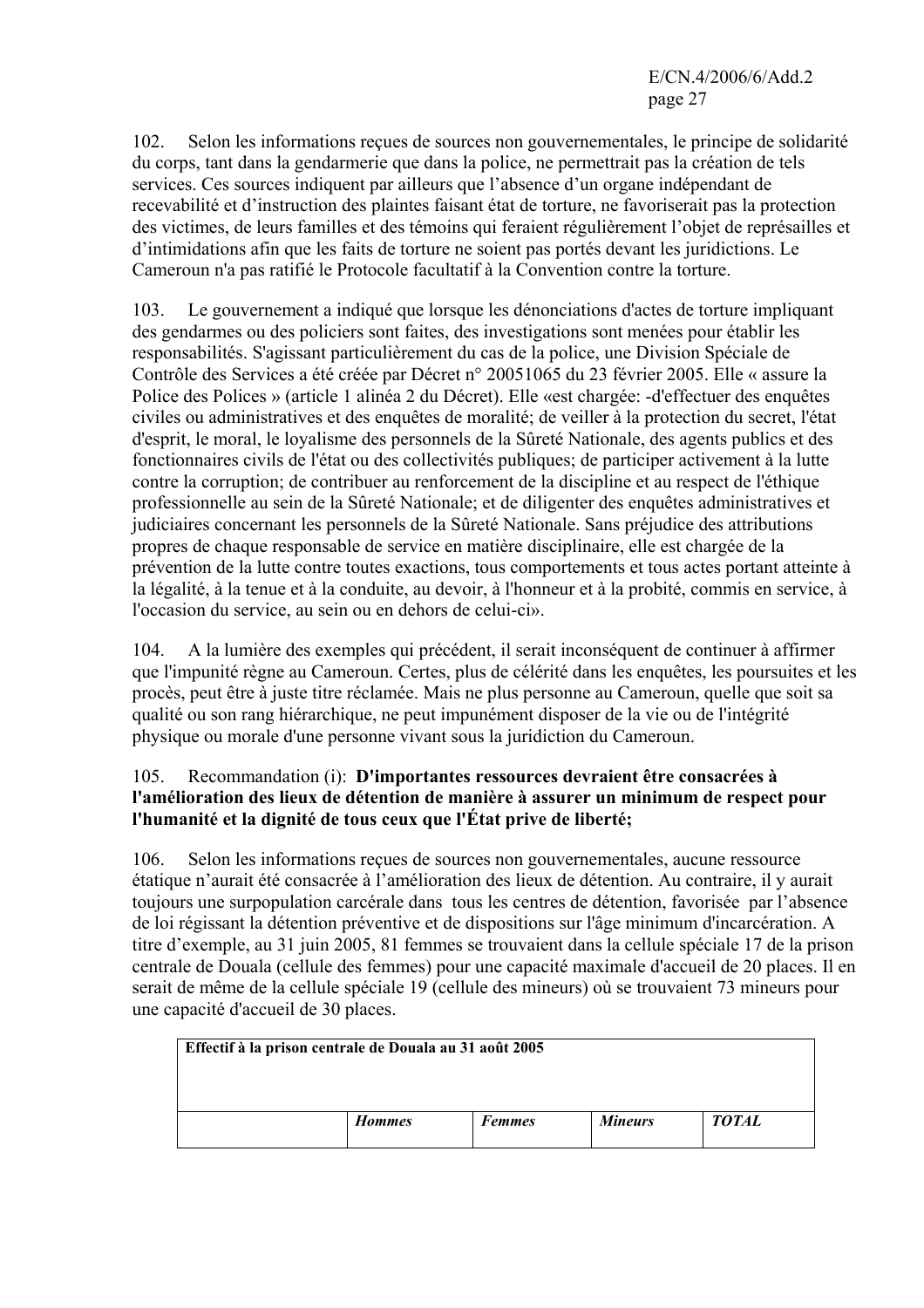102. Selon les informations reçues de sources non gouvernementales, le principe de solidarité du corps, tant dans la gendarmerie que dans la police, ne permettrait pas la création de tels services. Ces sources indiquent par ailleurs que l'absence d'un organe indépendant de recevabilité et d'instruction des plaintes faisant état de torture, ne favoriserait pas la protection des victimes, de leurs familles et des témoins qui feraient régulièrement l'objet de représailles et d'intimidations afin que les faits de torture ne soient pas portés devant les juridictions. Le Cameroun n'a pas ratifié le Protocole facultatif à la Convention contre la torture.

103. Le gouvernement a indiqué que lorsque les dénonciations d'actes de torture impliquant des gendarmes ou des policiers sont faites, des investigations sont menées pour établir les responsabilités. S'agissant particulièrement du cas de la police, une Division Spéciale de Contrôle des Services a été créée par Décret n° 20051065 du 23 février 2005. Elle « assure la Police des Polices » (article 1 alinéa 2 du Décret). Elle «est chargée: -d'effectuer des enquêtes civiles ou administratives et des enquêtes de moralité; de veiller à la protection du secret, l'état d'esprit, le moral, le loyalisme des personnels de la Sûreté Nationale, des agents publics et des fonctionnaires civils de l'état ou des collectivités publiques; de participer activement à la lutte contre la corruption; de contribuer au renforcement de la discipline et au respect de l'éthique professionnelle au sein de la Sûreté Nationale; et de diligenter des enquêtes administratives et judiciaires concernant les personnels de la Sûreté Nationale. Sans préjudice des attributions propres de chaque responsable de service en matière disciplinaire, elle est chargée de la prévention de la lutte contre toutes exactions, tous comportements et tous actes portant atteinte à la légalité, à la tenue et à la conduite, au devoir, à l'honneur et à la probité, commis en service, à l'occasion du service, au sein ou en dehors de celui-ci».

104. A la lumière des exemples qui précédent, il serait inconséquent de continuer à affirmer que l'impunité règne au Cameroun. Certes, plus de célérité dans les enquêtes, les poursuites et les procès, peut être à juste titre réclamée. Mais ne plus personne au Cameroun, quelle que soit sa qualité ou son rang hiérarchique, ne peut impunément disposer de la vie ou de l'intégrité physique ou morale d'une personne vivant sous la juridiction du Cameroun.

105. Recommandation (i): **D'importantes ressources devraient être consacrées à l'amélioration des lieux de détention de manière à assurer un minimum de respect pour l'humanité et la dignité de tous ceux que l'État prive de liberté;**

106. Selon les informations reçues de sources non gouvernementales, aucune ressource étatique n'aurait été consacrée à l'amélioration des lieux de détention. Au contraire, il y aurait toujours une surpopulation carcérale dans tous les centres de détention, favorisée par l'absence de loi régissant la détention préventive et de dispositions sur l'âge minimum d'incarcération. A titre d'exemple, au 31 juin 2005, 81 femmes se trouvaient dans la cellule spéciale 17 de la prison centrale de Douala (cellule des femmes) pour une capacité maximale d'accueil de 20 places. Il en serait de même de la cellule spéciale 19 (cellule des mineurs) où se trouvaient 73 mineurs pour une capacité d'accueil de 30 places.

| **Effectif à la prison centrale de Douala au 31 août 2005** | | | | |
|---|---|---|---|---|
| | ***Hommes*** | ***Femmes*** | ***Mineurs*** | ***TOTAL*** |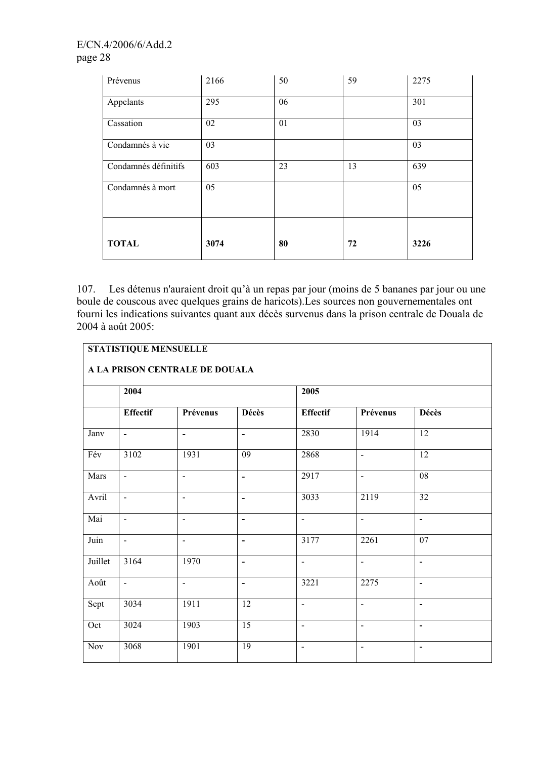| Prévenus | 2166 | 50 | 59 | 2275 |
|---|---|---|---|---|
| Appelants | 295 | 06 | | 301 |
| Cassation | 02 | 01 | | 03 |
| Condamnés à vie | 03 | | | 03 |
| Condamnés définitifs | 603 | 23 | 13 | 639 |
| Condamnés à mort | 05 | | | 05 |
| **TOTAL** | **3074** | **80** | **72** | **3226** |

107. Les détenus n'auraient droit qu'à un repas par jour (moins de 5 bananes par jour ou une boule de couscous avec quelques grains de haricots).Les sources non gouvernementales ont fourni les indications suivantes quant aux décès survenus dans la prison centrale de Douala de 2004 à août 2005:

| **STATISTIQUE MENSUELLE A LA PRISON CENTRALE DE DOUALA** | | | | | | |
|---|---|---|---|---|---|---|
| | **2004** | | | **2005** | | |
| | **Effectif** | **Prévenus** | **Décès** | **Effectif** | **Prévenus** | **Décès** |
| Janv | - | - | - | 2830 | 1914 | 12 |
| Fév | 3102 | 1931 | 09 | 2868 | - | 12 |
| Mars | - | - | - | 2917 | - | 08 |
| Avril | - | - | - | 3033 | 2119 | 32 |
| Mai | - | - | - | - | - | - |
| Juin | - | - | - | 3177 | 2261 | 07 |
| Juillet | 3164 | 1970 | - | - | - | - |
| Août | - | - | - | 3221 | 2275 | - |
| Sept | 3034 | 1911 | 12 | - | - | - |
| Oct | 3024 | 1903 | 15 | - | - | - |
| Nov | 3068 | 1901 | 19 | - | - | - |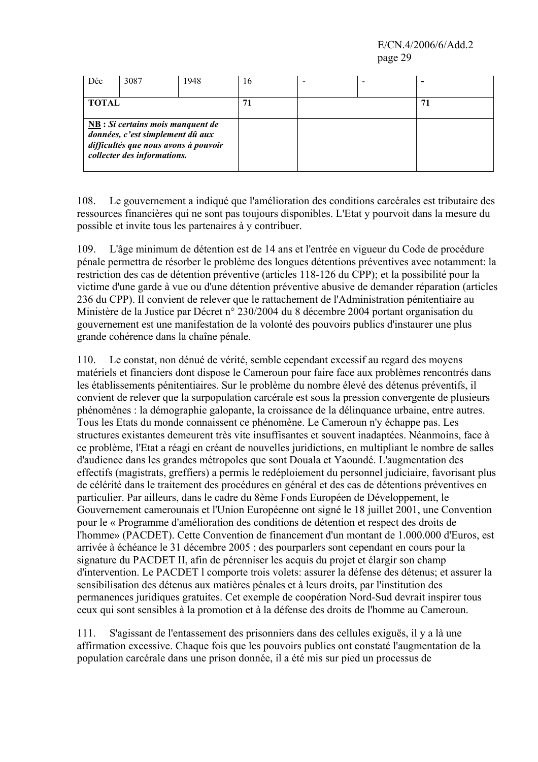| Déc | 3087 | 1948 | 16 | - | - | - |
|---|---|---|---|---|---|---|
| **TOTAL** | | | **71** | | | **71** |
| **NB** : ***Si certains mois manquent de données, c'est simplement dû aux difficultés que nous avons à pouvoir collecter des informations.*** | | | | | | |

108. Le gouvernement a indiqué que l'amélioration des conditions carcérales est tributaire des ressources financières qui ne sont pas toujours disponibles. L'Etat y pourvoit dans la mesure du possible et invite tous les partenaires à y contribuer.

109. L'âge minimum de détention est de 14 ans et l'entrée en vigueur du Code de procédure pénale permettra de résorber le problème des longues détentions préventives avec notamment: la restriction des cas de détention préventive (articles 118-126 du CPP); et la possibilité pour la victime d'une garde à vue ou d'une détention préventive abusive de demander réparation (articles 236 du CPP). Il convient de relever que le rattachement de l'Administration pénitentiaire au Ministère de la Justice par Décret n° 230/2004 du 8 décembre 2004 portant organisation du gouvernement est une manifestation de la volonté des pouvoirs publics d'instaurer une plus grande cohérence dans la chaîne pénale.

110. Le constat, non dénué de vérité, semble cependant excessif au regard des moyens matériels et financiers dont dispose le Cameroun pour faire face aux problèmes rencontrés dans les établissements pénitentiaires. Sur le problème du nombre élevé des détenus préventifs, il convient de relever que la surpopulation carcérale est sous la pression convergente de plusieurs phénomènes : la démographie galopante, la croissance de la délinquance urbaine, entre autres. Tous les Etats du monde connaissent ce phénomène. Le Cameroun n'y échappe pas. Les structures existantes demeurent très vite insuffisantes et souvent inadaptées. Néanmoins, face à ce problème, l'Etat a réagi en créant de nouvelles juridictions, en multipliant le nombre de salles d'audience dans les grandes métropoles que sont Douala et Yaoundé. L'augmentation des effectifs (magistrats, greffiers) a permis le redéploiement du personnel judiciaire, favorisant plus de célérité dans le traitement des procédures en général et des cas de détentions préventives en particulier. Par ailleurs, dans le cadre du 8ème Fonds Européen de Développement, le Gouvernement camerounais et l'Union Européenne ont signé le 18 juillet 2001, une Convention pour le « Programme d'amélioration des conditions de détention et respect des droits de l'homme» (PACDET). Cette Convention de financement d'un montant de 1.000.000 d'Euros, est arrivée à échéance le 31 décembre 2005 ; des pourparlers sont cependant en cours pour la signature du PACDET II, afin de pérenniser les acquis du projet et élargir son champ d'intervention. Le PACDET l comporte trois volets: assurer la défense des détenus; et assurer la sensibilisation des détenus aux matières pénales et à leurs droits, par l'institution des permanences juridiques gratuites. Cet exemple de coopération Nord-Sud devrait inspirer tous ceux qui sont sensibles à la promotion et à la défense des droits de l'homme au Cameroun.

111. S'agissant de l'entassement des prisonniers dans des cellules exiguës, il y a là une affirmation excessive. Chaque fois que les pouvoirs publics ont constaté l'augmentation de la population carcérale dans une prison donnée, il a été mis sur pied un processus de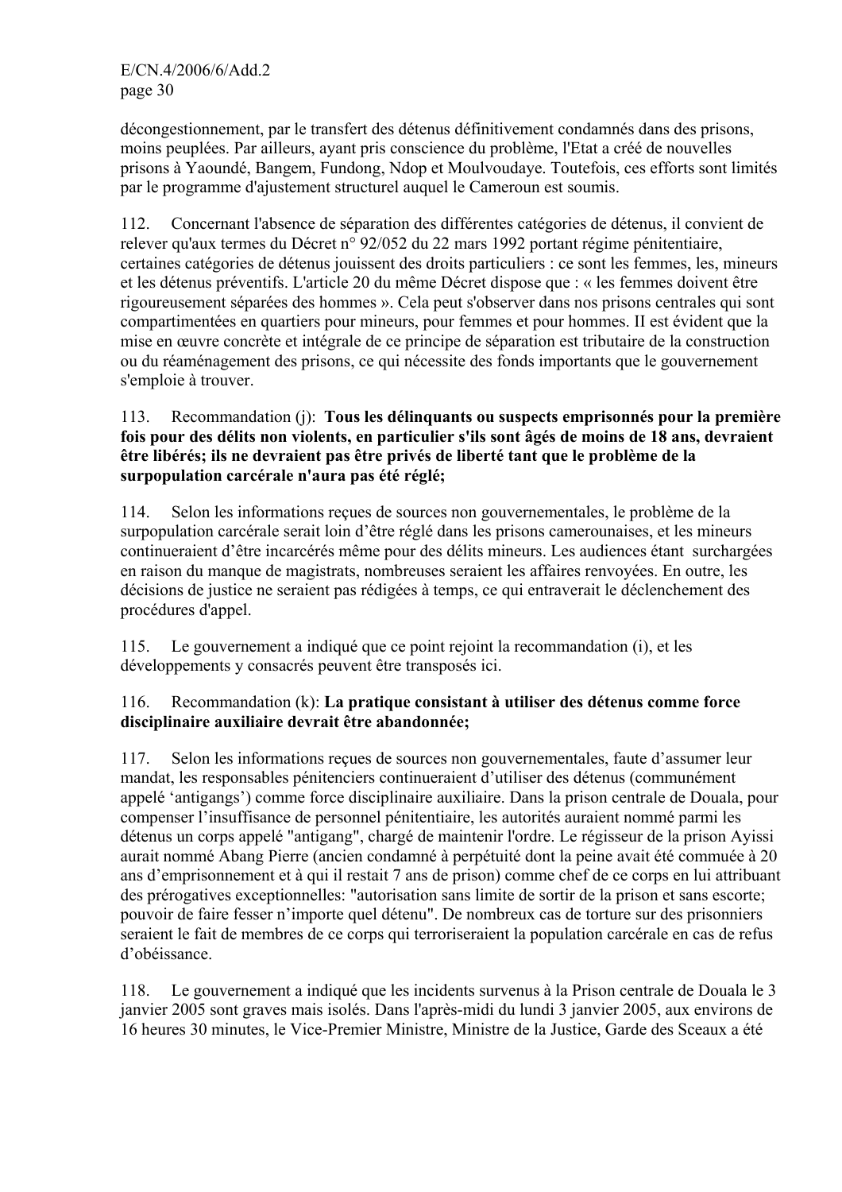décongestionnement, par le transfert des détenus définitivement condamnés dans des prisons, moins peuplées. Par ailleurs, ayant pris conscience du problème, l'Etat a créé de nouvelles prisons à Yaoundé, Bangem, Fundong, Ndop et Moulvoudaye. Toutefois, ces efforts sont limités par le programme d'ajustement structurel auquel le Cameroun est soumis.

112. Concernant l'absence de séparation des différentes catégories de détenus, il convient de relever qu'aux termes du Décret n° 92/052 du 22 mars 1992 portant régime pénitentiaire, certaines catégories de détenus jouissent des droits particuliers : ce sont les femmes, les, mineurs et les détenus préventifs. L'article 20 du même Décret dispose que : « les femmes doivent être rigoureusement séparées des hommes ». Cela peut s'observer dans nos prisons centrales qui sont compartimentées en quartiers pour mineurs, pour femmes et pour hommes. II est évident que la mise en œuvre concrète et intégrale de ce principe de séparation est tributaire de la construction ou du réaménagement des prisons, ce qui nécessite des fonds importants que le gouvernement s'emploie à trouver.

113. Recommandation (j): **Tous les délinquants ou suspects emprisonnés pour la première fois pour des délits non violents, en particulier s'ils sont âgés de moins de 18 ans, devraient être libérés; ils ne devraient pas être privés de liberté tant que le problème de la surpopulation carcérale n'aura pas été réglé;**

114. Selon les informations reçues de sources non gouvernementales, le problème de la surpopulation carcérale serait loin d'être réglé dans les prisons camerounaises, et les mineurs continueraient d'être incarcérés même pour des délits mineurs. Les audiences étant surchargées en raison du manque de magistrats, nombreuses seraient les affaires renvoyées. En outre, les décisions de justice ne seraient pas rédigées à temps, ce qui entraverait le déclenchement des procédures d'appel.

115. Le gouvernement a indiqué que ce point rejoint la recommandation (i), et les développements y consacrés peuvent être transposés ici.

116. Recommandation (k): **La pratique consistant à utiliser des détenus comme force disciplinaire auxiliaire devrait être abandonnée;**

117. Selon les informations reçues de sources non gouvernementales, faute d'assumer leur mandat, les responsables pénitenciers continueraient d'utiliser des détenus (communément appelé 'antigangs') comme force disciplinaire auxiliaire. Dans la prison centrale de Douala, pour compenser l'insuffisance de personnel pénitentiaire, les autorités auraient nommé parmi les détenus un corps appelé "antigang", chargé de maintenir l'ordre. Le régisseur de la prison Ayissi aurait nommé Abang Pierre (ancien condamné à perpétuité dont la peine avait été commuée à 20 ans d'emprisonnement et à qui il restait 7 ans de prison) comme chef de ce corps en lui attribuant des prérogatives exceptionnelles: "autorisation sans limite de sortir de la prison et sans escorte; pouvoir de faire fesser n'importe quel détenu". De nombreux cas de torture sur des prisonniers seraient le fait de membres de ce corps qui terroriseraient la population carcérale en cas de refus d'obéissance.

118. Le gouvernement a indiqué que les incidents survenus à la Prison centrale de Douala le 3 janvier 2005 sont graves mais isolés. Dans l'après-midi du lundi 3 janvier 2005, aux environs de 16 heures 30 minutes, le Vice-Premier Ministre, Ministre de la Justice, Garde des Sceaux a été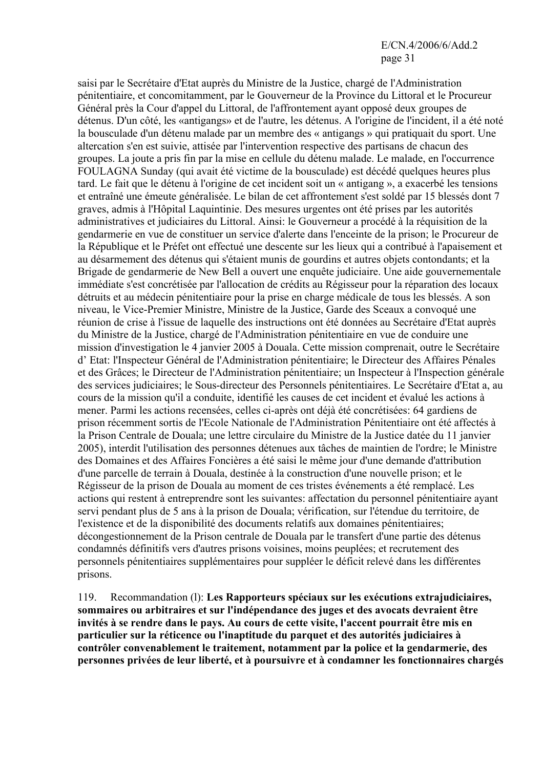saisi par le Secrétaire d'Etat auprès du Ministre de la Justice, chargé de l'Administration pénitentiaire, et concomitamment, par le Gouverneur de la Province du Littoral et le Procureur Général près la Cour d'appel du Littoral, de l'affrontement ayant opposé deux groupes de détenus. D'un côté, les «antigangs» et de l'autre, les détenus. A l'origine de l'incident, il a été noté la bousculade d'un détenu malade par un membre des « antigangs » qui pratiquait du sport. Une altercation s'en est suivie, attisée par l'intervention respective des partisans de chacun des groupes. La joute a pris fin par la mise en cellule du détenu malade. Le malade, en l'occurrence FOULAGNA Sunday (qui avait été victime de la bousculade) est décédé quelques heures plus tard. Le fait que le détenu à l'origine de cet incident soit un « antigang », a exacerbé les tensions et entraîné une émeute généralisée. Le bilan de cet affrontement s'est soldé par 15 blessés dont 7 graves, admis à l'Hôpital Laquintinie. Des mesures urgentes ont été prises par les autorités administratives et judiciaires du Littoral. Ainsi: le Gouverneur a procédé à la réquisition de la gendarmerie en vue de constituer un service d'alerte dans l'enceinte de la prison; le Procureur de la République et le Préfet ont effectué une descente sur les lieux qui a contribué à l'apaisement et au désarmement des détenus qui s'étaient munis de gourdins et autres objets contondants; et la Brigade de gendarmerie de New Bell a ouvert une enquête judiciaire. Une aide gouvernementale immédiate s'est concrétisée par l'allocation de crédits au Régisseur pour la réparation des locaux détruits et au médecin pénitentiaire pour la prise en charge médicale de tous les blessés. A son niveau, le Vice-Premier Ministre, Ministre de la Justice, Garde des Sceaux a convoqué une réunion de crise à l'issue de laquelle des instructions ont été données au Secrétaire d'Etat auprès du Ministre de la Justice, chargé de l'Administration pénitentiaire en vue de conduire une mission d'investigation le 4 janvier 2005 à Douala. Cette mission comprenait, outre le Secrétaire d' Etat: l'Inspecteur Général de l'Administration pénitentiaire; le Directeur des Affaires Pénales et des Grâces; le Directeur de l'Administration pénitentiaire; un Inspecteur à l'Inspection générale des services judiciaires; le Sous-directeur des Personnels pénitentiaires. Le Secrétaire d'Etat a, au cours de la mission qu'il a conduite, identifié les causes de cet incident et évalué les actions à mener. Parmi les actions recensées, celles ci-après ont déjà été concrétisées: 64 gardiens de prison récemment sortis de l'Ecole Nationale de l'Administration Pénitentiaire ont été affectés à la Prison Centrale de Douala; une lettre circulaire du Ministre de la Justice datée du 11 janvier 2005), interdit l'utilisation des personnes détenues aux tâches de maintien de l'ordre; le Ministre des Domaines et des Affaires Foncières a été saisi le même jour d'une demande d'attribution d'une parcelle de terrain à Douala, destinée à la construction d'une nouvelle prison; et le Régisseur de la prison de Douala au moment de ces tristes événements a été remplacé. Les actions qui restent à entreprendre sont les suivantes: affectation du personnel pénitentiaire ayant servi pendant plus de 5 ans à la prison de Douala; vérification, sur l'étendue du territoire, de l'existence et de la disponibilité des documents relatifs aux domaines pénitentiaires; décongestionnement de la Prison centrale de Douala par le transfert d'une partie des détenus condamnés définitifs vers d'autres prisons voisines, moins peuplées; et recrutement des personnels pénitentiaires supplémentaires pour suppléer le déficit relevé dans les différentes prisons.

119. Recommandation (l): **Les Rapporteurs spéciaux sur les exécutions extrajudiciaires, sommaires ou arbitraires et sur l'indépendance des juges et des avocats devraient être invités à se rendre dans le pays. Au cours de cette visite, l'accent pourrait être mis en particulier sur la réticence ou l'inaptitude du parquet et des autorités judiciaires à contrôler convenablement le traitement, notamment par la police et la gendarmerie, des personnes privées de leur liberté, et à poursuivre et à condamner les fonctionnaires chargés**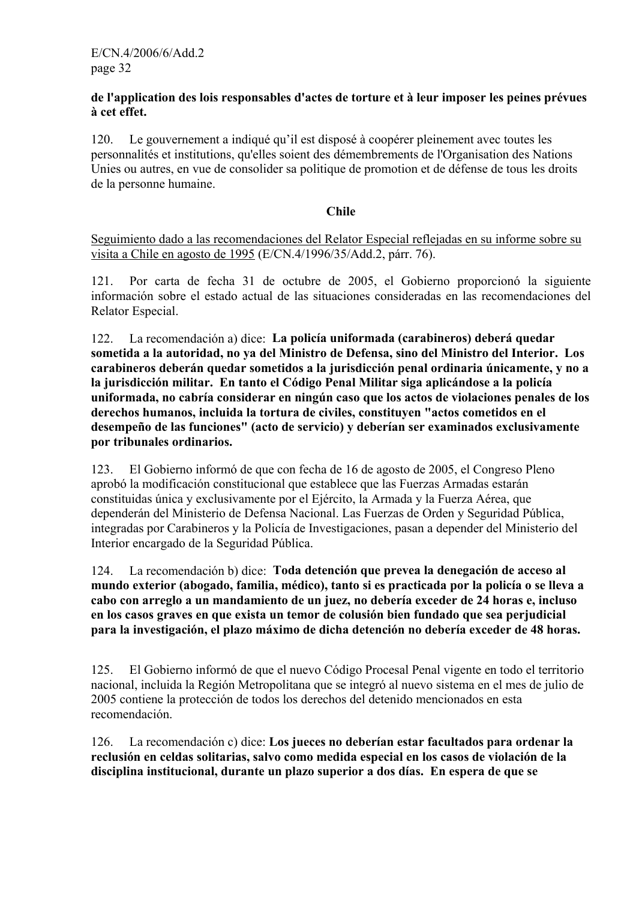**de l'application des lois responsables d'actes de torture et à leur imposer les peines prévues à cet effet.**

120. Le gouvernement a indiqué qu'il est disposé à coopérer pleinement avec toutes les personnalités et institutions, qu'elles soient des démembrements de l'Organisation des Nations Unies ou autres, en vue de consolider sa politique de promotion et de défense de tous les droits de la personne humaine.

**Chile**

Seguimiento dado a las recomendaciones del Relator Especial reflejadas en su informe sobre su visita a Chile en agosto de 1995 (E/CN.4/1996/35/Add.2, párr. 76).

121. Por carta de fecha 31 de octubre de 2005, el Gobierno proporcionó la siguiente información sobre el estado actual de las situaciones consideradas en las recomendaciones del Relator Especial.

122. La recomendación a) dice: **La policía uniformada (carabineros) deberá quedar sometida a la autoridad, no ya del Ministro de Defensa, sino del Ministro del Interior. Los carabineros deberán quedar sometidos a la jurisdicción penal ordinaria únicamente, y no a la jurisdicción militar. En tanto el Código Penal Militar siga aplicándose a la policía uniformada, no cabría considerar en ningún caso que los actos de violaciones penales de los derechos humanos, incluida la tortura de civiles, constituyen "actos cometidos en el desempeño de las funciones" (acto de servicio) y deberían ser examinados exclusivamente por tribunales ordinarios.**

123. El Gobierno informó de que con fecha de 16 de agosto de 2005, el Congreso Pleno aprobó la modificación constitucional que establece que las Fuerzas Armadas estarán constituidas única y exclusivamente por el Ejército, la Armada y la Fuerza Aérea, que dependerán del Ministerio de Defensa Nacional. Las Fuerzas de Orden y Seguridad Pública, integradas por Carabineros y la Policía de Investigaciones, pasan a depender del Ministerio del Interior encargado de la Seguridad Pública.

124. La recomendación b) dice: **Toda detención que prevea la denegación de acceso al mundo exterior (abogado, familia, médico), tanto si es practicada por la policía o se lleva a cabo con arreglo a un mandamiento de un juez, no debería exceder de 24 horas e, incluso en los casos graves en que exista un temor de colusión bien fundado que sea perjudicial para la investigación, el plazo máximo de dicha detención no debería exceder de 48 horas.**

125. El Gobierno informó de que el nuevo Código Procesal Penal vigente en todo el territorio nacional, incluida la Región Metropolitana que se integró al nuevo sistema en el mes de julio de 2005 contiene la protección de todos los derechos del detenido mencionados en esta recomendación.

126. La recomendación c) dice: **Los jueces no deberían estar facultados para ordenar la reclusión en celdas solitarias, salvo como medida especial en los casos de violación de la disciplina institucional, durante un plazo superior a dos días. En espera de que se**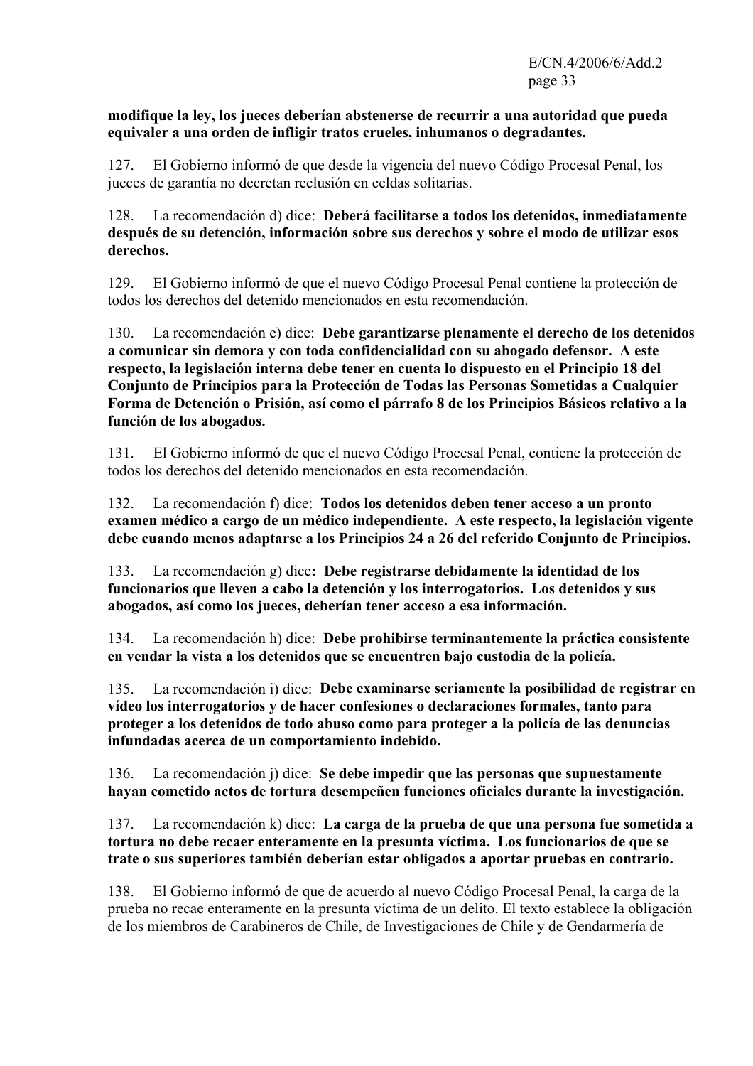**modifique la ley, los jueces deberían abstenerse de recurrir a una autoridad que pueda equivaler a una orden de infligir tratos crueles, inhumanos o degradantes.**

127. El Gobierno informó de que desde la vigencia del nuevo Código Procesal Penal, los jueces de garantía no decretan reclusión en celdas solitarias.

128. La recomendación d) dice: **Deberá facilitarse a todos los detenidos, inmediatamente después de su detención, información sobre sus derechos y sobre el modo de utilizar esos derechos.**

129. El Gobierno informó de que el nuevo Código Procesal Penal contiene la protección de todos los derechos del detenido mencionados en esta recomendación.

130. La recomendación e) dice: **Debe garantizarse plenamente el derecho de los detenidos a comunicar sin demora y con toda confidencialidad con su abogado defensor. A este respecto, la legislación interna debe tener en cuenta lo dispuesto en el Principio 18 del Conjunto de Principios para la Protección de Todas las Personas Sometidas a Cualquier Forma de Detención o Prisión, así como el párrafo 8 de los Principios Básicos relativo a la función de los abogados.**

131. El Gobierno informó de que el nuevo Código Procesal Penal, contiene la protección de todos los derechos del detenido mencionados en esta recomendación.

132. La recomendación f) dice: **Todos los detenidos deben tener acceso a un pronto examen médico a cargo de un médico independiente. A este respecto, la legislación vigente debe cuando menos adaptarse a los Principios 24 a 26 del referido Conjunto de Principios.**

133. La recomendación g) dice**: Debe registrarse debidamente la identidad de los funcionarios que lleven a cabo la detención y los interrogatorios. Los detenidos y sus abogados, así como los jueces, deberían tener acceso a esa información.**

134. La recomendación h) dice: **Debe prohibirse terminantemente la práctica consistente en vendar la vista a los detenidos que se encuentren bajo custodia de la policía.**

135. La recomendación i) dice: **Debe examinarse seriamente la posibilidad de registrar en vídeo los interrogatorios y de hacer confesiones o declaraciones formales, tanto para proteger a los detenidos de todo abuso como para proteger a la policía de las denuncias infundadas acerca de un comportamiento indebido.**

136. La recomendación j) dice: **Se debe impedir que las personas que supuestamente hayan cometido actos de tortura desempeñen funciones oficiales durante la investigación.**

137. La recomendación k) dice: **La carga de la prueba de que una persona fue sometida a tortura no debe recaer enteramente en la presunta víctima. Los funcionarios de que se trate o sus superiores también deberían estar obligados a aportar pruebas en contrario.**

138. El Gobierno informó de que de acuerdo al nuevo Código Procesal Penal, la carga de la prueba no recae enteramente en la presunta víctima de un delito. El texto establece la obligación de los miembros de Carabineros de Chile, de Investigaciones de Chile y de Gendarmería de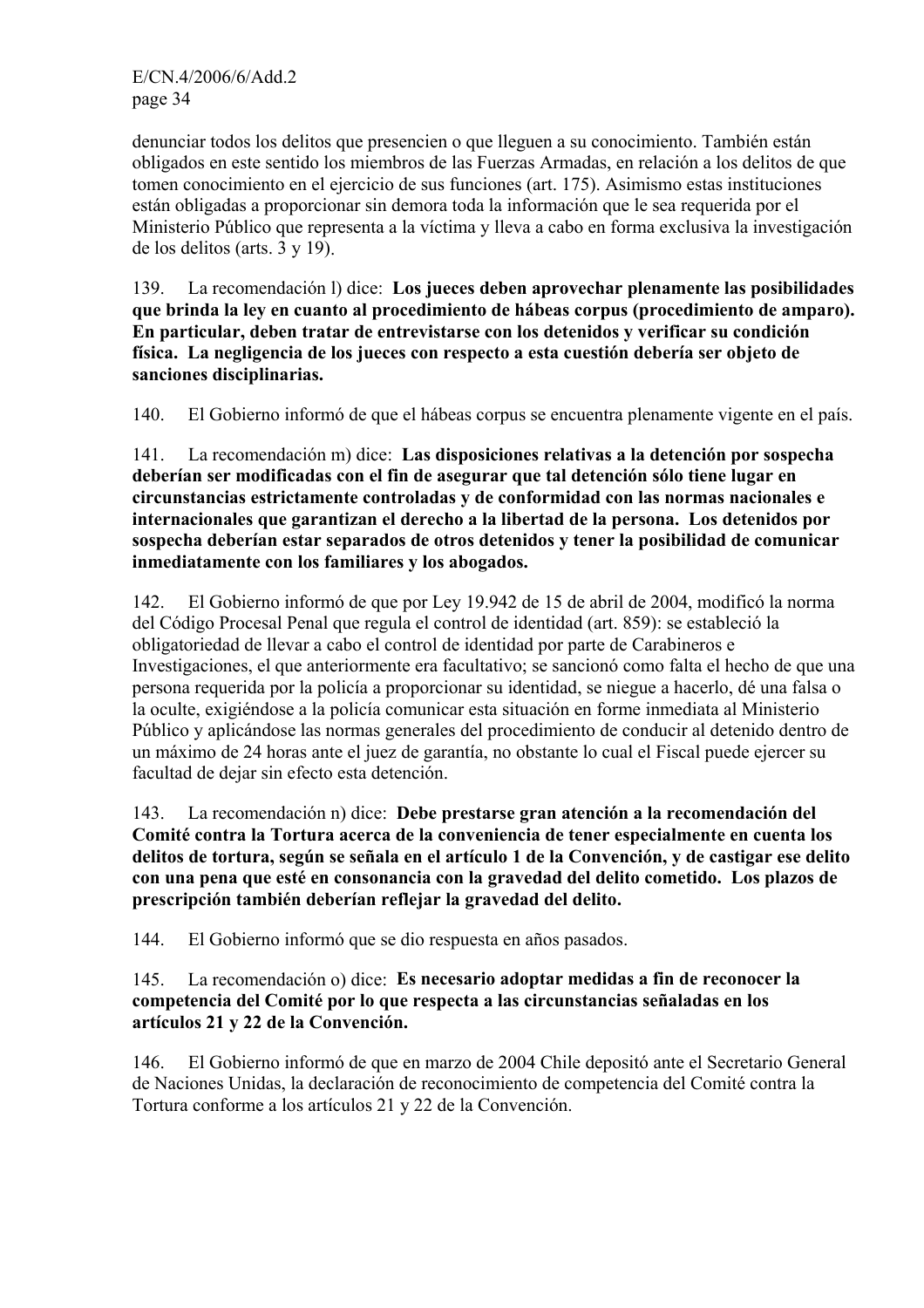denunciar todos los delitos que presencien o que lleguen a su conocimiento. También están obligados en este sentido los miembros de las Fuerzas Armadas, en relación a los delitos de que tomen conocimiento en el ejercicio de sus funciones (art. 175). Asimismo estas instituciones están obligadas a proporcionar sin demora toda la información que le sea requerida por el Ministerio Público que representa a la víctima y lleva a cabo en forma exclusiva la investigación de los delitos (arts. 3 y 19).

139. La recomendación l) dice: **Los jueces deben aprovechar plenamente las posibilidades que brinda la ley en cuanto al procedimiento de hábeas corpus (procedimiento de amparo). En particular, deben tratar de entrevistarse con los detenidos y verificar su condición física. La negligencia de los jueces con respecto a esta cuestión debería ser objeto de sanciones disciplinarias.**

140. El Gobierno informó de que el hábeas corpus se encuentra plenamente vigente en el país.

141. La recomendación m) dice: **Las disposiciones relativas a la detención por sospecha deberían ser modificadas con el fin de asegurar que tal detención sólo tiene lugar en circunstancias estrictamente controladas y de conformidad con las normas nacionales e internacionales que garantizan el derecho a la libertad de la persona. Los detenidos por sospecha deberían estar separados de otros detenidos y tener la posibilidad de comunicar inmediatamente con los familiares y los abogados.**

142. El Gobierno informó de que por Ley 19.942 de 15 de abril de 2004, modificó la norma del Código Procesal Penal que regula el control de identidad (art. 859): se estableció la obligatoriedad de llevar a cabo el control de identidad por parte de Carabineros e Investigaciones, el que anteriormente era facultativo; se sancionó como falta el hecho de que una persona requerida por la policía a proporcionar su identidad, se niegue a hacerlo, dé una falsa o la oculte, exigiéndose a la policía comunicar esta situación en forme inmediata al Ministerio Público y aplicándose las normas generales del procedimiento de conducir al detenido dentro de un máximo de 24 horas ante el juez de garantía, no obstante lo cual el Fiscal puede ejercer su facultad de dejar sin efecto esta detención.

143. La recomendación n) dice: **Debe prestarse gran atención a la recomendación del Comité contra la Tortura acerca de la conveniencia de tener especialmente en cuenta los delitos de tortura, según se señala en el artículo 1 de la Convención, y de castigar ese delito con una pena que esté en consonancia con la gravedad del delito cometido. Los plazos de prescripción también deberían reflejar la gravedad del delito.**

144. El Gobierno informó que se dio respuesta en años pasados.

145. La recomendación o) dice: **Es necesario adoptar medidas a fin de reconocer la competencia del Comité por lo que respecta a las circunstancias señaladas en los artículos 21 y 22 de la Convención.**

146. El Gobierno informó de que en marzo de 2004 Chile depositó ante el Secretario General de Naciones Unidas, la declaración de reconocimiento de competencia del Comité contra la Tortura conforme a los artículos 21 y 22 de la Convención.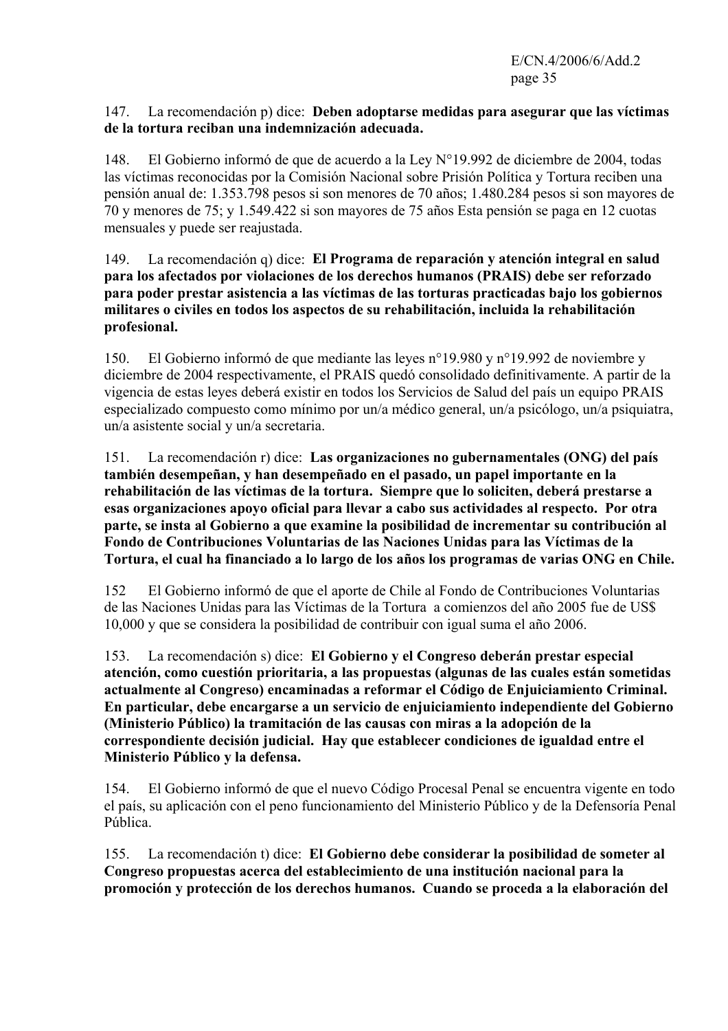147. La recomendación p) dice: **Deben adoptarse medidas para asegurar que las víctimas de la tortura reciban una indemnización adecuada.**

148. El Gobierno informó de que de acuerdo a la Ley N°19.992 de diciembre de 2004, todas las víctimas reconocidas por la Comisión Nacional sobre Prisión Política y Tortura reciben una pensión anual de: 1.353.798 pesos si son menores de 70 años; 1.480.284 pesos si son mayores de 70 y menores de 75; y 1.549.422 si son mayores de 75 años Esta pensión se paga en 12 cuotas mensuales y puede ser reajustada.

149. La recomendación q) dice: **El Programa de reparación y atención integral en salud para los afectados por violaciones de los derechos humanos (PRAIS) debe ser reforzado para poder prestar asistencia a las víctimas de las torturas practicadas bajo los gobiernos militares o civiles en todos los aspectos de su rehabilitación, incluida la rehabilitación profesional.**

150. El Gobierno informó de que mediante las leyes n°19.980 y n°19.992 de noviembre y diciembre de 2004 respectivamente, el PRAIS quedó consolidado definitivamente. A partir de la vigencia de estas leyes deberá existir en todos los Servicios de Salud del país un equipo PRAIS especializado compuesto como mínimo por un/a médico general, un/a psicólogo, un/a psiquiatra, un/a asistente social y un/a secretaria.

151. La recomendación r) dice: **Las organizaciones no gubernamentales (ONG) del país también desempeñan, y han desempeñado en el pasado, un papel importante en la rehabilitación de las víctimas de la tortura. Siempre que lo soliciten, deberá prestarse a esas organizaciones apoyo oficial para llevar a cabo sus actividades al respecto. Por otra parte, se insta al Gobierno a que examine la posibilidad de incrementar su contribución al Fondo de Contribuciones Voluntarias de las Naciones Unidas para las Víctimas de la Tortura, el cual ha financiado a lo largo de los años los programas de varias ONG en Chile.**

152 El Gobierno informó de que el aporte de Chile al Fondo de Contribuciones Voluntarias de las Naciones Unidas para las Víctimas de la Tortura a comienzos del año 2005 fue de US$ 10,000 y que se considera la posibilidad de contribuir con igual suma el año 2006.

153. La recomendación s) dice: **El Gobierno y el Congreso deberán prestar especial atención, como cuestión prioritaria, a las propuestas (algunas de las cuales están sometidas actualmente al Congreso) encaminadas a reformar el Código de Enjuiciamiento Criminal. En particular, debe encargarse a un servicio de enjuiciamiento independiente del Gobierno (Ministerio Público) la tramitación de las causas con miras a la adopción de la correspondiente decisión judicial. Hay que establecer condiciones de igualdad entre el Ministerio Público y la defensa.**

154. El Gobierno informó de que el nuevo Código Procesal Penal se encuentra vigente en todo el país, su aplicación con el peno funcionamiento del Ministerio Público y de la Defensoría Penal Pública.

155. La recomendación t) dice: **El Gobierno debe considerar la posibilidad de someter al Congreso propuestas acerca del establecimiento de una institución nacional para la promoción y protección de los derechos humanos. Cuando se proceda a la elaboración del**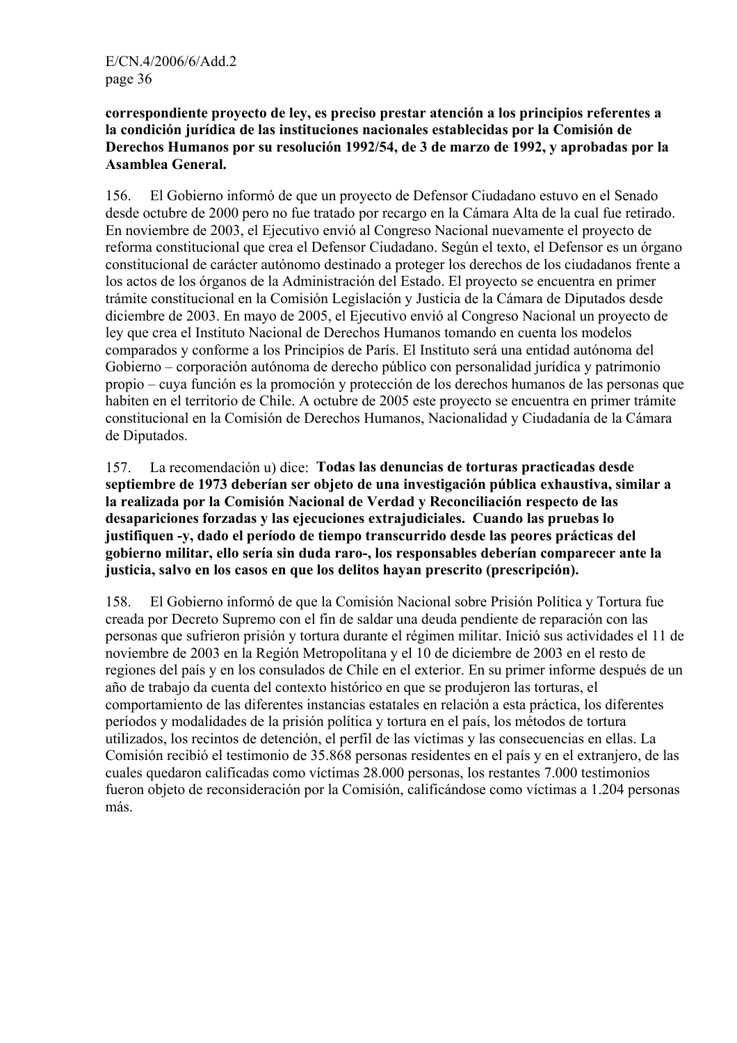**correspondiente proyecto de ley, es preciso prestar atención a los principios referentes a la condición jurídica de las instituciones nacionales establecidas por la Comisión de Derechos Humanos por su resolución 1992/54, de 3 de marzo de 1992, y aprobadas por la Asamblea General.**

156. El Gobierno informó de que un proyecto de Defensor Ciudadano estuvo en el Senado desde octubre de 2000 pero no fue tratado por recargo en la Cámara Alta de la cual fue retirado. En noviembre de 2003, el Ejecutivo envió al Congreso Nacional nuevamente el proyecto de reforma constitucional que crea el Defensor Ciudadano. Según el texto, el Defensor es un órgano constitucional de carácter autónomo destinado a proteger los derechos de los ciudadanos frente a los actos de los órganos de la Administración del Estado. El proyecto se encuentra en primer trámite constitucional en la Comisión Legislación y Justicia de la Cámara de Diputados desde diciembre de 2003. En mayo de 2005, el Ejecutivo envió al Congreso Nacional un proyecto de ley que crea el Instituto Nacional de Derechos Humanos tomando en cuenta los modelos comparados y conforme a los Principios de París. El Instituto será una entidad autónoma del Gobierno – corporación autónoma de derecho público con personalidad jurídica y patrimonio propio – cuya función es la promoción y protección de los derechos humanos de las personas que habiten en el territorio de Chile. A octubre de 2005 este proyecto se encuentra en primer trámite constitucional en la Comisión de Derechos Humanos, Nacionalidad y Ciudadanía de la Cámara de Diputados.

157. La recomendación u) dice: **Todas las denuncias de torturas practicadas desde septiembre de 1973 deberían ser objeto de una investigación pública exhaustiva, similar a la realizada por la Comisión Nacional de Verdad y Reconciliación respecto de las desapariciones forzadas y las ejecuciones extrajudiciales. Cuando las pruebas lo justifiquen -y, dado el período de tiempo transcurrido desde las peores prácticas del gobierno militar, ello sería sin duda raro-, los responsables deberían comparecer ante la justicia, salvo en los casos en que los delitos hayan prescrito (prescripción).**

158. El Gobierno informó de que la Comisión Nacional sobre Prisión Política y Tortura fue creada por Decreto Supremo con el fin de saldar una deuda pendiente de reparación con las personas que sufrieron prisión y tortura durante el régimen militar. Inició sus actividades el 11 de noviembre de 2003 en la Región Metropolitana y el 10 de diciembre de 2003 en el resto de regiones del país y en los consulados de Chile en el exterior. En su primer informe después de un año de trabajo da cuenta del contexto histórico en que se produjeron las torturas, el comportamiento de las diferentes instancias estatales en relación a esta práctica, los diferentes períodos y modalidades de la prisión política y tortura en el país, los métodos de tortura utilizados, los recintos de detención, el perfil de las víctimas y las consecuencias en ellas. La Comisión recibió el testimonio de 35.868 personas residentes en el país y en el extranjero, de las cuales quedaron calificadas como víctimas 28.000 personas, los restantes 7.000 testimonios fueron objeto de reconsideración por la Comisión, calificándose como víctimas a 1.204 personas más.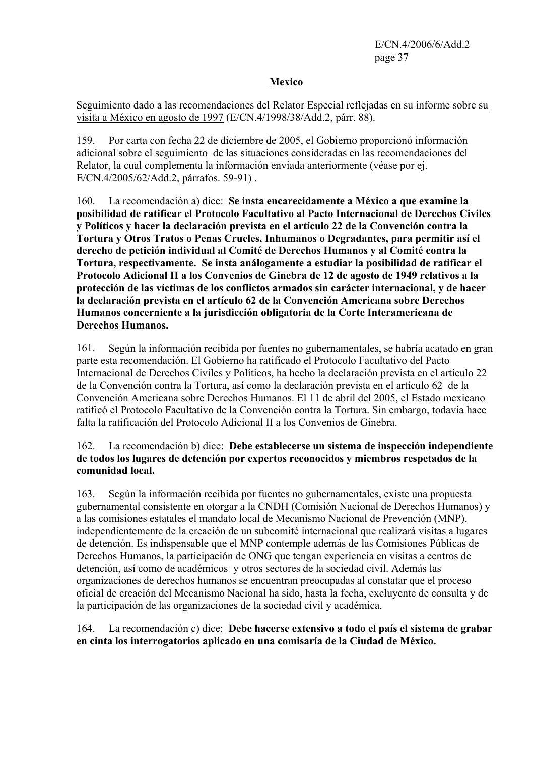## Mexico

<u>Seguimiento dado a las recomendaciones del Relator Especial reflejadas en su informe sobre su visita a México en agosto de 1997</u> (E/CN.4/1998/38/Add.2, párr. 88).

159. Por carta con fecha 22 de diciembre de 2005, el Gobierno proporcionó información adicional sobre el seguimiento de las situaciones consideradas en las recomendaciones del Relator, la cual complementa la información enviada anteriormente (véase por ej. E/CN.4/2005/62/Add.2, párrafos. 59-91) .

160. La recomendación a) dice: **Se insta encarecidamente a México a que examine la posibilidad de ratificar el Protocolo Facultativo al Pacto Internacional de Derechos Civiles y Políticos y hacer la declaración prevista en el artículo 22 de la Convención contra la Tortura y Otros Tratos o Penas Crueles, Inhumanos o Degradantes, para permitir así el derecho de petición individual al Comité de Derechos Humanos y al Comité contra la Tortura, respectivamente. Se insta análogamente a estudiar la posibilidad de ratificar el Protocolo Adicional II a los Convenios de Ginebra de 12 de agosto de 1949 relativos a la protección de las víctimas de los conflictos armados sin carácter internacional, y de hacer la declaración prevista en el artículo 62 de la Convención Americana sobre Derechos Humanos concerniente a la jurisdicción obligatoria de la Corte Interamericana de Derechos Humanos.**

161. Según la información recibida por fuentes no gubernamentales, se habría acatado en gran parte esta recomendación. El Gobierno ha ratificado el Protocolo Facultativo del Pacto Internacional de Derechos Civiles y Políticos, ha hecho la declaración prevista en el artículo 22 de la Convención contra la Tortura, así como la declaración prevista en el artículo 62 de la Convención Americana sobre Derechos Humanos. El 11 de abril del 2005, el Estado mexicano ratificó el Protocolo Facultativo de la Convención contra la Tortura. Sin embargo, todavía hace falta la ratificación del Protocolo Adicional II a los Convenios de Ginebra.

162. La recomendación b) dice: **Debe establecerse un sistema de inspección independiente de todos los lugares de detención por expertos reconocidos y miembros respetados de la comunidad local.**

163. Según la información recibida por fuentes no gubernamentales, existe una propuesta gubernamental consistente en otorgar a la CNDH (Comisión Nacional de Derechos Humanos) y a las comisiones estatales el mandato local de Mecanismo Nacional de Prevención (MNP), independientemente de la creación de un subcomité internacional que realizará visitas a lugares de detención. Es indispensable que el MNP contemple además de las Comisiones Públicas de Derechos Humanos, la participación de ONG que tengan experiencia en visitas a centros de detención, así como de académicos y otros sectores de la sociedad civil. Además las organizaciones de derechos humanos se encuentran preocupadas al constatar que el proceso oficial de creación del Mecanismo Nacional ha sido, hasta la fecha, excluyente de consulta y de la participación de las organizaciones de la sociedad civil y académica.

164. La recomendación c) dice: **Debe hacerse extensivo a todo el país el sistema de grabar en cinta los interrogatorios aplicado en una comisaría de la Ciudad de México.**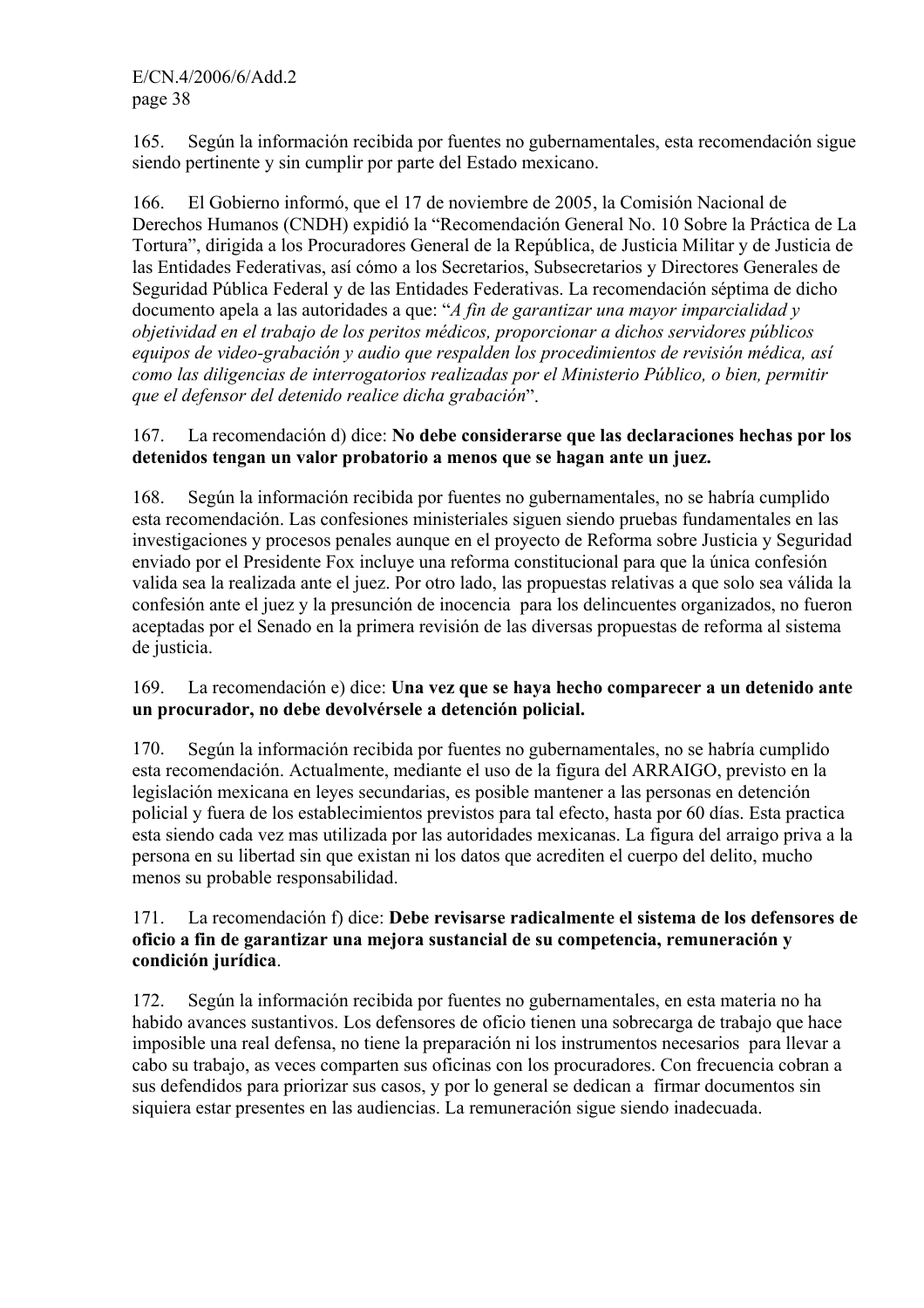165. Según la información recibida por fuentes no gubernamentales, esta recomendación sigue siendo pertinente y sin cumplir por parte del Estado mexicano.

166. El Gobierno informó, que el 17 de noviembre de 2005, la Comisión Nacional de Derechos Humanos (CNDH) expidió la "Recomendación General No. 10 Sobre la Práctica de La Tortura", dirigida a los Procuradores General de la República, de Justicia Militar y de Justicia de las Entidades Federativas, así cómo a los Secretarios, Subsecretarios y Directores Generales de Seguridad Pública Federal y de las Entidades Federativas. La recomendación séptima de dicho documento apela a las autoridades a que: "*A fin de garantizar una mayor imparcialidad y objetividad en el trabajo de los peritos médicos, proporcionar a dichos servidores públicos equipos de video-grabación y audio que respalden los procedimientos de revisión médica, así como las diligencias de interrogatorios realizadas por el Ministerio Público, o bien, permitir que el defensor del detenido realice dicha grabación*".

167. La recomendación d) dice: **No debe considerarse que las declaraciones hechas por los detenidos tengan un valor probatorio a menos que se hagan ante un juez.**

168. Según la información recibida por fuentes no gubernamentales, no se habría cumplido esta recomendación. Las confesiones ministeriales siguen siendo pruebas fundamentales en las investigaciones y procesos penales aunque en el proyecto de Reforma sobre Justicia y Seguridad enviado por el Presidente Fox incluye una reforma constitucional para que la única confesión valida sea la realizada ante el juez. Por otro lado, las propuestas relativas a que solo sea válida la confesión ante el juez y la presunción de inocencia para los delincuentes organizados, no fueron aceptadas por el Senado en la primera revisión de las diversas propuestas de reforma al sistema de justicia.

169. La recomendación e) dice: **Una vez que se haya hecho comparecer a un detenido ante un procurador, no debe devolvérsele a detención policial.**

170. Según la información recibida por fuentes no gubernamentales, no se habría cumplido esta recomendación. Actualmente, mediante el uso de la figura del ARRAIGO, previsto en la legislación mexicana en leyes secundarias, es posible mantener a las personas en detención policial y fuera de los establecimientos previstos para tal efecto, hasta por 60 días. Esta practica esta siendo cada vez mas utilizada por las autoridades mexicanas. La figura del arraigo priva a la persona en su libertad sin que existan ni los datos que acrediten el cuerpo del delito, mucho menos su probable responsabilidad.

171. La recomendación f) dice: **Debe revisarse radicalmente el sistema de los defensores de oficio a fin de garantizar una mejora sustancial de su competencia, remuneración y condición jurídica**.

172. Según la información recibida por fuentes no gubernamentales, en esta materia no ha habido avances sustantivos. Los defensores de oficio tienen una sobrecarga de trabajo que hace imposible una real defensa, no tiene la preparación ni los instrumentos necesarios para llevar a cabo su trabajo, as veces comparten sus oficinas con los procuradores. Con frecuencia cobran a sus defendidos para priorizar sus casos, y por lo general se dedican a firmar documentos sin siquiera estar presentes en las audiencias. La remuneración sigue siendo inadecuada.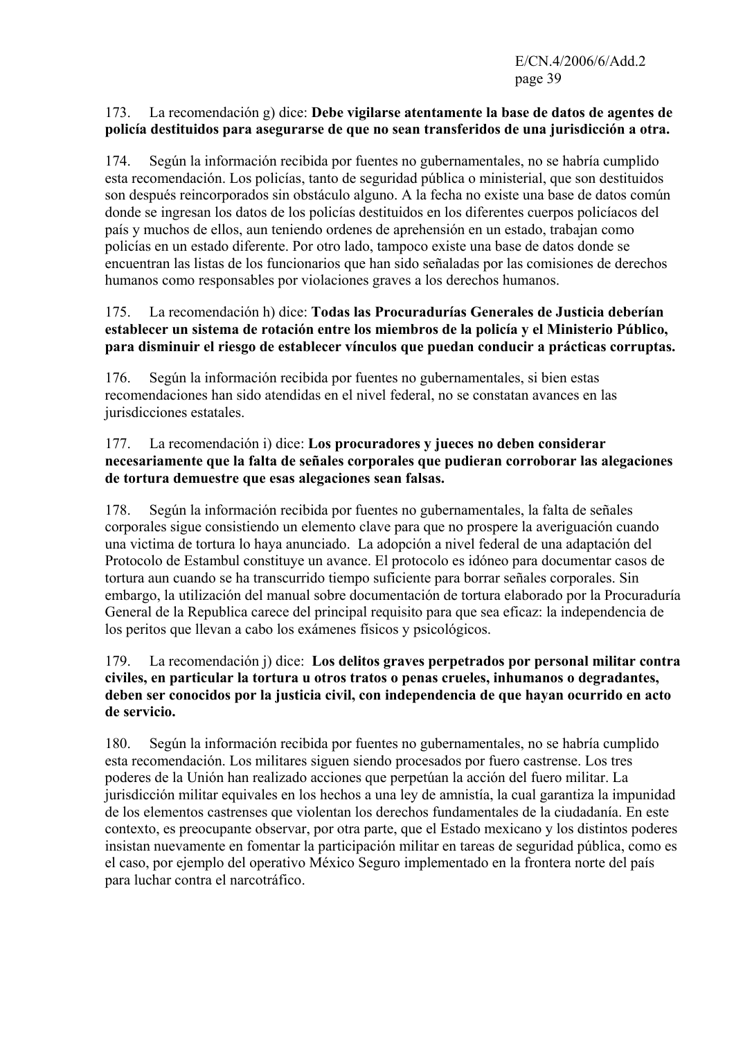173. La recomendación g) dice: **Debe vigilarse atentamente la base de datos de agentes de policía destituidos para asegurarse de que no sean transferidos de una jurisdicción a otra.**

174. Según la información recibida por fuentes no gubernamentales, no se habría cumplido esta recomendación. Los policías, tanto de seguridad pública o ministerial, que son destituidos son después reincorporados sin obstáculo alguno. A la fecha no existe una base de datos común donde se ingresan los datos de los policías destituidos en los diferentes cuerpos policíacos del país y muchos de ellos, aun teniendo ordenes de aprehensión en un estado, trabajan como policías en un estado diferente. Por otro lado, tampoco existe una base de datos donde se encuentran las listas de los funcionarios que han sido señaladas por las comisiones de derechos humanos como responsables por violaciones graves a los derechos humanos.

175. La recomendación h) dice: **Todas las Procuradurías Generales de Justicia deberían establecer un sistema de rotación entre los miembros de la policía y el Ministerio Público, para disminuir el riesgo de establecer vínculos que puedan conducir a prácticas corruptas.**

176. Según la información recibida por fuentes no gubernamentales, si bien estas recomendaciones han sido atendidas en el nivel federal, no se constatan avances en las jurisdicciones estatales.

177. La recomendación i) dice: **Los procuradores y jueces no deben considerar necesariamente que la falta de señales corporales que pudieran corroborar las alegaciones de tortura demuestre que esas alegaciones sean falsas.**

178. Según la información recibida por fuentes no gubernamentales, la falta de señales corporales sigue consistiendo un elemento clave para que no prospere la averiguación cuando una victima de tortura lo haya anunciado. La adopción a nivel federal de una adaptación del Protocolo de Estambul constituye un avance. El protocolo es idóneo para documentar casos de tortura aun cuando se ha transcurrido tiempo suficiente para borrar señales corporales. Sin embargo, la utilización del manual sobre documentación de tortura elaborado por la Procuraduría General de la Republica carece del principal requisito para que sea eficaz: la independencia de los peritos que llevan a cabo los exámenes físicos y psicológicos.

179. La recomendación j) dice: **Los delitos graves perpetrados por personal militar contra civiles, en particular la tortura u otros tratos o penas crueles, inhumanos o degradantes, deben ser conocidos por la justicia civil, con independencia de que hayan ocurrido en acto de servicio.**

180. Según la información recibida por fuentes no gubernamentales, no se habría cumplido esta recomendación. Los militares siguen siendo procesados por fuero castrense. Los tres poderes de la Unión han realizado acciones que perpetúan la acción del fuero militar. La jurisdicción militar equivales en los hechos a una ley de amnistía, la cual garantiza la impunidad de los elementos castrenses que violentan los derechos fundamentales de la ciudadanía. En este contexto, es preocupante observar, por otra parte, que el Estado mexicano y los distintos poderes insistan nuevamente en fomentar la participación militar en tareas de seguridad pública, como es el caso, por ejemplo del operativo México Seguro implementado en la frontera norte del país para luchar contra el narcotráfico.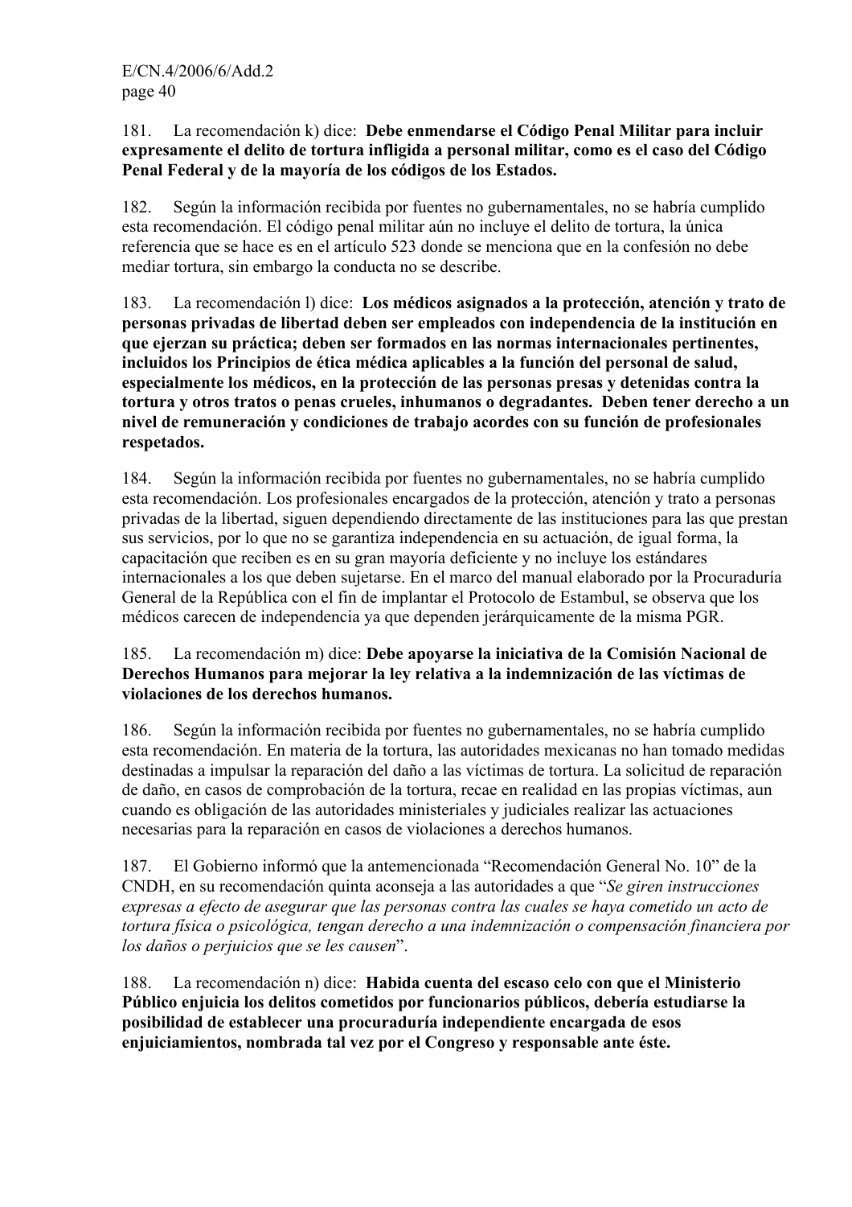181. La recomendación k) dice: **Debe enmendarse el Código Penal Militar para incluir expresamente el delito de tortura infligida a personal militar, como es el caso del Código Penal Federal y de la mayoría de los códigos de los Estados.**

182. Según la información recibida por fuentes no gubernamentales, no se habría cumplido esta recomendación. El código penal militar aún no incluye el delito de tortura, la única referencia que se hace es en el artículo 523 donde se menciona que en la confesión no debe mediar tortura, sin embargo la conducta no se describe.

183. La recomendación l) dice: **Los médicos asignados a la protección, atención y trato de personas privadas de libertad deben ser empleados con independencia de la institución en que ejerzan su práctica; deben ser formados en las normas internacionales pertinentes, incluidos los Principios de ética médica aplicables a la función del personal de salud, especialmente los médicos, en la protección de las personas presas y detenidas contra la tortura y otros tratos o penas crueles, inhumanos o degradantes. Deben tener derecho a un nivel de remuneración y condiciones de trabajo acordes con su función de profesionales respetados.**

184. Según la información recibida por fuentes no gubernamentales, no se habría cumplido esta recomendación. Los profesionales encargados de la protección, atención y trato a personas privadas de la libertad, siguen dependiendo directamente de las instituciones para las que prestan sus servicios, por lo que no se garantiza independencia en su actuación, de igual forma, la capacitación que reciben es en su gran mayoría deficiente y no incluye los estándares internacionales a los que deben sujetarse. En el marco del manual elaborado por la Procuraduría General de la República con el fin de implantar el Protocolo de Estambul, se observa que los médicos carecen de independencia ya que dependen jerárquicamente de la misma PGR.

185. La recomendación m) dice: **Debe apoyarse la iniciativa de la Comisión Nacional de Derechos Humanos para mejorar la ley relativa a la indemnización de las víctimas de violaciones de los derechos humanos.**

186. Según la información recibida por fuentes no gubernamentales, no se habría cumplido esta recomendación. En materia de la tortura, las autoridades mexicanas no han tomado medidas destinadas a impulsar la reparación del daño a las víctimas de tortura. La solicitud de reparación de daño, en casos de comprobación de la tortura, recae en realidad en las propias víctimas, aun cuando es obligación de las autoridades ministeriales y judiciales realizar las actuaciones necesarias para la reparación en casos de violaciones a derechos humanos.

187. El Gobierno informó que la antemencionada "Recomendación General No. 10" de la CNDH, en su recomendación quinta aconseja a las autoridades a que "*Se giren instrucciones expresas a efecto de asegurar que las personas contra las cuales se haya cometido un acto de tortura física o psicológica, tengan derecho a una indemnización o compensación financiera por los daños o perjuicios que se les causen*".

188. La recomendación n) dice: **Habida cuenta del escaso celo con que el Ministerio Público enjuicia los delitos cometidos por funcionarios públicos, debería estudiarse la posibilidad de establecer una procuraduría independiente encargada de esos enjuiciamientos, nombrada tal vez por el Congreso y responsable ante éste.**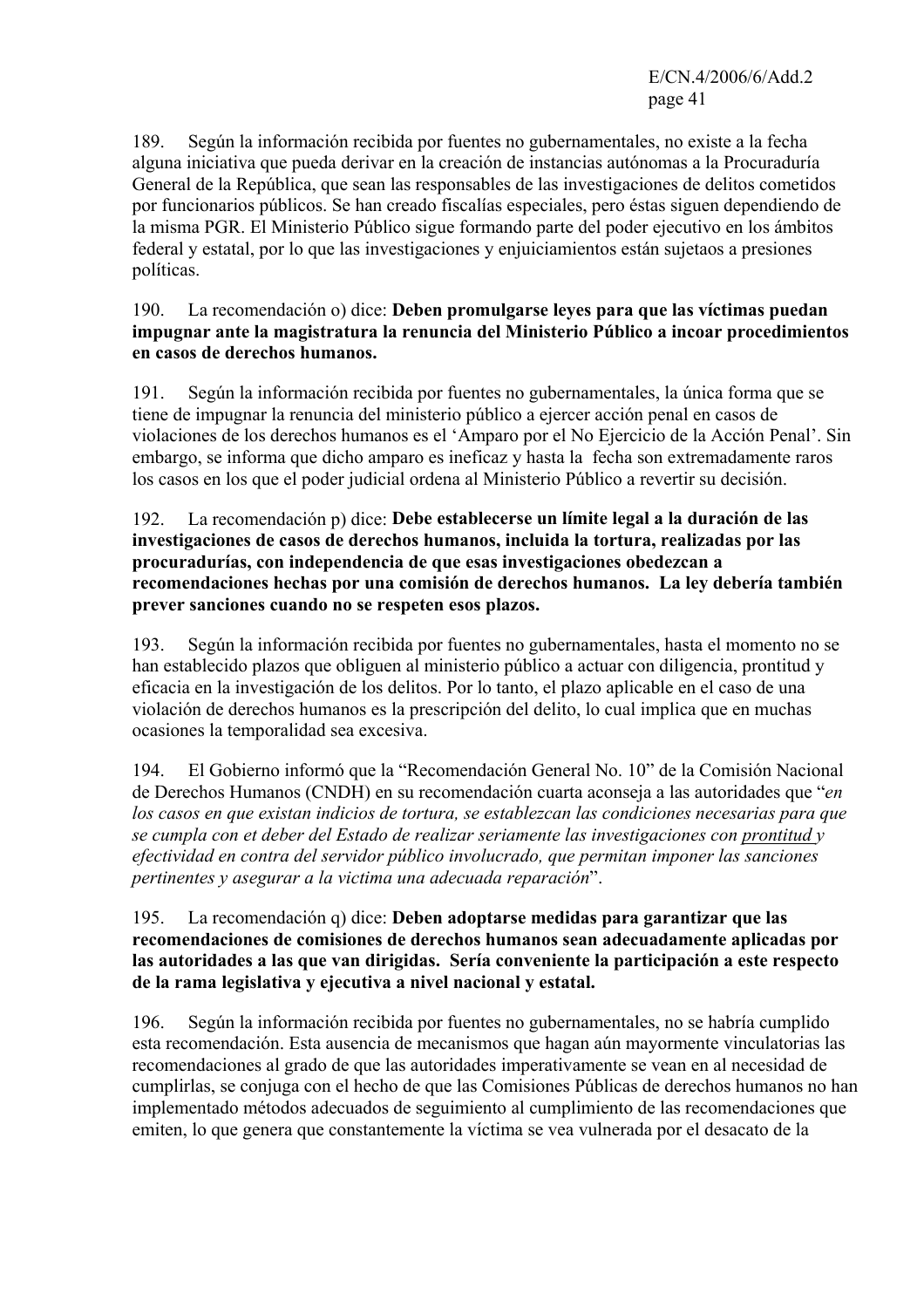189. Según la información recibida por fuentes no gubernamentales, no existe a la fecha alguna iniciativa que pueda derivar en la creación de instancias autónomas a la Procuraduría General de la República, que sean las responsables de las investigaciones de delitos cometidos por funcionarios públicos. Se han creado fiscalías especiales, pero éstas siguen dependiendo de la misma PGR. El Ministerio Público sigue formando parte del poder ejecutivo en los ámbitos federal y estatal, por lo que las investigaciones y enjuiciamientos están sujetaos a presiones políticas.

190. La recomendación o) dice: **Deben promulgarse leyes para que las víctimas puedan impugnar ante la magistratura la renuncia del Ministerio Público a incoar procedimientos en casos de derechos humanos.**

191. Según la información recibida por fuentes no gubernamentales, la única forma que se tiene de impugnar la renuncia del ministerio público a ejercer acción penal en casos de violaciones de los derechos humanos es el 'Amparo por el No Ejercicio de la Acción Penal'. Sin embargo, se informa que dicho amparo es ineficaz y hasta la fecha son extremadamente raros los casos en los que el poder judicial ordena al Ministerio Público a revertir su decisión.

192. La recomendación p) dice: **Debe establecerse un límite legal a la duración de las investigaciones de casos de derechos humanos, incluida la tortura, realizadas por las procuradurías, con independencia de que esas investigaciones obedezcan a recomendaciones hechas por una comisión de derechos humanos. La ley debería también prever sanciones cuando no se respeten esos plazos.**

193. Según la información recibida por fuentes no gubernamentales, hasta el momento no se han establecido plazos que obliguen al ministerio público a actuar con diligencia, prontitud y eficacia en la investigación de los delitos. Por lo tanto, el plazo aplicable en el caso de una violación de derechos humanos es la prescripción del delito, lo cual implica que en muchas ocasiones la temporalidad sea excesiva.

194. El Gobierno informó que la "Recomendación General No. 10" de la Comisión Nacional de Derechos Humanos (CNDH) en su recomendación cuarta aconseja a las autoridades que "*en los casos en que existan indicios de tortura, se establezcan las condiciones necesarias para que se cumpla con et deber del Estado de realizar seriamente las investigaciones con prontitud y efectividad en contra del servidor público involucrado, que permitan imponer las sanciones pertinentes y asegurar a la victima una adecuada reparación*".

195. La recomendación q) dice: **Deben adoptarse medidas para garantizar que las recomendaciones de comisiones de derechos humanos sean adecuadamente aplicadas por las autoridades a las que van dirigidas. Sería conveniente la participación a este respecto de la rama legislativa y ejecutiva a nivel nacional y estatal.**

196. Según la información recibida por fuentes no gubernamentales, no se habría cumplido esta recomendación. Esta ausencia de mecanismos que hagan aún mayormente vinculatorias las recomendaciones al grado de que las autoridades imperativamente se vean en al necesidad de cumplirlas, se conjuga con el hecho de que las Comisiones Públicas de derechos humanos no han implementado métodos adecuados de seguimiento al cumplimiento de las recomendaciones que emiten, lo que genera que constantemente la víctima se vea vulnerada por el desacato de la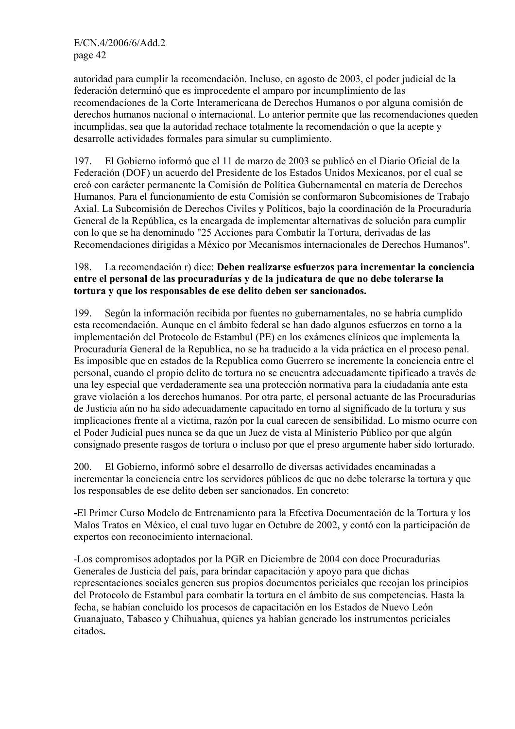autoridad para cumplir la recomendación. Incluso, en agosto de 2003, el poder judicial de la federación determinó que es improcedente el amparo por incumplimiento de las recomendaciones de la Corte Interamericana de Derechos Humanos o por alguna comisión de derechos humanos nacional o internacional. Lo anterior permite que las recomendaciones queden incumplidas, sea que la autoridad rechace totalmente la recomendación o que la acepte y desarrolle actividades formales para simular su cumplimiento.

197. El Gobierno informó que el 11 de marzo de 2003 se publicó en el Diario Oficial de la Federación (DOF) un acuerdo del Presidente de los Estados Unidos Mexicanos, por el cual se creó con carácter permanente la Comisión de Política Gubernamental en materia de Derechos Humanos. Para el funcionamiento de esta Comisión se conformaron Subcomisiones de Trabajo Axial. La Subcomisión de Derechos Civiles y Políticos, bajo la coordinación de la Procuraduría General de la República, es la encargada de implementar alternativas de solución para cumplir con lo que se ha denominado "25 Acciones para Combatir la Tortura, derivadas de las Recomendaciones dirigidas a México por Mecanismos internacionales de Derechos Humanos".

198. La recomendación r) dice: **Deben realizarse esfuerzos para incrementar la conciencia entre el personal de las procuradurías y de la judicatura de que no debe tolerarse la tortura y que los responsables de ese delito deben ser sancionados.**

199. Según la información recibida por fuentes no gubernamentales, no se habría cumplido esta recomendación. Aunque en el ámbito federal se han dado algunos esfuerzos en torno a la implementación del Protocolo de Estambul (PE) en los exámenes clínicos que implementa la Procuraduría General de la Republica, no se ha traducido a la vida práctica en el proceso penal. Es imposible que en estados de la Republica como Guerrero se incremente la conciencia entre el personal, cuando el propio delito de tortura no se encuentra adecuadamente tipificado a través de una ley especial que verdaderamente sea una protección normativa para la ciudadanía ante esta grave violación a los derechos humanos. Por otra parte, el personal actuante de las Procuradurías de Justicia aún no ha sido adecuadamente capacitado en torno al significado de la tortura y sus implicaciones frente al a victima, razón por la cual carecen de sensibilidad. Lo mismo ocurre con el Poder Judicial pues nunca se da que un Juez de vista al Ministerio Público por que algún consignado presente rasgos de tortura o incluso por que el preso argumente haber sido torturado.

200. El Gobierno, informó sobre el desarrollo de diversas actividades encaminadas a incrementar la conciencia entre los servidores públicos de que no debe tolerarse la tortura y que los responsables de ese delito deben ser sancionados. En concreto:

-El Primer Curso Modelo de Entrenamiento para la Efectiva Documentación de la Tortura y los Malos Tratos en México, el cual tuvo lugar en Octubre de 2002, y contó con la participación de expertos con reconocimiento internacional.

-Los compromisos adoptados por la PGR en Diciembre de 2004 con doce Procuradurias Generales de Justicia del país, para brindar capacitación y apoyo para que dichas representaciones sociales generen sus propios documentos periciales que recojan los principios del Protocolo de Estambul para combatir la tortura en el ámbito de sus competencias. Hasta la fecha, se habían concluido los procesos de capacitación en los Estados de Nuevo León Guanajuato, Tabasco y Chihuahua, quienes ya habían generado los instrumentos periciales citados.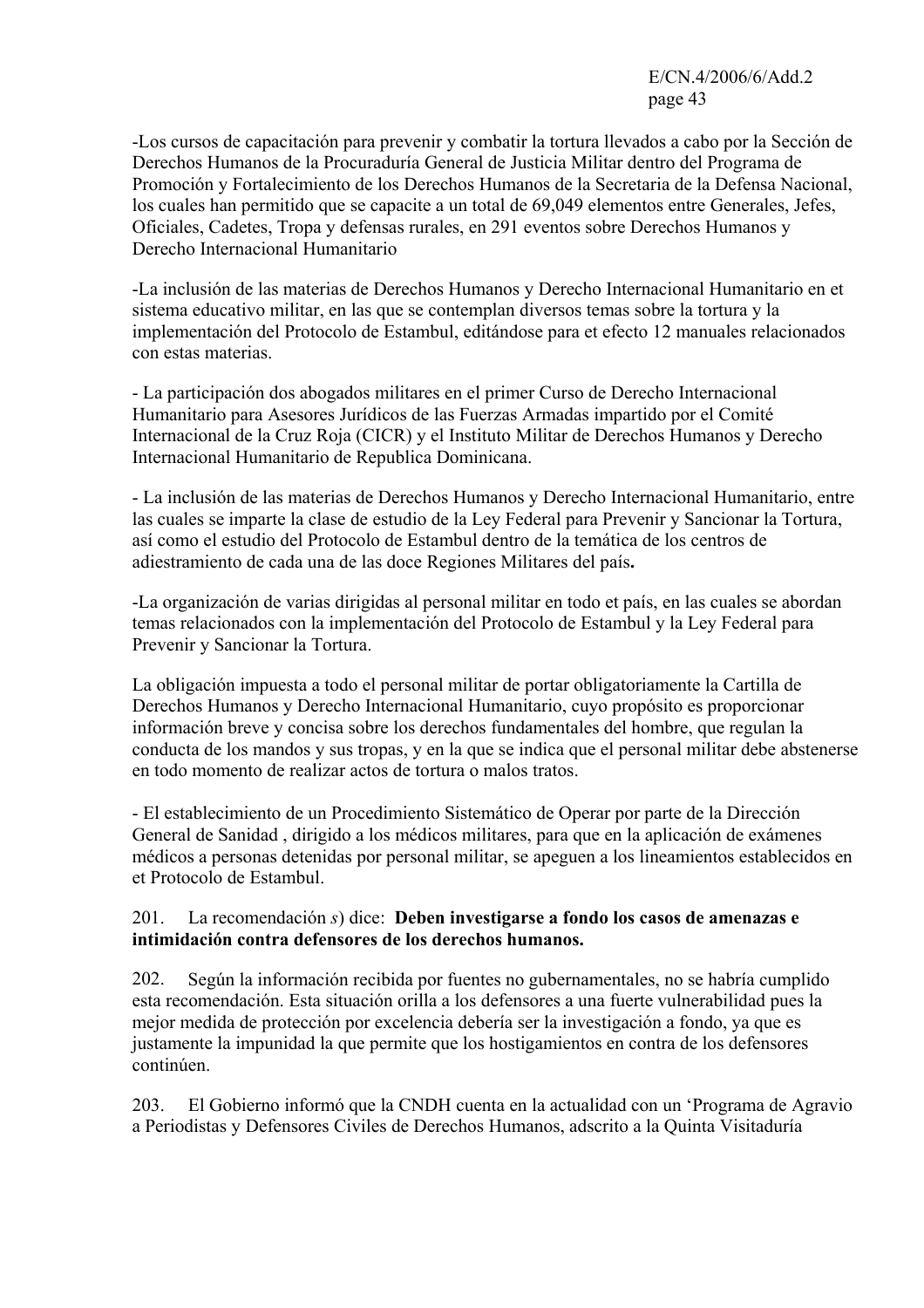-Los cursos de capacitación para prevenir y combatir la tortura llevados a cabo por la Sección de Derechos Humanos de la Procuraduría General de Justicia Militar dentro del Programa de Promoción y Fortalecimiento de los Derechos Humanos de la Secretaria de la Defensa Nacional, los cuales han permitido que se capacite a un total de 69,049 elementos entre Generales, Jefes, Oficiales, Cadetes, Tropa y defensas rurales, en 291 eventos sobre Derechos Humanos y Derecho Internacional Humanitario

-La inclusión de las materias de Derechos Humanos y Derecho Internacional Humanitario en et sistema educativo militar, en las que se contemplan diversos temas sobre la tortura y la implementación del Protocolo de Estambul, editándose para et efecto 12 manuales relacionados con estas materias.

- La participación dos abogados militares en el primer Curso de Derecho Internacional Humanitario para Asesores Jurídicos de las Fuerzas Armadas impartido por el Comité Internacional de la Cruz Roja (CICR) y el Instituto Militar de Derechos Humanos y Derecho Internacional Humanitario de Republica Dominicana.

- La inclusión de las materias de Derechos Humanos y Derecho Internacional Humanitario, entre las cuales se imparte la clase de estudio de la Ley Federal para Prevenir y Sancionar la Tortura, así como el estudio del Protocolo de Estambul dentro de la temática de los centros de adiestramiento de cada una de las doce Regiones Militares del país**.**

-La organización de varias dirigidas al personal militar en todo et país, en las cuales se abordan temas relacionados con la implementación del Protocolo de Estambul y la Ley Federal para Prevenir y Sancionar la Tortura.

La obligación impuesta a todo el personal militar de portar obligatoriamente la Cartilla de Derechos Humanos y Derecho Internacional Humanitario, cuyo propósito es proporcionar información breve y concisa sobre los derechos fundamentales del hombre, que regulan la conducta de los mandos y sus tropas, y en la que se indica que el personal militar debe abstenerse en todo momento de realizar actos de tortura o malos tratos.

- El establecimiento de un Procedimiento Sistemático de Operar por parte de la Dirección General de Sanidad , dirigido a los médicos militares, para que en la aplicación de exámenes médicos a personas detenidas por personal militar, se apeguen a los lineamientos establecidos en et Protocolo de Estambul.

201. La recomendación *s*) dice: **Deben investigarse a fondo los casos de amenazas e intimidación contra defensores de los derechos humanos.**

202. Según la información recibida por fuentes no gubernamentales, no se habría cumplido esta recomendación. Esta situación orilla a los defensores a una fuerte vulnerabilidad pues la mejor medida de protección por excelencia debería ser la investigación a fondo, ya que es justamente la impunidad la que permite que los hostigamientos en contra de los defensores continúen.

203. El Gobierno informó que la CNDH cuenta en la actualidad con un 'Programa de Agravio a Periodistas y Defensores Civiles de Derechos Humanos, adscrito a la Quinta Visitaduría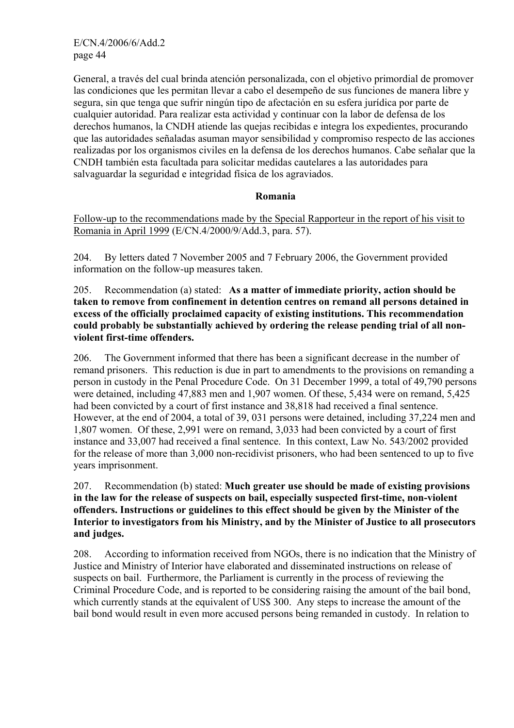General, a través del cual brinda atención personalizada, con el objetivo primordial de promover las condiciones que les permitan llevar a cabo el desempeño de sus funciones de manera libre y segura, sin que tenga que sufrir ningún tipo de afectación en su esfera jurídica por parte de cualquier autoridad. Para realizar esta actividad y continuar con la labor de defensa de los derechos humanos, la CNDH atiende las quejas recibidas e integra los expedientes, procurando que las autoridades señaladas asuman mayor sensibilidad y compromiso respecto de las acciones realizadas por los organismos civiles en la defensa de los derechos humanos. Cabe señalar que la CNDH también esta facultada para solicitar medidas cautelares a las autoridades para salvaguardar la seguridad e integridad física de los agraviados.

## Romania

Follow-up to the recommendations made by the Special Rapporteur in the report of his visit to Romania in April 1999 (E/CN.4/2000/9/Add.3, para. 57).

204. By letters dated 7 November 2005 and 7 February 2006, the Government provided information on the follow-up measures taken.

205. Recommendation (a) stated: **As a matter of immediate priority, action should be taken to remove from confinement in detention centres on remand all persons detained in excess of the officially proclaimed capacity of existing institutions. This recommendation could probably be substantially achieved by ordering the release pending trial of all non-violent first-time offenders.**

206. The Government informed that there has been a significant decrease in the number of remand prisoners. This reduction is due in part to amendments to the provisions on remanding a person in custody in the Penal Procedure Code. On 31 December 1999, a total of 49,790 persons were detained, including 47,883 men and 1,907 women. Of these, 5,434 were on remand, 5,425 had been convicted by a court of first instance and 38,818 had received a final sentence. However, at the end of 2004, a total of 39, 031 persons were detained, including 37,224 men and 1,807 women. Of these, 2,991 were on remand, 3,033 had been convicted by a court of first instance and 33,007 had received a final sentence. In this context, Law No. 543/2002 provided for the release of more than 3,000 non-recidivist prisoners, who had been sentenced to up to five years imprisonment.

207. Recommendation (b) stated: **Much greater use should be made of existing provisions in the law for the release of suspects on bail, especially suspected first-time, non-violent offenders. Instructions or guidelines to this effect should be given by the Minister of the Interior to investigators from his Ministry, and by the Minister of Justice to all prosecutors and judges.**

208. According to information received from NGOs, there is no indication that the Ministry of Justice and Ministry of Interior have elaborated and disseminated instructions on release of suspects on bail. Furthermore, the Parliament is currently in the process of reviewing the Criminal Procedure Code, and is reported to be considering raising the amount of the bail bond, which currently stands at the equivalent of US$ 300. Any steps to increase the amount of the bail bond would result in even more accused persons being remanded in custody. In relation to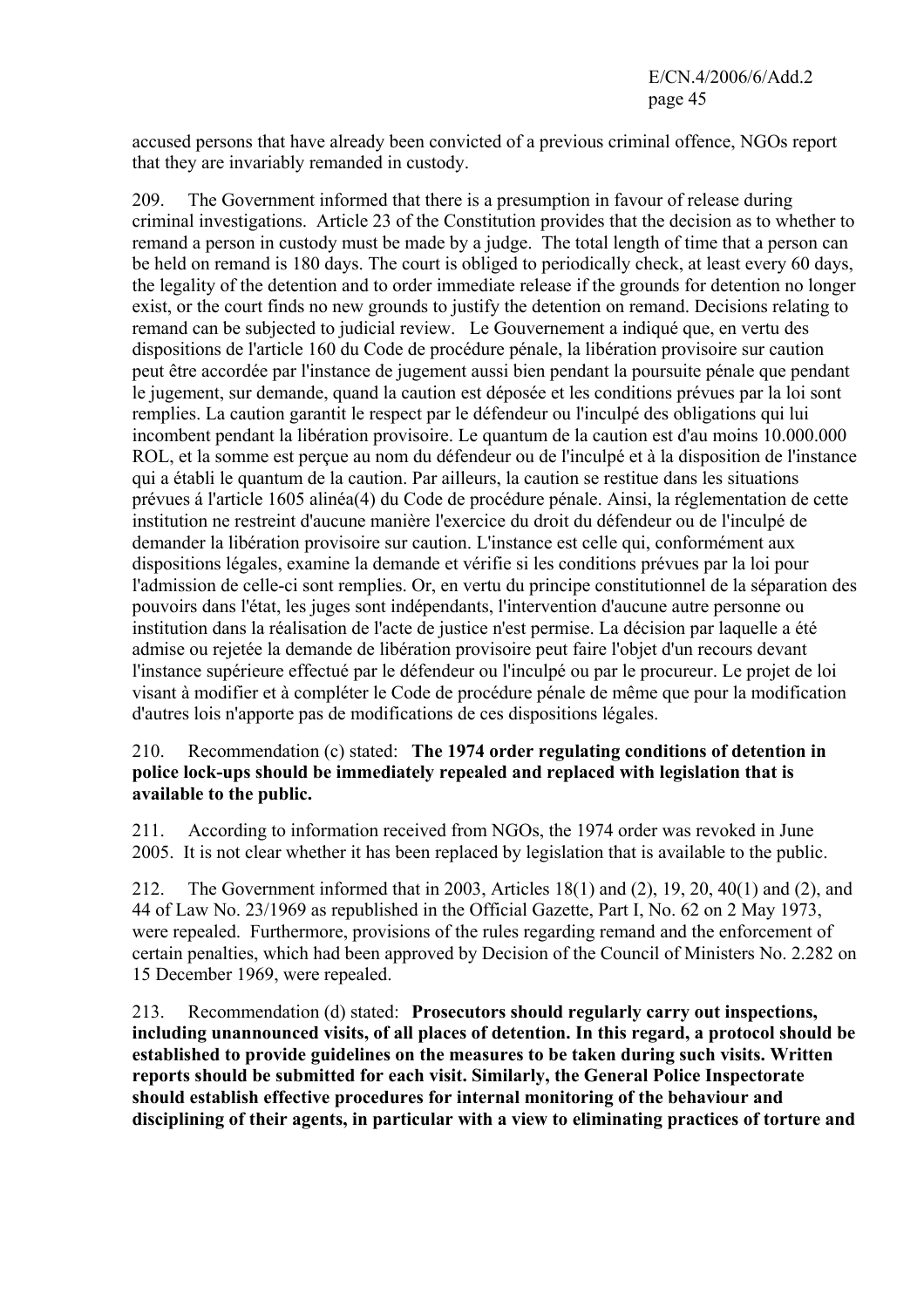accused persons that have already been convicted of a previous criminal offence, NGOs report that they are invariably remanded in custody.

209. The Government informed that there is a presumption in favour of release during criminal investigations. Article 23 of the Constitution provides that the decision as to whether to remand a person in custody must be made by a judge. The total length of time that a person can be held on remand is 180 days. The court is obliged to periodically check, at least every 60 days, the legality of the detention and to order immediate release if the grounds for detention no longer exist, or the court finds no new grounds to justify the detention on remand. Decisions relating to remand can be subjected to judicial review. Le Gouvernement a indiqué que, en vertu des dispositions de l'article 160 du Code de procédure pénale, la libération provisoire sur caution peut être accordée par l'instance de jugement aussi bien pendant la poursuite pénale que pendant le jugement, sur demande, quand la caution est déposée et les conditions prévues par la loi sont remplies. La caution garantit le respect par le défendeur ou l'inculpé des obligations qui lui incombent pendant la libération provisoire. Le quantum de la caution est d'au moins 10.000.000 ROL, et la somme est perçue au nom du défendeur ou de l'inculpé et à la disposition de l'instance qui a établi le quantum de la caution. Par ailleurs, la caution se restitue dans les situations prévues á l'article 1605 alinéa(4) du Code de procédure pénale. Ainsi, la réglementation de cette institution ne restreint d'aucune manière l'exercice du droit du défendeur ou de l'inculpé de demander la libération provisoire sur caution. L'instance est celle qui, conformément aux dispositions légales, examine la demande et vérifie si les conditions prévues par la loi pour l'admission de celle-ci sont remplies. Or, en vertu du principe constitutionnel de la séparation des pouvoirs dans l'état, les juges sont indépendants, l'intervention d'aucune autre personne ou institution dans la réalisation de l'acte de justice n'est permise. La décision par laquelle a été admise ou rejetée la demande de libération provisoire peut faire l'objet d'un recours devant l'instance supérieure effectué par le défendeur ou l'inculpé ou par le procureur. Le projet de loi visant à modifier et à compléter le Code de procédure pénale de même que pour la modification d'autres lois n'apporte pas de modifications de ces dispositions légales.

210. Recommendation (c) stated: **The 1974 order regulating conditions of detention in police lock-ups should be immediately repealed and replaced with legislation that is available to the public.**

211. According to information received from NGOs, the 1974 order was revoked in June 2005. It is not clear whether it has been replaced by legislation that is available to the public.

212. The Government informed that in 2003, Articles 18(1) and (2), 19, 20, 40(1) and (2), and 44 of Law No. 23/1969 as republished in the Official Gazette, Part I, No. 62 on 2 May 1973, were repealed. Furthermore, provisions of the rules regarding remand and the enforcement of certain penalties, which had been approved by Decision of the Council of Ministers No. 2.282 on 15 December 1969, were repealed.

213. Recommendation (d) stated: **Prosecutors should regularly carry out inspections, including unannounced visits, of all places of detention. In this regard, a protocol should be established to provide guidelines on the measures to be taken during such visits. Written reports should be submitted for each visit. Similarly, the General Police Inspectorate should establish effective procedures for internal monitoring of the behaviour and disciplining of their agents, in particular with a view to eliminating practices of torture and**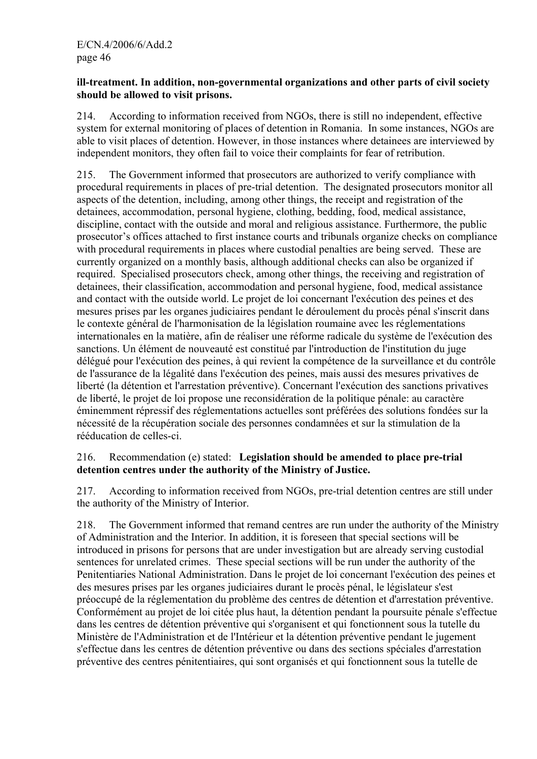**ill-treatment. In addition, non-governmental organizations and other parts of civil society should be allowed to visit prisons.**

214. According to information received from NGOs, there is still no independent, effective system for external monitoring of places of detention in Romania. In some instances, NGOs are able to visit places of detention. However, in those instances where detainees are interviewed by independent monitors, they often fail to voice their complaints for fear of retribution.

215. The Government informed that prosecutors are authorized to verify compliance with procedural requirements in places of pre-trial detention. The designated prosecutors monitor all aspects of the detention, including, among other things, the receipt and registration of the detainees, accommodation, personal hygiene, clothing, bedding, food, medical assistance, discipline, contact with the outside and moral and religious assistance. Furthermore, the public prosecutor's offices attached to first instance courts and tribunals organize checks on compliance with procedural requirements in places where custodial penalties are being served. These are currently organized on a monthly basis, although additional checks can also be organized if required. Specialised prosecutors check, among other things, the receiving and registration of detainees, their classification, accommodation and personal hygiene, food, medical assistance and contact with the outside world. Le projet de loi concernant l'exécution des peines et des mesures prises par les organes judiciaires pendant le déroulement du procès pénal s'inscrit dans le contexte général de l'harmonisation de la législation roumaine avec les réglementations internationales en la matière, afin de réaliser une réforme radicale du système de l'exécution des sanctions. Un élément de nouveauté est constitué par l'introduction de l'institution du juge délégué pour l'exécution des peines, à qui revient la compétence de la surveillance et du contrôle de l'assurance de la légalité dans l'exécution des peines, mais aussi des mesures privatives de liberté (la détention et l'arrestation préventive). Concernant l'exécution des sanctions privatives de liberté, le projet de loi propose une reconsidération de la politique pénale: au caractère éminemment répressif des réglementations actuelles sont préférées des solutions fondées sur la nécessité de la récupération sociale des personnes condamnées et sur la stimulation de la rééducation de celles-ci.

216. Recommendation (e) stated: **Legislation should be amended to place pre-trial detention centres under the authority of the Ministry of Justice.**

217. According to information received from NGOs, pre-trial detention centres are still under the authority of the Ministry of Interior.

218. The Government informed that remand centres are run under the authority of the Ministry of Administration and the Interior. In addition, it is foreseen that special sections will be introduced in prisons for persons that are under investigation but are already serving custodial sentences for unrelated crimes. These special sections will be run under the authority of the Penitentiaries National Administration. Dans le projet de loi concernant l'exécution des peines et des mesures prises par les organes judiciaires durant le procès pénal, le législateur s'est préoccupé de la réglementation du problème des centres de détention et d'arrestation préventive. Conformément au projet de loi citée plus haut, la détention pendant la poursuite pénale s'effectue dans les centres de détention préventive qui s'organisent et qui fonctionnent sous la tutelle du Ministère de l'Administration et de l'Intérieur et la détention préventive pendant le jugement s'effectue dans les centres de détention préventive ou dans des sections spéciales d'arrestation préventive des centres pénitentiaires, qui sont organisés et qui fonctionnent sous la tutelle de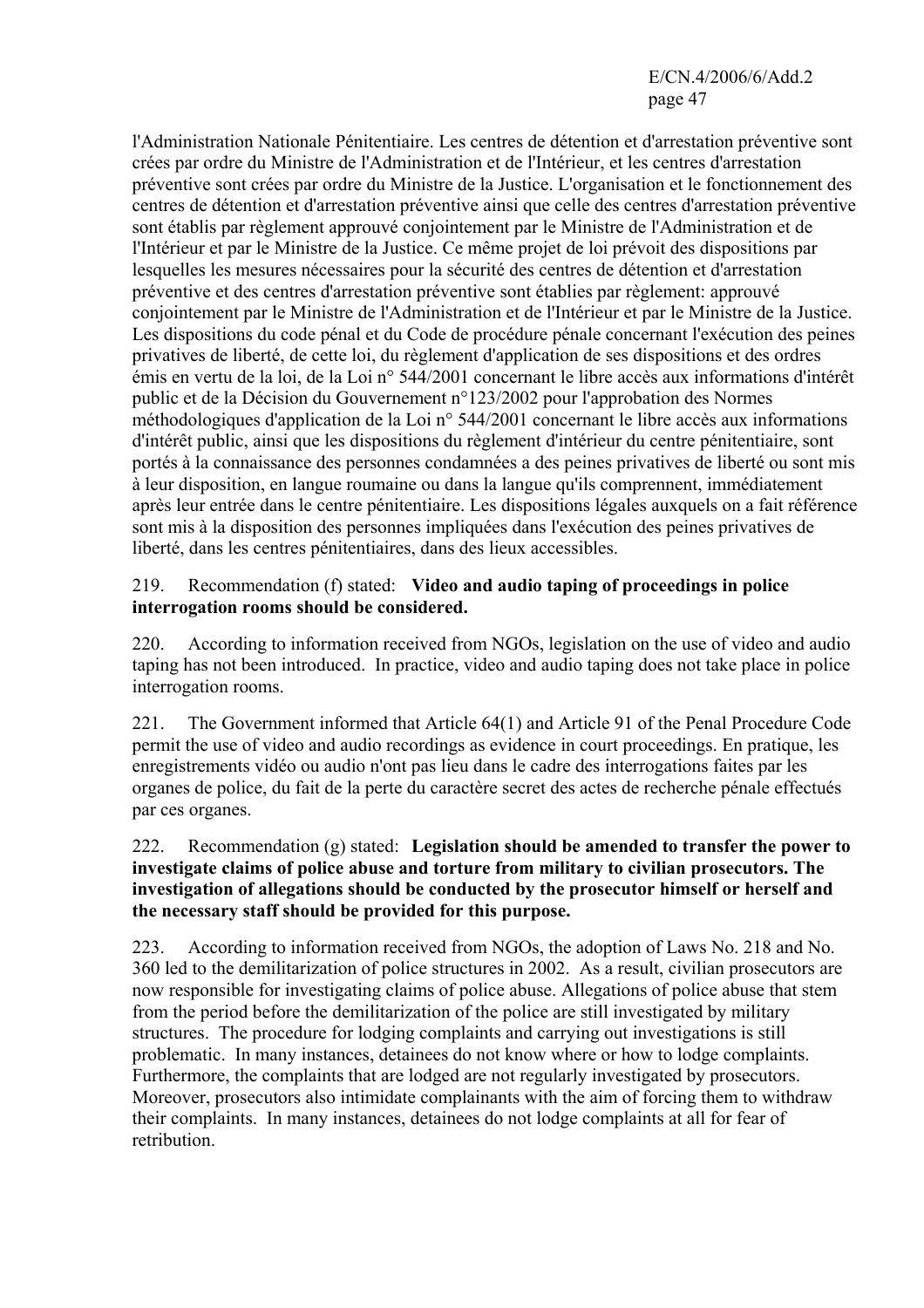l'Administration Nationale Pénitentiaire. Les centres de détention et d'arrestation préventive sont crées par ordre du Ministre de l'Administration et de l'Intérieur, et les centres d'arrestation préventive sont crées par ordre du Ministre de la Justice. L'organisation et le fonctionnement des centres de détention et d'arrestation préventive ainsi que celle des centres d'arrestation préventive sont établis par règlement approuvé conjointement par le Ministre de l'Administration et de l'Intérieur et par le Ministre de la Justice. Ce même projet de loi prévoit des dispositions par lesquelles les mesures nécessaires pour la sécurité des centres de détention et d'arrestation préventive et des centres d'arrestation préventive sont établies par règlement: approuvé conjointement par le Ministre de l'Administration et de l'Intérieur et par le Ministre de la Justice. Les dispositions du code pénal et du Code de procédure pénale concernant l'exécution des peines privatives de liberté, de cette loi, du règlement d'application de ses dispositions et des ordres émis en vertu de la loi, de la Loi n° 544/2001 concernant le libre accès aux informations d'intérêt public et de la Décision du Gouvernement n°123/2002 pour l'approbation des Normes méthodologiques d'application de la Loi n° 544/2001 concernant le libre accès aux informations d'intérêt public, ainsi que les dispositions du règlement d'intérieur du centre pénitentiaire, sont portés à la connaissance des personnes condamnées a des peines privatives de liberté ou sont mis à leur disposition, en langue roumaine ou dans la langue qu'ils comprennent, immédiatement après leur entrée dans le centre pénitentiaire. Les dispositions légales auxquels on a fait référence sont mis à la disposition des personnes impliquées dans l'exécution des peines privatives de liberté, dans les centres pénitentiaires, dans des lieux accessibles.

219. Recommendation (f) stated: **Video and audio taping of proceedings in police interrogation rooms should be considered.**

220. According to information received from NGOs, legislation on the use of video and audio taping has not been introduced. In practice, video and audio taping does not take place in police interrogation rooms.

221. The Government informed that Article 64(1) and Article 91 of the Penal Procedure Code permit the use of video and audio recordings as evidence in court proceedings. En pratique, les enregistrements vidéo ou audio n'ont pas lieu dans le cadre des interrogations faites par les organes de police, du fait de la perte du caractère secret des actes de recherche pénale effectués par ces organes.

222. Recommendation (g) stated: **Legislation should be amended to transfer the power to investigate claims of police abuse and torture from military to civilian prosecutors. The investigation of allegations should be conducted by the prosecutor himself or herself and the necessary staff should be provided for this purpose.**

223. According to information received from NGOs, the adoption of Laws No. 218 and No. 360 led to the demilitarization of police structures in 2002. As a result, civilian prosecutors are now responsible for investigating claims of police abuse. Allegations of police abuse that stem from the period before the demilitarization of the police are still investigated by military structures. The procedure for lodging complaints and carrying out investigations is still problematic. In many instances, detainees do not know where or how to lodge complaints. Furthermore, the complaints that are lodged are not regularly investigated by prosecutors. Moreover, prosecutors also intimidate complainants with the aim of forcing them to withdraw their complaints. In many instances, detainees do not lodge complaints at all for fear of retribution.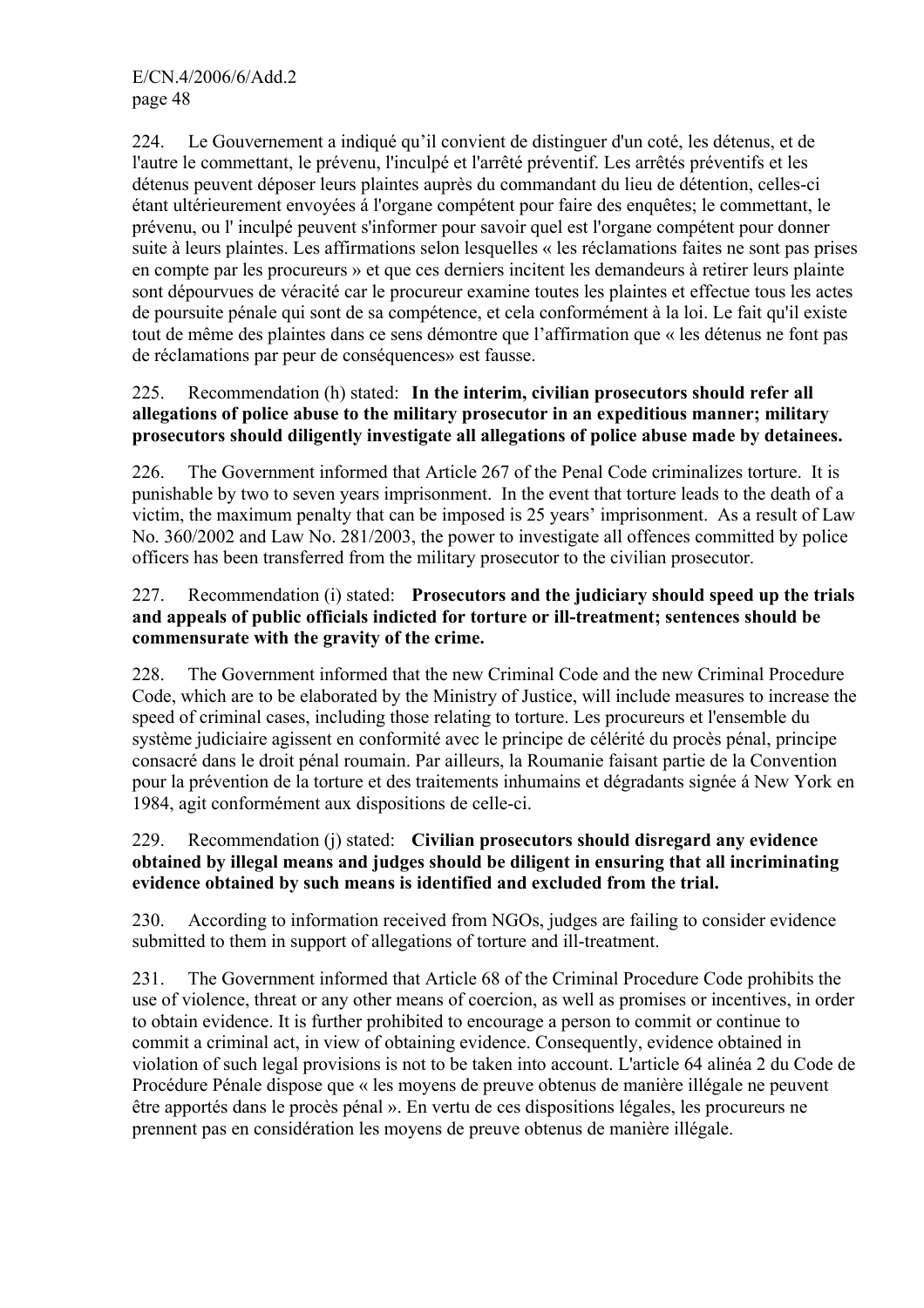224. Le Gouvernement a indiqué qu'il convient de distinguer d'un coté, les détenus, et de l'autre le commettant, le prévenu, l'inculpé et l'arrêté préventif. Les arrêtés préventifs et les détenus peuvent déposer leurs plaintes auprès du commandant du lieu de détention, celles-ci étant ultérieurement envoyées á l'organe compétent pour faire des enquêtes; le commettant, le prévenu, ou l' inculpé peuvent s'informer pour savoir quel est l'organe compétent pour donner suite à leurs plaintes. Les affirmations selon lesquelles « les réclamations faites ne sont pas prises en compte par les procureurs » et que ces derniers incitent les demandeurs à retirer leurs plainte sont dépourvues de véracité car le procureur examine toutes les plaintes et effectue tous les actes de poursuite pénale qui sont de sa compétence, et cela conformément à la loi. Le fait qu'il existe tout de même des plaintes dans ce sens démontre que l'affirmation que « les détenus ne font pas de réclamations par peur de conséquences» est fausse.

225. Recommendation (h) stated: **In the interim, civilian prosecutors should refer all allegations of police abuse to the military prosecutor in an expeditious manner; military prosecutors should diligently investigate all allegations of police abuse made by detainees.**

226. The Government informed that Article 267 of the Penal Code criminalizes torture. It is punishable by two to seven years imprisonment. In the event that torture leads to the death of a victim, the maximum penalty that can be imposed is 25 years' imprisonment. As a result of Law No. 360/2002 and Law No. 281/2003, the power to investigate all offences committed by police officers has been transferred from the military prosecutor to the civilian prosecutor.

227. Recommendation (i) stated: **Prosecutors and the judiciary should speed up the trials and appeals of public officials indicted for torture or ill-treatment; sentences should be commensurate with the gravity of the crime.**

228. The Government informed that the new Criminal Code and the new Criminal Procedure Code, which are to be elaborated by the Ministry of Justice, will include measures to increase the speed of criminal cases, including those relating to torture. Les procureurs et l'ensemble du système judiciaire agissent en conformité avec le principe de célérité du procès pénal, principe consacré dans le droit pénal roumain. Par ailleurs, la Roumanie faisant partie de la Convention pour la prévention de la torture et des traitements inhumains et dégradants signée á New York en 1984, agit conformément aux dispositions de celle-ci.

229. Recommendation (j) stated: **Civilian prosecutors should disregard any evidence obtained by illegal means and judges should be diligent in ensuring that all incriminating evidence obtained by such means is identified and excluded from the trial.**

230. According to information received from NGOs, judges are failing to consider evidence submitted to them in support of allegations of torture and ill-treatment.

231. The Government informed that Article 68 of the Criminal Procedure Code prohibits the use of violence, threat or any other means of coercion, as well as promises or incentives, in order to obtain evidence. It is further prohibited to encourage a person to commit or continue to commit a criminal act, in view of obtaining evidence. Consequently, evidence obtained in violation of such legal provisions is not to be taken into account. L'article 64 alinéa 2 du Code de Procédure Pénale dispose que « les moyens de preuve obtenus de manière illégale ne peuvent être apportés dans le procès pénal ». En vertu de ces dispositions légales, les procureurs ne prennent pas en considération les moyens de preuve obtenus de manière illégale.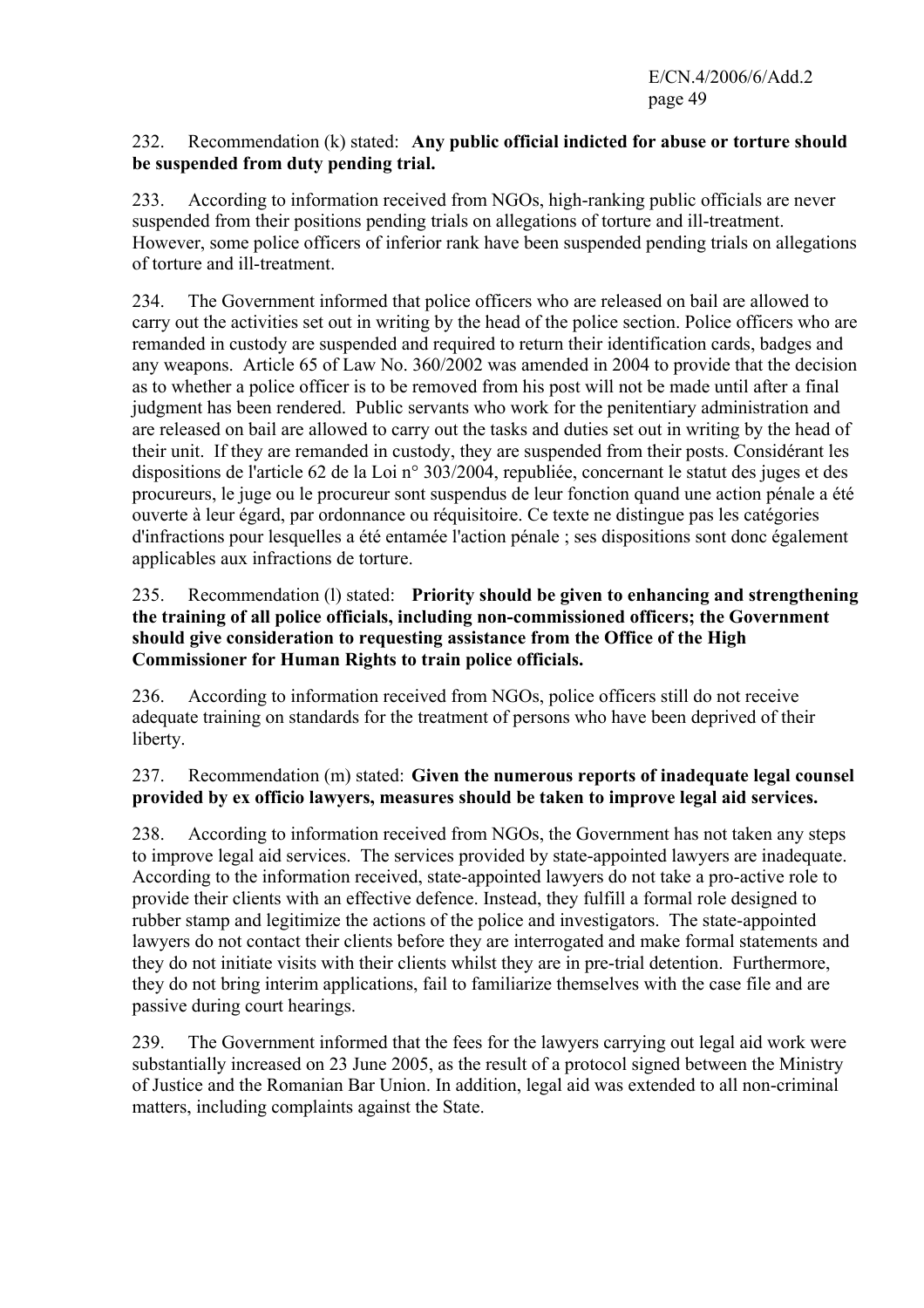232. Recommendation (k) stated: **Any public official indicted for abuse or torture should be suspended from duty pending trial.**

233. According to information received from NGOs, high-ranking public officials are never suspended from their positions pending trials on allegations of torture and ill-treatment. However, some police officers of inferior rank have been suspended pending trials on allegations of torture and ill-treatment.

234. The Government informed that police officers who are released on bail are allowed to carry out the activities set out in writing by the head of the police section. Police officers who are remanded in custody are suspended and required to return their identification cards, badges and any weapons. Article 65 of Law No. 360/2002 was amended in 2004 to provide that the decision as to whether a police officer is to be removed from his post will not be made until after a final judgment has been rendered. Public servants who work for the penitentiary administration and are released on bail are allowed to carry out the tasks and duties set out in writing by the head of their unit. If they are remanded in custody, they are suspended from their posts. Considérant les dispositions de l'article 62 de la Loi n° 303/2004, republiée, concernant le statut des juges et des procureurs, le juge ou le procureur sont suspendus de leur fonction quand une action pénale a été ouverte à leur égard, par ordonnance ou réquisitoire. Ce texte ne distingue pas les catégories d'infractions pour lesquelles a été entamée l'action pénale ; ses dispositions sont donc également applicables aux infractions de torture.

235. Recommendation (l) stated: **Priority should be given to enhancing and strengthening the training of all police officials, including non-commissioned officers; the Government should give consideration to requesting assistance from the Office of the High Commissioner for Human Rights to train police officials.**

236. According to information received from NGOs, police officers still do not receive adequate training on standards for the treatment of persons who have been deprived of their liberty.

237. Recommendation (m) stated: **Given the numerous reports of inadequate legal counsel provided by ex officio lawyers, measures should be taken to improve legal aid services.**

238. According to information received from NGOs, the Government has not taken any steps to improve legal aid services. The services provided by state-appointed lawyers are inadequate. According to the information received, state-appointed lawyers do not take a pro-active role to provide their clients with an effective defence. Instead, they fulfill a formal role designed to rubber stamp and legitimize the actions of the police and investigators. The state-appointed lawyers do not contact their clients before they are interrogated and make formal statements and they do not initiate visits with their clients whilst they are in pre-trial detention. Furthermore, they do not bring interim applications, fail to familiarize themselves with the case file and are passive during court hearings.

239. The Government informed that the fees for the lawyers carrying out legal aid work were substantially increased on 23 June 2005, as the result of a protocol signed between the Ministry of Justice and the Romanian Bar Union. In addition, legal aid was extended to all non-criminal matters, including complaints against the State.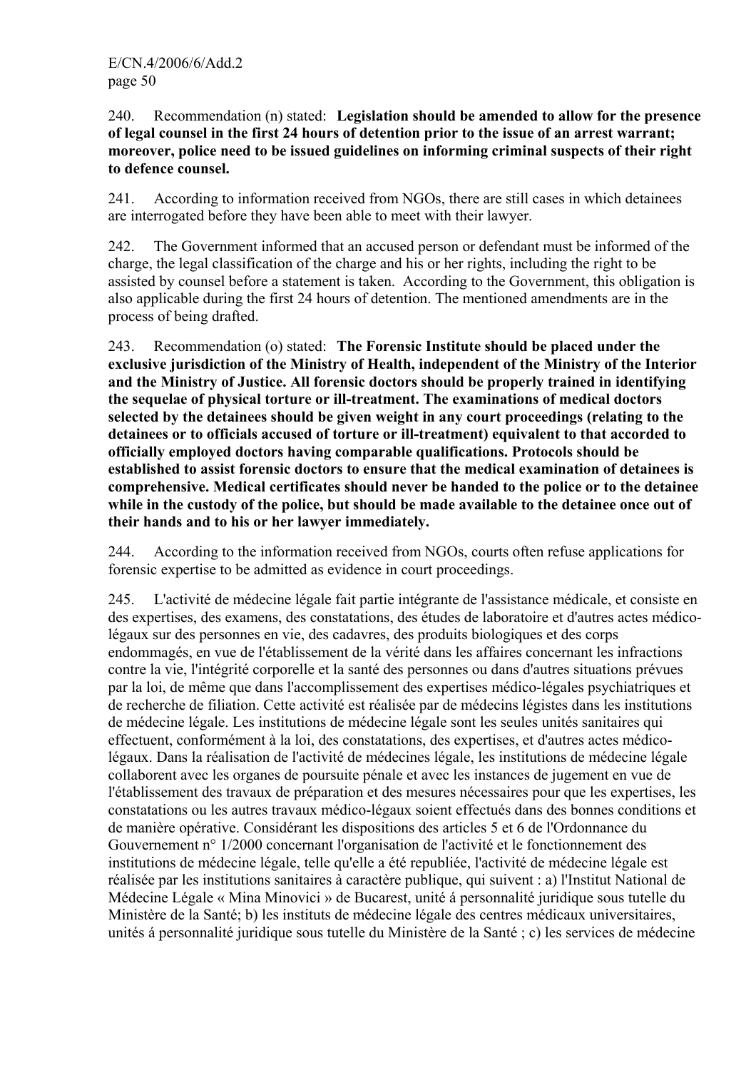240. Recommendation (n) stated: **Legislation should be amended to allow for the presence of legal counsel in the first 24 hours of detention prior to the issue of an arrest warrant; moreover, police need to be issued guidelines on informing criminal suspects of their right to defence counsel.**

241. According to information received from NGOs, there are still cases in which detainees are interrogated before they have been able to meet with their lawyer.

242. The Government informed that an accused person or defendant must be informed of the charge, the legal classification of the charge and his or her rights, including the right to be assisted by counsel before a statement is taken. According to the Government, this obligation is also applicable during the first 24 hours of detention. The mentioned amendments are in the process of being drafted.

243. Recommendation (o) stated: **The Forensic Institute should be placed under the exclusive jurisdiction of the Ministry of Health, independent of the Ministry of the Interior and the Ministry of Justice. All forensic doctors should be properly trained in identifying the sequelae of physical torture or ill-treatment. The examinations of medical doctors selected by the detainees should be given weight in any court proceedings (relating to the detainees or to officials accused of torture or ill-treatment) equivalent to that accorded to officially employed doctors having comparable qualifications. Protocols should be established to assist forensic doctors to ensure that the medical examination of detainees is comprehensive. Medical certificates should never be handed to the police or to the detainee while in the custody of the police, but should be made available to the detainee once out of their hands and to his or her lawyer immediately.**

244. According to the information received from NGOs, courts often refuse applications for forensic expertise to be admitted as evidence in court proceedings.

245. L'activité de médecine légale fait partie intégrante de l'assistance médicale, et consiste en des expertises, des examens, des constatations, des études de laboratoire et d'autres actes médico-légaux sur des personnes en vie, des cadavres, des produits biologiques et des corps endommagés, en vue de l'établissement de la vérité dans les affaires concernant les infractions contre la vie, l'intégrité corporelle et la santé des personnes ou dans d'autres situations prévues par la loi, de même que dans l'accomplissement des expertises médico-légales psychiatriques et de recherche de filiation. Cette activité est réalisée par de médecins légistes dans les institutions de médecine légale. Les institutions de médecine légale sont les seules unités sanitaires qui effectuent, conformément à la loi, des constatations, des expertises, et d'autres actes médico-légaux. Dans la réalisation de l'activité de médecines légale, les institutions de médecine légale collaborent avec les organes de poursuite pénale et avec les instances de jugement en vue de l'établissement des travaux de préparation et des mesures nécessaires pour que les expertises, les constatations ou les autres travaux médico-légaux soient effectués dans des bonnes conditions et de manière opérative. Considérant les dispositions des articles 5 et 6 de l'Ordonnance du Gouvernement n° 1/2000 concernant l'organisation de l'activité et le fonctionnement des institutions de médecine légale, telle qu'elle a été republiée, l'activité de médecine légale est réalisée par les institutions sanitaires à caractère publique, qui suivent : a) l'Institut National de Médecine Légale « Mina Minovici » de Bucarest, unité á personnalité juridique sous tutelle du Ministère de la Santé; b) les instituts de médecine légale des centres médicaux universitaires, unités á personnalité juridique sous tutelle du Ministère de la Santé ; c) les services de médecine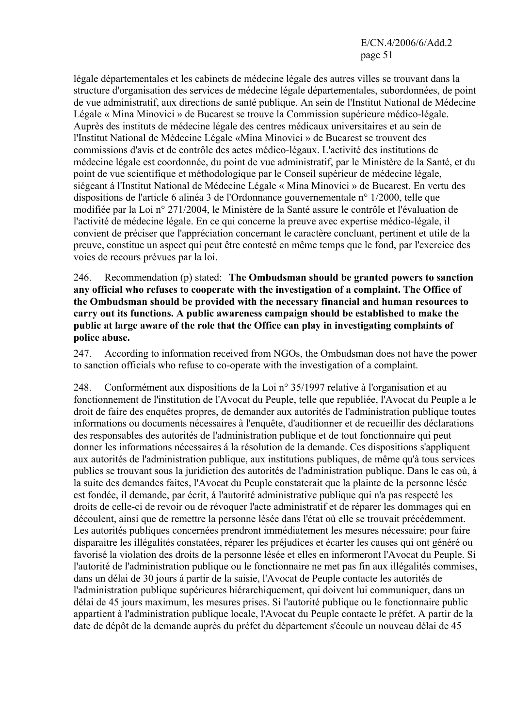légale départementales et les cabinets de médecine légale des autres villes se trouvant dans la structure d'organisation des services de médecine légale départementales, subordonnées, de point de vue administratif, aux directions de santé publique. An sein de l'Institut National de Médecine Légale « Mina Minovici » de Bucarest se trouve la Commission supérieure médico-légale. Auprès des instituts de médecine légale des centres médicaux universitaires et au sein de l'Institut National de Médecine Légale «Mina Minovici » de Bucarest se trouvent des commissions d'avis et de contrôle des actes médico-légaux. L'activité des institutions de médecine légale est coordonnée, du point de vue administratif, par le Ministère de la Santé, et du point de vue scientifique et méthodologique par le Conseil supérieur de médecine légale, siégeant á l'Institut National de Médecine Légale « Mina Minovici » de Bucarest. En vertu des dispositions de l'article 6 alinéa 3 de l'Ordonnance gouvernementale n° 1/2000, telle que modifiée par la Loi n° 271/2004, le Ministère de la Santé assure le contrôle et l'évaluation de l'activité de médecine légale. En ce qui concerne la preuve avec expertise médico-légale, il convient de préciser que l'appréciation concernant le caractère concluant, pertinent et utile de la preuve, constitue un aspect qui peut être contesté en même temps que le fond, par l'exercice des voies de recours prévues par la loi.

246. Recommendation (p) stated: **The Ombudsman should be granted powers to sanction any official who refuses to cooperate with the investigation of a complaint. The Office of the Ombudsman should be provided with the necessary financial and human resources to carry out its functions. A public awareness campaign should be established to make the public at large aware of the role that the Office can play in investigating complaints of police abuse.**

247. According to information received from NGOs, the Ombudsman does not have the power to sanction officials who refuse to co-operate with the investigation of a complaint.

248. Conformément aux dispositions de la Loi n° 35/1997 relative à l'organisation et au fonctionnement de l'institution de l'Avocat du Peuple, telle republiée, l'Avocat du Peuple a le droit de faire des enquêtes propres, de demander aux autorités de l'administration publique toutes informations ou documents nécessaires à l'enquête, d'auditionner et de recueillir des déclarations des responsables des autorités de l'administration publique et de tout fonctionnaire qui peut donner les informations nécessaires á la résolution de la demande. Ces dispositions s'appliquent aux autorités de l'administration publique, aux institutions publiques, de même qu'à tous services publics se trouvant sous la juridiction des autorités de l'administration publique. Dans le cas où, à la suite des demandes faites, l'Avocat du Peuple constaterait que la plainte de la personne lésée est fondée, il demande, par écrit, á l'autorité administrative publique qui n'a pas respecté les droits de celle-ci de revoir ou de révoquer l'acte administratif et de réparer les dommages qui en découlent, ainsi que de remettre la personne lésée dans l'état où elle se trouvait précédemment. Les autorités publiques concernées prendront immédiatement les mesures nécessaire; pour faire disparaitre les illégalités constatées, réparer les préjudices et écarter les causes qui ont généré ou favorisé la violation des droits de la personne lésée et elles en informeront l'Avocat du Peuple. Si l'autorité de l'administration publique ou le fonctionnaire ne met pas fin aux illégalités commises, dans un délai de 30 jours á partir de la saisie, l'Avocat de Peuple contacte les autorités de l'administration publique supérieures hiérarchiquement, qui doivent lui communiquer, dans un délai de 45 jours maximum, les mesures prises. Si l'autorité publique ou le fonctionnaire public appartient à l'administration publique locale, l'Avocat du Peuple contacte le préfet. A partir de la date de dépôt de la demande auprès du préfet du département s'écoule un nouveau délai de 45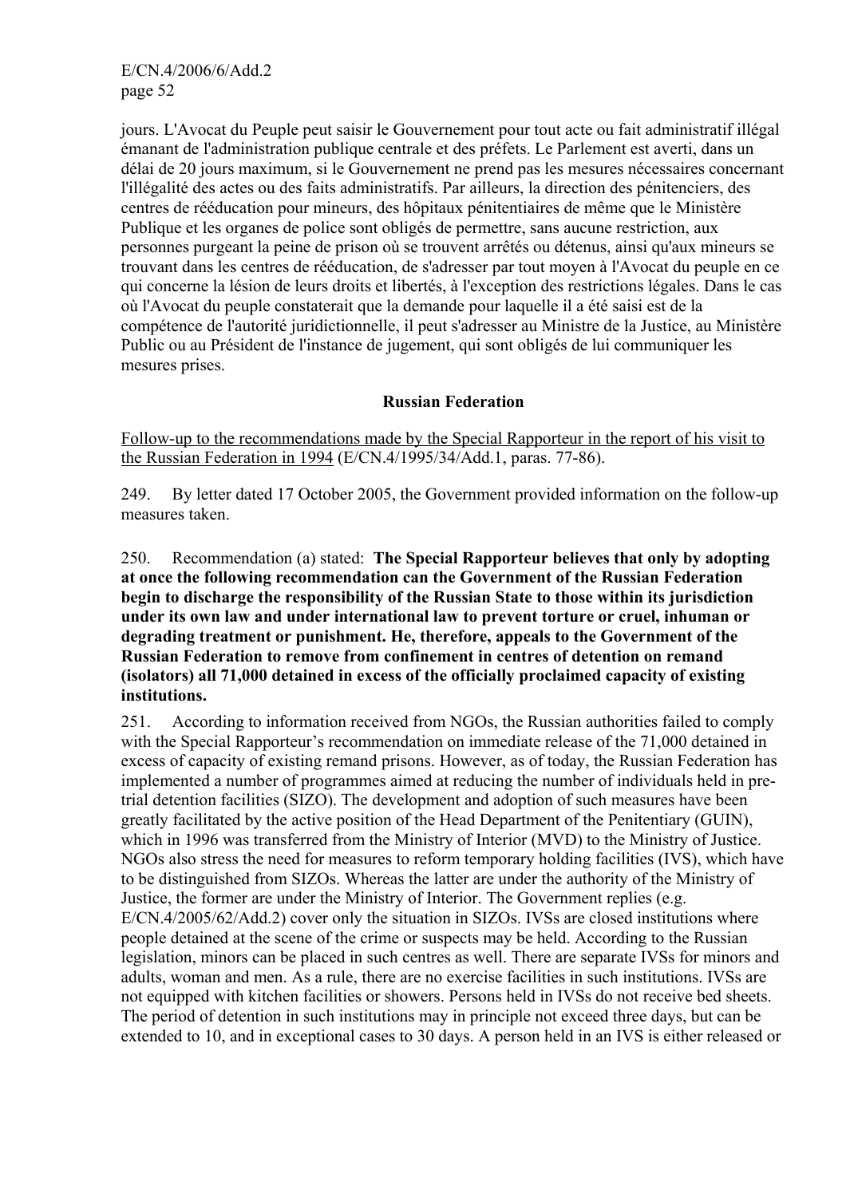jours. L'Avocat du Peuple peut saisir le Gouvernement pour tout acte ou fait administratif illégal émanant de l'administration publique centrale et des préfets. Le Parlement est averti, dans un délai de 20 jours maximum, si le Gouvernement ne prend pas les mesures nécessaires concernant l'illégalité des actes ou des faits administratifs. Par ailleurs, la direction des pénitenciers, des centres de rééducation pour mineurs, des hôpitaux pénitentiaires de même que le Ministère Publique et les organes de police sont obligés de permettre, sans aucune restriction, aux personnes purgeant la peine de prison où se trouvent arrêtés ou détenus, ainsi qu'aux mineurs se trouvant dans les centres de rééducation, de s'adresser par tout moyen à l'Avocat du peuple en ce qui concerne la lésion de leurs droits et libertés, à l'exception des restrictions légales. Dans le cas où l'Avocat du peuple constaterait que la demande pour laquelle il a été saisi est de la compétence de l'autorité juridictionnelle, il peut s'adresser au Ministre de la Justice, au Ministère Public ou au Président de l'instance de jugement, qui sont obligés de lui communiquer les mesures prises.

**Russian Federation**

Follow-up to the recommendations made by the Special Rapporteur in the report of his visit to the Russian Federation in 1994 (E/CN.4/1995/34/Add.1, paras. 77-86).

249. By letter dated 17 October 2005, the Government provided information on the follow-up measures taken.

250. Recommendation (a) stated: **The Special Rapporteur believes that only by adopting at once the following recommendation can the Government of the Russian Federation begin to discharge the responsibility of the Russian State to those within its jurisdiction under its own law and under international law to prevent torture or cruel, inhuman or degrading treatment or punishment. He, therefore, appeals to the Government of the Russian Federation to remove from confinement in centres of detention on remand (isolators) all 71,000 detained in excess of the officially proclaimed capacity of existing institutions.**

251. According to information received from NGOs, the Russian authorities failed to comply with the Special Rapporteur's recommendation on immediate release of the 71,000 detained in excess of capacity of existing remand prisons. However, as of today, the Russian Federation has implemented a number of programmes aimed at reducing the number of individuals held in pre-trial detention facilities (SIZO). The development and adoption of such measures have been greatly facilitated by the active position of the Head Department of the Penitentiary (GUIN), which in 1996 was transferred from the Ministry of Interior (MVD) to the Ministry of Justice. NGOs also stress the need for measures to reform temporary holding facilities (IVS), which have to be distinguished from SIZOs. Whereas the latter are under the authority of the Ministry of Justice, the former are under the Ministry of Interior. The Government replies (e.g. E/CN.4/2005/62/Add.2) cover only the situation in SIZOs. IVSs are closed institutions where people detained at the scene of the crime or suspects may be held. According to the Russian legislation, minors can be placed in such centres as well. There are separate IVSs for minors and adults, woman and men. As a rule, there are no exercise facilities in such institutions. IVSs are not equipped with kitchen facilities or showers. Persons held in IVSs do not receive bed sheets. The period of detention in such institutions may in principle not exceed three days, but can be extended to 10, and in exceptional cases to 30 days. A person held in an IVS is either released or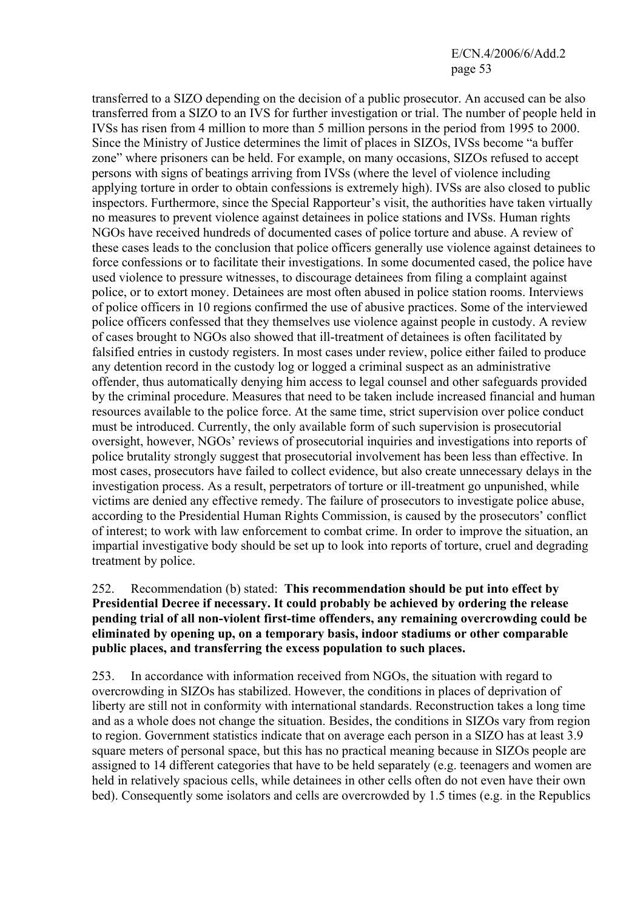transferred to a SIZO depending on the decision of a public prosecutor. An accused can be also transferred from a SIZO to an IVS for further investigation or trial. The number of people held in IVSs has risen from 4 million to more than 5 million persons in the period from 1995 to 2000. Since the Ministry of Justice determines the limit of places in SIZOs, IVSs become "a buffer zone" where prisoners can be held. For example, on many occasions, SIZOs refused to accept persons with signs of beatings arriving from IVSs (where the level of violence including applying torture in order to obtain confessions is extremely high). IVSs are also closed to public inspectors. Furthermore, since the Special Rapporteur's visit, the authorities have taken virtually no measures to prevent violence against detainees in police stations and IVSs. Human rights NGOs have received hundreds of documented cases of police torture and abuse. A review of these cases leads to the conclusion that police officers generally use violence against detainees to force confessions or to facilitate their investigations. In some documented cased, the police have used violence to pressure witnesses, to discourage detainees from filing a complaint against police, or to extort money. Detainees are most often abused in police station rooms. Interviews of police officers in 10 regions confirmed the use of abusive practices. Some of the interviewed police officers confessed that they themselves use violence against people in custody. A review of cases brought to NGOs also showed that ill-treatment of detainees is often facilitated by falsified entries in custody registers. In most cases under review, police either failed to produce any detention record in the custody log or logged a criminal suspect as an administrative offender, thus automatically denying him access to legal counsel and other safeguards provided by the criminal procedure. Measures that need to be taken include increased financial and human resources available to the police force. At the same time, strict supervision over police conduct must be introduced. Currently, the only available form of such supervision is prosecutorial oversight, however, NGOs' reviews of prosecutorial inquiries and investigations into reports of police brutality strongly suggest that prosecutorial involvement has been less than effective. In most cases, prosecutors have failed to collect evidence, but also create unnecessary delays in the investigation process. As a result, perpetrators of torture or ill-treatment go unpunished, while victims are denied any effective remedy. The failure of prosecutors to investigate police abuse, according to the Presidential Human Rights Commission, is caused by the prosecutors' conflict of interest; to work with law enforcement to combat crime. In order to improve the situation, an impartial investigative body should be set up to look into reports of torture, cruel and degrading treatment by police.

252. Recommendation (b) stated: **This recommendation should be put into effect by Presidential Decree if necessary. It could probably be achieved by ordering the release pending trial of all non-violent first-time offenders, any remaining overcrowding could be eliminated by opening up, on a temporary basis, indoor stadiums or other comparable public places, and transferring the excess population to such places.**

253. In accordance with information received from NGOs, the situation with regard to overcrowding in SIZOs has stabilized. However, the conditions in places of deprivation of liberty are still not in conformity with international standards. Reconstruction takes a long time and as a whole does not change the situation. Besides, the conditions in SIZOs vary from region to region. Government statistics indicate that on average each person in a SIZO has at least 3.9 square meters of personal space, but this has no practical meaning because in SIZOs people are assigned to 14 different categories that have to be held separately (e.g. teenagers and women are held in relatively spacious cells, while detainees in other cells often do not even have their own bed). Consequently some isolators and cells are overcrowded by 1.5 times (e.g. in the Republics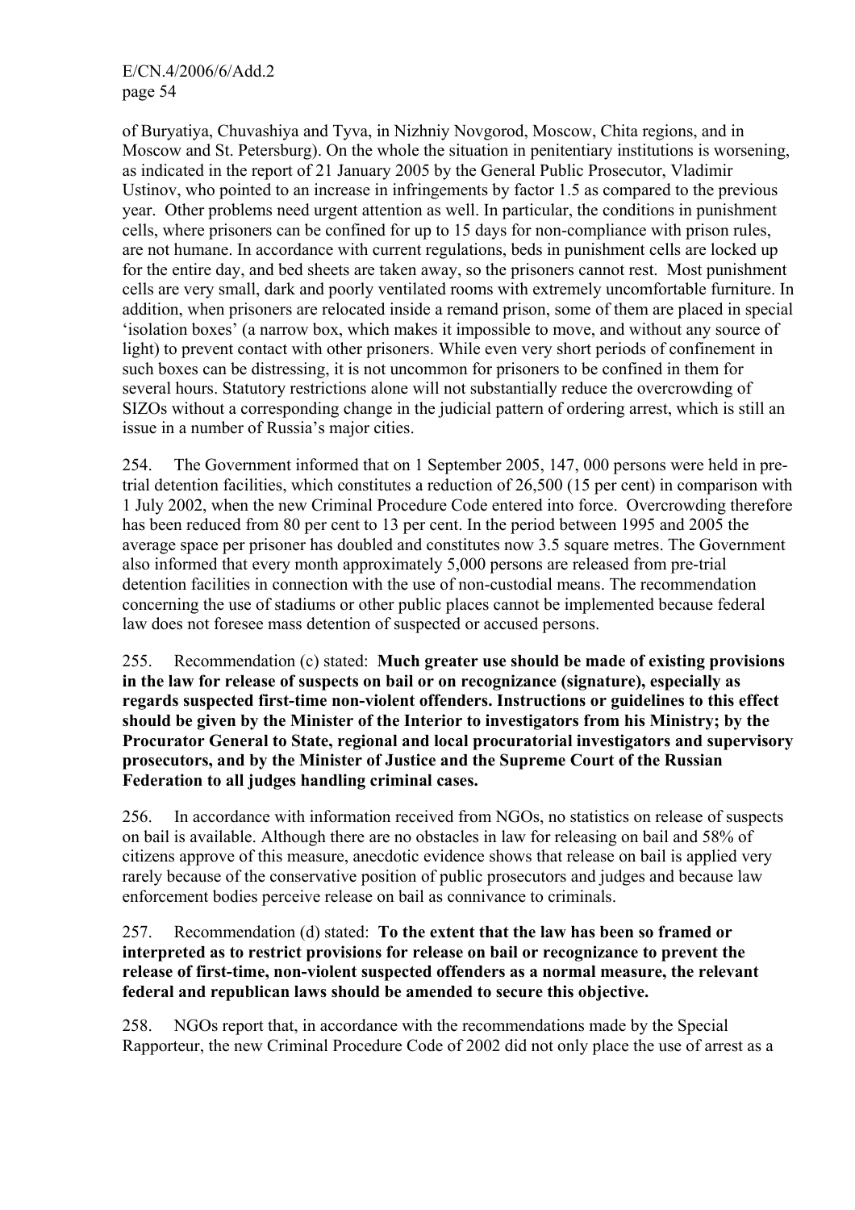of Buryatiya, Chuvashiya and Tyva, in Nizhniy Novgorod, Moscow, Chita regions, and in Moscow and St. Petersburg). On the whole the situation in penitentiary institutions is worsening, as indicated in the report of 21 January 2005 by the General Public Prosecutor, Vladimir Ustinov, who pointed to an increase in infringements by factor 1.5 as compared to the previous year. Other problems need urgent attention as well. In particular, the conditions in punishment cells, where prisoners can be confined for up to 15 days for non-compliance with prison rules, are not humane. In accordance with current regulations, beds in punishment cells are locked up for the entire day, and bed sheets are taken away, so the prisoners cannot rest. Most punishment cells are very small, dark and poorly ventilated rooms with extremely uncomfortable furniture. In addition, when prisoners are relocated inside a remand prison, some of them are placed in special 'isolation boxes' (a narrow box, which makes it impossible to move, and without any source of light) to prevent contact with other prisoners. While even very short periods of confinement in such boxes can be distressing, it is not uncommon for prisoners to be confined in them for several hours. Statutory restrictions alone will not substantially reduce the overcrowding of SIZOs without a corresponding change in the judicial pattern of ordering arrest, which is still an issue in a number of Russia's major cities.

254. The Government informed that on 1 September 2005, 147, 000 persons were held in pre-trial detention facilities, which constitutes a reduction of 26,500 (15 per cent) in comparison with 1 July 2002, when the new Criminal Procedure Code entered into force. Overcrowding therefore has been reduced from 80 per cent to 13 per cent. In the period between 1995 and 2005 the average space per prisoner has doubled and constitutes now 3.5 square metres. The Government also informed that every month approximately 5,000 persons are released from pre-trial detention facilities in connection with the use of non-custodial means. The recommendation concerning the use of stadiums or other public places cannot be implemented because federal law does not foresee mass detention of suspected or accused persons.

255. Recommendation (c) stated: **Much greater use should be made of existing provisions in the law for release of suspects on bail or on recognizance (signature), especially as regards suspected first-time non-violent offenders. Instructions or guidelines to this effect should be given by the Minister of the Interior to investigators from his Ministry; by the Procurator General to State, regional and local procuratorial investigators and supervisory prosecutors, and by the Minister of Justice and the Supreme Court of the Russian Federation to all judges handling criminal cases.**

256. In accordance with information received from NGOs, no statistics on release of suspects on bail is available. Although there are no obstacles in law for releasing on bail and 58% of citizens approve of this measure, anecdotic evidence shows that release on bail is applied very rarely because of the conservative position of public prosecutors and judges and because law enforcement bodies perceive release on bail as connivance to criminals.

257. Recommendation (d) stated: **To the extent that the law has been so framed or interpreted as to restrict provisions for release on bail or recognizance to prevent the release of first-time, non-violent suspected offenders as a normal measure, the relevant federal and republican laws should be amended to secure this objective.**

258. NGOs report that, in accordance with the recommendations made by the Special Rapporteur, the new Criminal Procedure Code of 2002 did not only place the use of arrest as a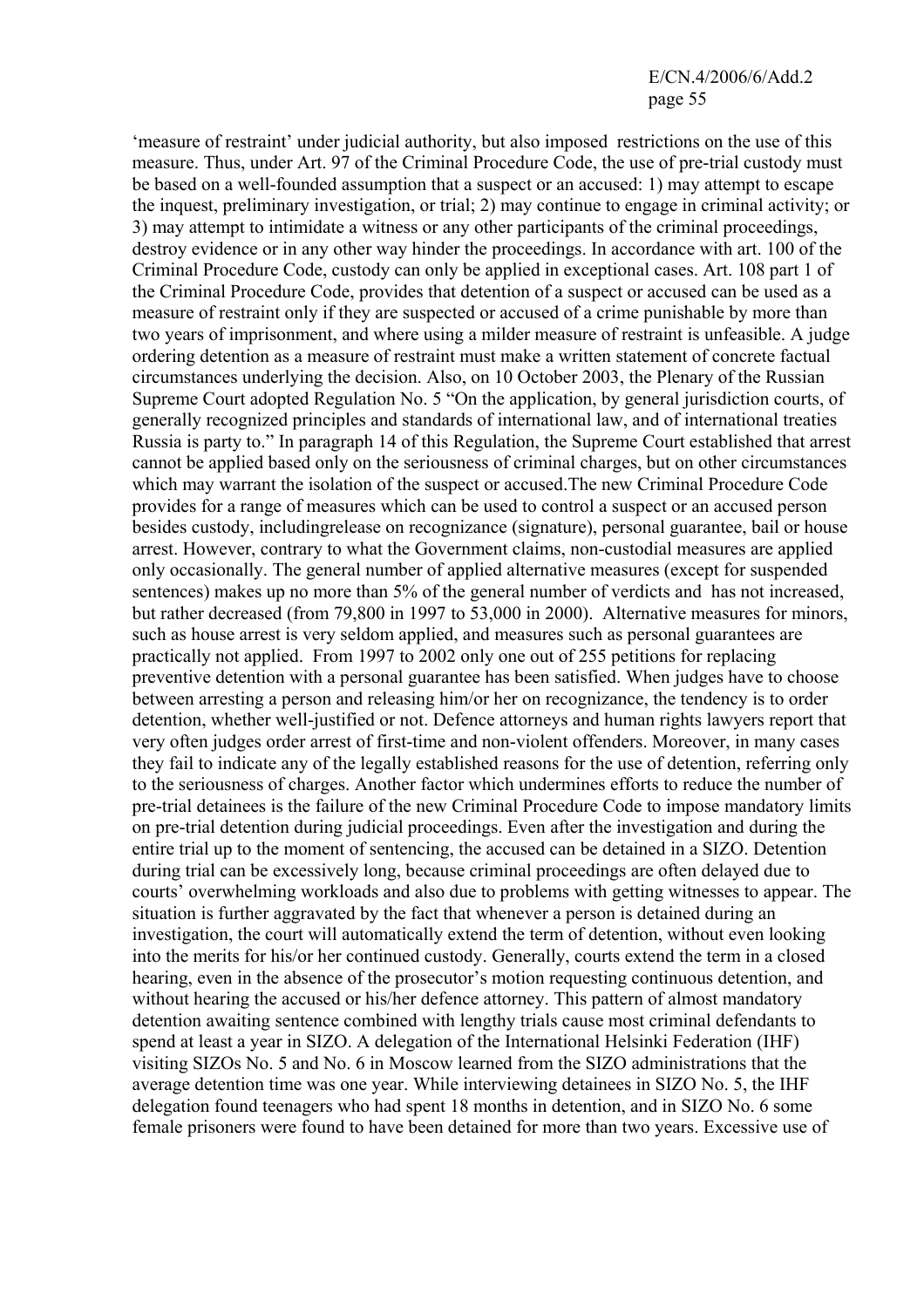'measure of restraint' under judicial authority, but also imposed restrictions on the use of this measure. Thus, under Art. 97 of the Criminal Procedure Code, the use of pre-trial custody must be based on a well-founded assumption that a suspect or an accused: 1) may attempt to escape the inquest, preliminary investigation, or trial; 2) may continue to engage in criminal activity; or 3) may attempt to intimidate a witness or any other participants of the criminal proceedings, destroy evidence or in any other way hinder the proceedings. In accordance with art. 100 of the Criminal Procedure Code, custody can only be applied in exceptional cases. Art. 108 part 1 of the Criminal Procedure Code, provides that detention of a suspect or accused can be used as a measure of restraint only if they are suspected or accused of a crime punishable by more than two years of imprisonment, and where using a milder measure of restraint is unfeasible. A judge ordering detention as a measure of restraint must make a written statement of concrete factual circumstances underlying the decision. Also, on 10 October 2003, the Plenary of the Russian Supreme Court adopted Regulation No. 5 "On the application, by general jurisdiction courts, of generally recognized principles and standards of international law, and of international treaties Russia is party to." In paragraph 14 of this Regulation, the Supreme Court established that arrest cannot be applied based only on the seriousness of criminal charges, but on other circumstances which may warrant the isolation of the suspect or accused.The new Criminal Procedure Code provides for a range of measures which can be used to control a suspect or an accused person besides custody, includingrelease on recognizance (signature), personal guarantee, bail or house arrest. However, contrary to what the Government claims, non-custodial measures are applied only occasionally. The general number of applied alternative measures (except for suspended sentences) makes up no more than 5% of the general number of verdicts and has not increased, but rather decreased (from 79,800 in 1997 to 53,000 in 2000). Alternative measures for minors, such as house arrest is very seldom applied, and measures such as personal guarantees are practically not applied. From 1997 to 2002 only one out of 255 petitions for replacing preventive detention with a personal guarantee has been satisfied. When judges have to choose between arresting a person and releasing him/or her on recognizance, the tendency is to order detention, whether well-justified or not. Defence attorneys and human rights lawyers report that very often judges order arrest of first-time and non-violent offenders. Moreover, in many cases they fail to indicate any of the legally established reasons for the use of detention, referring only to the seriousness of charges. Another factor which undermines efforts to reduce the number of pre-trial detainees is the failure of the new Criminal Procedure Code to impose mandatory limits on pre-trial detention during judicial proceedings. Even after the investigation and during the entire trial up to the moment of sentencing, the accused can be detained in a SIZO. Detention during trial can be excessively long, because criminal proceedings are often delayed due to courts' overwhelming workloads and also due to problems with getting witnesses to appear. The situation is further aggravated by the fact that whenever a person is detained during an investigation, the court will automatically extend the term of detention, without even looking into the merits for his/or her continued custody. Generally, courts extend the term in a closed hearing, even in the absence of the prosecutor's motion requesting continuous detention, and without hearing the accused or his/her defence attorney. This pattern of almost mandatory detention awaiting sentence combined with lengthy trials cause most criminal defendants to spend at least a year in SIZO. A delegation of the International Helsinki Federation (IHF) visiting SIZOs No. 5 and No. 6 in Moscow learned from the SIZO administrations that the average detention time was one year. While interviewing detainees in SIZO No. 5, the IHF delegation found teenagers who had spent 18 months in detention, and in SIZO No. 6 some female prisoners were found to have been detained for more than two years. Excessive use of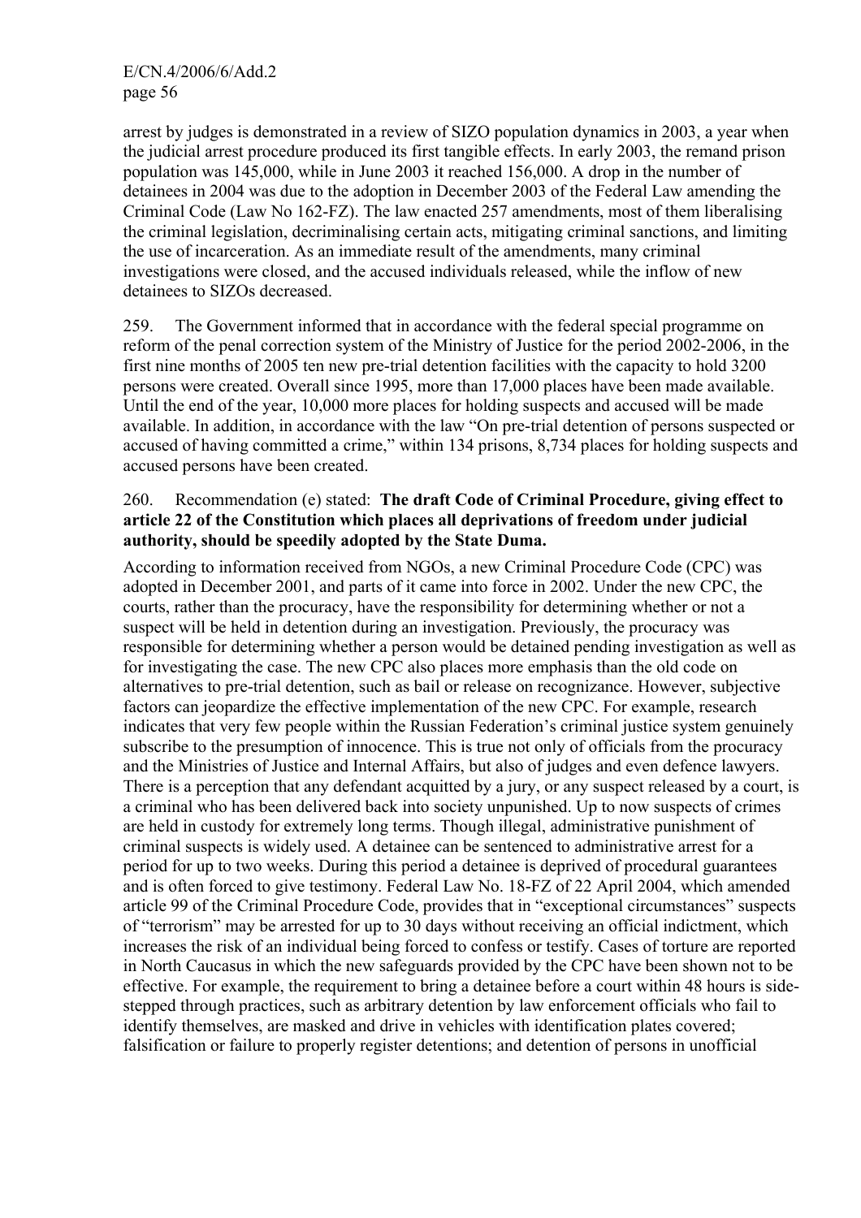arrest by judges is demonstrated in a review of SIZO population dynamics in 2003, a year when the judicial arrest procedure produced its first tangible effects. In early 2003, the remand prison population was 145,000, while in June 2003 it reached 156,000. A drop in the number of detainees in 2004 was due to the adoption in December 2003 of the Federal Law amending the Criminal Code (Law No 162-FZ). The law enacted 257 amendments, most of them liberalising the criminal legislation, decriminalising certain acts, mitigating criminal sanctions, and limiting the use of incarceration. As an immediate result of the amendments, many criminal investigations were closed, and the accused individuals released, while the inflow of new detainees to SIZOs decreased.

259. The Government informed that in accordance with the federal special programme on reform of the penal correction system of the Ministry of Justice for the period 2002-2006, in the first nine months of 2005 ten new pre-trial detention facilities with the capacity to hold 3200 persons were created. Overall since 1995, more than 17,000 places have been made available. Until the end of the year, 10,000 more places for holding suspects and accused will be made available. In addition, in accordance with the law "On pre-trial detention of persons suspected or accused of having committed a crime," within 134 prisons, 8,734 places for holding suspects and accused persons have been created.

260. Recommendation (e) stated: **The draft Code of Criminal Procedure, giving effect to article 22 of the Constitution which places all deprivations of freedom under judicial authority, should be speedily adopted by the State Duma.**

According to information received from NGOs, a new Criminal Procedure Code (CPC) was adopted in December 2001, and parts of it came into force in 2002. Under the new CPC, the courts, rather than the procuracy, have the responsibility for determining whether or not a suspect will be held in detention during an investigation. Previously, the procuracy was responsible for determining whether a person would be detained pending investigation as well as for investigating the case. The new CPC also places more emphasis than the old code on alternatives to pre-trial detention, such as bail or release on recognizance. However, subjective factors can jeopardize the effective implementation of the new CPC. For example, research indicates that very few people within the Russian Federation's criminal justice system genuinely subscribe to the presumption of innocence. This is true not only of officials from the procuracy and the Ministries of Justice and Internal Affairs, but also of judges and even defence lawyers. There is a perception that any defendant acquitted by a jury, or any suspect released by a court, is a criminal who has been delivered back into society unpunished. Up to now suspects of crimes are held in custody for extremely long terms. Though illegal, administrative punishment of criminal suspects is widely used. A detainee can be sentenced to administrative arrest for a period for up to two weeks. During this period a detainee is deprived of procedural guarantees and is often forced to give testimony. Federal Law No. 18-FZ of 22 April 2004, which amended article 99 of the Criminal Procedure Code, provides that in "exceptional circumstances" suspects of "terrorism" may be arrested for up to 30 days without receiving an official indictment, which increases the risk of an individual being forced to confess or testify. Cases of torture are reported in North Caucasus in which the new safeguards provided by the CPC have been shown not to be effective. For example, the requirement to bring a detainee before a court within 48 hours is side-stepped through practices, such as arbitrary detention by law enforcement officials who fail to identify themselves, are masked and drive in vehicles with identification plates covered; falsification or failure to properly register detentions; and detention of persons in unofficial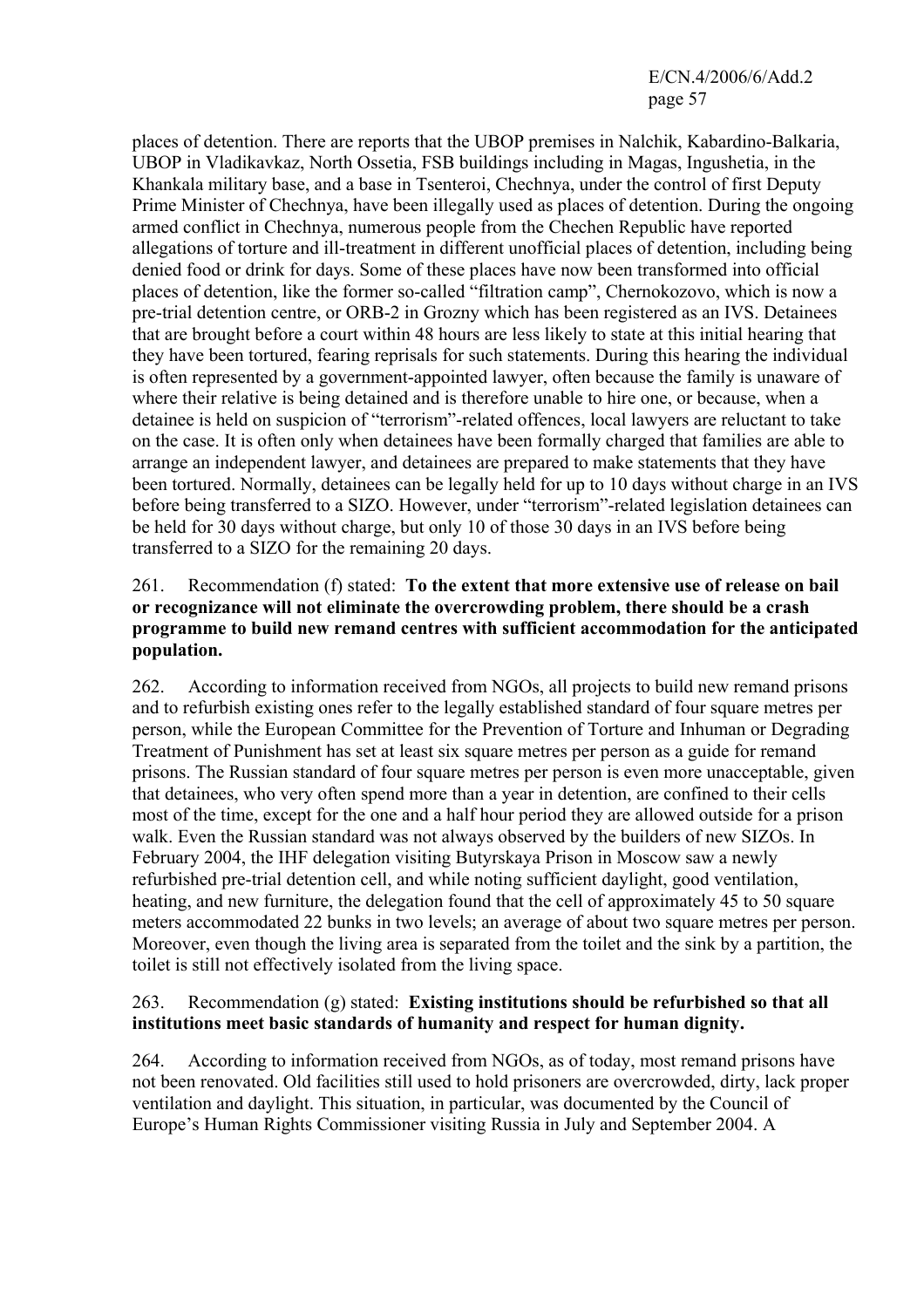places of detention. There are reports that the UBOP premises in Nalchik, Kabardino-Balkaria, UBOP in Vladikavkaz, North Ossetia, FSB buildings including in Magas, Ingushetia, in the Khankala military base, and a base in Tsenteroi, Chechnya, under the control of first Deputy Prime Minister of Chechnya, have been illegally used as places of detention. During the ongoing armed conflict in Chechnya, numerous people from the Chechen Republic have reported allegations of torture and ill-treatment in different unofficial places of detention, including being denied food or drink for days. Some of these places have now been transformed into official places of detention, like the former so-called "filtration camp", Chernokozovo, which is now a pre-trial detention centre, or ORB-2 in Grozny which has been registered as an IVS. Detainees that are brought before a court within 48 hours are less likely to state at this initial hearing that they have been tortured, fearing reprisals for such statements. During this hearing the individual is often represented by a government-appointed lawyer, often because the family is unaware of where their relative is being detained and is therefore unable to hire one, or because, when a detainee is held on suspicion of "terrorism"-related offences, local lawyers are reluctant to take on the case. It is often only when detainees have been formally charged that families are able to arrange an independent lawyer, and detainees are prepared to make statements that they have been tortured. Normally, detainees can be legally held for up to 10 days without charge in an IVS before being transferred to a SIZO. However, under "terrorism"-related legislation detainees can be held for 30 days without charge, but only 10 of those 30 days in an IVS before being transferred to a SIZO for the remaining 20 days.

261. Recommendation (f) stated: **To the extent that more extensive use of release on bail or recognizance will not eliminate the overcrowding problem, there should be a crash programme to build new remand centres with sufficient accommodation for the anticipated population.**

262. According to information received from NGOs, all projects to build new remand prisons and to refurbish existing ones refer to the legally established standard of four square metres per person, while the European Committee for the Prevention of Torture and Inhuman or Degrading Treatment of Punishment has set at least six square metres per person as a guide for remand prisons. The Russian standard of four square metres per person is even more unacceptable, given that detainees, who very often spend more than a year in detention, are confined to their cells most of the time, except for the one and a half hour period they are allowed outside for a prison walk. Even the Russian standard was not always observed by the builders of new SIZOs. In February 2004, the IHF delegation visiting Butyrskaya Prison in Moscow saw a newly refurbished pre-trial detention cell, and while noting sufficient daylight, good ventilation, heating, and new furniture, the delegation found that the cell of approximately 45 to 50 square meters accommodated 22 bunks in two levels; an average of about two square metres per person. Moreover, even though the living area is separated from the toilet and the sink by a partition, the toilet is still not effectively isolated from the living space.

263. Recommendation (g) stated: **Existing institutions should be refurbished so that all institutions meet basic standards of humanity and respect for human dignity.**

264. According to information received from NGOs, as of today, most remand prisons have not been renovated. Old facilities still used to hold prisoners are overcrowded, dirty, lack proper ventilation and daylight. This situation, in particular, was documented by the Council of Europe's Human Rights Commissioner visiting Russia in July and September 2004. A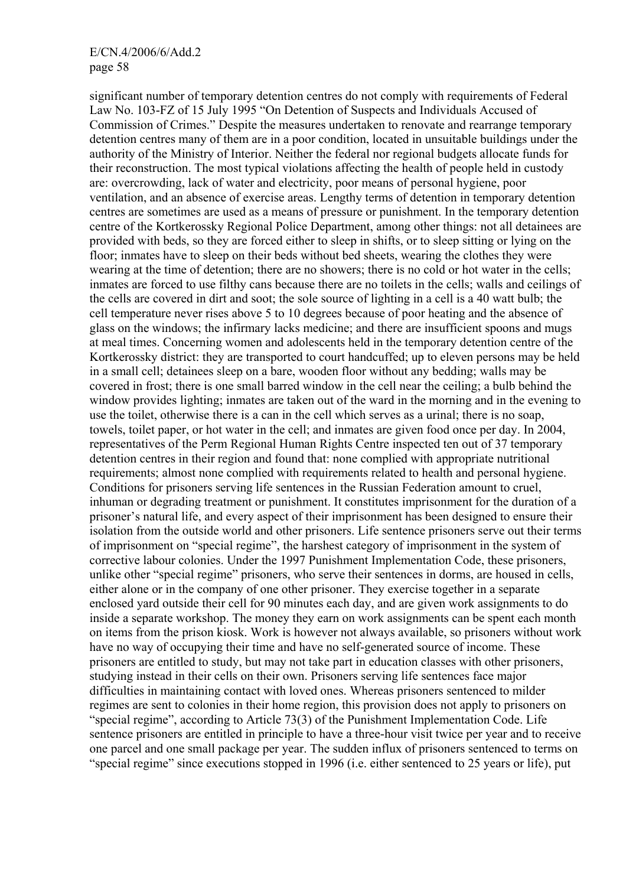significant number of temporary detention centres do not comply with requirements of Federal Law No. 103-FZ of 15 July 1995 "On Detention of Suspects and Individuals Accused of Commission of Crimes." Despite the measures undertaken to renovate and rearrange temporary detention centres many of them are in a poor condition, located in unsuitable buildings under the authority of the Ministry of Interior. Neither the federal nor regional budgets allocate funds for their reconstruction. The most typical violations affecting the health of people held in custody are: overcrowding, lack of water and electricity, poor means of personal hygiene, poor ventilation, and an absence of exercise areas. Lengthy terms of detention in temporary detention centres are sometimes are used as a means of pressure or punishment. In the temporary detention centre of the Kortkerossky Regional Police Department, among other things: not all detainees are provided with beds, so they are forced either to sleep in shifts, or to sleep sitting or lying on the floor; inmates have to sleep on their beds without bed sheets, wearing the clothes they were wearing at the time of detention; there are no showers; there is no cold or hot water in the cells; inmates are forced to use filthy cans because there are no toilets in the cells; walls and ceilings of the cells are covered in dirt and soot; the sole source of lighting in a cell is a 40 watt bulb; the cell temperature never rises above 5 to 10 degrees because of poor heating and the absence of glass on the windows; the infirmary lacks medicine; and there are insufficient spoons and mugs at meal times. Concerning women and adolescents held in the temporary detention centre of the Kortkerossky district: they are transported to court handcuffed; up to eleven persons may be held in a small cell; detainees sleep on a bare, wooden floor without any bedding; walls may be covered in frost; there is one small barred window in the cell near the ceiling; a bulb behind the window provides lighting; inmates are taken out of the ward in the morning and in the evening to use the toilet, otherwise there is a can in the cell which serves as a urinal; there is no soap, towels, toilet paper, or hot water in the cell; and inmates are given food once per day. In 2004, representatives of the Perm Regional Human Rights Centre inspected ten out of 37 temporary detention centres in their region and found that: none complied with appropriate nutritional requirements; almost none complied with requirements related to health and personal hygiene. Conditions for prisoners serving life sentences in the Russian Federation amount to cruel, inhuman or degrading treatment or punishment. It constitutes imprisonment for the duration of a prisoner's natural life, and every aspect of their imprisonment has been designed to ensure their isolation from the outside world and other prisoners. Life sentence prisoners serve out their terms of imprisonment on "special regime", the harshest category of imprisonment in the system of corrective labour colonies. Under the 1997 Punishment Implementation Code, these prisoners, unlike other "special regime" prisoners, who serve their sentences in dorms, are housed in cells, either alone or in the company of one other prisoner. They exercise together in a separate enclosed yard outside their cell for 90 minutes each day, and are given work assignments to do inside a separate workshop. The money they earn on work assignments can be spent each month on items from the prison kiosk. Work is however not always available, so prisoners without work have no way of occupying their time and have no self-generated source of income. These prisoners are entitled to study, but may not take part in education classes with other prisoners, studying instead in their cells on their own. Prisoners serving life sentences face major difficulties in maintaining contact with loved ones. Whereas prisoners sentenced to milder regimes are sent to colonies in their home region, this provision does not apply to prisoners on "special regime", according to Article 73(3) of the Punishment Implementation Code. Life sentence prisoners are entitled in principle to have a three-hour visit twice per year and to receive one parcel and one small package per year. The sudden influx of prisoners sentenced to terms on "special regime" since executions stopped in 1996 (i.e. either sentenced to 25 years or life), put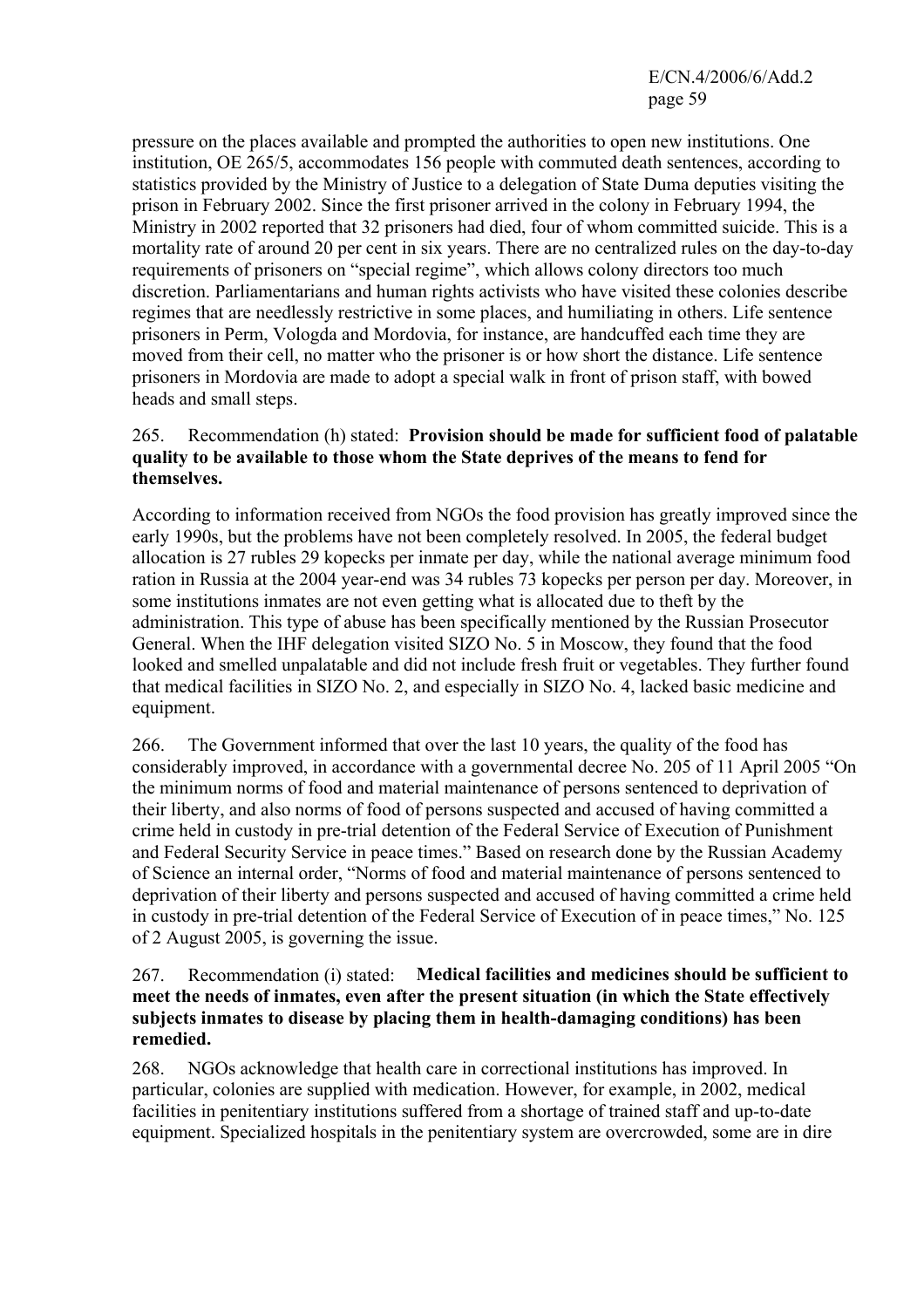pressure on the places available and prompted the authorities to open new institutions. One institution, OE 265/5, accommodates 156 people with commuted death sentences, according to statistics provided by the Ministry of Justice to a delegation of State Duma deputies visiting the prison in February 2002. Since the first prisoner arrived in the colony in February 1994, the Ministry in 2002 reported that 32 prisoners had died, four of whom committed suicide. This is a mortality rate of around 20 per cent in six years. There are no centralized rules on the day-to-day requirements of prisoners on "special regime", which allows colony directors too much discretion. Parliamentarians and human rights activists who have visited these colonies describe regimes that are needlessly restrictive in some places, and humiliating in others. Life sentence prisoners in Perm, Vologda and Mordovia, for instance, are handcuffed each time they are moved from their cell, no matter who the prisoner is or how short the distance. Life sentence prisoners in Mordovia are made to adopt a special walk in front of prison staff, with bowed heads and small steps.

265. Recommendation (h) stated: **Provision should be made for sufficient food of palatable quality to be available to those whom the State deprives of the means to fend for themselves.**

According to information received from NGOs the food provision has greatly improved since the early 1990s, but the problems have not been completely resolved. In 2005, the federal budget allocation is 27 rubles 29 kopecks per inmate per day, while the national average minimum food ration in Russia at the 2004 year-end was 34 rubles 73 kopecks per person per day. Moreover, in some institutions inmates are not even getting what is allocated due to theft by the administration. This type of abuse has been specifically mentioned by the Russian Prosecutor General. When the IHF delegation visited SIZO No. 5 in Moscow, they found that the food looked and smelled unpalatable and did not include fresh fruit or vegetables. They further found that medical facilities in SIZO No. 2, and especially in SIZO No. 4, lacked basic medicine and equipment.

266. The Government informed that over the last 10 years, the quality of the food has considerably improved, in accordance with a governmental decree No. 205 of 11 April 2005 "On the minimum norms of food and material maintenance of persons sentenced to deprivation of their liberty, and also norms of food of persons suspected and accused of having committed a crime held in custody in pre-trial detention of the Federal Service of Execution of Punishment and Federal Security Service in peace times." Based on research done by the Russian Academy of Science an internal order, "Norms of food and material maintenance of persons sentenced to deprivation of their liberty and persons suspected and accused of having committed a crime held in custody in pre-trial detention of the Federal Service of Execution of in peace times," No. 125 of 2 August 2005, is governing the issue.

267. Recommendation (i) stated: **Medical facilities and medicines should be sufficient to meet the needs of inmates, even after the present situation (in which the State effectively subjects inmates to disease by placing them in health-damaging conditions) has been remedied.**

268. NGOs acknowledge that health care in correctional institutions has improved. In particular, colonies are supplied with medication. However, for example, in 2002, medical facilities in penitentiary institutions suffered from a shortage of trained staff and up-to-date equipment. Specialized hospitals in the penitentiary system are overcrowded, some are in dire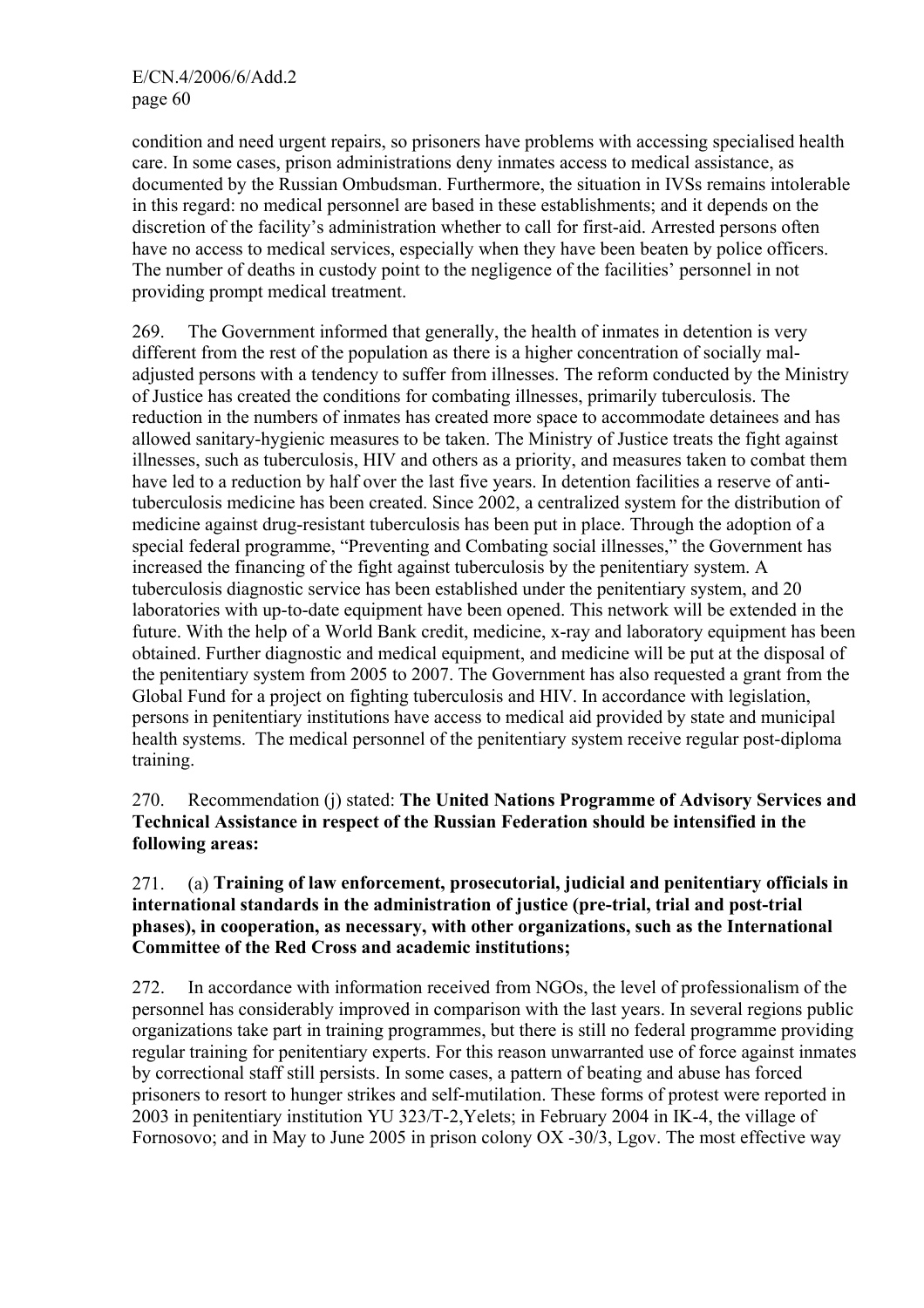condition and need urgent repairs, so prisoners have problems with accessing specialised health care. In some cases, prison administrations deny inmates access to medical assistance, as documented by the Russian Ombudsman. Furthermore, the situation in IVSs remains intolerable in this regard: no medical personnel are based in these establishments; and it depends on the discretion of the facility's administration whether to call for first-aid. Arrested persons often have no access to medical services, especially when they have been beaten by police officers. The number of deaths in custody point to the negligence of the facilities' personnel in not providing prompt medical treatment.

269. The Government informed that generally, the health of inmates in detention is very different from the rest of the population as there is a higher concentration of socially mal-adjusted persons with a tendency to suffer from illnesses. The reform conducted by the Ministry of Justice has created the conditions for combating illnesses, primarily tuberculosis. The reduction in the numbers of inmates has created more space to accommodate detainees and has allowed sanitary-hygienic measures to be taken. The Ministry of Justice treats the fight against illnesses, such as tuberculosis, HIV and others as a priority, and measures taken to combat them have led to a reduction by half over the last five years. In detention facilities a reserve of anti-tuberculosis medicine has been created. Since 2002, a centralized system for the distribution of medicine against drug-resistant tuberculosis has been put in place. Through the adoption of a special federal programme, "Preventing and Combating social illnesses," the Government has increased the financing of the fight against tuberculosis by the penitentiary system. A tuberculosis diagnostic service has been established under the penitentiary system, and 20 laboratories with up-to-date equipment have been opened. This network will be extended in the future. With the help of a World Bank credit, medicine, x-ray and laboratory equipment has been obtained. Further diagnostic and medical equipment, and medicine will be put at the disposal of the penitentiary system from 2005 to 2007. The Government has also requested a grant from the Global Fund for a project on fighting tuberculosis and HIV. In accordance with legislation, persons in penitentiary institutions have access to medical aid provided by state and municipal health systems. The medical personnel of the penitentiary system receive regular post-diploma training.

270. Recommendation (j) stated: **The United Nations Programme of Advisory Services and Technical Assistance in respect of the Russian Federation should be intensified in the following areas:**

271. (a) **Training of law enforcement, prosecutorial, judicial and penitentiary officials in international standards in the administration of justice (pre-trial, trial and post-trial phases), in cooperation, as necessary, with other organizations, such as the International Committee of the Red Cross and academic institutions;**

272. In accordance with information received from NGOs, the level of professionalism of the personnel has considerably improved in comparison with the last years. In several regions public organizations take part in training programmes, but there is still no federal programme providing regular training for penitentiary experts. For this reason unwarranted use of force against inmates by correctional staff still persists. In some cases, a pattern of beating and abuse has forced prisoners to resort to hunger strikes and self-mutilation. These forms of protest were reported in 2003 in penitentiary institution YU 323/T-2,Yelets; in February 2004 in IK-4, the village of Fornosovo; and in May to June 2005 in prison colony OX -30/3, Lgov. The most effective way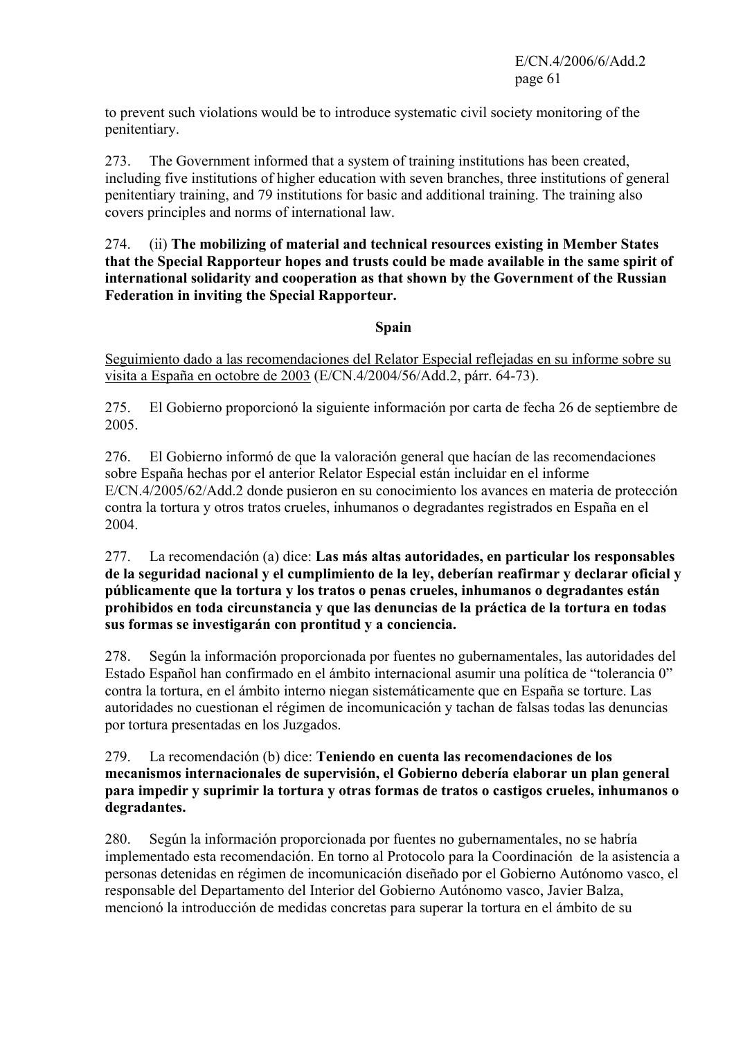to prevent such violations would be to introduce systematic civil society monitoring of the penitentiary.

273. The Government informed that a system of training institutions has been created, including five institutions of higher education with seven branches, three institutions of general penitentiary training, and 79 institutions for basic and additional training. The training also covers principles and norms of international law.

274. (ii) **The mobilizing of material and technical resources existing in Member States that the Special Rapporteur hopes and trusts could be made available in the same spirit of international solidarity and cooperation as that shown by the Government of the Russian Federation in inviting the Special Rapporteur.**

## Spain

Seguimiento dado a las recomendaciones del Relator Especial reflejadas en su informe sobre su visita a España en octubre de 2003 (E/CN.4/2004/56/Add.2, párr. 64-73).

275. El Gobierno proporcionó la siguiente información por carta de fecha 26 de septiembre de 2005.

276. El Gobierno informó de que la valoración general que hacían de las recomendaciones sobre España hechas por el anterior Relator Especial están incluidar en el informe E/CN.4/2005/62/Add.2 donde pusieron en su conocimiento los avances en materia de protección contra la tortura y otros tratos crueles, inhumanos o degradantes registrados en España en el 2004.

277. La recomendación (a) dice: **Las más altas autoridades, en particular los responsables de la seguridad nacional y el cumplimiento de la ley, deberían reafirmar y declarar oficial y públicamente que la tortura y los tratos o penas crueles, inhumanos o degradantes están prohibidos en toda circunstancia y que las denuncias de la práctica de la tortura en todas sus formas se investigarán con prontitud y a conciencia.**

278. Según la información proporcionada por fuentes no gubernamentales, las autoridades del Estado Español han confirmado en el ámbito internacional asumir una política de "tolerancia 0" contra la tortura, en el ámbito interno niegan sistemáticamente que en España se torture. Las autoridades no cuestionan el régimen de incomunicación y tachan de falsas todas las denuncias por tortura presentadas en los Juzgados.

279. La recomendación (b) dice: **Teniendo en cuenta las recomendaciones de los mecanismos internacionales de supervisión, el Gobierno debería elaborar un plan general para impedir y suprimir la tortura y otras formas de tratos o castigos crueles, inhumanos o degradantes.**

280. Según la información proporcionada por fuentes no gubernamentales, no se habría implementado esta recomendación. En torno al Protocolo para la Coordinación de la asistencia a personas detenidas en régimen de incomunicación diseñado por el Gobierno Autónomo vasco, el responsable del Departamento del Interior del Gobierno Autónomo vasco, Javier Balza, mencionó la introducción de medidas concretas para superar la tortura en el ámbito de su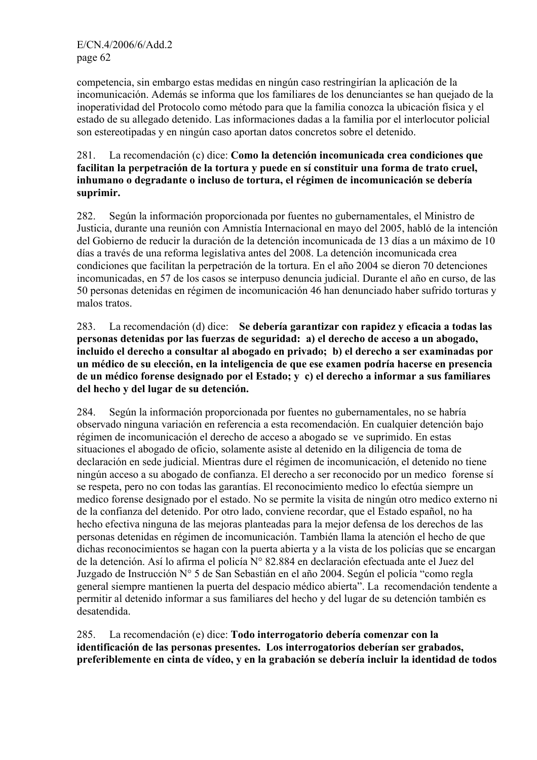competencia, sin embargo estas medidas en ningún caso restringirían la aplicación de la incomunicación. Además se informa que los familiares de los denunciantes se han quejado de la inoperatividad del Protocolo como método para que la familia conozca la ubicación física y el estado de su allegado detenido. Las informaciones dadas a la familia por el interlocutor policial son estereotipadas y en ningún caso aportan datos concretos sobre el detenido.

281. La recomendación (c) dice: **Como la detención incomunicada crea condiciones que facilitan la perpetración de la tortura y puede en sí constituir una forma de trato cruel, inhumano o degradante o incluso de tortura, el régimen de incomunicación se debería suprimir.**

282. Según la información proporcionada por fuentes no gubernamentales, el Ministro de Justicia, durante una reunión con Amnistía Internacional en mayo del 2005, habló de la intención del Gobierno de reducir la duración de la detención incomunicada de 13 días a un máximo de 10 días a través de una reforma legislativa antes del 2008. La detención incomunicada crea condiciones que facilitan la perpetración de la tortura. En el año 2004 se dieron 70 detenciones incomunicadas, en 57 de los casos se interpuso denuncia judicial. Durante el año en curso, de las 50 personas detenidas en régimen de incomunicación 46 han denunciado haber sufrido torturas y malos tratos.

283. La recomendación (d) dice: **Se debería garantizar con rapidez y eficacia a todas las personas detenidas por las fuerzas de seguridad: a) el derecho de acceso a un abogado, incluido el derecho a consultar al abogado en privado; b) el derecho a ser examinadas por un médico de su elección, en la inteligencia de que ese examen podría hacerse en presencia de un médico forense designado por el Estado; y c) el derecho a informar a sus familiares del hecho y del lugar de su detención.**

284. Según la información proporcionada por fuentes no gubernamentales, no se habría observado ninguna variación en referencia a esta recomendación. En cualquier detención bajo régimen de incomunicación el derecho de acceso a abogado se ve suprimido. En estas situaciones el abogado de oficio, solamente asiste al detenido en la diligencia de toma de declaración en sede judicial. Mientras dure el régimen de incomunicación, el detenido no tiene ningún acceso a su abogado de confianza. El derecho a ser reconocido por un medico forense sí se respeta, pero no con todas las garantías. El reconocimiento medico lo efectúa siempre un medico forense designado por el estado. No se permite la visita de ningún otro medico externo ni de la confianza del detenido. Por otro lado, conviene recordar, que el Estado español, no ha hecho efectiva ninguna de las mejoras planteadas para la mejor defensa de los derechos de las personas detenidas en régimen de incomunicación. También llama la atención el hecho de que dichas reconocimientos se hagan con la puerta abierta y a la vista de los policías que se encargan de la detención. Así lo afirma el policía N° 82.884 en declaración efectuada ante el Juez del Juzgado de Instrucción N° 5 de San Sebastián en el año 2004. Según el policía "como regla general siempre mantienen la puerta del despacio médico abierta". La recomendación tendente a permitir al detenido informar a sus familiares del hecho y del lugar de su detención también es desatendida.

285. La recomendación (e) dice: **Todo interrogatorio debería comenzar con la identificación de las personas presentes. Los interrogatorios deberían ser grabados, preferiblemente en cinta de vídeo, y en la grabación se debería incluir la identidad de todos**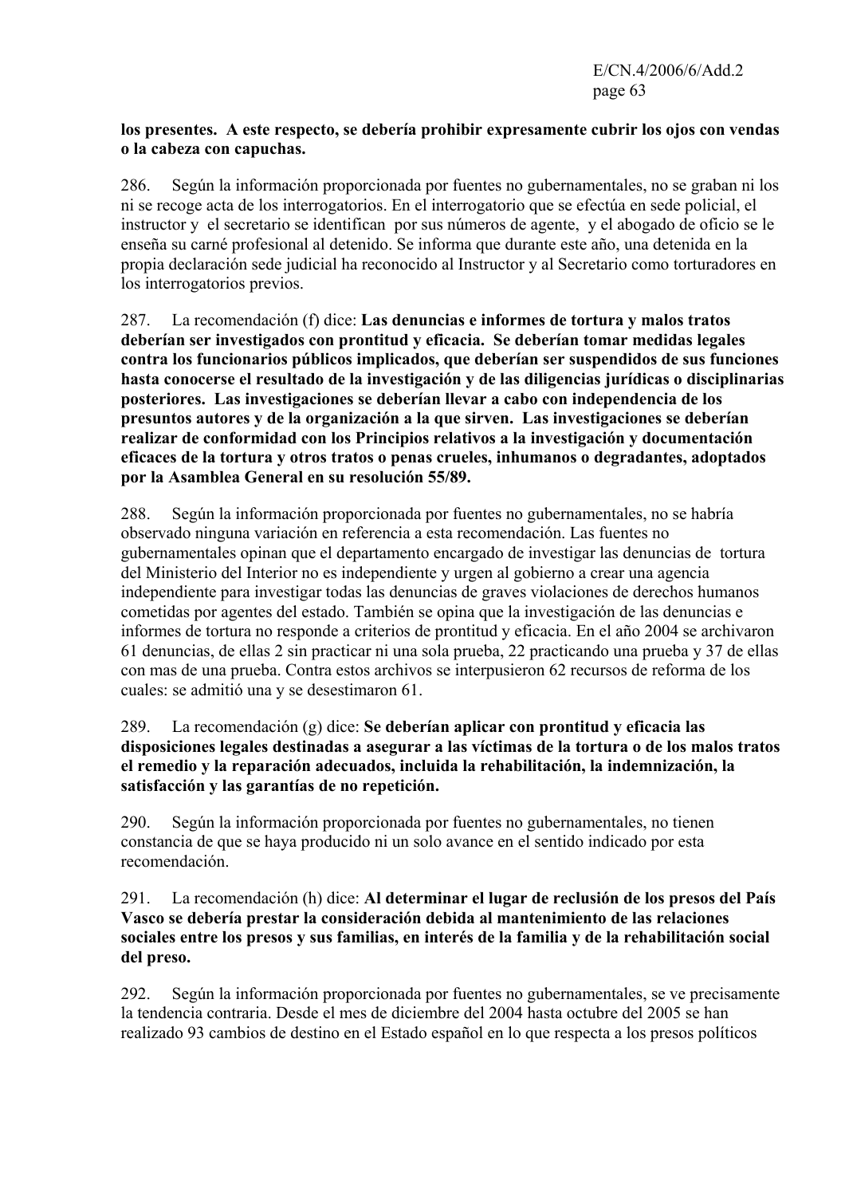**los presentes. A este respecto, se debería prohibir expresamente cubrir los ojos con vendas o la cabeza con capuchas.**

286. Según la información proporcionada por fuentes no gubernamentales, no se graban ni los ni se recoge acta de los interrogatorios. En el interrogatorio que se efectúa en sede policial, el instructor y el secretario se identifican por sus números de agente, y el abogado de oficio se le enseña su carné profesional al detenido. Se informa que durante este año, una detenida en la propia declaración sede judicial ha reconocido al Instructor y al Secretario como torturadores en los interrogatorios previos.

287. La recomendación (f) dice: **Las denuncias e informes de tortura y malos tratos deberían ser investigados con prontitud y eficacia. Se deberían tomar medidas legales contra los funcionarios públicos implicados, que deberían ser suspendidos de sus funciones hasta conocerse el resultado de la investigación y de las diligencias jurídicas o disciplinarias posteriores. Las investigaciones se deberían llevar a cabo con independencia de los presuntos autores y de la organización a la que sirven. Las investigaciones se deberían realizar de conformidad con los Principios relativos a la investigación y documentación eficaces de la tortura y otros tratos o penas crueles, inhumanos o degradantes, adoptados por la Asamblea General en su resolución 55/89.**

288. Según la información proporcionada por fuentes no gubernamentales, no se habría observado ninguna variación en referencia a esta recomendación. Las fuentes no gubernamentales opinan que el departamento encargado de investigar las denuncias de tortura del Ministerio del Interior no es independiente y urgen al gobierno a crear una agencia independiente para investigar todas las denuncias de graves violaciones de derechos humanos cometidas por agentes del estado. También se opina que la investigación de las denuncias e informes de tortura no responde a criterios de prontitud y eficacia. En el año 2004 se archivaron 61 denuncias, de ellas 2 sin practicar ni una sola prueba, 22 practicando una prueba y 37 de ellas con mas de una prueba. Contra estos archivos se interpusieron 62 recursos de reforma de los cuales: se admitió una y se desestimaron 61.

289. La recomendación (g) dice: **Se deberían aplicar con prontitud y eficacia las disposiciones legales destinadas a asegurar a las víctimas de la tortura o de los malos tratos el remedio y la reparación adecuados, incluida la rehabilitación, la indemnización, la satisfacción y las garantías de no repetición.**

290. Según la información proporcionada por fuentes no gubernamentales, no tienen constancia de que se haya producido ni un solo avance en el sentido indicado por esta recomendación.

291. La recomendación (h) dice: **Al determinar el lugar de reclusión de los presos del País Vasco se debería prestar la consideración debida al mantenimiento de las relaciones sociales entre los presos y sus familias, en interés de la familia y de la rehabilitación social del preso.**

292. Según la información proporcionada por fuentes no gubernamentales, se ve precisamente la tendencia contraria. Desde el mes de diciembre del 2004 hasta octubre del 2005 se han realizado 93 cambios de destino en el Estado español en lo que respecta a los presos políticos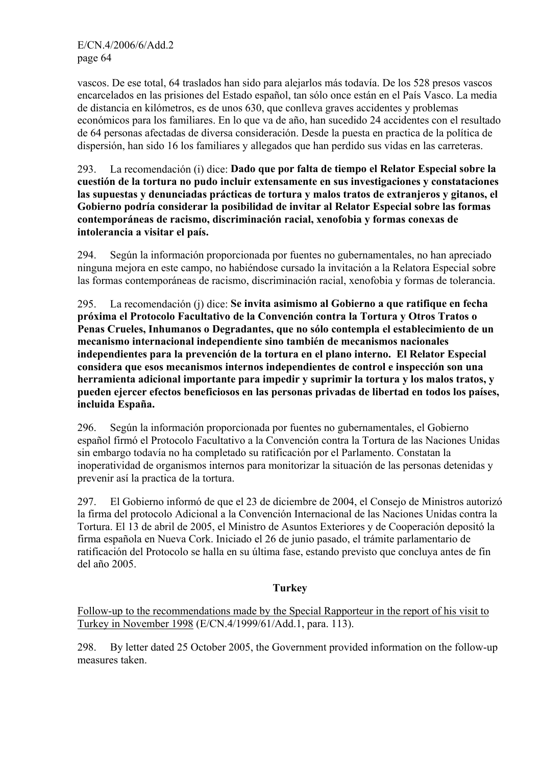vascos. De ese total, 64 traslados han sido para alejarlos más todavía. De los 528 presos vascos encarcelados en las prisiones del Estado español, tan sólo once están en el País Vasco. La media de distancia en kilómetros, es de unos 630, que conlleva graves accidentes y problemas económicos para los familiares. En lo que va de año, han sucedido 24 accidentes con el resultado de 64 personas afectadas de diversa consideración. Desde la puesta en practica de la política de dispersión, han sido 16 los familiares y allegados que han perdido sus vidas en las carreteras.

293. La recomendación (i) dice: **Dado que por falta de tiempo el Relator Especial sobre la cuestión de la tortura no pudo incluir extensamente en sus investigaciones y constataciones las supuestas y denunciadas prácticas de tortura y malos tratos de extranjeros y gitanos, el Gobierno podría considerar la posibilidad de invitar al Relator Especial sobre las formas contemporáneas de racismo, discriminación racial, xenofobia y formas conexas de intolerancia a visitar el país.**

294. Según la información proporcionada por fuentes no gubernamentales, no han apreciado ninguna mejora en este campo, no habiéndose cursado la invitación a la Relatora Especial sobre las formas contemporáneas de racismo, discriminación racial, xenofobia y formas de tolerancia.

295. La recomendación (j) dice: **Se invita asimismo al Gobierno a que ratifique en fecha próxima el Protocolo Facultativo de la Convención contra la Tortura y Otros Tratos o Penas Crueles, Inhumanos o Degradantes, que no sólo contempla el establecimiento de un mecanismo internacional independiente sino también de mecanismos nacionales independientes para la prevención de la tortura en el plano interno. El Relator Especial considera que esos mecanismos internos independientes de control e inspección son una herramienta adicional importante para impedir y suprimir la tortura y los malos tratos, y pueden ejercer efectos beneficiosos en las personas privadas de libertad en todos los países, incluida España.**

296. Según la información proporcionada por fuentes no gubernamentales, el Gobierno español firmó el Protocolo Facultativo a la Convención contra la Tortura de las Naciones Unidas sin embargo todavía no ha completado su ratificación por el Parlamento. Constatan la inoperatividad de organismos internos para monitorizar la situación de las personas detenidas y prevenir así la practica de la tortura.

297. El Gobierno informó de que el 23 de diciembre de 2004, el Consejo de Ministros autorizó la firma del protocolo Adicional a la Convención Internacional de las Naciones Unidas contra la Tortura. El 13 de abril de 2005, el Ministro de Asuntos Exteriores y de Cooperación depositó la firma española en Nueva Cork. Iniciado el 26 de junio pasado, el trámite parlamentario de ratificación del Protocolo se halla en su última fase, estando previsto que concluya antes de fin del año 2005.

## Turkey

Follow-up to the recommendations made by the Special Rapporteur in the report of his visit to Turkey in November 1998 (E/CN.4/1999/61/Add.1, para. 113).

298. By letter dated 25 October 2005, the Government provided information on the follow-up measures taken.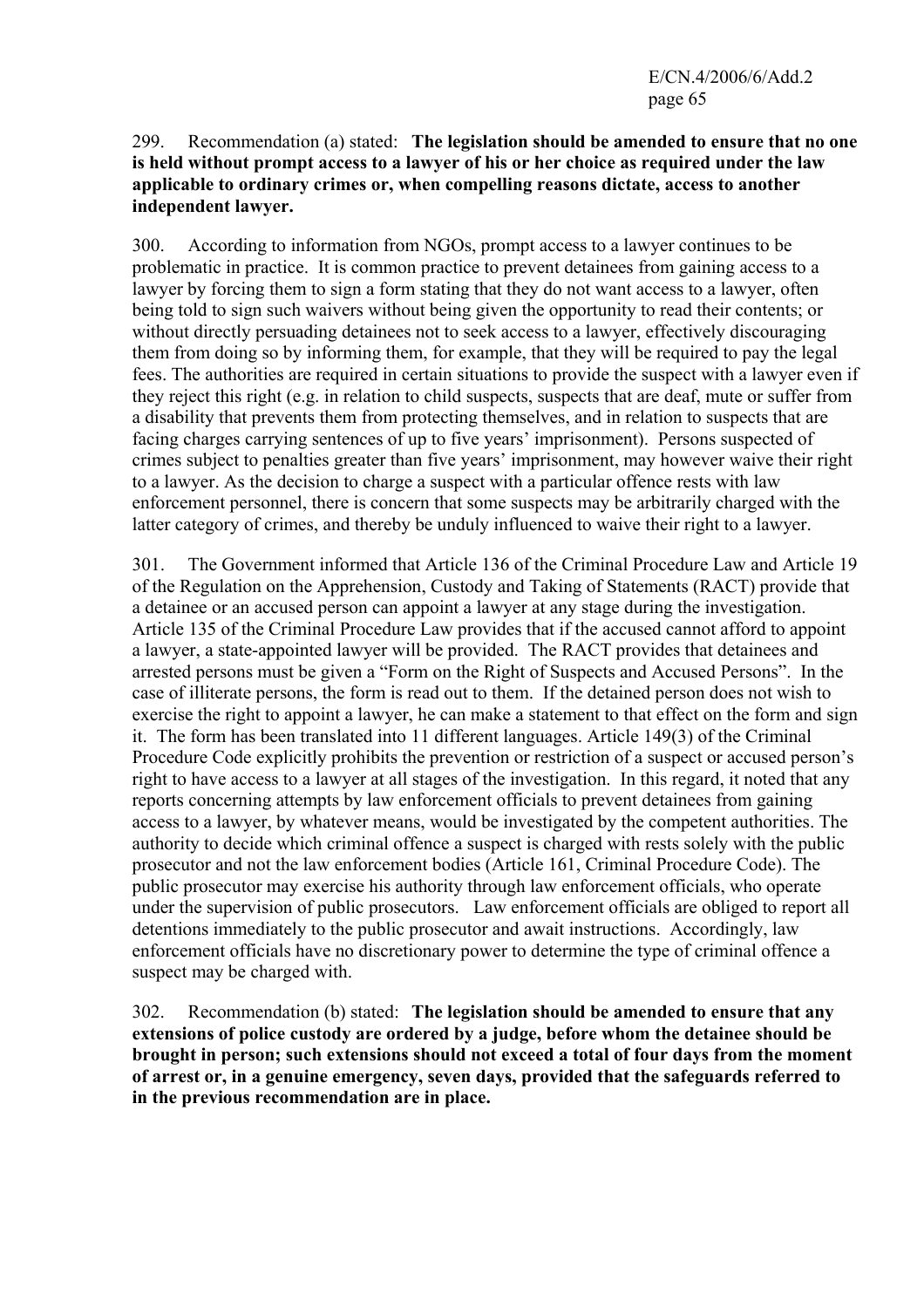299. Recommendation (a) stated: **The legislation should be amended to ensure that no one is held without prompt access to a lawyer of his or her choice as required under the law applicable to ordinary crimes or, when compelling reasons dictate, access to another independent lawyer.**

300. According to information from NGOs, prompt access to a lawyer continues to be problematic in practice. It is common practice to prevent detainees from gaining access to a lawyer by forcing them to sign a form stating that they do not want access to a lawyer, often being told to sign such waivers without being given the opportunity to read their contents; or without directly persuading detainees not to seek access to a lawyer, effectively discouraging them from doing so by informing them, for example, that they will be required to pay the legal fees. The authorities are required in certain situations to provide the suspect with a lawyer even if they reject this right (e.g. in relation to child suspects, suspects that are deaf, mute or suffer from a disability that prevents them from protecting themselves, and in relation to suspects that are facing charges carrying sentences of up to five years' imprisonment). Persons suspected of crimes subject to penalties greater than five years' imprisonment, may however waive their right to a lawyer. As the decision to charge a suspect with a particular offence rests with law enforcement personnel, there is concern that some suspects may be arbitrarily charged with the latter category of crimes, and thereby be unduly influenced to waive their right to a lawyer.

301. The Government informed that Article 136 of the Criminal Procedure Law and Article 19 of the Regulation on the Apprehension, Custody and Taking of Statements (RACT) provide that a detainee or an accused person can appoint a lawyer at any stage during the investigation. Article 135 of the Criminal Procedure Law provides that if the accused cannot afford to appoint a lawyer, a state-appointed lawyer will be provided. The RACT provides that detainees and arrested persons must be given a "Form on the Right of Suspects and Accused Persons". In the case of illiterate persons, the form is read out to them. If the detained person does not wish to exercise the right to appoint a lawyer, he can make a statement to that effect on the form and sign it. The form has been translated into 11 different languages. Article 149(3) of the Criminal Procedure Code explicitly prohibits the prevention or restriction of a suspect or accused person's right to have access to a lawyer at all stages of the investigation. In this regard, it noted that any reports concerning attempts by law enforcement officials to prevent detainees from gaining access to a lawyer, by whatever means, would be investigated by the competent authorities. The authority to decide which criminal offence a suspect is charged with rests solely with the public prosecutor and not the law enforcement bodies (Article 161, Criminal Procedure Code). The public prosecutor may exercise his authority through law enforcement officials, who operate under the supervision of public prosecutors. Law enforcement officials are obliged to report all detentions immediately to the public prosecutor and await instructions. Accordingly, law enforcement officials have no discretionary power to determine the type of criminal offence a suspect may be charged with.

302. Recommendation (b) stated: **The legislation should be amended to ensure that any extensions of police custody are ordered by a judge, before whom the detainee should be brought in person; such extensions should not exceed a total of four days from the moment of arrest or, in a genuine emergency, seven days, provided that the safeguards referred to in the previous recommendation are in place.**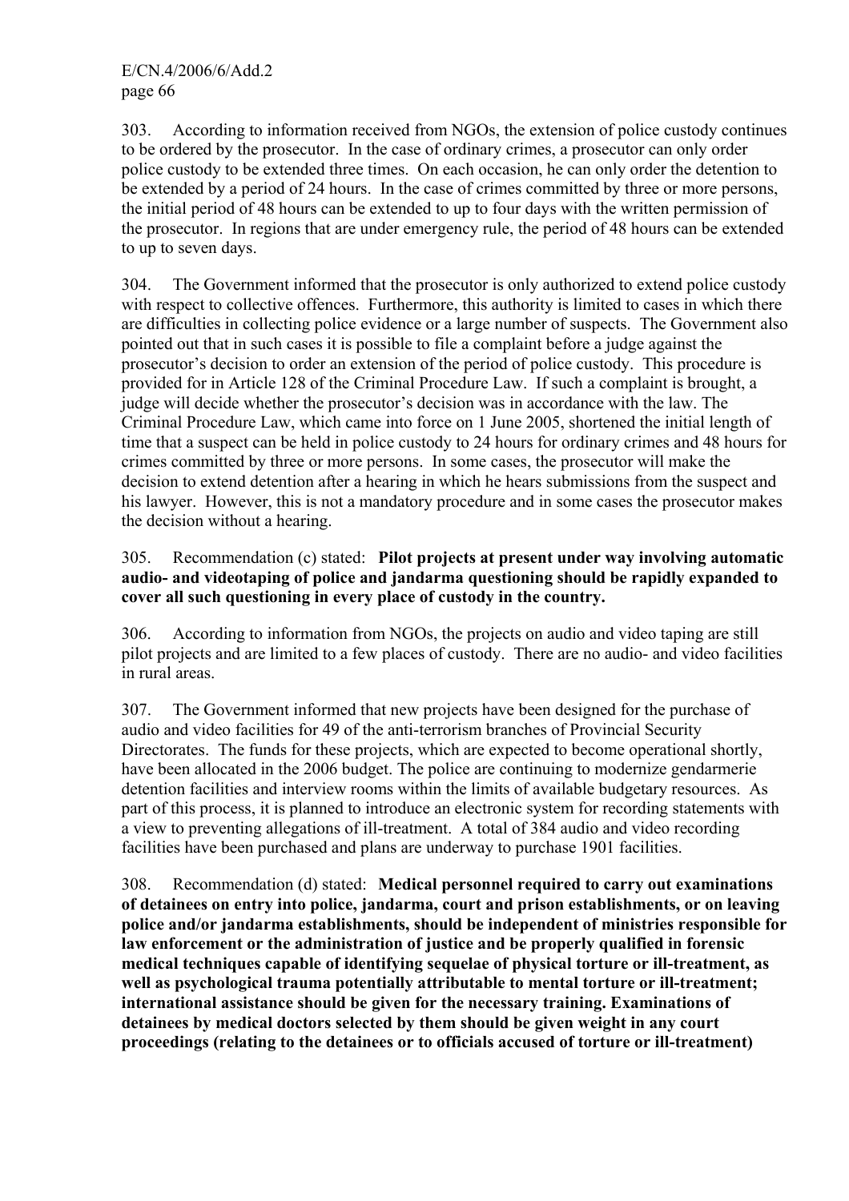303. According to information received from NGOs, the extension of police custody continues to be ordered by the prosecutor. In the case of ordinary crimes, a prosecutor can only order police custody to be extended three times. On each occasion, he can only order the detention to be extended by a period of 24 hours. In the case of crimes committed by three or more persons, the initial period of 48 hours can be extended to up to four days with the written permission of the prosecutor. In regions that are under emergency rule, the period of 48 hours can be extended to up to seven days.

304. The Government informed that the prosecutor is only authorized to extend police custody with respect to collective offences. Furthermore, this authority is limited to cases in which there are difficulties in collecting police evidence or a large number of suspects. The Government also pointed out that in such cases it is possible to file a complaint before a judge against the prosecutor's decision to order an extension of the period of police custody. This procedure is provided for in Article 128 of the Criminal Procedure Law. If such a complaint is brought, a judge will decide whether the prosecutor's decision was in accordance with the law. The Criminal Procedure Law, which came into force on 1 June 2005, shortened the initial length of time that a suspect can be held in police custody to 24 hours for ordinary crimes and 48 hours for crimes committed by three or more persons. In some cases, the prosecutor will make the decision to extend detention after a hearing in which he hears submissions from the suspect and his lawyer. However, this is not a mandatory procedure and in some cases the prosecutor makes the decision without a hearing.

305. Recommendation (c) stated: **Pilot projects at present under way involving automatic audio- and videotaping of police and jandarma questioning should be rapidly expanded to cover all such questioning in every place of custody in the country.**

306. According to information from NGOs, the projects on audio and video taping are still pilot projects and are limited to a few places of custody. There are no audio- and video facilities in rural areas.

307. The Government informed that new projects have been designed for the purchase of audio and video facilities for 49 of the anti-terrorism branches of Provincial Security Directorates. The funds for these projects, which are expected to become operational shortly, have been allocated in the 2006 budget. The police are continuing to modernize gendarmerie detention facilities and interview rooms within the limits of available budgetary resources. As part of this process, it is planned to introduce an electronic system for recording statements with a view to preventing allegations of ill-treatment. A total of 384 audio and video recording facilities have been purchased and plans are underway to purchase 1901 facilities.

308. Recommendation (d) stated: **Medical personnel required to carry out examinations of detainees on entry into police, jandarma, court and prison establishments, or on leaving police and/or jandarma establishments, should be independent of ministries responsible for law enforcement or the administration of justice and be properly qualified in forensic medical techniques capable of identifying sequelae of physical torture or ill-treatment, as well as psychological trauma potentially attributable to mental torture or ill-treatment; international assistance should be given for the necessary training. Examinations of detainees by medical doctors selected by them should be given weight in any court proceedings (relating to the detainees or to officials accused of torture or ill-treatment)**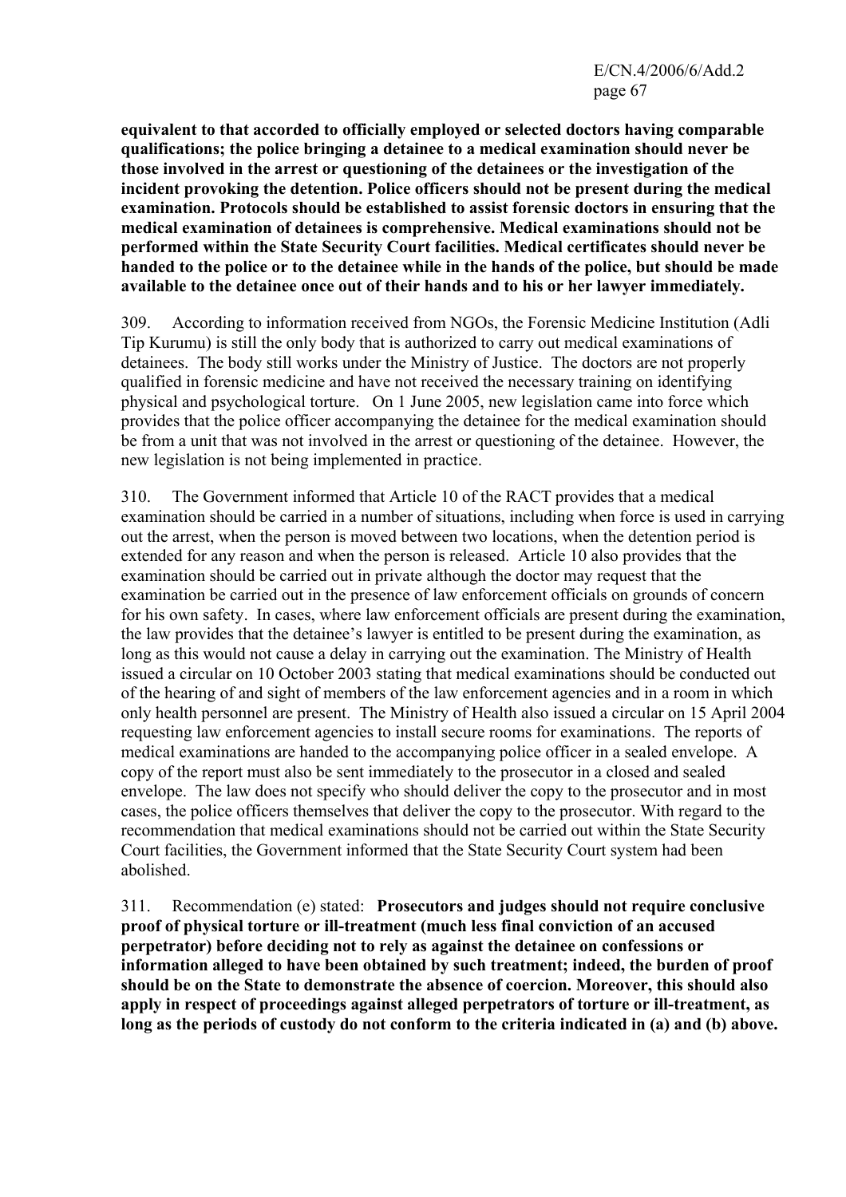**equivalent to that accorded to officially employed or selected doctors having comparable qualifications; the police bringing a detainee to a medical examination should never be those involved in the arrest or questioning of the detainees or the investigation of the incident provoking the detention. Police officers should not be present during the medical examination. Protocols should be established to assist forensic doctors in ensuring that the medical examination of detainees is comprehensive. Medical examinations should not be performed within the State Security Court facilities. Medical certificates should never be handed to the police or to the detainee while in the hands of the police, but should be made available to the detainee once out of their hands and to his or her lawyer immediately.**

309. According to information received from NGOs, the Forensic Medicine Institution (Adli Tip Kurumu) is still the only body that is authorized to carry out medical examinations of detainees. The body still works under the Ministry of Justice. The doctors are not properly qualified in forensic medicine and have not received the necessary training on identifying physical and psychological torture. On 1 June 2005, new legislation came into force which provides that the police officer accompanying the detainee for the medical examination should be from a unit that was not involved in the arrest or questioning of the detainee. However, the new legislation is not being implemented in practice.

310. The Government informed that Article 10 of the RACT provides that a medical examination should be carried in a number of situations, including when force is used in carrying out the arrest, when the person is moved between two locations, when the detention period is extended for any reason and when the person is released. Article 10 also provides that the examination should be carried out in private although the doctor may request that the examination be carried out in the presence of law enforcement officials on grounds of concern for his own safety. In cases, where law enforcement officials are present during the examination, the law provides that the detainee's lawyer is entitled to be present during the examination, as long as this would not cause a delay in carrying out the examination. The Ministry of Health issued a circular on 10 October 2003 stating that medical examinations should be conducted out of the hearing of and sight of members of the law enforcement agencies and in a room in which only health personnel are present. The Ministry of Health also issued a circular on 15 April 2004 requesting law enforcement agencies to install secure rooms for examinations. The reports of medical examinations are handed to the accompanying police officer in a sealed envelope. A copy of the report must also be sent immediately to the prosecutor in a closed and sealed envelope. The law does not specify who should deliver the copy to the prosecutor and in most cases, the police officers themselves that deliver the copy to the prosecutor. With regard to the recommendation that medical examinations should not be carried out within the State Security Court facilities, the Government informed that the State Security Court system had been abolished.

311. Recommendation (e) stated: **Prosecutors and judges should not require conclusive proof of physical torture or ill-treatment (much less final conviction of an accused perpetrator) before deciding not to rely as against the detainee on confessions or information alleged to have been obtained by such treatment; indeed, the burden of proof should be on the State to demonstrate the absence of coercion. Moreover, this should also apply in respect of proceedings against alleged perpetrators of torture or ill-treatment, as long as the periods of custody do not conform to the criteria indicated in (a) and (b) above.**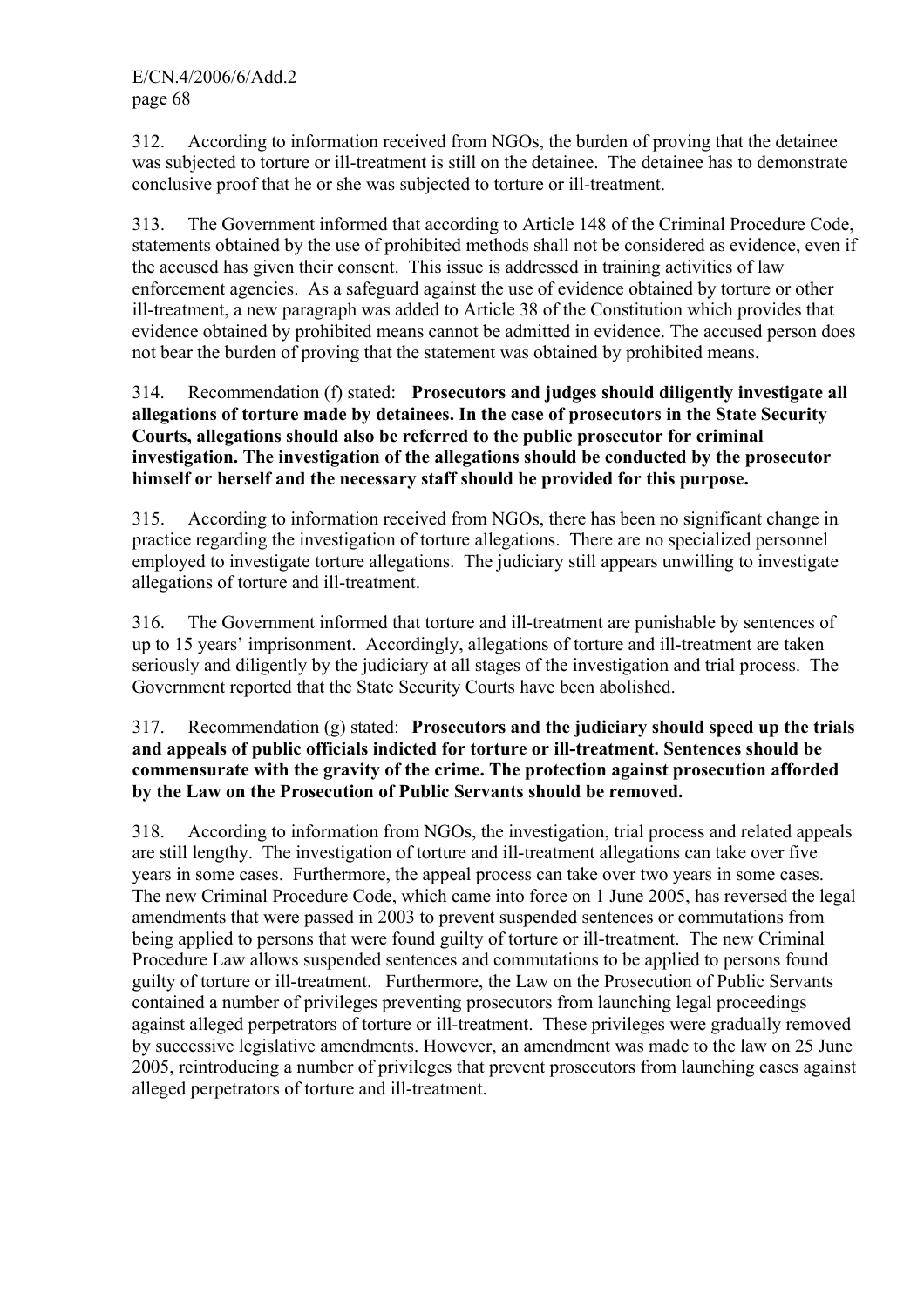312. According to information received from NGOs, the burden of proving that the detainee was subjected to torture or ill-treatment is still on the detainee. The detainee has to demonstrate conclusive proof that he or she was subjected to torture or ill-treatment.

313. The Government informed that according to Article 148 of the Criminal Procedure Code, statements obtained by the use of prohibited methods shall not be considered as evidence, even if the accused has given their consent. This issue is addressed in training activities of law enforcement agencies. As a safeguard against the use of evidence obtained by torture or other ill-treatment, a new paragraph was added to Article 38 of the Constitution which provides that evidence obtained by prohibited means cannot be admitted in evidence. The accused person does not bear the burden of proving that the statement was obtained by prohibited means.

314. Recommendation (f) stated: **Prosecutors and judges should diligently investigate all allegations of torture made by detainees. In the case of prosecutors in the State Security Courts, allegations should also be referred to the public prosecutor for criminal investigation. The investigation of the allegations should be conducted by the prosecutor himself or herself and the necessary staff should be provided for this purpose.**

315. According to information received from NGOs, there has been no significant change in practice regarding the investigation of torture allegations. There are no specialized personnel employed to investigate torture allegations. The judiciary still appears unwilling to investigate allegations of torture and ill-treatment.

316. The Government informed that torture and ill-treatment are punishable by sentences of up to 15 years' imprisonment. Accordingly, allegations of torture and ill-treatment are taken seriously and diligently by the judiciary at all stages of the investigation and trial process. The Government reported that the State Security Courts have been abolished.

317. Recommendation (g) stated: **Prosecutors and the judiciary should speed up the trials and appeals of public officials indicted for torture or ill-treatment. Sentences should be commensurate with the gravity of the crime. The protection against prosecution afforded by the Law on the Prosecution of Public Servants should be removed.**

318. According to information from NGOs, the investigation, trial process and related appeals are still lengthy. The investigation of torture and ill-treatment allegations can take over five years in some cases. Furthermore, the appeal process can take over two years in some cases. The new Criminal Procedure Code, which came into force on 1 June 2005, has reversed the legal amendments that were passed in 2003 to prevent suspended sentences or commutations from being applied to persons that were found guilty of torture or ill-treatment. The new Criminal Procedure Law allows suspended sentences and commutations to be applied to persons found guilty of torture or ill-treatment. Furthermore, the Law on the Prosecution of Public Servants contained a number of privileges preventing prosecutors from launching legal proceedings against alleged perpetrators of torture or ill-treatment. These privileges were gradually removed by successive legislative amendments. However, an amendment was made to the law on 25 June 2005, reintroducing a number of privileges that prevent prosecutors from launching cases against alleged perpetrators of torture and ill-treatment.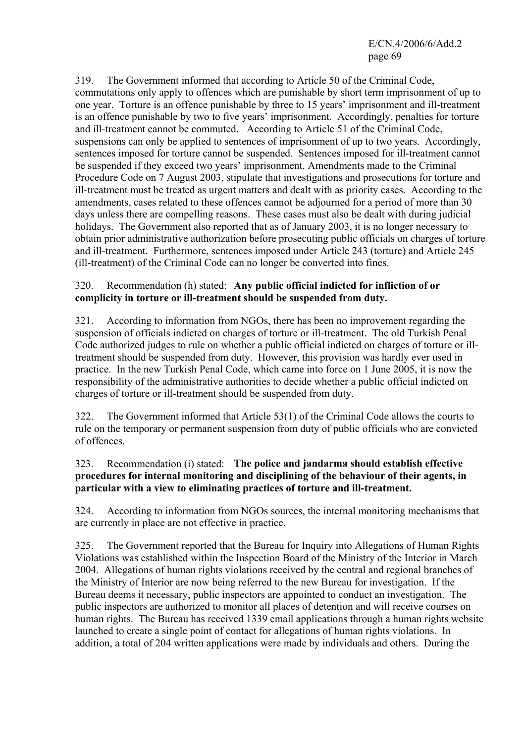319. The Government informed that according to Article 50 of the Criminal Code, commutations only apply to offences which are punishable by short term imprisonment of up to one year. Torture is an offence punishable by three to 15 years' imprisonment and ill-treatment is an offence punishable by two to five years' imprisonment. Accordingly, penalties for torture and ill-treatment cannot be commuted. According to Article 51 of the Criminal Code, suspensions can only be applied to sentences of imprisonment of up to two years. Accordingly, sentences imposed for torture cannot be suspended. Sentences imposed for ill-treatment cannot be suspended if they exceed two years' imprisonment. Amendments made to the Criminal Procedure Code on 7 August 2003, stipulate that investigations and prosecutions for torture and ill-treatment must be treated as urgent matters and dealt with as priority cases. According to the amendments, cases related to these offences cannot be adjourned for a period of more than 30 days unless there are compelling reasons. These cases must also be dealt with during judicial holidays. The Government also reported that as of January 2003, it is no longer necessary to obtain prior administrative authorization before prosecuting public officials on charges of torture and ill-treatment. Furthermore, sentences imposed under Article 243 (torture) and Article 245 (ill-treatment) of the Criminal Code can no longer be converted into fines.

320. Recommendation (h) stated: **Any public official indicted for infliction of or complicity in torture or ill-treatment should be suspended from duty.**

321. According to information from NGOs, there has been no improvement regarding the suspension of officials indicted on charges of torture or ill-treatment. The old Turkish Penal Code authorized judges to rule on whether a public official indicted on charges of torture or ill-treatment should be suspended from duty. However, this provision was hardly ever used in practice. In the new Turkish Penal Code, which came into force on 1 June 2005, it is now the responsibility of the administrative authorities to decide whether a public official indicted on charges of torture or ill-treatment should be suspended from duty.

322. The Government informed that Article 53(1) of the Criminal Code allows the courts to rule on the temporary or permanent suspension from duty of public officials who are convicted of offences.

323. Recommendation (i) stated: **The police and jandarma should establish effective procedures for internal monitoring and disciplining of the behaviour of their agents, in particular with a view to eliminating practices of torture and ill-treatment.**

324. According to information from NGOs sources, the internal monitoring mechanisms that are currently in place are not effective in practice.

325. The Government reported that the Bureau for Inquiry into Allegations of Human Rights Violations was established within the Inspection Board of the Ministry of the Interior in March 2004. Allegations of human rights violations received by the central and regional branches of the Ministry of Interior are now being referred to the new Bureau for investigation. If the Bureau deems it necessary, public inspectors are appointed to conduct an investigation. The public inspectors are authorized to monitor all places of detention and will receive courses on human rights. The Bureau has received 1339 email applications through a human rights website launched to create a single point of contact for allegations of human rights violations. In addition, a total of 204 written applications were made by individuals and others. During the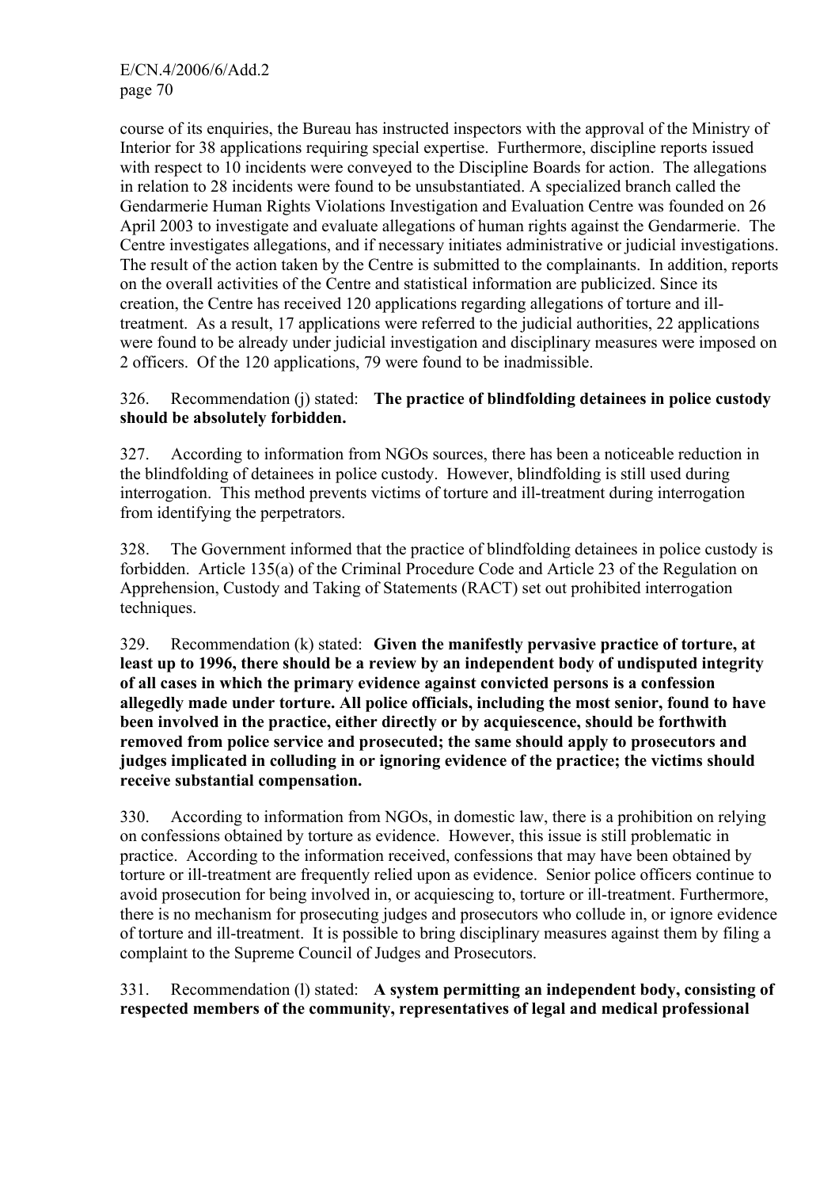course of its enquiries, the Bureau has instructed inspectors with the approval of the Ministry of Interior for 38 applications requiring special expertise. Furthermore, discipline reports issued with respect to 10 incidents were conveyed to the Discipline Boards for action. The allegations in relation to 28 incidents were found to be unsubstantiated. A specialized branch called the Gendarmerie Human Rights Violations Investigation and Evaluation Centre was founded on 26 April 2003 to investigate and evaluate allegations of human rights against the Gendarmerie. The Centre investigates allegations, and if necessary initiates administrative or judicial investigations. The result of the action taken by the Centre is submitted to the complainants. In addition, reports on the overall activities of the Centre and statistical information are publicized. Since its creation, the Centre has received 120 applications regarding allegations of torture and ill-treatment. As a result, 17 applications were referred to the judicial authorities, 22 applications were found to be already under judicial investigation and disciplinary measures were imposed on 2 officers. Of the 120 applications, 79 were found to be inadmissible.

326. Recommendation (j) stated: **The practice of blindfolding detainees in police custody should be absolutely forbidden.**

327. According to information from NGOs sources, there has been a noticeable reduction in the blindfolding of detainees in police custody. However, blindfolding is still used during interrogation. This method prevents victims of torture and ill-treatment during interrogation from identifying the perpetrators.

328. The Government informed that the practice of blindfolding detainees in police custody is forbidden. Article 135(a) of the Criminal Procedure Code and Article 23 of the Regulation on Apprehension, Custody and Taking of Statements (RACT) set out prohibited interrogation techniques.

329. Recommendation (k) stated: **Given the manifestly pervasive practice of torture, at least up to 1996, there should be a review by an independent body of undisputed integrity of all cases in which the primary evidence against convicted persons is a confession allegedly made under torture. All police officials, including the most senior, found to have been involved in the practice, either directly or by acquiescence, should be forthwith removed from police service and prosecuted; the same should apply to prosecutors and judges implicated in colluding in or ignoring evidence of the practice; the victims should receive substantial compensation.**

330. According to information from NGOs, in domestic law, there is a prohibition on relying on confessions obtained by torture as evidence. However, this issue is still problematic in practice. According to the information received, confessions that may have been obtained by torture or ill-treatment are frequently relied upon as evidence. Senior police officers continue to avoid prosecution for being involved in, or acquiescing to, torture or ill-treatment. Furthermore, there is no mechanism for prosecuting judges and prosecutors who collude in, or ignore evidence of torture and ill-treatment. It is possible to bring disciplinary measures against them by filing a complaint to the Supreme Council of Judges and Prosecutors.

331. Recommendation (l) stated: **A system permitting an independent body, consisting of respected members of the community, representatives of legal and medical professional**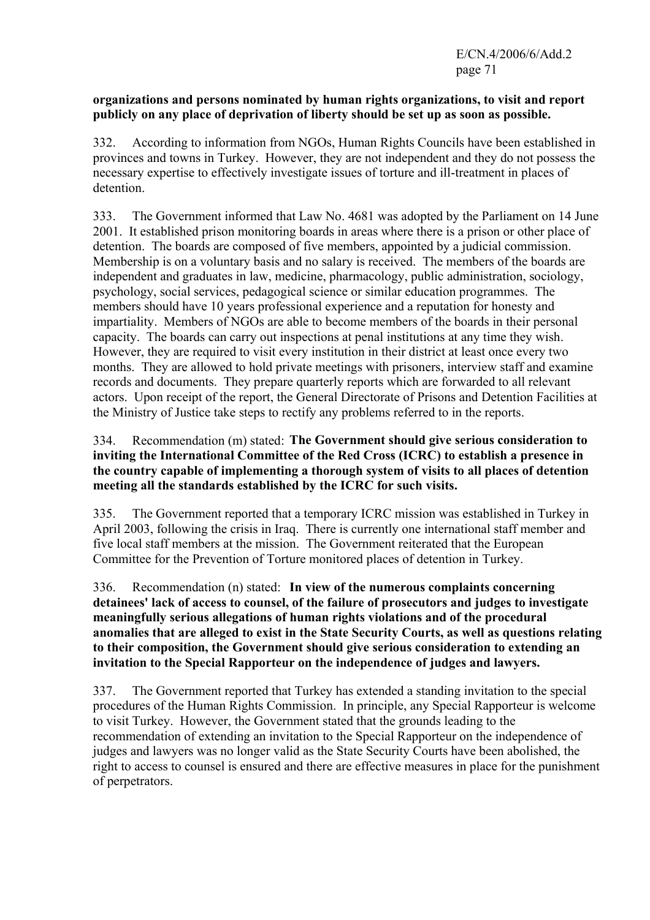**organizations and persons nominated by human rights organizations, to visit and report publicly on any place of deprivation of liberty should be set up as soon as possible.**

332. According to information from NGOs, Human Rights Councils have been established in provinces and towns in Turkey. However, they are not independent and they do not possess the necessary expertise to effectively investigate issues of torture and ill-treatment in places of detention.

333. The Government informed that Law No. 4681 was adopted by the Parliament on 14 June 2001. It established prison monitoring boards in areas where there is a prison or other place of detention. The boards are composed of five members, appointed by a judicial commission. Membership is on a voluntary basis and no salary is received. The members of the boards are independent and graduates in law, medicine, pharmacology, public administration, sociology, psychology, social services, pedagogical science or similar education programmes. The members should have 10 years professional experience and a reputation for honesty and impartiality. Members of NGOs are able to become members of the boards in their personal capacity. The boards can carry out inspections at penal institutions at any time they wish. However, they are required to visit every institution in their district at least once every two months. They are allowed to hold private meetings with prisoners, interview staff and examine records and documents. They prepare quarterly reports which are forwarded to all relevant actors. Upon receipt of the report, the General Directorate of Prisons and Detention Facilities at the Ministry of Justice take steps to rectify any problems referred to in the reports.

334. Recommendation (m) stated: **The Government should give serious consideration to inviting the International Committee of the Red Cross (ICRC) to establish a presence in the country capable of implementing a thorough system of visits to all places of detention meeting all the standards established by the ICRC for such visits.**

335. The Government reported that a temporary ICRC mission was established in Turkey in April 2003, following the crisis in Iraq. There is currently one international staff member and five local staff members at the mission. The Government reiterated that the European Committee for the Prevention of Torture monitored places of detention in Turkey.

336. Recommendation (n) stated: **In view of the numerous complaints concerning detainees' lack of access to counsel, of the failure of prosecutors and judges to investigate meaningfully serious allegations of human rights violations and of the procedural anomalies that are alleged to exist in the State Security Courts, as well as questions relating to their composition, the Government should give serious consideration to extending an invitation to the Special Rapporteur on the independence of judges and lawyers.**

337. The Government reported that Turkey has extended a standing invitation to the special procedures of the Human Rights Commission. In principle, any Special Rapporteur is welcome to visit Turkey. However, the Government stated that the grounds leading to the recommendation of extending an invitation to the Special Rapporteur on the independence of judges and lawyers was no longer valid as the State Security Courts have been abolished, the right to access to counsel is ensured and there are effective measures in place for the punishment of perpetrators.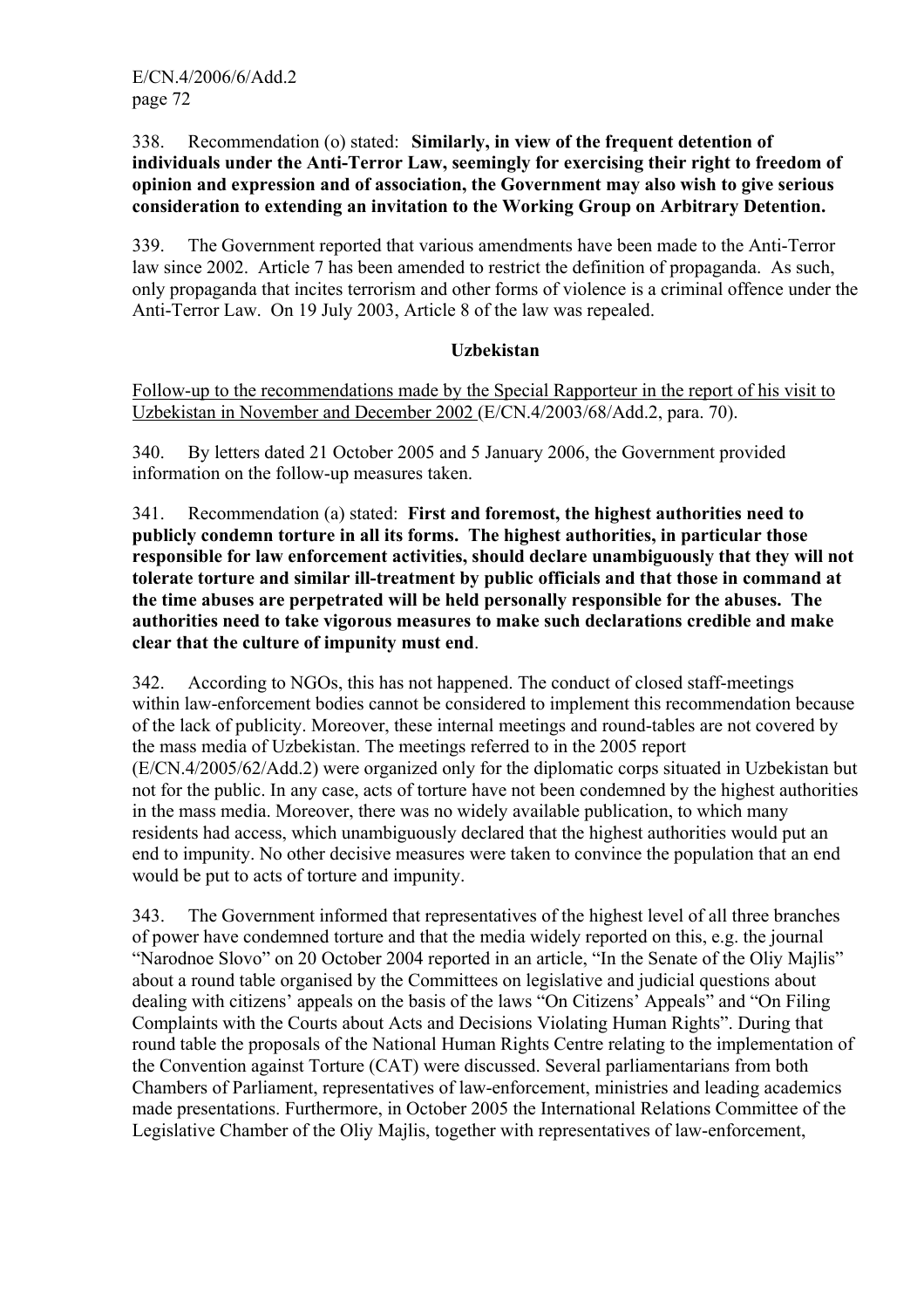338. Recommendation (o) stated: **Similarly, in view of the frequent detention of individuals under the Anti-Terror Law, seemingly for exercising their right to freedom of opinion and expression and of association, the Government may also wish to give serious consideration to extending an invitation to the Working Group on Arbitrary Detention.**

339. The Government reported that various amendments have been made to the Anti-Terror law since 2002. Article 7 has been amended to restrict the definition of propaganda. As such, only propaganda that incites terrorism and other forms of violence is a criminal offence under the Anti-Terror Law. On 19 July 2003, Article 8 of the law was repealed.

**Uzbekistan**

Follow-up to the recommendations made by the Special Rapporteur in the report of his visit to Uzbekistan in November and December 2002 (E/CN.4/2003/68/Add.2, para. 70).

340. By letters dated 21 October 2005 and 5 January 2006, the Government provided information on the follow-up measures taken.

341. Recommendation (a) stated: **First and foremost, the highest authorities need to publicly condemn torture in all its forms. The highest authorities, in particular those responsible for law enforcement activities, should declare unambiguously that they will not tolerate torture and similar ill-treatment by public officials and that those in command at the time abuses are perpetrated will be held personally responsible for the abuses. The authorities need to take vigorous measures to make such declarations credible and make clear that the culture of impunity must end**.

342. According to NGOs, this has not happened. The conduct of closed staff-meetings within law-enforcement bodies cannot be considered to implement this recommendation because of the lack of publicity. Moreover, these internal meetings and round-tables are not covered by the mass media of Uzbekistan. The meetings referred to in the 2005 report (E/CN.4/2005/62/Add.2) were organized only for the diplomatic corps situated in Uzbekistan but not for the public. In any case, acts of torture have not been condemned by the highest authorities in the mass media. Moreover, there was no widely available publication, to which many residents had access, which unambiguously declared that the highest authorities would put an end to impunity. No other decisive measures were taken to convince the population that an end would be put to acts of torture and impunity.

343. The Government informed that representatives of the highest level of all three branches of power have condemned torture and that the media widely reported on this, e.g. the journal "Narodnoe Slovo" on 20 October 2004 reported in an article, "In the Senate of the Oliy Majlis" about a round table organised by the Committees on legislative and judicial questions about dealing with citizens' appeals on the basis of the laws "On Citizens' Appeals" and "On Filing Complaints with the Courts about Acts and Decisions Violating Human Rights". During that round table the proposals of the National Human Rights Centre relating to the implementation of the Convention against Torture (CAT) were discussed. Several parliamentarians from both Chambers of Parliament, representatives of law-enforcement, ministries and leading academics made presentations. Furthermore, in October 2005 the International Relations Committee of the Legislative Chamber of the Oliy Majlis, together with representatives of law-enforcement,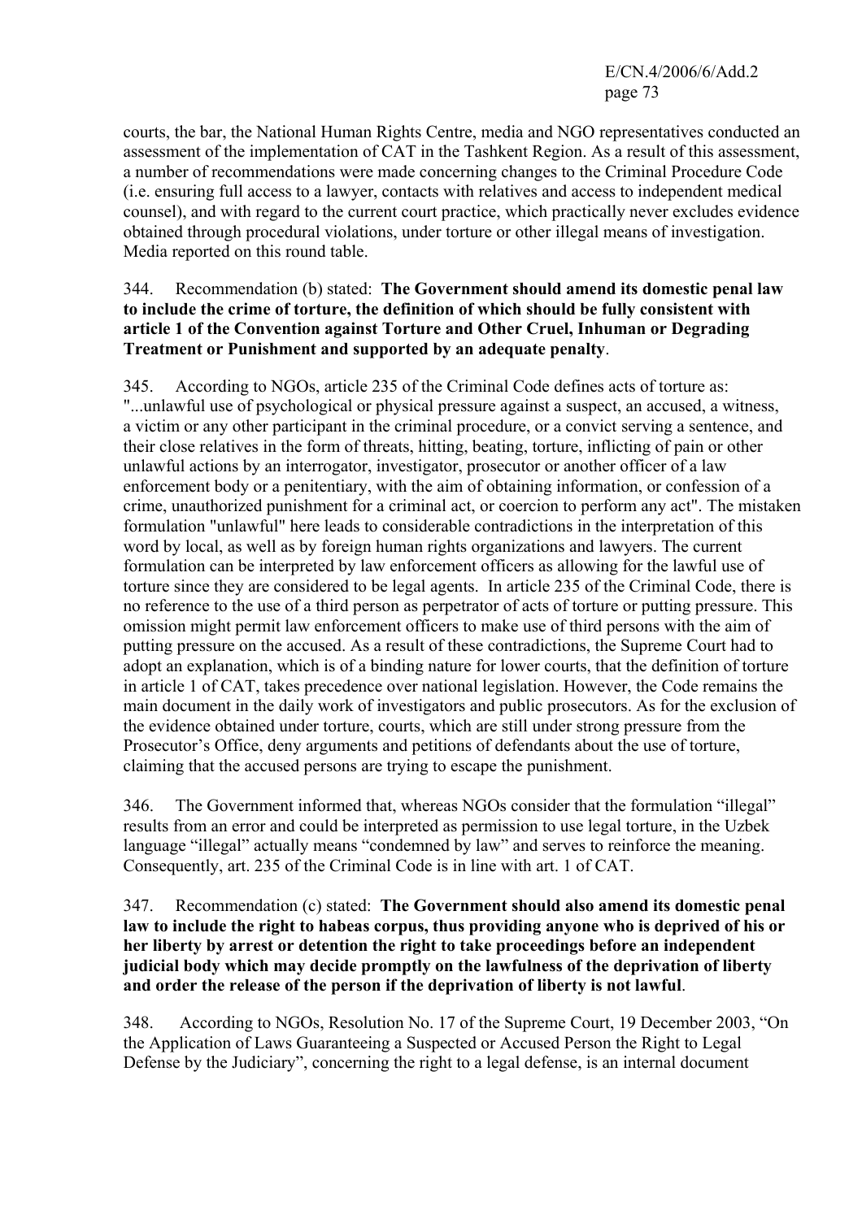courts, the bar, the National Human Rights Centre, media and NGO representatives conducted an assessment of the implementation of CAT in the Tashkent Region. As a result of this assessment, a number of recommendations were made concerning changes to the Criminal Procedure Code (i.e. ensuring full access to a lawyer, contacts with relatives and access to independent medical counsel), and with regard to the current court practice, which practically never excludes evidence obtained through procedural violations, under torture or other illegal means of investigation. Media reported on this round table.

344. Recommendation (b) stated: **The Government should amend its domestic penal law to include the crime of torture, the definition of which should be fully consistent with article 1 of the Convention against Torture and Other Cruel, Inhuman or Degrading Treatment or Punishment and supported by an adequate penalty**.

345. According to NGOs, article 235 of the Criminal Code defines acts of torture as: "...unlawful use of psychological or physical pressure against a suspect, an accused, a witness, a victim or any other participant in the criminal procedure, or a convict serving a sentence, and their close relatives in the form of threats, hitting, beating, torture, inflicting of pain or other unlawful actions by an interrogator, investigator, prosecutor or another officer of a law enforcement body or a penitentiary, with the aim of obtaining information, or confession of a crime, unauthorized punishment for a criminal act, or coercion to perform any act". The mistaken formulation "unlawful" here leads to considerable contradictions in the interpretation of this word by local, as well as by foreign human rights organizations and lawyers. The current formulation can be interpreted by law enforcement officers as allowing for the lawful use of torture since they are considered to be legal agents. In article 235 of the Criminal Code, there is no reference to the use of a third person as perpetrator of acts of torture or putting pressure. This omission might permit law enforcement officers to make use of third persons with the aim of putting pressure on the accused. As a result of these contradictions, the Supreme Court had to adopt an explanation, which is of a binding nature for lower courts, that the definition of torture in article 1 of CAT, takes precedence over national legislation. However, the Code remains the main document in the daily work of investigators and public prosecutors. As for the exclusion of the evidence obtained under torture, courts, which are still under strong pressure from the Prosecutor's Office, deny arguments and petitions of defendants about the use of torture, claiming that the accused persons are trying to escape the punishment.

346. The Government informed that, whereas NGOs consider that the formulation "illegal" results from an error and could be interpreted as permission to use legal torture, in the Uzbek language "illegal" actually means "condemned by law" and serves to reinforce the meaning. Consequently, art. 235 of the Criminal Code is in line with art. 1 of CAT.

347. Recommendation (c) stated: **The Government should also amend its domestic penal law to include the right to habeas corpus, thus providing anyone who is deprived of his or her liberty by arrest or detention the right to take proceedings before an independent judicial body which may decide promptly on the lawfulness of the deprivation of liberty and order the release of the person if the deprivation of liberty is not lawful**.

348. According to NGOs, Resolution No. 17 of the Supreme Court, 19 December 2003, "On the Application of Laws Guaranteeing a Suspected or Accused Person the Right to Legal Defense by the Judiciary", concerning the right to a legal defense, is an internal document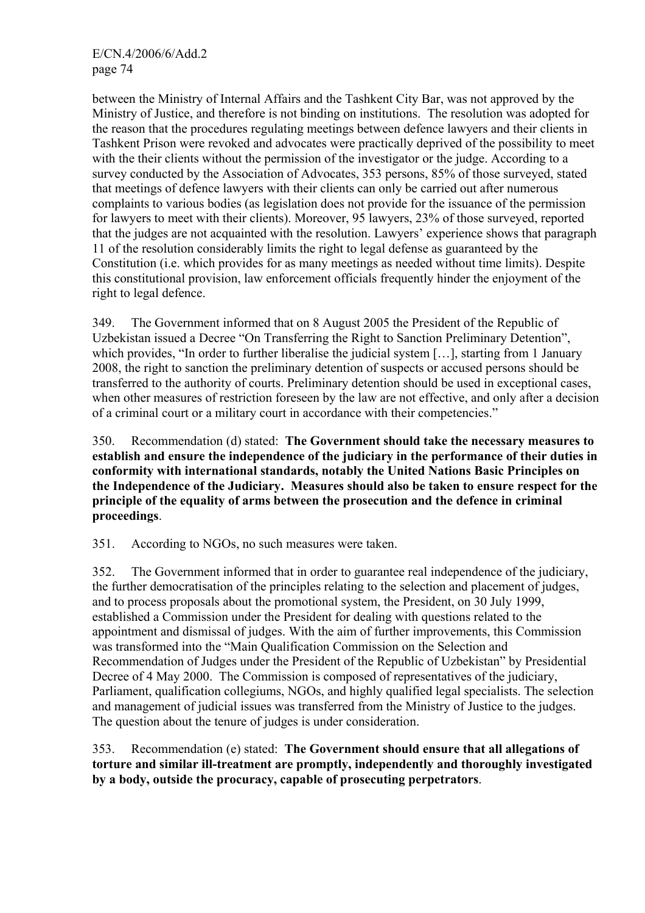between the Ministry of Internal Affairs and the Tashkent City Bar, was not approved by the Ministry of Justice, and therefore is not binding on institutions. The resolution was adopted for the reason that the procedures regulating meetings between defence lawyers and their clients in Tashkent Prison were revoked and advocates were practically deprived of the possibility to meet with the their clients without the permission of the investigator or the judge. According to a survey conducted by the Association of Advocates, 353 persons, 85% of those surveyed, stated that meetings of defence lawyers with their clients can only be carried out after numerous complaints to various bodies (as legislation does not provide for the issuance of the permission for lawyers to meet with their clients). Moreover, 95 lawyers, 23% of those surveyed, reported that the judges are not acquainted with the resolution. Lawyers' experience shows that paragraph 11 of the resolution considerably limits the right to legal defense as guaranteed by the Constitution (i.e. which provides for as many meetings as needed without time limits). Despite this constitutional provision, law enforcement officials frequently hinder the enjoyment of the right to legal defence.

349. The Government informed that on 8 August 2005 the President of the Republic of Uzbekistan issued a Decree "On Transferring the Right to Sanction Preliminary Detention", which provides, "In order to further liberalise the judicial system […], starting from 1 January 2008, the right to sanction the preliminary detention of suspects or accused persons should be transferred to the authority of courts. Preliminary detention should be used in exceptional cases, when other measures of restriction foreseen by the law are not effective, and only after a decision of a criminal court or a military court in accordance with their competencies."

350. Recommendation (d) stated: **The Government should take the necessary measures to establish and ensure the independence of the judiciary in the performance of their duties in conformity with international standards, notably the United Nations Basic Principles on the Independence of the Judiciary. Measures should also be taken to ensure respect for the principle of the equality of arms between the prosecution and the defence in criminal proceedings**.

351. According to NGOs, no such measures were taken.

352. The Government informed that in order to guarantee real independence of the judiciary, the further democratisation of the principles relating to the selection and placement of judges, and to process proposals about the promotional system, the President, on 30 July 1999, established a Commission under the President for dealing with questions related to the appointment and dismissal of judges. With the aim of further improvements, this Commission was transformed into the "Main Qualification Commission on the Selection and Recommendation of Judges under the President of the Republic of Uzbekistan" by Presidential Decree of 4 May 2000. The Commission is composed of representatives of the judiciary, Parliament, qualification collegiums, NGOs, and highly qualified legal specialists. The selection and management of judicial issues was transferred from the Ministry of Justice to the judges. The question about the tenure of judges is under consideration.

353. Recommendation (e) stated: **The Government should ensure that all allegations of torture and similar ill-treatment are promptly, independently and thoroughly investigated by a body, outside the procuracy, capable of prosecuting perpetrators**.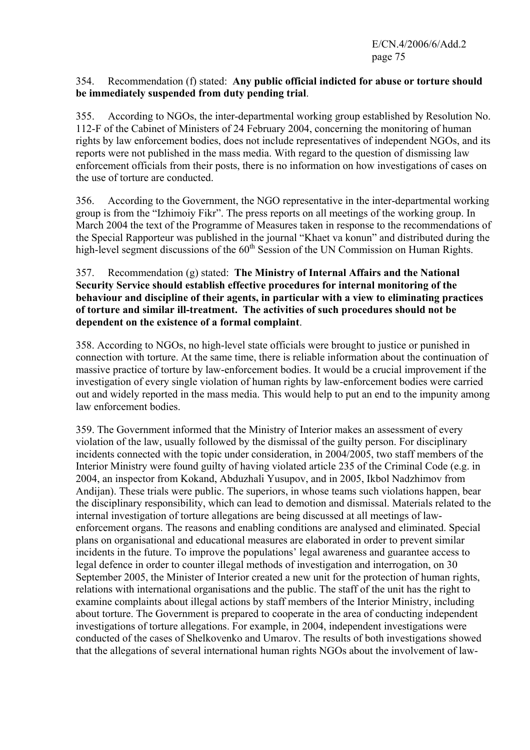354. Recommendation (f) stated: **Any public official indicted for abuse or torture should be immediately suspended from duty pending trial**.

355. According to NGOs, the inter-departmental working group established by Resolution No. 112-F of the Cabinet of Ministers of 24 February 2004, concerning the monitoring of human rights by law enforcement bodies, does not include representatives of independent NGOs, and its reports were not published in the mass media. With regard to the question of dismissing law enforcement officials from their posts, there is no information on how investigations of cases on the use of torture are conducted.

356. According to the Government, the NGO representative in the inter-departmental working group is from the "Izhimoiy Fikr". The press reports on all meetings of the working group. In March 2004 the text of the Programme of Measures taken in response to the recommendations of the Special Rapporteur was published in the journal "Khaet va konun" and distributed during the high-level segment discussions of the 60th Session of the UN Commission on Human Rights.

357. Recommendation (g) stated: **The Ministry of Internal Affairs and the National Security Service should establish effective procedures for internal monitoring of the behaviour and discipline of their agents, in particular with a view to eliminating practices of torture and similar ill-treatment. The activities of such procedures should not be dependent on the existence of a formal complaint**.

358. According to NGOs, no high-level state officials were brought to justice or punished in connection with torture. At the same time, there is reliable information about the continuation of massive practice of torture by law-enforcement bodies. It would be a crucial improvement if the investigation of every single violation of human rights by law-enforcement bodies were carried out and widely reported in the mass media. This would help to put an end to the impunity among law enforcement bodies.

359. The Government informed that the Ministry of Interior makes an assessment of every violation of the law, usually followed by the dismissal of the guilty person. For disciplinary incidents connected with the topic under consideration, in 2004/2005, two staff members of the Interior Ministry were found guilty of having violated article 235 of the Criminal Code (e.g. in 2004, an inspector from Kokand, Abduzhali Yusupov, and in 2005, Ikbol Nadzhimov from Andijan). These trials were public. The superiors, in whose teams such violations happen, bear the disciplinary responsibility, which can lead to demotion and dismissal. Materials related to the internal investigation of torture allegations are being discussed at all meetings of law-enforcement organs. The reasons and enabling conditions are analysed and eliminated. Special plans on organisational and educational measures are elaborated in order to prevent similar incidents in the future. To improve the populations' legal awareness and guarantee access to legal defence in order to counter illegal methods of investigation and interrogation, on 30 September 2005, the Minister of Interior created a new unit for the protection of human rights, relations with international organisations and the public. The staff of the unit has the right to examine complaints about illegal actions by staff members of the Interior Ministry, including about torture. The Government is prepared to cooperate in the area of conducting independent investigations of torture allegations. For example, in 2004, independent investigations were conducted of the cases of Shelkovenko and Umarov. The results of both investigations showed that the allegations of several international human rights NGOs about the involvement of law-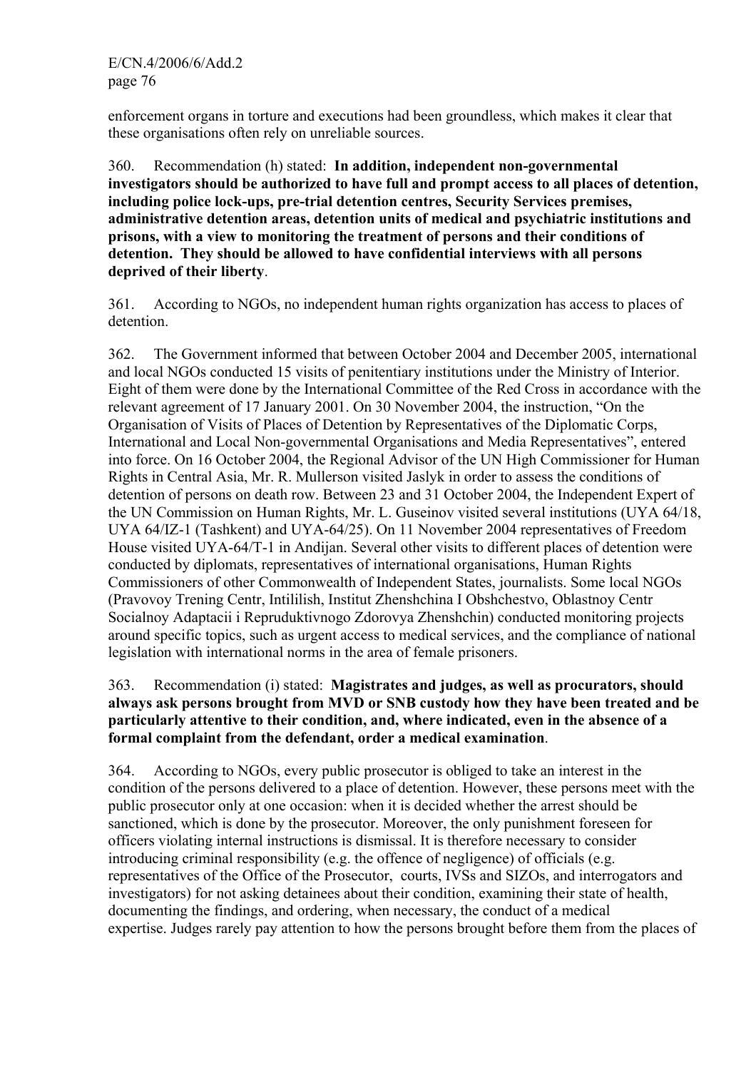enforcement organs in torture and executions had been groundless, which makes it clear that these organisations often rely on unreliable sources.

360. Recommendation (h) stated: **In addition, independent non-governmental investigators should be authorized to have full and prompt access to all places of detention, including police lock-ups, pre-trial detention centres, Security Services premises, administrative detention areas, detention units of medical and psychiatric institutions and prisons, with a view to monitoring the treatment of persons and their conditions of detention. They should be allowed to have confidential interviews with all persons deprived of their liberty**.

361. According to NGOs, no independent human rights organization has access to places of detention.

362. The Government informed that between October 2004 and December 2005, international and local NGOs conducted 15 visits of penitentiary institutions under the Ministry of Interior. Eight of them were done by the International Committee of the Red Cross in accordance with the relevant agreement of 17 January 2001. On 30 November 2004, the instruction, "On the Organisation of Visits of Places of Detention by Representatives of the Diplomatic Corps, International and Local Non-governmental Organisations and Media Representatives", entered into force. On 16 October 2004, the Regional Advisor of the UN High Commissioner for Human Rights in Central Asia, Mr. R. Mullerson visited Jaslyk in order to assess the conditions of detention of persons on death row. Between 23 and 31 October 2004, the Independent Expert of the UN Commission on Human Rights, Mr. L. Guseinov visited several institutions (UYA 64/18, UYA 64/IZ-1 (Tashkent) and UYA-64/25). On 11 November 2004 representatives of Freedom House visited UYA-64/T-1 in Andijan. Several other visits to different places of detention were conducted by diplomats, representatives of international organisations, Human Rights Commissioners of other Commonwealth of Independent States, journalists. Some local NGOs (Pravovoy Trening Centr, Intililish, Institut Zhenshchina I Obshchestvo, Oblastnoy Centr Socialnoy Adaptacii i Repruduktivnogo Zdorovya Zhenshchin) conducted monitoring projects around specific topics, such as urgent access to medical services, and the compliance of national legislation with international norms in the area of female prisoners.

363. Recommendation (i) stated: **Magistrates and judges, as well as procurators, should always ask persons brought from MVD or SNB custody how they have been treated and be particularly attentive to their condition, and, where indicated, even in the absence of a formal complaint from the defendant, order a medical examination**.

364. According to NGOs, every public prosecutor is obliged to take an interest in the condition of the persons delivered to a place of detention. However, these persons meet with the public prosecutor only at one occasion: when it is decided whether the arrest should be sanctioned, which is done by the prosecutor. Moreover, the only punishment foreseen for officers violating internal instructions is dismissal. It is therefore necessary to consider introducing criminal responsibility (e.g. the offence of negligence) of officials (e.g. representatives of the Office of the Prosecutor, courts, IVSs and SIZOs, and interrogators and investigators) for not asking detainees about their condition, examining their state of health, documenting the findings, and ordering, when necessary, the conduct of a medical expertise. Judges rarely pay attention to how the persons brought before them from the places of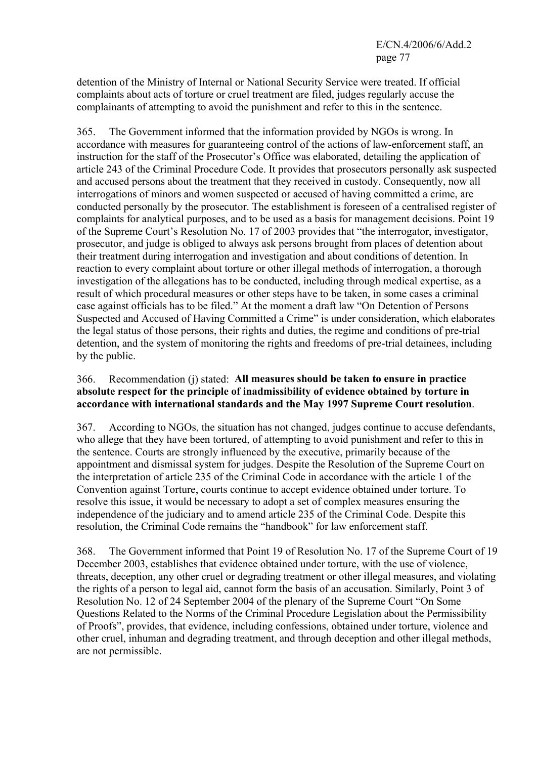detention of the Ministry of Internal or National Security Service were treated. If official complaints about acts of torture or cruel treatment are filed, judges regularly accuse the complainants of attempting to avoid the punishment and refer to this in the sentence.

365. The Government informed that the information provided by NGOs is wrong. In accordance with measures for guaranteeing control of the actions of law-enforcement staff, an instruction for the staff of the Prosecutor's Office was elaborated, detailing the application of article 243 of the Criminal Procedure Code. It provides that prosecutors personally ask suspected and accused persons about the treatment that they received in custody. Consequently, now all interrogations of minors and women suspected or accused of having committed a crime, are conducted personally by the prosecutor. The establishment is foreseen of a centralised register of complaints for analytical purposes, and to be used as a basis for management decisions. Point 19 of the Supreme Court's Resolution No. 17 of 2003 provides that "the interrogator, investigator, prosecutor, and judge is obliged to always ask persons brought from places of detention about their treatment during interrogation and investigation and about conditions of detention. In reaction to every complaint about torture or other illegal methods of interrogation, a thorough investigation of the allegations has to be conducted, including through medical expertise, as a result of which procedural measures or other steps have to be taken, in some cases a criminal case against officials has to be filed." At the moment a draft law "On Detention of Persons Suspected and Accused of Having Committed a Crime" is under consideration, which elaborates the legal status of those persons, their rights and duties, the regime and conditions of pre-trial detention, and the system of monitoring the rights and freedoms of pre-trial detainees, including by the public.

366. Recommendation (j) stated: **All measures should be taken to ensure in practice absolute respect for the principle of inadmissibility of evidence obtained by torture in accordance with international standards and the May 1997 Supreme Court resolution**.

367. According to NGOs, the situation has not changed, judges continue to accuse defendants, who allege that they have been tortured, of attempting to avoid punishment and refer to this in the sentence. Courts are strongly influenced by the executive, primarily because of the appointment and dismissal system for judges. Despite the Resolution of the Supreme Court on the interpretation of article 235 of the Criminal Code in accordance with the article 1 of the Convention against Torture, courts continue to accept evidence obtained under torture. To resolve this issue, it would be necessary to adopt a set of complex measures ensuring the independence of the judiciary and to amend article 235 of the Criminal Code. Despite this resolution, the Criminal Code remains the "handbook" for law enforcement staff.

368. The Government informed that Point 19 of Resolution No. 17 of the Supreme Court of 19 December 2003, establishes that evidence obtained under torture, with the use of violence, threats, deception, any other cruel or degrading treatment or other illegal measures, and violating the rights of a person to legal aid, cannot form the basis of an accusation. Similarly, Point 3 of Resolution No. 12 of 24 September 2004 of the plenary of the Supreme Court "On Some Questions Related to the Norms of the Criminal Procedure Legislation about the Permissibility of Proofs", provides, that evidence, including confessions, obtained under torture, violence and other cruel, inhuman and degrading treatment, and through deception and other illegal methods, are not permissible.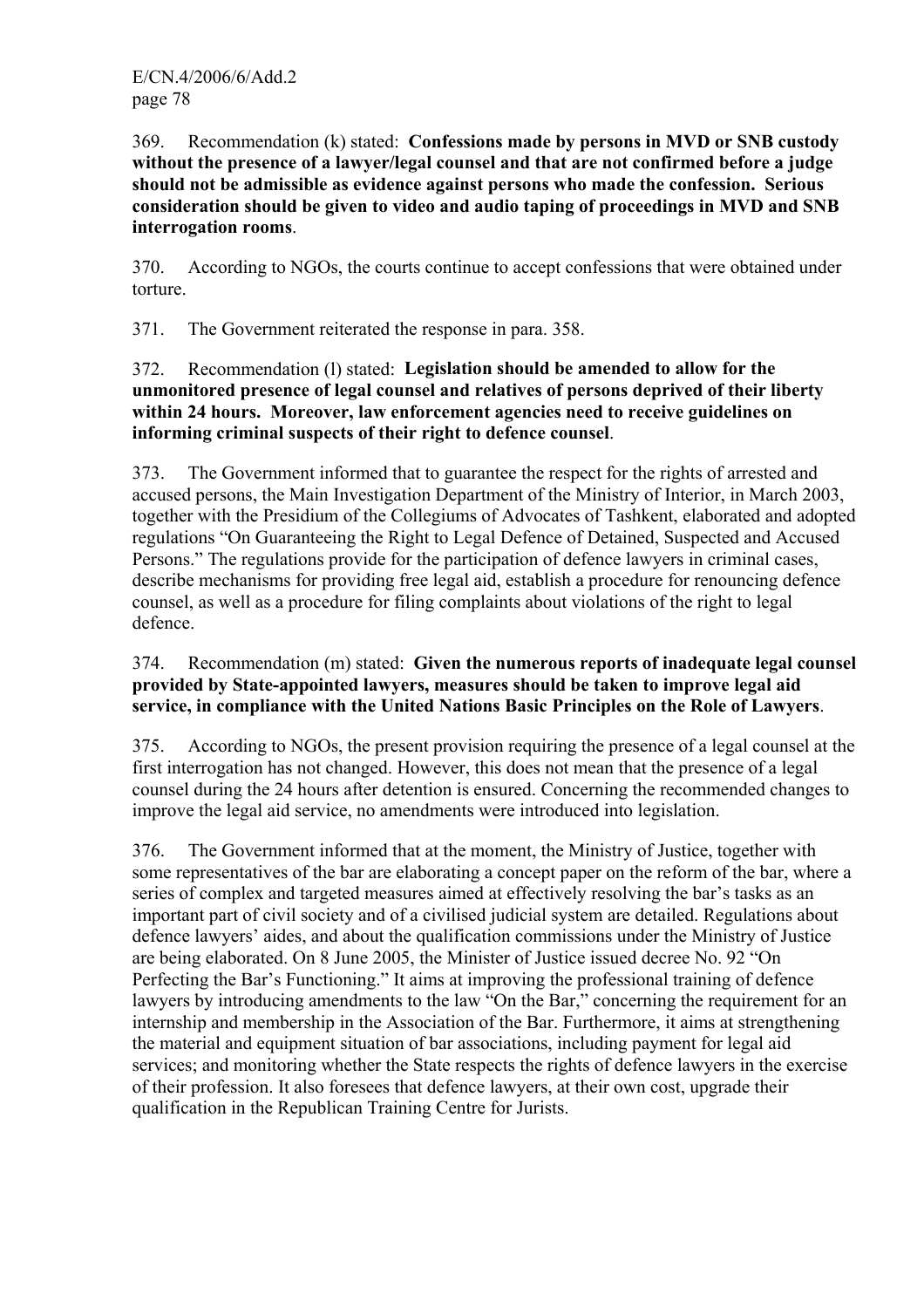369. Recommendation (k) stated: **Confessions made by persons in MVD or SNB custody without the presence of a lawyer/legal counsel and that are not confirmed before a judge should not be admissible as evidence against persons who made the confession. Serious consideration should be given to video and audio taping of proceedings in MVD and SNB interrogation rooms**.

370. According to NGOs, the courts continue to accept confessions that were obtained under torture.

371. The Government reiterated the response in para. 358.

372. Recommendation (l) stated: **Legislation should be amended to allow for the unmonitored presence of legal counsel and relatives of persons deprived of their liberty within 24 hours. Moreover, law enforcement agencies need to receive guidelines on informing criminal suspects of their right to defence counsel**.

373. The Government informed that to guarantee the respect for the rights of arrested and accused persons, the Main Investigation Department of the Ministry of Interior, in March 2003, together with the Presidium of the Collegiums of Advocates of Tashkent, elaborated and adopted regulations "On Guaranteeing the Right to Legal Defence of Detained, Suspected and Accused Persons." The regulations provide for the participation of defence lawyers in criminal cases, describe mechanisms for providing free legal aid, establish a procedure for renouncing defence counsel, as well as a procedure for filing complaints about violations of the right to legal defence.

374. Recommendation (m) stated: **Given the numerous reports of inadequate legal counsel provided by State-appointed lawyers, measures should be taken to improve legal aid service, in compliance with the United Nations Basic Principles on the Role of Lawyers**.

375. According to NGOs, the present provision requiring the presence of a legal counsel at the first interrogation has not changed. However, this does not mean that the presence of a legal counsel during the 24 hours after detention is ensured. Concerning the recommended changes to improve the legal aid service, no amendments were introduced into legislation.

376. The Government informed that at the moment, the Ministry of Justice, together with some representatives of the bar are elaborating a concept paper on the reform of the bar, where a series of complex and targeted measures aimed at effectively resolving the bar's tasks as an important part of civil society and of a civilised judicial system are detailed. Regulations about defence lawyers' aides, and about the qualification commissions under the Ministry of Justice are being elaborated. On 8 June 2005, the Minister of Justice issued decree No. 92 "On Perfecting the Bar's Functioning." It aims at improving the professional training of defence lawyers by introducing amendments to the law "On the Bar," concerning the requirement for an internship and membership in the Association of the Bar. Furthermore, it aims at strengthening the material and equipment situation of bar associations, including payment for legal aid services; and monitoring whether the State respects the rights of defence lawyers in the exercise of their profession. It also foresees that defence lawyers, at their own cost, upgrade their qualification in the Republican Training Centre for Jurists.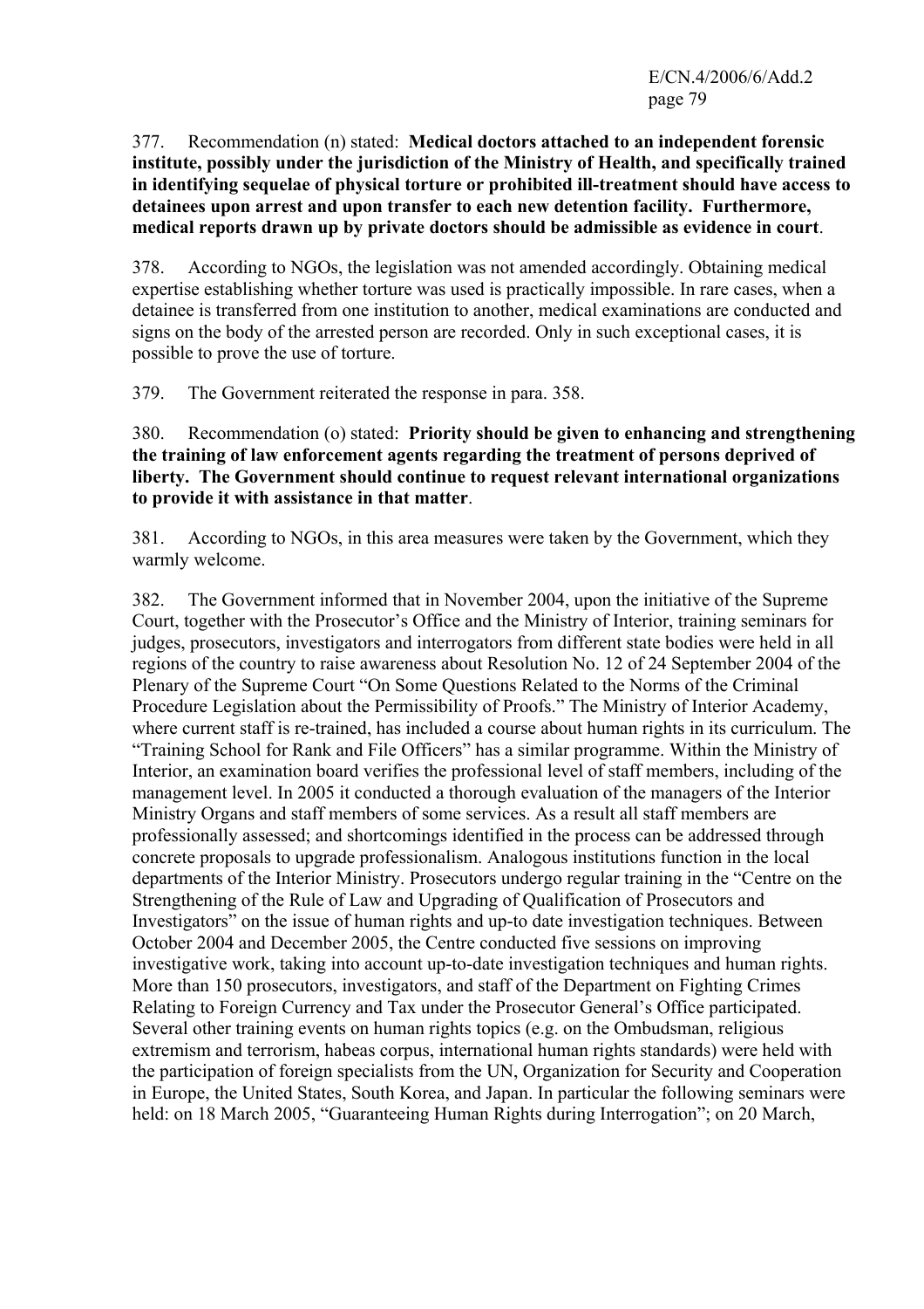377. Recommendation (n) stated: **Medical doctors attached to an independent forensic institute, possibly under the jurisdiction of the Ministry of Health, and specifically trained in identifying sequelae of physical torture or prohibited ill-treatment should have access to detainees upon arrest and upon transfer to each new detention facility. Furthermore, medical reports drawn up by private doctors should be admissible as evidence in court**.

378. According to NGOs, the legislation was not amended accordingly. Obtaining medical expertise establishing whether torture was used is practically impossible. In rare cases, when a detainee is transferred from one institution to another, medical examinations are conducted and signs on the body of the arrested person are recorded. Only in such exceptional cases, it is possible to prove the use of torture.

379. The Government reiterated the response in para. 358.

380. Recommendation (o) stated: **Priority should be given to enhancing and strengthening the training of law enforcement agents regarding the treatment of persons deprived of liberty. The Government should continue to request relevant international organizations to provide it with assistance in that matter**.

381. According to NGOs, in this area measures were taken by the Government, which they warmly welcome.

382. The Government informed that in November 2004, upon the initiative of the Supreme Court, together with the Prosecutor's Office and the Ministry of Interior, training seminars for judges, prosecutors, investigators and interrogators from different state bodies were held in all regions of the country to raise awareness about Resolution No. 12 of 24 September 2004 of the Plenary of the Supreme Court "On Some Questions Related to the Norms of the Criminal Procedure Legislation about the Permissibility of Proofs." The Ministry of Interior Academy, where current staff is re-trained, has included a course about human rights in its curriculum. The "Training School for Rank and File Officers" has a similar programme. Within the Ministry of Interior, an examination board verifies the professional level of staff members, including of the management level. In 2005 it conducted a thorough evaluation of the managers of the Interior Ministry Organs and staff members of some services. As a result all staff members are professionally assessed; and shortcomings identified in the process can be addressed through concrete proposals to upgrade professionalism. Analogous institutions function in the local departments of the Interior Ministry. Prosecutors undergo regular training in the "Centre on the Strengthening of the Rule of Law and Upgrading of Qualification of Prosecutors and Investigators" on the issue of human rights and up-to date investigation techniques. Between October 2004 and December 2005, the Centre conducted five sessions on improving investigative work, taking into account up-to-date investigation techniques and human rights. More than 150 prosecutors, investigators, and staff of the Department on Fighting Crimes Relating to Foreign Currency and Tax under the Prosecutor General's Office participated. Several other training events on human rights topics (e.g. on the Ombudsman, religious extremism and terrorism, habeas corpus, international human rights standards) were held with the participation of foreign specialists from the UN, Organization for Security and Cooperation in Europe, the United States, South Korea, and Japan. In particular the following seminars were held: on 18 March 2005, "Guaranteeing Human Rights during Interrogation"; on 20 March,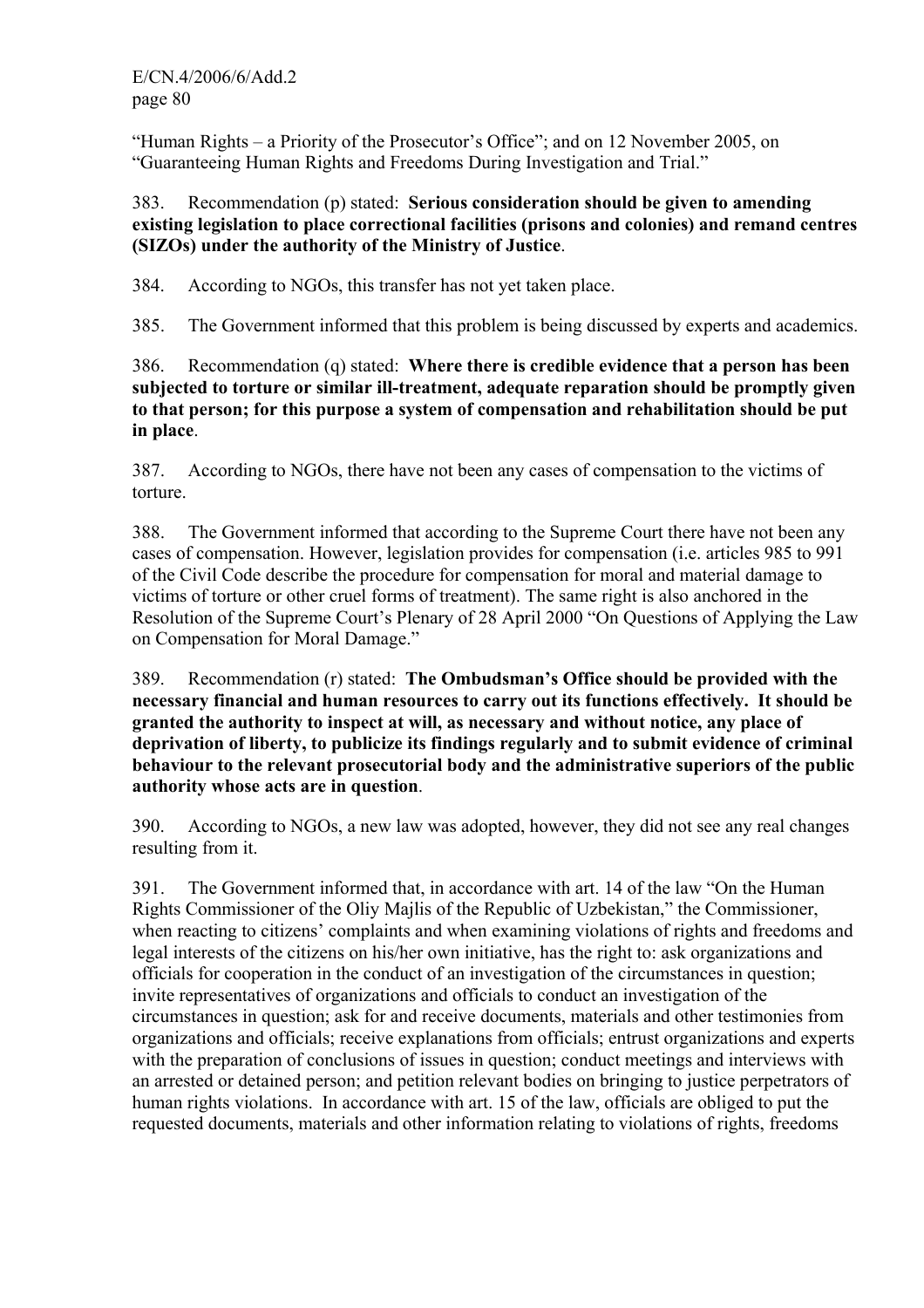"Human Rights – a Priority of the Prosecutor's Office"; and on 12 November 2005, on "Guaranteeing Human Rights and Freedoms During Investigation and Trial."

383. Recommendation (p) stated: **Serious consideration should be given to amending existing legislation to place correctional facilities (prisons and colonies) and remand centres (SIZOs) under the authority of the Ministry of Justice**.

384. According to NGOs, this transfer has not yet taken place.

385. The Government informed that this problem is being discussed by experts and academics.

386. Recommendation (q) stated: **Where there is credible evidence that a person has been subjected to torture or similar ill-treatment, adequate reparation should be promptly given to that person; for this purpose a system of compensation and rehabilitation should be put in place**.

387. According to NGOs, there have not been any cases of compensation to the victims of torture.

388. The Government informed that according to the Supreme Court there have not been any cases of compensation. However, legislation provides for compensation (i.e. articles 985 to 991 of the Civil Code describe the procedure for compensation for moral and material damage to victims of torture or other cruel forms of treatment). The same right is also anchored in the Resolution of the Supreme Court's Plenary of 28 April 2000 "On Questions of Applying the Law on Compensation for Moral Damage."

389. Recommendation (r) stated: **The Ombudsman's Office should be provided with the necessary financial and human resources to carry out its functions effectively. It should be granted the authority to inspect at will, as necessary and without notice, any place of deprivation of liberty, to publicize its findings regularly and to submit evidence of criminal behaviour to the relevant prosecutorial body and the administrative superiors of the public authority whose acts are in question**.

390. According to NGOs, a new law was adopted, however, they did not see any real changes resulting from it.

391. The Government informed that, in accordance with art. 14 of the law "On the Human Rights Commissioner of the Oliy Majlis of the Republic of Uzbekistan," the Commissioner, when reacting to citizens' complaints and when examining violations of rights and freedoms and legal interests of the citizens on his/her own initiative, has the right to: ask organizations and officials for cooperation in the conduct of an investigation of the circumstances in question; invite representatives of organizations and officials to conduct an investigation of the circumstances in question; ask for and receive documents, materials and other testimonies from organizations and officials; receive explanations from officials; entrust organizations and experts with the preparation of conclusions of issues in question; conduct meetings and interviews with an arrested or detained person; and petition relevant bodies on bringing to justice perpetrators of human rights violations. In accordance with art. 15 of the law, officials are obliged to put the requested documents, materials and other information relating to violations of rights, freedoms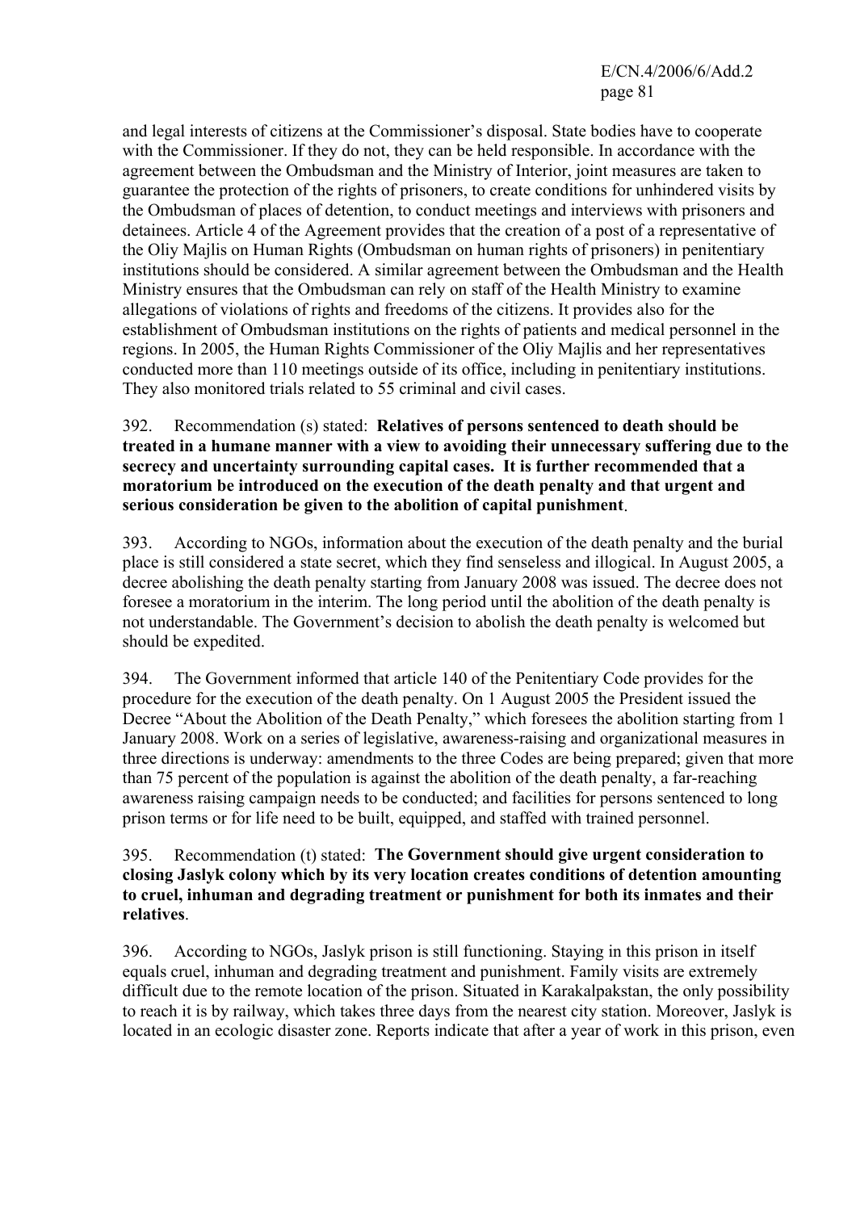and legal interests of citizens at the Commissioner's disposal. State bodies have to cooperate with the Commissioner. If they do not, they can be held responsible. In accordance with the agreement between the Ombudsman and the Ministry of Interior, joint measures are taken to guarantee the protection of the rights of prisoners, to create conditions for unhindered visits by the Ombudsman of places of detention, to conduct meetings and interviews with prisoners and detainees. Article 4 of the Agreement provides that the creation of a post of a representative of the Oliy Majlis on Human Rights (Ombudsman on human rights of prisoners) in penitentiary institutions should be considered. A similar agreement between the Ombudsman and the Health Ministry ensures that the Ombudsman can rely on staff of the Health Ministry to examine allegations of violations of rights and freedoms of the citizens. It provides also for the establishment of Ombudsman institutions on the rights of patients and medical personnel in the regions. In 2005, the Human Rights Commissioner of the Oliy Majlis and her representatives conducted more than 110 meetings outside of its office, including in penitentiary institutions. They also monitored trials related to 55 criminal and civil cases.

392. Recommendation (s) stated: **Relatives of persons sentenced to death should be treated in a humane manner with a view to avoiding their unnecessary suffering due to the secrecy and uncertainty surrounding capital cases. It is further recommended that a moratorium be introduced on the execution of the death penalty and that urgent and serious consideration be given to the abolition of capital punishment**.

393. According to NGOs, information about the execution of the death penalty and the burial place is still considered a state secret, which they find senseless and illogical. In August 2005, a decree abolishing the death penalty starting from January 2008 was issued. The decree does not foresee a moratorium in the interim. The long period until the abolition of the death penalty is not understandable. The Government's decision to abolish the death penalty is welcomed but should be expedited.

394. The Government informed that article 140 of the Penitentiary Code provides for the procedure for the execution of the death penalty. On 1 August 2005 the President issued the Decree "About the Abolition of the Death Penalty," which foresees the abolition starting from 1 January 2008. Work on a series of legislative, awareness-raising and organizational measures in three directions is underway: amendments to the three Codes are being prepared; given that more than 75 percent of the population is against the abolition of the death penalty, a far-reaching awareness raising campaign needs to be conducted; and facilities for persons sentenced to long prison terms or for life need to be built, equipped, and staffed with trained personnel.

395. Recommendation (t) stated: **The Government should give urgent consideration to closing Jaslyk colony which by its very location creates conditions of detention amounting to cruel, inhuman and degrading treatment or punishment for both its inmates and their relatives**.

396. According to NGOs, Jaslyk prison is still functioning. Staying in this prison in itself equals cruel, inhuman and degrading treatment and punishment. Family visits are extremely difficult due to the remote location of the prison. Situated in Karakalpakstan, the only possibility to reach it is by railway, which takes three days from the nearest city station. Moreover, Jaslyk is located in an ecologic disaster zone. Reports indicate that after a year of work in this prison, even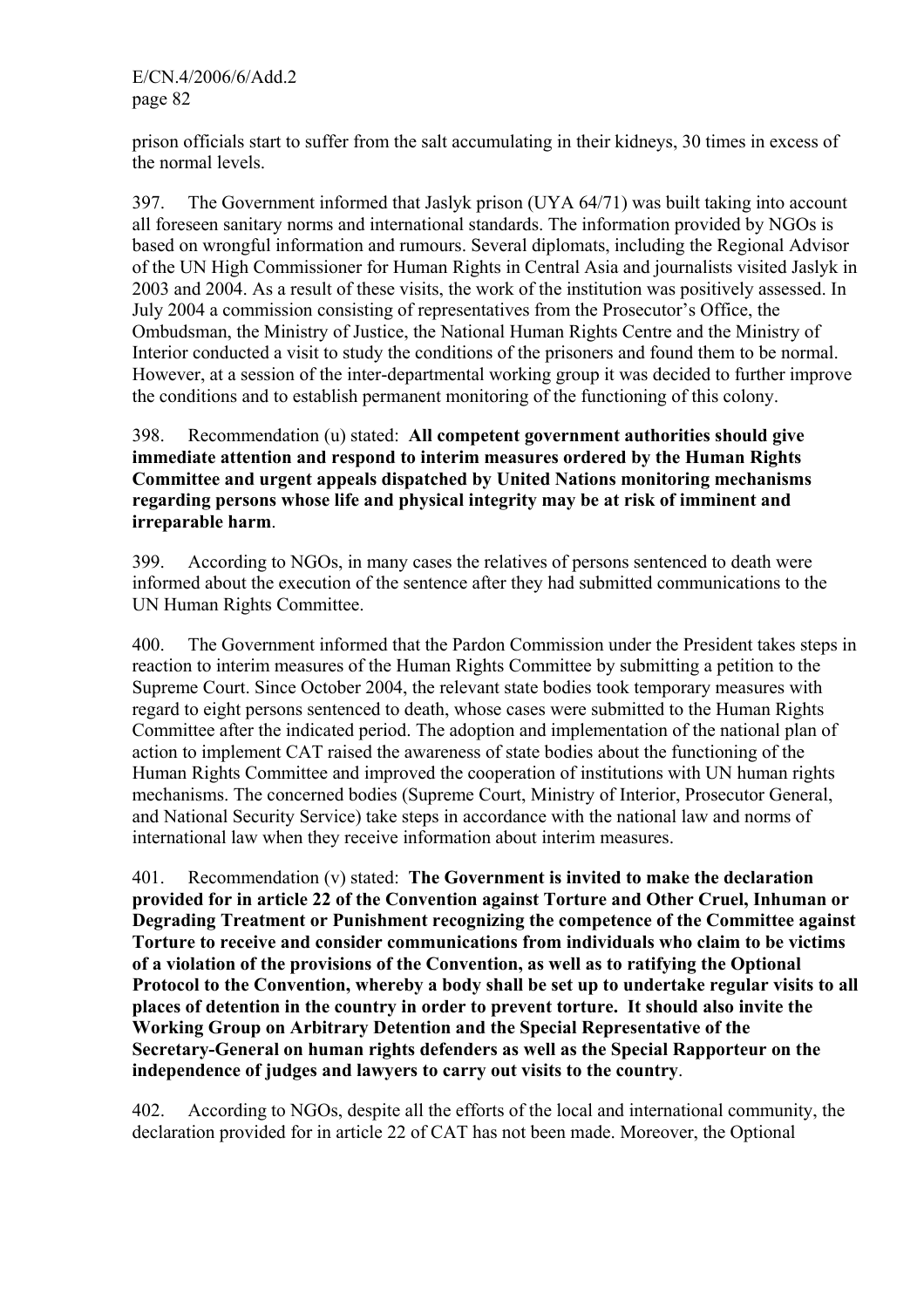prison officials start to suffer from the salt accumulating in their kidneys, 30 times in excess of the normal levels.

397. The Government informed that Jaslyk prison (UYA 64/71) was built taking into account all foreseen sanitary norms and international standards. The information provided by NGOs is based on wrongful information and rumours. Several diplomats, including the Regional Advisor of the UN High Commissioner for Human Rights in Central Asia and journalists visited Jaslyk in 2003 and 2004. As a result of these visits, the work of the institution was positively assessed. In July 2004 a commission consisting of representatives from the Prosecutor's Office, the Ombudsman, the Ministry of Justice, the National Human Rights Centre and the Ministry of Interior conducted a visit to study the conditions of the prisoners and found them to be normal. However, at a session of the inter-departmental working group it was decided to further improve the conditions and to establish permanent monitoring of the functioning of this colony.

398. Recommendation (u) stated: **All competent government authorities should give immediate attention and respond to interim measures ordered by the Human Rights Committee and urgent appeals dispatched by United Nations monitoring mechanisms regarding persons whose life and physical integrity may be at risk of imminent and irreparable harm**.

399. According to NGOs, in many cases the relatives of persons sentenced to death were informed about the execution of the sentence after they had submitted communications to the UN Human Rights Committee.

400. The Government informed that the Pardon Commission under the President takes steps in reaction to interim measures of the Human Rights Committee by submitting a petition to the Supreme Court. Since October 2004, the relevant state bodies took temporary measures with regard to eight persons sentenced to death, whose cases were submitted to the Human Rights Committee after the indicated period. The adoption and implementation of the national plan of action to implement CAT raised the awareness of state bodies about the functioning of the Human Rights Committee and improved the cooperation of institutions with UN human rights mechanisms. The concerned bodies (Supreme Court, Ministry of Interior, Prosecutor General, and National Security Service) take steps in accordance with the national law and norms of international law when they receive information about interim measures.

401. Recommendation (v) stated: **The Government is invited to make the declaration provided for in article 22 of the Convention against Torture and Other Cruel, Inhuman or Degrading Treatment or Punishment recognizing the competence of the Committee against Torture to receive and consider communications from individuals who claim to be victims of a violation of the provisions of the Convention, as well as to ratifying the Optional Protocol to the Convention, whereby a body shall be set up to undertake regular visits to all places of detention in the country in order to prevent torture. It should also invite the Working Group on Arbitrary Detention and the Special Representative of the Secretary-General on human rights defenders as well as the Special Rapporteur on the independence of judges and lawyers to carry out visits to the country**.

402. According to NGOs, despite all the efforts of the local and international community, the declaration provided for in article 22 of CAT has not been made. Moreover, the Optional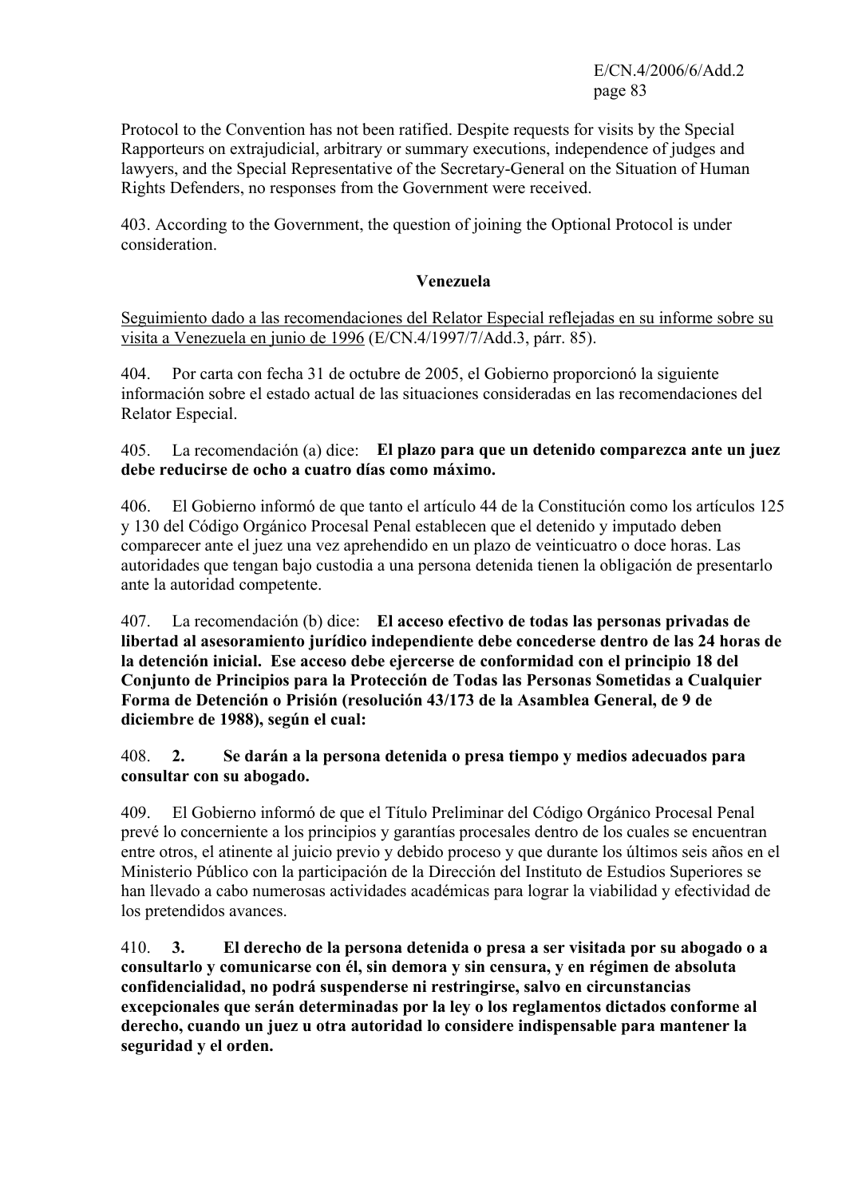Protocol to the Convention has not been ratified. Despite requests for visits by the Special Rapporteurs on extrajudicial, arbitrary or summary executions, independence of judges and lawyers, and the Special Representative of the Secretary-General on the Situation of Human Rights Defenders, no responses from the Government were received.

403. According to the Government, the question of joining the Optional Protocol is under consideration.

## Venezuela

Seguimiento dado a las recomendaciones del Relator Especial reflejadas en su informe sobre su visita a Venezuela en junio de 1996 (E/CN.4/1997/7/Add.3, párr. 85).

404. Por carta con fecha 31 de octubre de 2005, el Gobierno proporcionó la siguiente información sobre el estado actual de las situaciones consideradas en las recomendaciones del Relator Especial.

405. La recomendación (a) dice: **El plazo para que un detenido comparezca ante un juez debe reducirse de ocho a cuatro días como máximo.**

406. El Gobierno informó de que tanto el artículo 44 de la Constitución como los artículos 125 y 130 del Código Orgánico Procesal Penal establecen que el detenido y imputado deben comparecer ante el juez una vez aprehendido en un plazo de veinticuatro o doce horas. Las autoridades que tengan bajo custodia a una persona detenida tienen la obligación de presentarlo ante la autoridad competente.

407. La recomendación (b) dice: **El acceso efectivo de todas las personas privadas de libertad al asesoramiento jurídico independiente debe concederse dentro de las 24 horas de la detención inicial. Ese acceso debe ejercerse de conformidad con el principio 18 del Conjunto de Principios para la Protección de Todas las Personas Sometidas a Cualquier Forma de Detención o Prisión (resolución 43/173 de la Asamblea General, de 9 de diciembre de 1988), según el cual:**

408. **2. Se darán a la persona detenida o presa tiempo y medios adecuados para consultar con su abogado.**

409. El Gobierno informó de que el Título Preliminar del Código Orgánico Procesal Penal prevé lo concerniente a los principios y garantías procesales dentro de los cuales se encuentran entre otros, el atinente al juicio previo y debido proceso y que durante los últimos seis años en el Ministerio Público con la participación de la Dirección del Instituto de Estudios Superiores se han llevado a cabo numerosas actividades académicas para lograr la viabilidad y efectividad de los pretendidos avances.

410. **3. El derecho de la persona detenida o presa a ser visitada por su abogado o a consultarlo y comunicarse con él, sin demora y sin censura, y en régimen de absoluta confidencialidad, no podrá suspenderse ni restringirse, salvo en circunstancias excepcionales que serán determinadas por la ley o los reglamentos dictados conforme al derecho, cuando un juez u otra autoridad lo considere indispensable para mantener la seguridad y el orden.**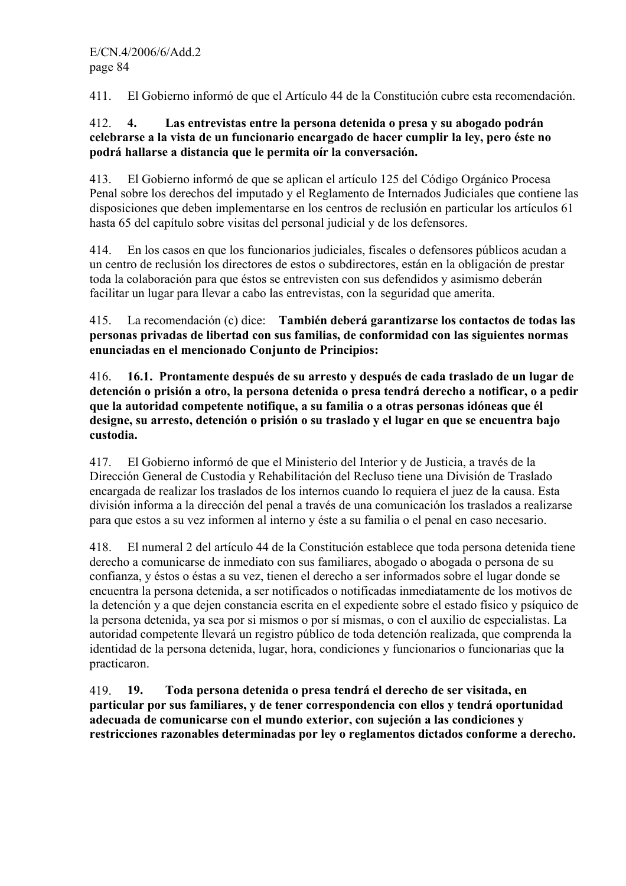411. El Gobierno informó de que el Artículo 44 de la Constitución cubre esta recomendación.

412. **4. Las entrevistas entre la persona detenida o presa y su abogado podrán celebrarse a la vista de un funcionario encargado de hacer cumplir la ley, pero éste no podrá hallarse a distancia que le permita oír la conversación.**

413. El Gobierno informó de que se aplican el artículo 125 del Código Orgánico Procesa Penal sobre los derechos del imputado y el Reglamento de Internados Judiciales que contiene las disposiciones que deben implementarse en los centros de reclusión en particular los artículos 61 hasta 65 del capítulo sobre visitas del personal judicial y de los defensores.

414. En los casos en que los funcionarios judiciales, fiscales o defensores públicos acudan a un centro de reclusión los directores de estos o subdirectores, están en la obligación de prestar toda la colaboración para que éstos se entrevisten con sus defendidos y asimismo deberán facilitar un lugar para llevar a cabo las entrevistas, con la seguridad que amerita.

415. La recomendación (c) dice: **También deberá garantizarse los contactos de todas las personas privadas de libertad con sus familias, de conformidad con las siguientes normas enunciadas en el mencionado Conjunto de Principios:**

416. **16.1. Prontamente después de su arresto y después de cada traslado de un lugar de detención o prisión a otro, la persona detenida o presa tendrá derecho a notificar, o a pedir que la autoridad competente notifique, a su familia o a otras personas idóneas que él designe, su arresto, detención o prisión o su traslado y el lugar en que se encuentra bajo custodia.**

417. El Gobierno informó de que el Ministerio del Interior y de Justicia, a través de la Dirección General de Custodia y Rehabilitación del Recluso tiene una División de Traslado encargada de realizar los traslados de los internos cuando lo requiera el juez de la causa. Esta división informa a la dirección del penal a través de una comunicación los traslados a realizarse para que estos a su vez informen al interno y éste a su familia o el penal en caso necesario.

418. El numeral 2 del artículo 44 de la Constitución establece que toda persona detenida tiene derecho a comunicarse de inmediato con sus familiares, abogado o abogada o persona de su confianza, y éstos o éstas a su vez, tienen el derecho a ser informados sobre el lugar donde se encuentra la persona detenida, a ser notificados o notificadas inmediatamente de los motivos de la detención y a que dejen constancia escrita en el expediente sobre el estado físico y psíquico de la persona detenida, ya sea por si mismos o por sí mismas, o con el auxilio de especialistas. La autoridad competente llevará un registro público de toda detención realizada, que comprenda la identidad de la persona detenida, lugar, hora, condiciones y funcionarios o funcionarias que la practicaron.

419. **19. Toda persona detenida o presa tendrá el derecho de ser visitada, en particular por sus familiares, y de tener correspondencia con ellos y tendrá oportunidad adecuada de comunicarse con el mundo exterior, con sujeción a las condiciones y restricciones razonables determinadas por ley o reglamentos dictados conforme a derecho.**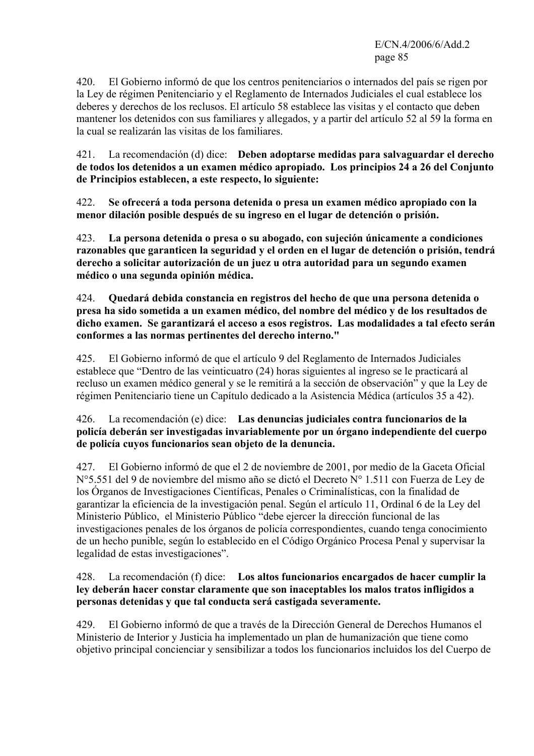420. El Gobierno informó de que los centros penitenciarios o internados del país se rigen por la Ley de régimen Penitenciario y el Reglamento de Internados Judiciales el cual establece los deberes y derechos de los reclusos. El artículo 58 establece las visitas y el contacto que deben mantener los detenidos con sus familiares y allegados, y a partir del artículo 52 al 59 la forma en la cual se realizarán las visitas de los familiares.

421. La recomendación (d) dice: **Deben adoptarse medidas para salvaguardar el derecho de todos los detenidos a un examen médico apropiado. Los principios 24 a 26 del Conjunto de Principios establecen, a este respecto, lo siguiente:**

422. **Se ofrecerá a toda persona detenida o presa un examen médico apropiado con la menor dilación posible después de su ingreso en el lugar de detención o prisión.**

423. **La persona detenida o presa o su abogado, con sujeción únicamente a condiciones razonables que garanticen la seguridad y el orden en el lugar de detención o prisión, tendrá derecho a solicitar autorización de un juez u otra autoridad para un segundo examen médico o una segunda opinión médica.**

424. **Quedará debida constancia en registros del hecho de que una persona detenida o presa ha sido sometida a un examen médico, del nombre del médico y de los resultados de dicho examen. Se garantizará el acceso a esos registros. Las modalidades a tal efecto serán conformes a las normas pertinentes del derecho interno."**

425. El Gobierno informó de que el artículo 9 del Reglamento de Internados Judiciales establece que "Dentro de las veinticuatro (24) horas siguientes al ingreso se le practicará al recluso un examen médico general y se le remitirá a la sección de observación" y que la Ley de régimen Penitenciario tiene un Capítulo dedicado a la Asistencia Médica (artículos 35 a 42).

426. La recomendación (e) dice: **Las denuncias judiciales contra funcionarios de la policía deberán ser investigadas invariablemente por un órgano independiente del cuerpo de policía cuyos funcionarios sean objeto de la denuncia.**

427. El Gobierno informó de que el 2 de noviembre de 2001, por medio de la Gaceta Oficial N°5.551 del 9 de noviembre del mismo año se dictó el Decreto N° 1.511 con Fuerza de Ley de los Órganos de Investigaciones Científicas, Penales o Criminalísticas, con la finalidad de garantizar la eficiencia de la investigación penal. Según el artículo 11, Ordinal 6 de la Ley del Ministerio Público, el Ministerio Público "debe ejercer la dirección funcional de las investigaciones penales de los órganos de policía correspondientes, cuando tenga conocimiento de un hecho punible, según lo establecido en el Código Orgánico Procesa Penal y supervisar la legalidad de estas investigaciones".

428. La recomendación (f) dice: **Los altos funcionarios encargados de hacer cumplir la ley deberán hacer constar claramente que son inaceptables los malos tratos infligidos a personas detenidas y que tal conducta será castigada severamente.**

429. El Gobierno informó de que a través de la Dirección General de Derechos Humanos el Ministerio de Interior y Justicia ha implementado un plan de humanización que tiene como objetivo principal concienciar y sensibilizar a todos los funcionarios incluidos los del Cuerpo de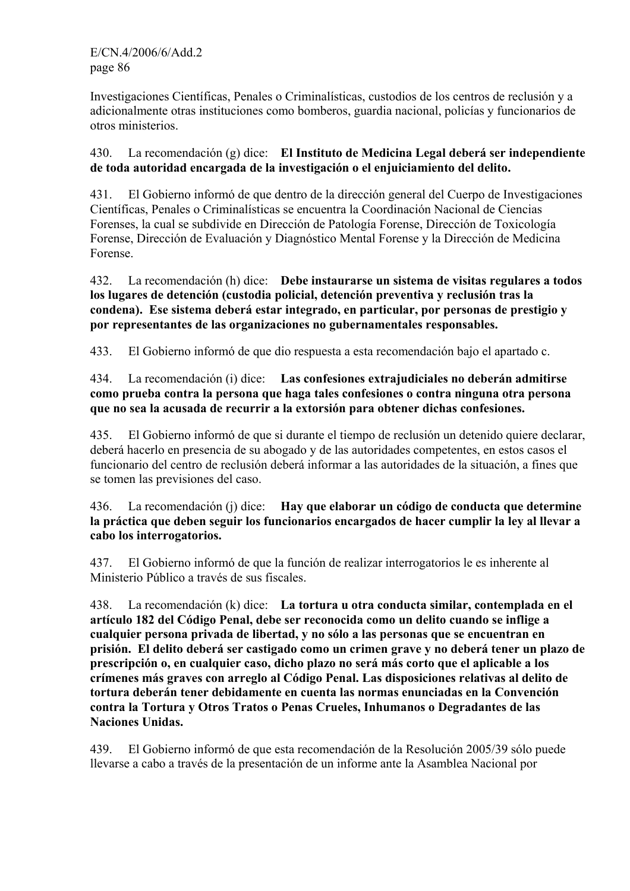Investigaciones Científicas, Penales o Criminalísticas, custodios de los centros de reclusión y a adicionalmente otras instituciones como bomberos, guardia nacional, policías y funcionarios de otros ministerios.

430. La recomendación (g) dice: **El Instituto de Medicina Legal deberá ser independiente de toda autoridad encargada de la investigación o el enjuiciamiento del delito.**

431. El Gobierno informó de que dentro de la dirección general del Cuerpo de Investigaciones Científicas, Penales o Criminalísticas se encuentra la Coordinación Nacional de Ciencias Forenses, la cual se subdivide en Dirección de Patología Forense, Dirección de Toxicología Forense, Dirección de Evaluación y Diagnóstico Mental Forense y la Dirección de Medicina Forense.

432. La recomendación (h) dice: **Debe instaurarse un sistema de visitas regulares a todos los lugares de detención (custodia policial, detención preventiva y reclusión tras la condena). Ese sistema deberá estar integrado, en particular, por personas de prestigio y por representantes de las organizaciones no gubernamentales responsables.**

433. El Gobierno informó de que dio respuesta a esta recomendación bajo el apartado c.

434. La recomendación (i) dice: **Las confesiones extrajudiciales no deberán admitirse como prueba contra la persona que haga tales confesiones o contra ninguna otra persona que no sea la acusada de recurrir a la extorsión para obtener dichas confesiones.**

435. El Gobierno informó de que si durante el tiempo de reclusión un detenido quiere declarar, deberá hacerlo en presencia de su abogado y de las autoridades competentes, en estos casos el funcionario del centro de reclusión deberá informar a las autoridades de la situación, a fines que se tomen las previsiones del caso.

436. La recomendación (j) dice: **Hay que elaborar un código de conducta que determine la práctica que deben seguir los funcionarios encargados de hacer cumplir la ley al llevar a cabo los interrogatorios.**

437. El Gobierno informó de que la función de realizar interrogatorios le es inherente al Ministerio Público a través de sus fiscales.

438. La recomendación (k) dice: **La tortura u otra conducta similar, contemplada en el artículo 182 del Código Penal, debe ser reconocida como un delito cuando se inflige a cualquier persona privada de libertad, y no sólo a las personas que se encuentran en prisión. El delito deberá ser castigado como un crimen grave y no deberá tener un plazo de prescripción o, en cualquier caso, dicho plazo no será más corto que el aplicable a los crímenes más graves con arreglo al Código Penal. Las disposiciones relativas al delito de tortura deberán tener debidamente en cuenta las normas enunciadas en la Convención contra la Tortura y Otros Tratos o Penas Crueles, Inhumanos o Degradantes de las Naciones Unidas.**

439. El Gobierno informó de que esta recomendación de la Resolución 2005/39 sólo puede llevarse a cabo a través de la presentación de un informe ante la Asamblea Nacional por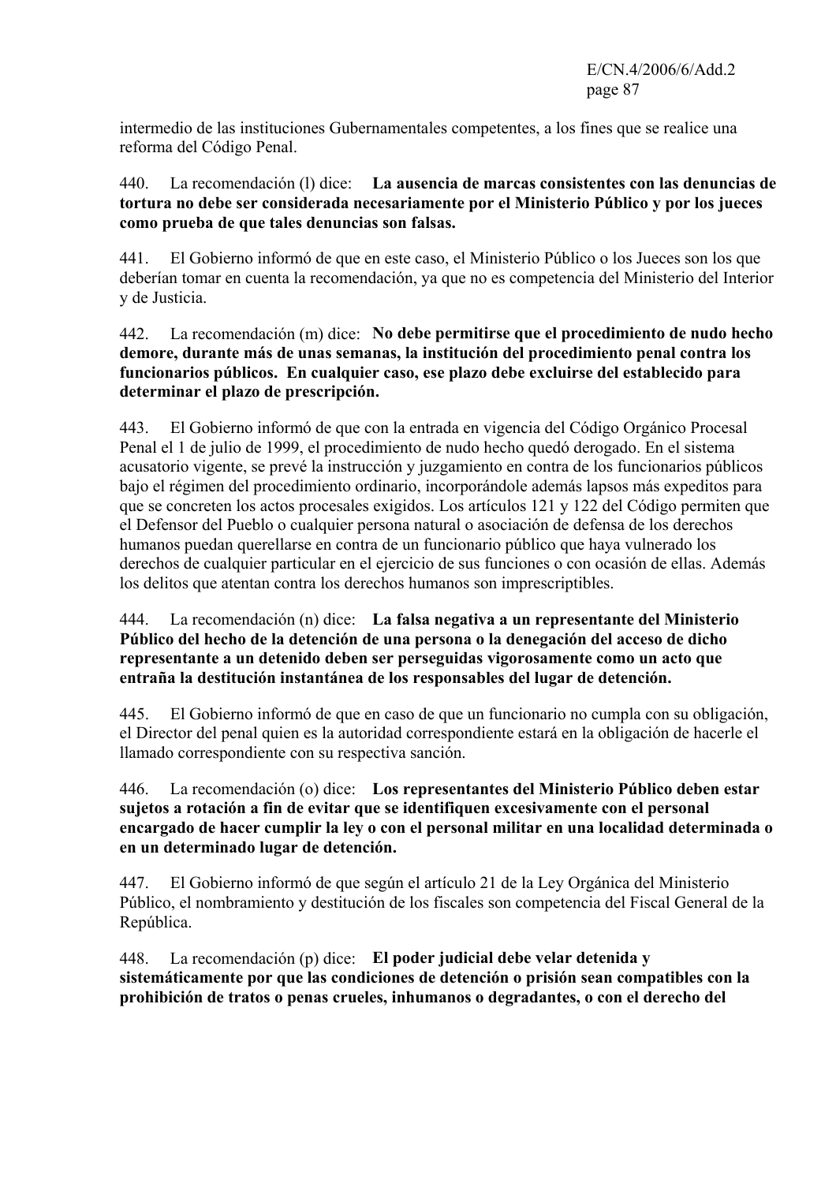intermedio de las instituciones Gubernamentales competentes, a los fines que se realice una reforma del Código Penal.

440. La recomendación (l) dice: **La ausencia de marcas consistentes con las denuncias de tortura no debe ser considerada necesariamente por el Ministerio Público y por los jueces como prueba de que tales denuncias son falsas.**

441. El Gobierno informó de que en este caso, el Ministerio Público o los Jueces son los que deberían tomar en cuenta la recomendación, ya que no es competencia del Ministerio del Interior y de Justicia.

442. La recomendación (m) dice: **No debe permitirse que el procedimiento de nudo hecho demore, durante más de unas semanas, la institución del procedimiento penal contra los funcionarios públicos. En cualquier caso, ese plazo debe excluirse del establecido para determinar el plazo de prescripción.**

443. El Gobierno informó de que con la entrada en vigencia del Código Orgánico Procesal Penal el 1 de julio de 1999, el procedimiento de nudo hecho quedó derogado. En el sistema acusatorio vigente, se prevé la instrucción y juzgamiento en contra de los funcionarios públicos bajo el régimen del procedimiento ordinario, incorporándole además lapsos más expeditos para que se concreten los actos procesales exigidos. Los artículos 121 y 122 del Código permiten que el Defensor del Pueblo o cualquier persona natural o asociación de defensa de los derechos humanos puedan querellarse en contra de un funcionario público que haya vulnerado los derechos de cualquier particular en el ejercicio de sus funciones o con ocasión de ellas. Además los delitos que atentan contra los derechos humanos son imprescriptibles.

444. La recomendación (n) dice: **La falsa negativa a un representante del Ministerio Público del hecho de la detención de una persona o la denegación del acceso de dicho representante a un detenido deben ser perseguidas vigorosamente como un acto que entraña la destitución instantánea de los responsables del lugar de detención.**

445. El Gobierno informó de que en caso de que un funcionario no cumpla con su obligación, el Director del penal quien es la autoridad correspondiente estará en la obligación de hacerle el llamado correspondiente con su respectiva sanción.

446. La recomendación (o) dice: **Los representantes del Ministerio Público deben estar sujetos a rotación a fin de evitar que se identifiquen excesivamente con el personal encargado de hacer cumplir la ley o con el personal militar en una localidad determinada o en un determinado lugar de detención.**

447. El Gobierno informó de que según el artículo 21 de la Ley Orgánica del Ministerio Público, el nombramiento y destitución de los fiscales son competencia del Fiscal General de la República.

448. La recomendación (p) dice: **El poder judicial debe velar detenida y sistemáticamente por que las condiciones de detención o prisión sean compatibles con la prohibición de tratos o penas crueles, inhumanos o degradantes, o con el derecho del**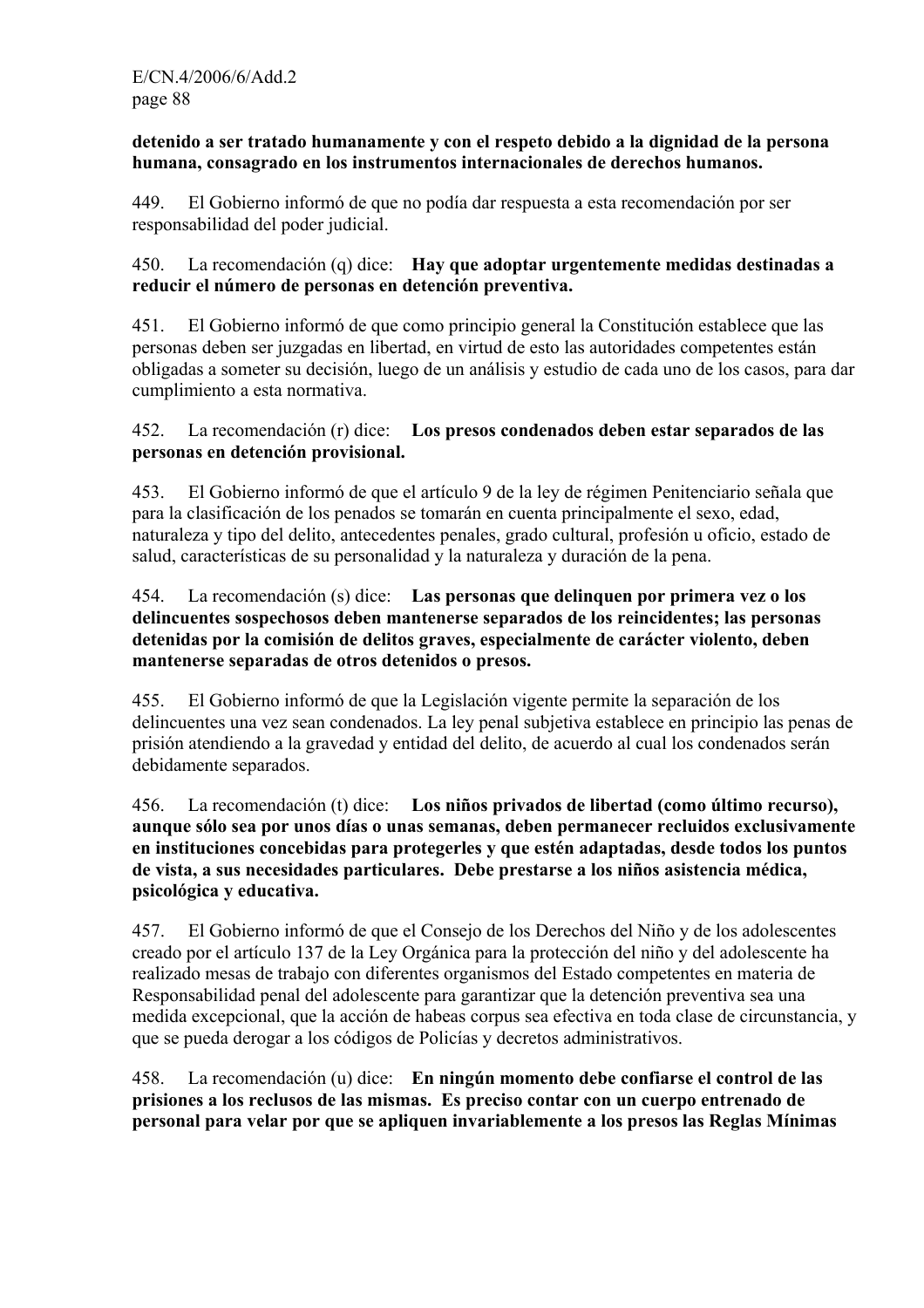**detenido a ser tratado humanamente y con el respeto debido a la dignidad de la persona humana, consagrado en los instrumentos internacionales de derechos humanos.**

449. El Gobierno informó de que no podía dar respuesta a esta recomendación por ser responsabilidad del poder judicial.

450. La recomendación (q) dice: **Hay que adoptar urgentemente medidas destinadas a reducir el número de personas en detención preventiva.**

451. El Gobierno informó de que como principio general la Constitución establece que las personas deben ser juzgadas en libertad, en virtud de esto las autoridades competentes están obligadas a someter su decisión, luego de un análisis y estudio de cada uno de los casos, para dar cumplimiento a esta normativa.

452. La recomendación (r) dice: **Los presos condenados deben estar separados de las personas en detención provisional.**

453. El Gobierno informó de que el artículo 9 de la ley de régimen Penitenciario señala que para la clasificación de los penados se tomarán en cuenta principalmente el sexo, edad, naturaleza y tipo del delito, antecedentes penales, grado cultural, profesión u oficio, estado de salud, características de su personalidad y la naturaleza y duración de la pena.

454. La recomendación (s) dice: **Las personas que delinquen por primera vez o los delincuentes sospechosos deben mantenerse separados de los reincidentes; las personas detenidas por la comisión de delitos graves, especialmente de carácter violento, deben mantenerse separadas de otros detenidos o presos.**

455. El Gobierno informó de que la Legislación vigente permite la separación de los delincuentes una vez sean condenados. La ley penal subjetiva establece en principio las penas de prisión atendiendo a la gravedad y entidad del delito, de acuerdo al cual los condenados serán debidamente separados.

456. La recomendación (t) dice: **Los niños privados de libertad (como último recurso), aunque sólo sea por unos días o unas semanas, deben permanecer recluidos exclusivamente en instituciones concebidas para protegerles y que estén adaptadas, desde todos los puntos de vista, a sus necesidades particulares. Debe prestarse a los niños asistencia médica, psicológica y educativa.**

457. El Gobierno informó de que el Consejo de los Derechos del Niño y de los adolescentes creado por el artículo 137 de la Ley Orgánica para la protección del niño y del adolescente ha realizado mesas de trabajo con diferentes organismos del Estado competentes en materia de Responsabilidad penal del adolescente para garantizar que la detención preventiva sea una medida excepcional, que la acción de habeas corpus sea efectiva en toda clase de circunstancia, y que se pueda derogar a los códigos de Policías y decretos administrativos.

458. La recomendación (u) dice: **En ningún momento debe confiarse el control de las prisiones a los reclusos de las mismas. Es preciso contar con un cuerpo entrenado de personal para velar por que se apliquen invariablemente a los presos las Reglas Mínimas**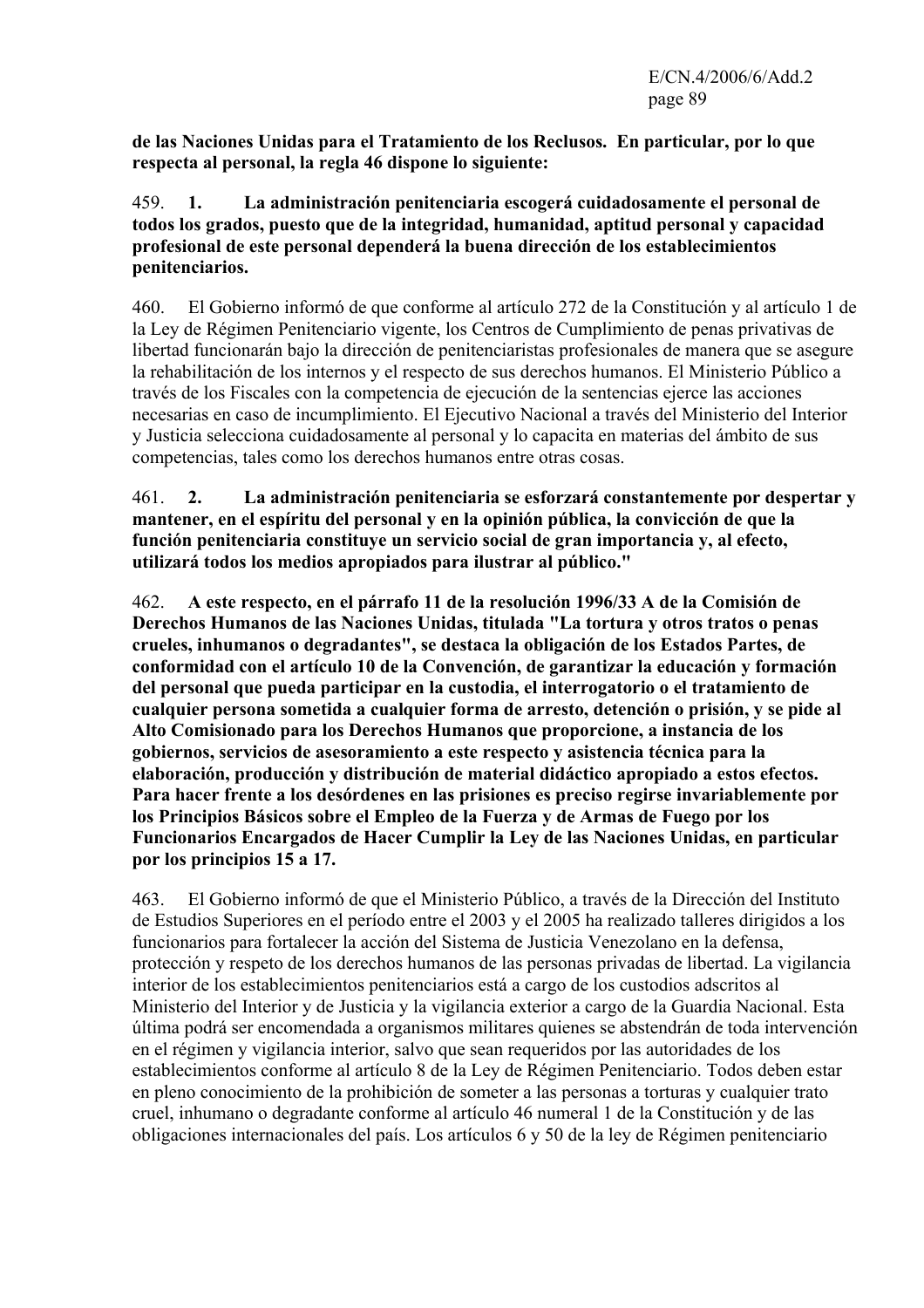**de las Naciones Unidas para el Tratamiento de los Reclusos. En particular, por lo que respecta al personal, la regla 46 dispone lo siguiente:**

459. **1. La administración penitenciaria escogerá cuidadosamente el personal de todos los grados, puesto que de la integridad, humanidad, aptitud personal y capacidad profesional de este personal dependerá la buena dirección de los establecimientos penitenciarios.**

460. El Gobierno informó de que conforme al artículo 272 de la Constitución y al artículo 1 de la Ley de Régimen Penitenciario vigente, los Centros de Cumplimiento de penas privativas de libertad funcionarán bajo la dirección de penitenciaristas profesionales de manera que se asegure la rehabilitación de los internos y el respecto de sus derechos humanos. El Ministerio Público a través de los Fiscales con la competencia de ejecución de la sentencias ejerce las acciones necesarias en caso de incumplimiento. El Ejecutivo Nacional a través del Ministerio del Interior y Justicia selecciona cuidadosamente al personal y lo capacita en materias del ámbito de sus competencias, tales como los derechos humanos entre otras cosas.

461. **2. La administración penitenciaria se esforzará constantemente por despertar y mantener, en el espíritu del personal y en la opinión pública, la convicción de que la función penitenciaria constituye un servicio social de gran importancia y, al efecto, utilizará todos los medios apropiados para ilustrar al público."**

462. **A este respecto, en el párrafo 11 de la resolución 1996/33 A de la Comisión de Derechos Humanos de las Naciones Unidas, titulada "La tortura y otros tratos o penas crueles, inhumanos o degradantes", se destaca la obligación de los Estados Partes, de conformidad con el artículo 10 de la Convención, de garantizar la educación y formación del personal que pueda participar en la custodia, el interrogatorio o el tratamiento de cualquier persona sometida a cualquier forma de arresto, detención o prisión, y se pide al Alto Comisionado para los Derechos Humanos que proporcione, a instancia de los gobiernos, servicios de asesoramiento a este respecto y asistencia técnica para la elaboración, producción y distribución de material didáctico apropiado a estos efectos. Para hacer frente a los desórdenes en las prisiones es preciso regirse invariablemente por los Principios Básicos sobre el Empleo de la Fuerza y de Armas de Fuego por los Funcionarios Encargados de Hacer Cumplir la Ley de las Naciones Unidas, en particular por los principios 15 a 17.**

463. El Gobierno informó de que el Ministerio Público, a través de la Dirección del Instituto de Estudios Superiores en el período entre el 2003 y el 2005 ha realizado talleres dirigidos a los funcionarios para fortalecer la acción del Sistema de Justicia Venezolano en la defensa, protección y respeto de los derechos humanos de las personas privadas de libertad. La vigilancia interior de los establecimientos penitenciarios está a cargo de los custodios adscritos al Ministerio del Interior y de Justicia y la vigilancia exterior a cargo de la Guardia Nacional. Esta última podrá ser encomendada a organismos militares quienes se abstendrán de toda intervención en el régimen y vigilancia interior, salvo que sean requeridos por las autoridades de los establecimientos conforme al artículo 8 de la Ley de Régimen Penitenciario. Todos deben estar en pleno conocimiento de la prohibición de someter a las personas a torturas y cualquier trato cruel, inhumano o degradante conforme al artículo 46 numeral 1 de la Constitución y de las obligaciones internacionales del país. Los artículos 6 y 50 de la ley de Régimen penitenciario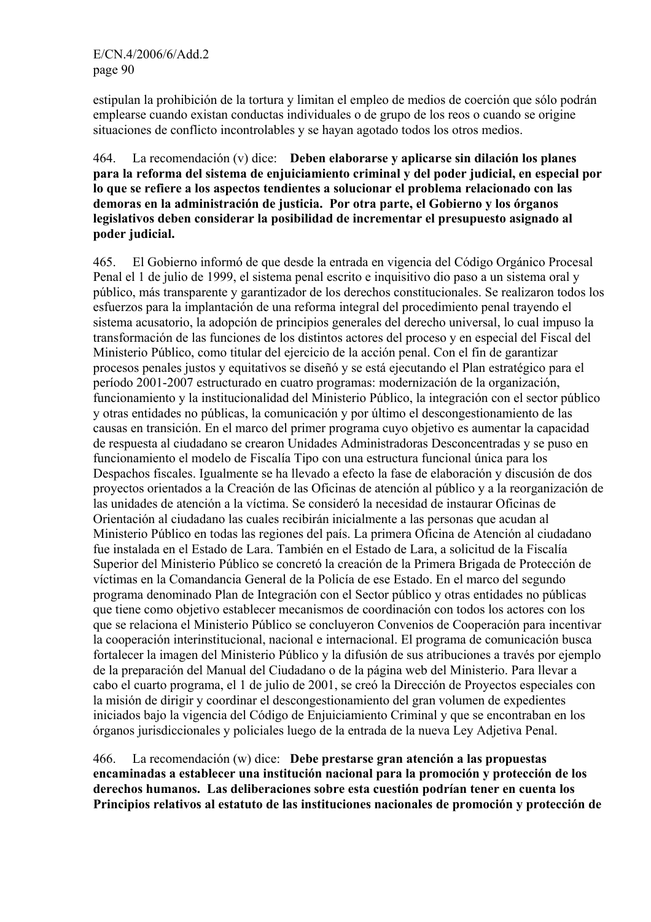estipulan la prohibición de la tortura y limitan el empleo de medios de coerción que sólo podrán emplearse cuando existan conductas individuales o de grupo de los reos o cuando se origine situaciones de conflicto incontrolables y se hayan agotado todos los otros medios.

464. La recomendación (v) dice: **Deben elaborarse y aplicarse sin dilación los planes para la reforma del sistema de enjuiciamiento criminal y del poder judicial, en especial por lo que se refiere a los aspectos tendientes a solucionar el problema relacionado con las demoras en la administración de justicia. Por otra parte, el Gobierno y los órganos legislativos deben considerar la posibilidad de incrementar el presupuesto asignado al poder judicial.**

465. El Gobierno informó de que desde la entrada en vigencia del Código Orgánico Procesal Penal el 1 de julio de 1999, el sistema penal escrito e inquisitivo dio paso a un sistema oral y público, más transparente y garantizador de los derechos constitucionales. Se realizaron todos los esfuerzos para la implantación de una reforma integral del procedimiento penal trayendo el sistema acusatorio, la adopción de principios generales del derecho universal, lo cual impuso la transformación de las funciones de los distintos actores del proceso y en especial del Fiscal del Ministerio Público, como titular del ejercicio de la acción penal. Con el fin de garantizar procesos penales justos y equitativos se diseñó y se está ejecutando el Plan estratégico para el período 2001-2007 estructurado en cuatro programas: modernización de la organización, funcionamiento y la institucionalidad del Ministerio Público, la integración con el sector público y otras entidades no públicas, la comunicación y por último el descongestionamiento de las causas en transición. En el marco del primer programa cuyo objetivo es aumentar la capacidad de respuesta al ciudadano se crearon Unidades Administradoras Desconcentradas y se puso en funcionamiento el modelo de Fiscalía Tipo con una estructura funcional única para los Despachos fiscales. Igualmente se ha llevado a efecto la fase de elaboración y discusión de dos proyectos orientados a la Creación de las Oficinas de atención al público y a la reorganización de las unidades de atención a la víctima. Se consideró la necesidad de instaurar Oficinas de Orientación al ciudadano las cuales recibirán inicialmente a las personas que acudan al Ministerio Público en todas las regiones del país. La primera Oficina de Atención al ciudadano fue instalada en el Estado de Lara. También en el Estado de Lara, a solicitud de la Fiscalía Superior del Ministerio Público se concretó la creación de la Primera Brigada de Protección de víctimas en la Comandancia General de la Policía de ese Estado. En el marco del segundo programa denominado Plan de Integración con el Sector público y otras entidades no públicas que tiene como objetivo establecer mecanismos de coordinación con todos los actores con los que se relaciona el Ministerio Público se concluyeron Convenios de Cooperación para incentivar la cooperación interinstitucional, nacional e internacional. El programa de comunicación busca fortalecer la imagen del Ministerio Público y la difusión de sus atribuciones a través por ejemplo de la preparación del Manual del Ciudadano o de la página web del Ministerio. Para llevar a cabo el cuarto programa, el 1 de julio de 2001, se creó la Dirección de Proyectos especiales con la misión de dirigir y coordinar el descongestionamiento del gran volumen de expedientes iniciados bajo la vigencia del Código de Enjuiciamiento Criminal y que se encontraban en los órganos jurisdiccionales y policiales luego de la entrada de la nueva Ley Adjetiva Penal.

466. La recomendación (w) dice: **Debe prestarse gran atención a las propuestas encaminadas a establecer una institución nacional para la promoción y protección de los derechos humanos. Las deliberaciones sobre esta cuestión podrían tener en cuenta los Principios relativos al estatuto de las instituciones nacionales de promoción y protección de**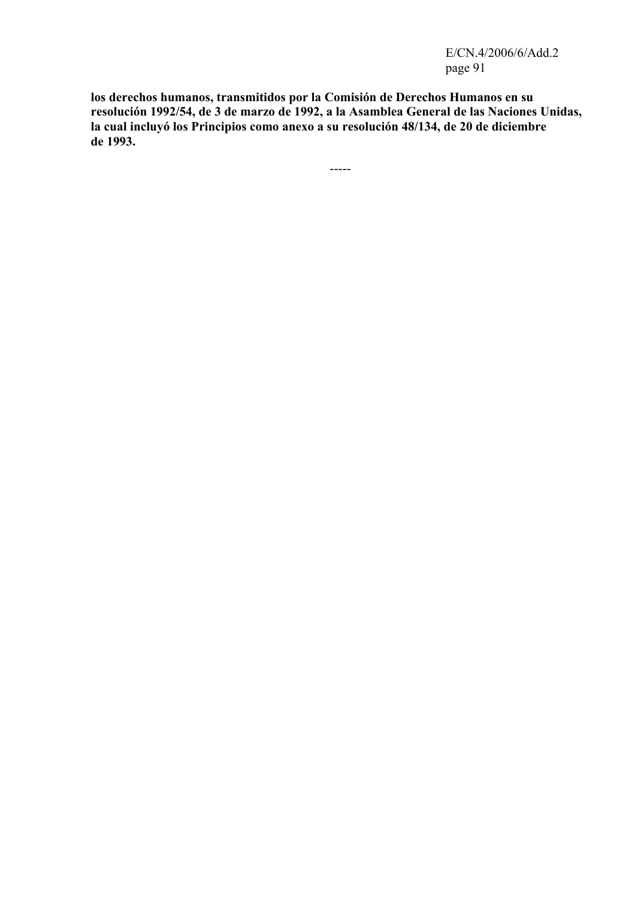**los derechos humanos, transmitidos por la Comisión de Derechos Humanos en su resolución 1992/54, de 3 de marzo de 1992, a la Asamblea General de las Naciones Unidas, la cual incluyó los Principios como anexo a su resolución 48/134, de 20 de diciembre de 1993.**

-----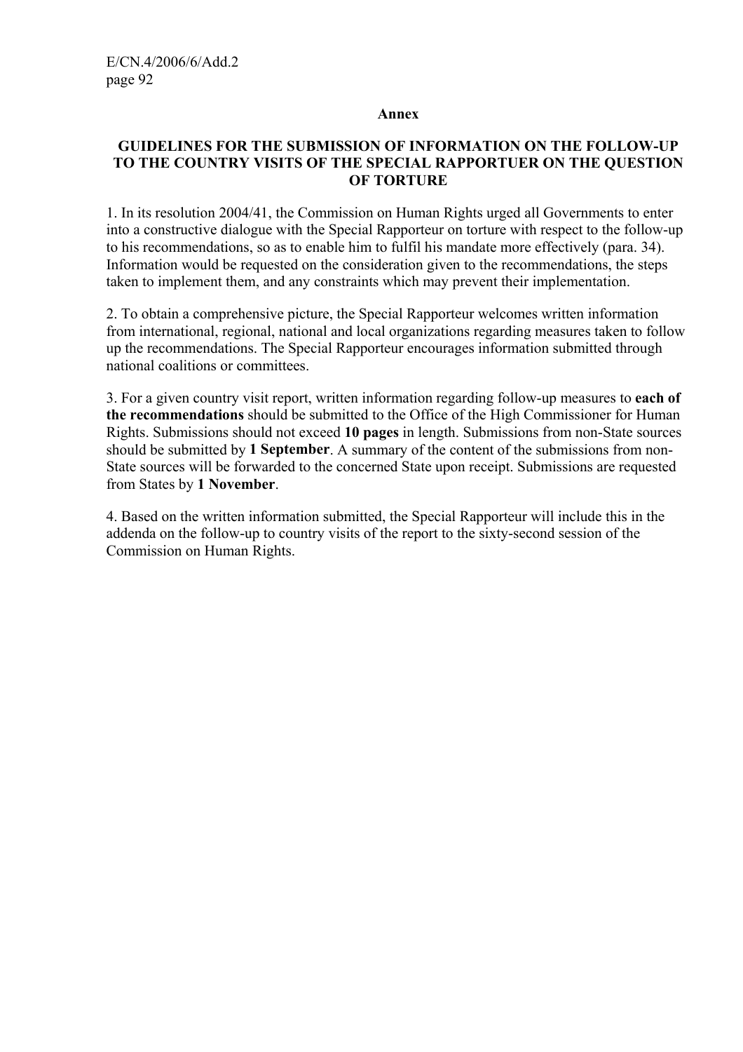**Annex**

**GUIDELINES FOR THE SUBMISSION OF INFORMATION ON THE FOLLOW-UP TO THE COUNTRY VISITS OF THE SPECIAL RAPPORTUER ON THE QUESTION OF TORTURE**

1. In its resolution 2004/41, the Commission on Human Rights urged all Governments to enter into a constructive dialogue with the Special Rapporteur on torture with respect to the follow-up to his recommendations, so as to enable him to fulfil his mandate more effectively (para. 34). Information would be requested on the consideration given to the recommendations, the steps taken to implement them, and any constraints which may prevent their implementation.

2. To obtain a comprehensive picture, the Special Rapporteur welcomes written information from international, regional, national and local organizations regarding measures taken to follow up the recommendations. The Special Rapporteur encourages information submitted through national coalitions or committees.

3. For a given country visit report, written information regarding follow-up measures to **each of the recommendations** should be submitted to the Office of the High Commissioner for Human Rights. Submissions should not exceed **10 pages** in length. Submissions from non-State sources should be submitted by **1 September**. A summary of the content of the submissions from non-State sources will be forwarded to the concerned State upon receipt. Submissions are requested from States by **1 November**.

4. Based on the written information submitted, the Special Rapporteur will include this in the addenda on the follow-up to country visits of the report to the sixty-second session of the Commission on Human Rights.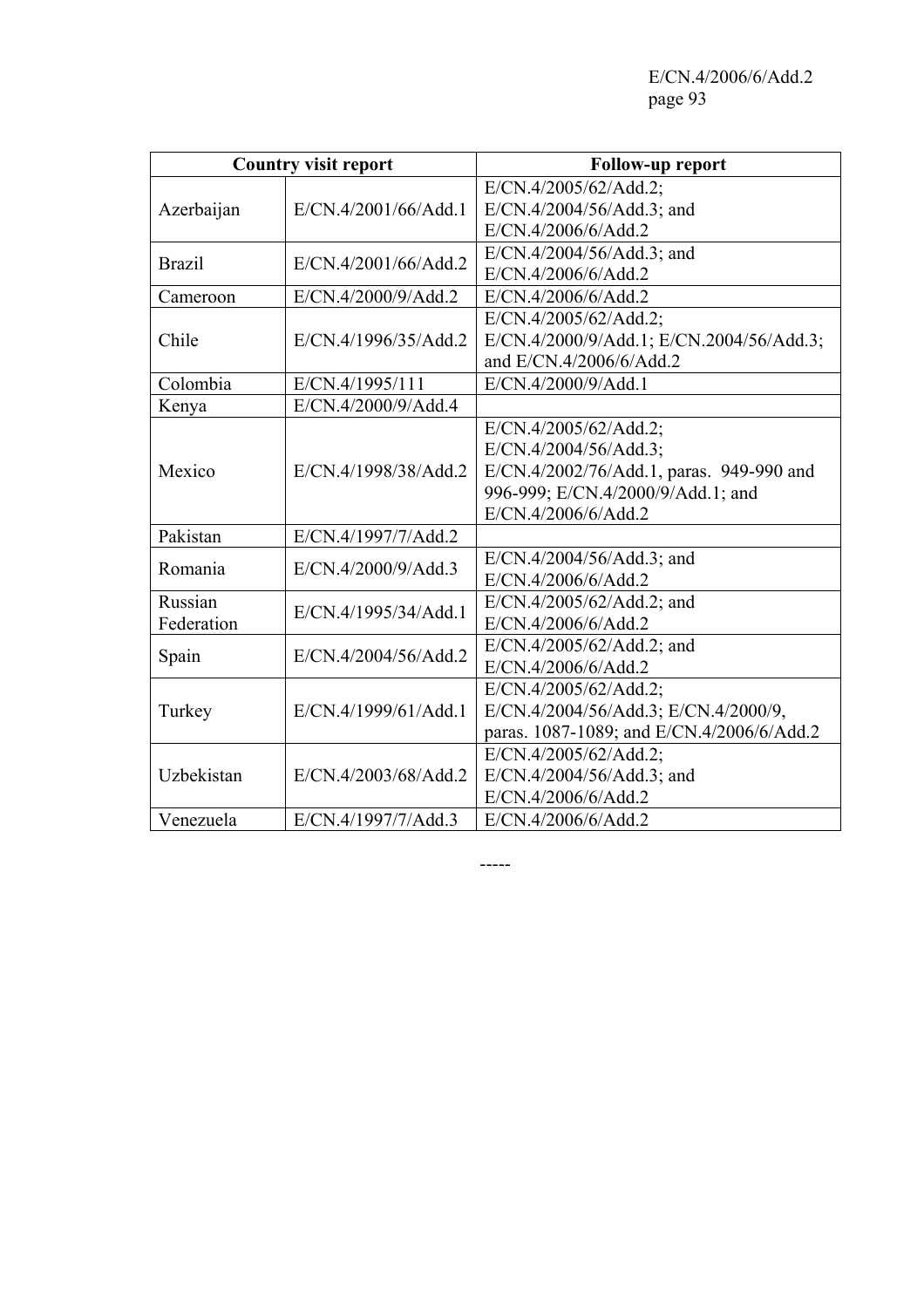| Country visit report | | Follow-up report |
|---|---|---|
| Azerbaijan | E/CN.4/2001/66/Add.1 | E/CN.4/2005/62/Add.2; E/CN.4/2004/56/Add.3; and E/CN.4/2006/6/Add.2 |
| Brazil | E/CN.4/2001/66/Add.2 | E/CN.4/2004/56/Add.3; and E/CN.4/2006/6/Add.2 |
| Cameroon | E/CN.4/2000/9/Add.2 | E/CN.4/2006/6/Add.2 |
| Chile | E/CN.4/1996/35/Add.2 | E/CN.4/2005/62/Add.2; E/CN.4/2000/9/Add.1; E/CN.2004/56/Add.3; and E/CN.4/2006/6/Add.2 |
| Colombia | E/CN.4/1995/111 | E/CN.4/2000/9/Add.1 |
| Kenya | E/CN.4/2000/9/Add.4 | |
| Mexico | E/CN.4/1998/38/Add.2 | E/CN.4/2005/62/Add.2; E/CN.4/2004/56/Add.3; E/CN.4/2002/76/Add.1, paras. 949-990 and 996-999; E/CN.4/2000/9/Add.1; and E/CN.4/2006/6/Add.2 |
| Pakistan | E/CN.4/1997/7/Add.2 | |
| Romania | E/CN.4/2000/9/Add.3 | E/CN.4/2004/56/Add.3; and E/CN.4/2006/6/Add.2 |
| Russian Federation | E/CN.4/1995/34/Add.1 | E/CN.4/2005/62/Add.2; and E/CN.4/2006/6/Add.2 |
| Spain | E/CN.4/2004/56/Add.2 | E/CN.4/2005/62/Add.2; and E/CN.4/2006/6/Add.2 |
| Turkey | E/CN.4/1999/61/Add.1 | E/CN.4/2005/62/Add.2; E/CN.4/2004/56/Add.3; E/CN.4/2000/9, paras. 1087-1089; and E/CN.4/2006/6/Add.2 |
| Uzbekistan | E/CN.4/2003/68/Add.2 | E/CN.4/2005/62/Add.2; E/CN.4/2004/56/Add.3; and E/CN.4/2006/6/Add.2 |
| Venezuela | E/CN.4/1997/7/Add.3 | E/CN.4/2006/6/Add.2 |

-----